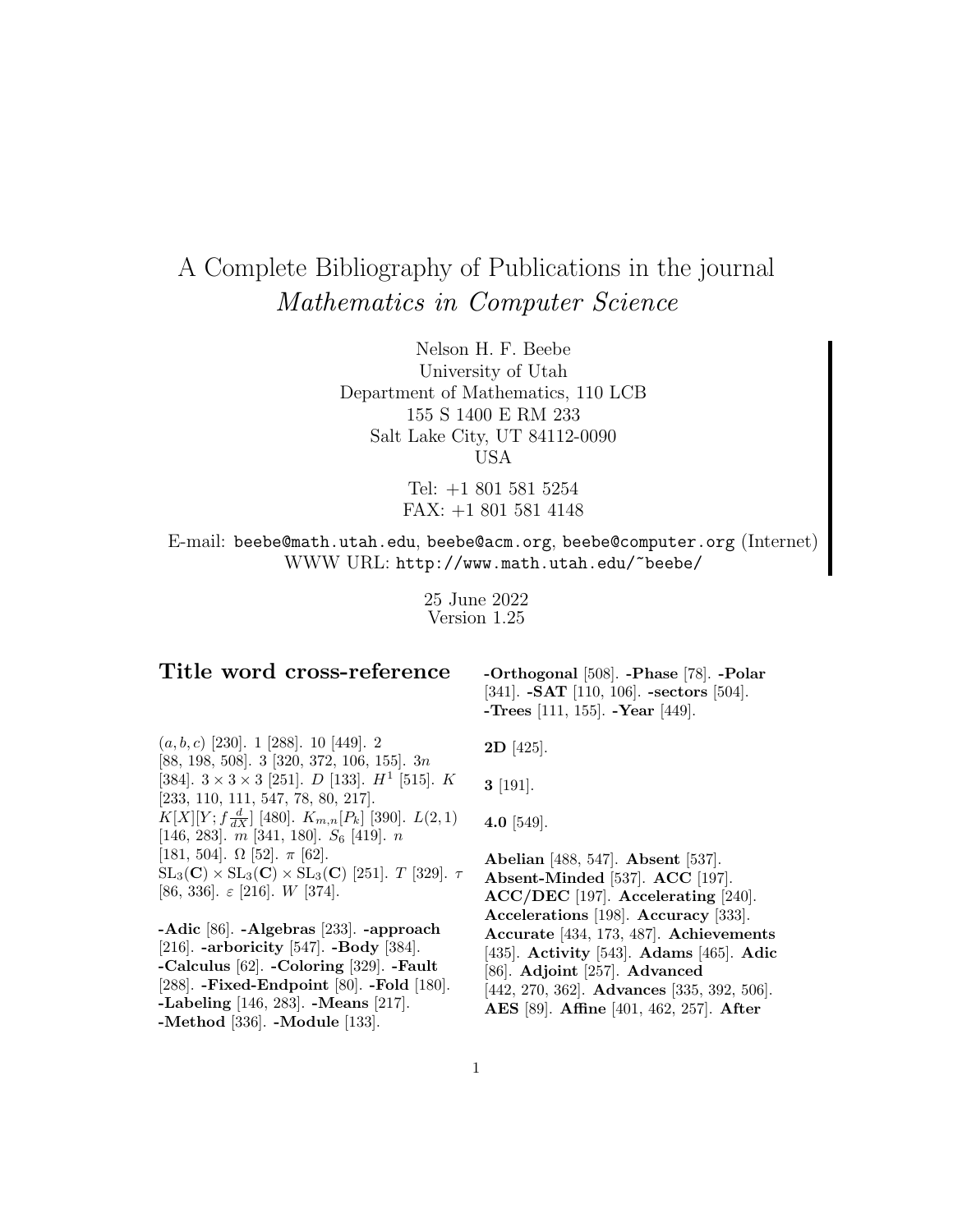# A Complete Bibliography of Publications in the journal *Mathematics in Computer Science*

Nelson H. F. Beebe
University of Utah
Department of Mathematics, 110 LCB
155 S 1400 E RM 233
Salt Lake City, UT 84112-0090
USA

Tel: +1 801 581 5254
FAX: +1 801 581 4148

E-mail: `beebe@math.utah.edu`, `beebe@acm.org`, `beebe@computer.org` (Internet)
WWW URL: `http://www.math.utah.edu/~beebe/`

25 June 2022
Version 1.25

## Title word cross-reference

$(a,b,c)$ [230]. 1 [288]. 10 [449]. 2 [88, 198, 508]. 3 [320, 372, 106, 155]. $3n$ [384]. $3 \times 3 \times 3$ [251]. $D$ [133]. $H^1$ [515]. $K$ [233, 110, 111, 547, 78, 80, 217]. $K[X][Y; f\frac{d}{dX}]$ [480]. $K_{m,n}[P_k]$ [390]. $L(2,1)$ [146, 283]. $m$ [341, 180]. $S_6$ [419]. $n$ [181, 504]. $\Omega$ [52]. $\pi$ [62]. $\mathrm{SL}_3(\mathbf{C}) \times \mathrm{SL}_3(\mathbf{C}) \times \mathrm{SL}_3(\mathbf{C})$ [251]. $T$ [329]. $\tau$ [86, 336]. $\varepsilon$ [216]. $W$ [374].

**-Adic** [86]. **-Algebras** [233]. **-approach** [216]. **-arboricity** [547]. **-Body** [384]. **-Calculus** [62]. **-Coloring** [329]. **-Fault** [288]. **-Fixed-Endpoint** [80]. **-Fold** [180]. **-Labeling** [146, 283]. **-Means** [217]. **-Method** [336]. **-Module** [133]. **-Orthogonal** [508]. **-Phase** [78]. **-Polar** [341]. **-SAT** [110, 106]. **-sectors** [504]. **-Trees** [111, 155]. **-Year** [449].

**2D** [425].

**3** [191].

**4.0** [549].

**Abelian** [488, 547]. **Absent** [537]. **Absent-Minded** [537]. **ACC** [197]. **ACC/DEC** [197]. **Accelerating** [240]. **Accelerations** [198]. **Accuracy** [333]. **Accurate** [434, 173, 487]. **Achievements** [435]. **Activity** [543]. **Adams** [465]. **Adic** [86]. **Adjoint** [257]. **Advanced** [442, 270, 362]. **Advances** [335, 392, 506]. **AES** [89]. **Affine** [401, 462, 257]. **After**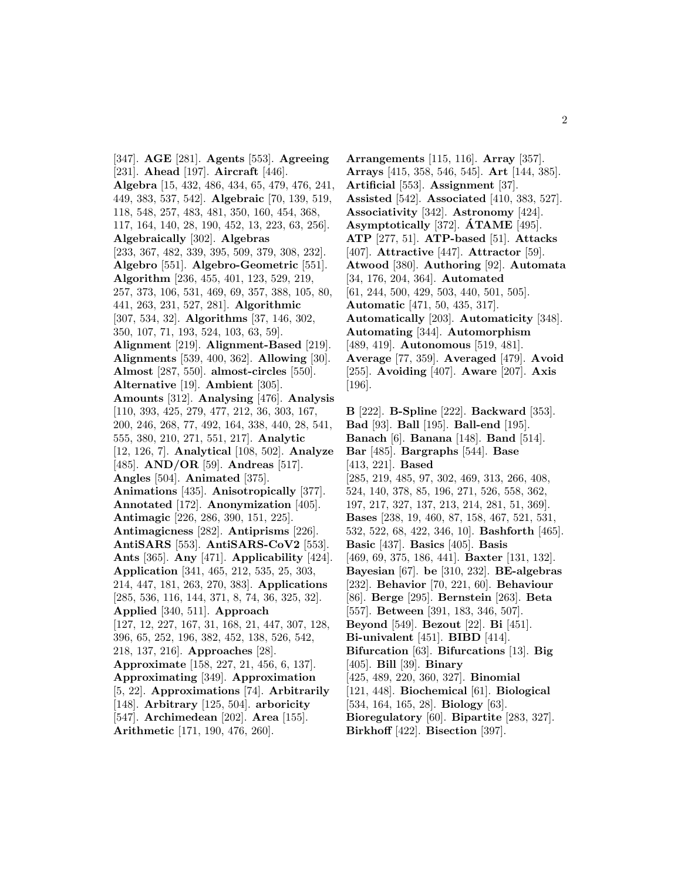[347]. **AGE** [281]. **Agents** [553]. **Agreeing** [231]. **Ahead** [197]. **Aircraft** [446]. **Algebra** [15, 432, 486, 434, 65, 479, 476, 241, 449, 383, 537, 542]. **Algebraic** [70, 139, 519, 118, 548, 257, 483, 481, 350, 160, 454, 368, 117, 164, 140, 28, 190, 452, 13, 223, 63, 256]. **Algebraically** [302]. **Algebras** [233, 367, 482, 339, 395, 509, 379, 308, 232]. **Algebro** [551]. **Algebro-Geometric** [551]. **Algorithm** [236, 455, 401, 123, 529, 219, 257, 373, 106, 531, 469, 69, 357, 388, 105, 80, 441, 263, 231, 527, 281]. **Algorithmic** [307, 534, 32]. **Algorithms** [37, 146, 302, 350, 107, 71, 193, 524, 103, 63, 59]. **Alignment** [219]. **Alignment-Based** [219]. **Alignments** [539, 400, 362]. **Allowing** [30]. **Almost** [287, 550]. **almost-circles** [550]. **Alternative** [19]. **Ambient** [305]. **Amounts** [312]. **Analysing** [476]. **Analysis** [110, 393, 425, 279, 477, 212, 36, 303, 167, 200, 246, 268, 77, 492, 164, 338, 440, 28, 541, 555, 380, 210, 271, 551, 217]. **Analytic** [12, 126, 7]. **Analytical** [108, 502]. **Analyze** [485]. **AND/OR** [59]. **Andreas** [517]. **Angles** [504]. **Animated** [375]. **Animations** [435]. **Anisotropically** [377]. **Annotated** [172]. **Anonymization** [405]. **Antimagic** [226, 286, 390, 151, 225]. **Antimagicness** [282]. **Antiprisms** [226]. **AntiSARS** [553]. **AntiSARS-CoV2** [553]. **Ants** [365]. **Any** [471]. **Applicability** [424]. **Application** [341, 465, 212, 535, 25, 303, 214, 447, 181, 263, 270, 383]. **Applications** [285, 536, 116, 144, 371, 8, 74, 36, 325, 32]. **Applied** [340, 511]. **Approach** [127, 12, 227, 167, 31, 168, 21, 447, 307, 128, 396, 65, 252, 196, 382, 452, 138, 526, 542, 218, 137, 216]. **Approaches** [28]. **Approximate** [158, 227, 21, 456, 6, 137]. **Approximating** [349]. **Approximation** [5, 22]. **Approximations** [74]. **Arbitrarily** [148]. **Arbitrary** [125, 504]. **arboricity** [547]. **Archimedean** [202]. **Area** [155]. **Arithmetic** [171, 190, 476, 260].

**Arrangements** [115, 116]. **Array** [357]. **Arrays** [415, 358, 546, 545]. **Art** [144, 385]. **Artificial** [553]. **Assignment** [37]. **Assisted** [542]. **Associated** [410, 383, 527]. **Associativity** [342]. **Astronomy** [424]. **Asymptotically** [372]. **ÁTAME** [495]. **ATP** [277, 51]. **ATP-based** [51]. **Attacks** [407]. **Attractive** [447]. **Attractor** [59]. **Atwood** [380]. **Authoring** [92]. **Automata** [34, 176, 204, 364]. **Automated** [61, 244, 500, 429, 503, 440, 501, 505]. **Automatic** [471, 50, 435, 317]. **Automatically** [203]. **Automaticity** [348]. **Automating** [344]. **Automorphism** [489, 419]. **Autonomous** [519, 481]. **Average** [77, 359]. **Averaged** [479]. **Avoid** [255]. **Avoiding** [407]. **Aware** [207]. **Axis** [196].

**B** [222]. **B-Spline** [222]. **Backward** [353]. **Bad** [93]. **Ball** [195]. **Ball-end** [195]. **Banach** [6]. **Banana** [148]. **Band** [514]. **Bar** [485]. **Bargraphs** [544]. **Base** [413, 221]. **Based** [285, 219, 485, 97, 302, 469, 313, 266, 408, 524, 140, 378, 85, 196, 271, 526, 558, 362, 197, 217, 327, 137, 213, 214, 281, 51, 369]. **Bases** [238, 19, 460, 87, 158, 467, 521, 531, 532, 522, 68, 422, 346, 10]. **Bashforth** [465]. **Basic** [437]. **Basics** [405]. **Basis** [469, 69, 375, 186, 441]. **Baxter** [131, 132]. **Bayesian** [67]. **be** [310, 232]. **BE-algebras** [232]. **Behavior** [70, 221, 60]. **Behaviour** [86]. **Berge** [295]. **Bernstein** [263]. **Beta** [557]. **Between** [391, 183, 346, 507]. **Beyond** [549]. **Bezout** [22]. **Bi** [451]. **Bi-univalent** [451]. **BIBD** [414]. **Bifurcation** [63]. **Bifurcations** [13]. **Big** [405]. **Bill** [39]. **Binary** [425, 489, 220, 360, 327]. **Binomial** [121, 448]. **Biochemical** [61]. **Biological** [534, 164, 165, 28]. **Biology** [63]. **Bioregulatory** [60]. **Bipartite** [283, 327]. **Birkhoff** [422]. **Bisection** [397].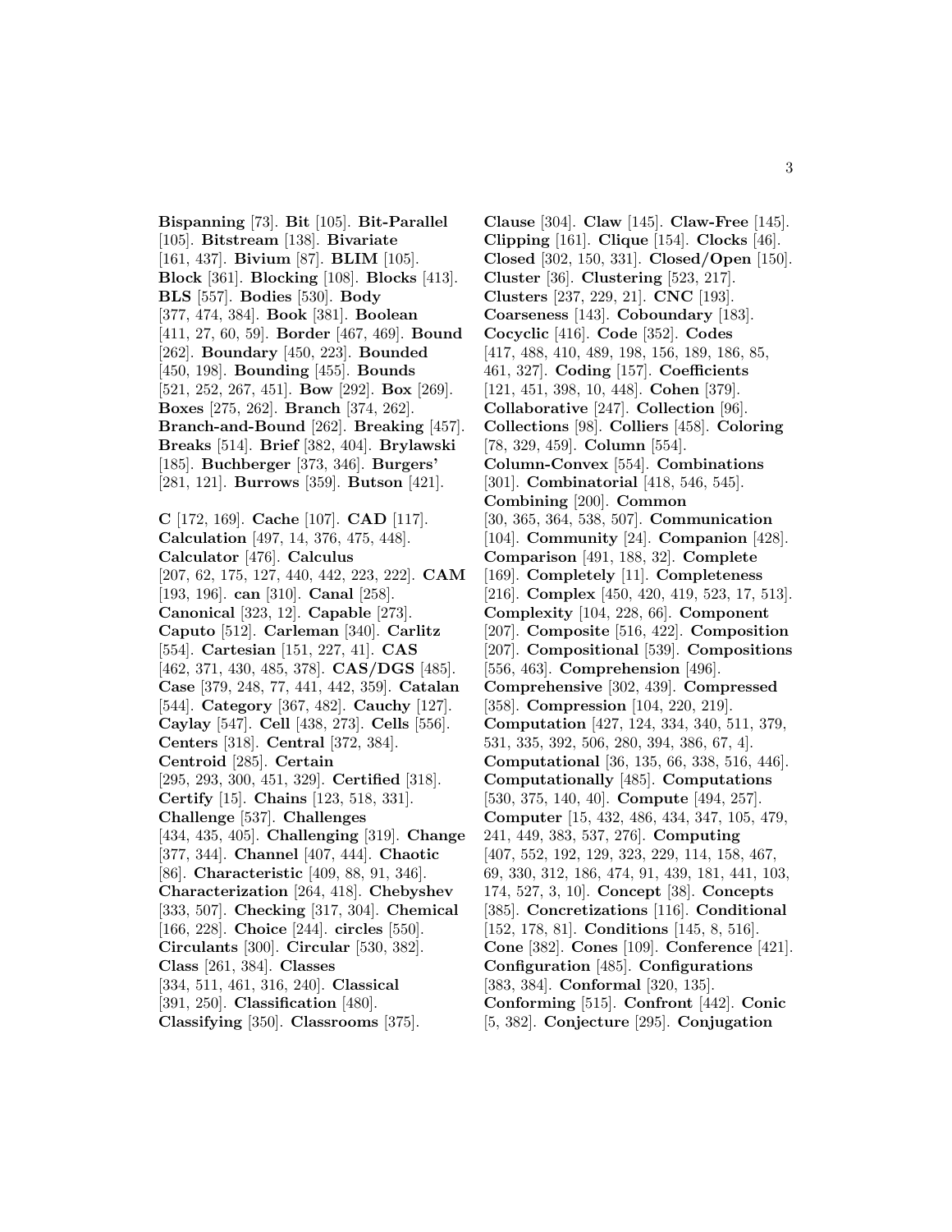**Bispanning** [73]. **Bit** [105]. **Bit-Parallel** [105]. **Bitstream** [138]. **Bivariate** [161, 437]. **Bivium** [87]. **BLIM** [105]. **Block** [361]. **Blocking** [108]. **Blocks** [413]. **BLS** [557]. **Bodies** [530]. **Body** [377, 474, 384]. **Book** [381]. **Boolean** [411, 27, 60, 59]. **Border** [467, 469]. **Bound** [262]. **Boundary** [450, 223]. **Bounded** [450, 198]. **Bounding** [455]. **Bounds** [521, 252, 267, 451]. **Bow** [292]. **Box** [269]. **Boxes** [275, 262]. **Branch** [374, 262]. **Branch-and-Bound** [262]. **Breaking** [457]. **Breaks** [514]. **Brief** [382, 404]. **Brylawski** [185]. **Buchberger** [373, 346]. **Burgers'** [281, 121]. **Burrows** [359]. **Butson** [421].

**C** [172, 169]. **Cache** [107]. **CAD** [117]. **Calculation** [497, 14, 376, 475, 448]. **Calculator** [476]. **Calculus** [207, 62, 175, 127, 440, 442, 223, 222]. **CAM** [193, 196]. **can** [310]. **Canal** [258]. **Canonical** [323, 12]. **Capable** [273]. **Caputo** [512]. **Carleman** [340]. **Carlitz** [554]. **Cartesian** [151, 227, 41]. **CAS** [462, 371, 430, 485, 378]. **CAS/DGS** [485]. **Case** [379, 248, 77, 441, 442, 359]. **Catalan** [544]. **Category** [367, 482]. **Cauchy** [127]. **Caylay** [547]. **Cell** [438, 273]. **Cells** [556]. **Centers** [318]. **Central** [372, 384]. **Centroid** [285]. **Certain** [295, 293, 300, 451, 329]. **Certified** [318]. **Certify** [15]. **Chains** [123, 518, 331]. **Challenge** [537]. **Challenges** [434, 435, 405]. **Challenging** [319]. **Change** [377, 344]. **Channel** [407, 444]. **Chaotic** [86]. **Characteristic** [409, 88, 91, 346]. **Characterization** [264, 418]. **Chebyshev** [333, 507]. **Checking** [317, 304]. **Chemical** [166, 228]. **Choice** [244]. **circles** [550]. **Circulants** [300]. **Circular** [530, 382]. **Class** [261, 384]. **Classes** [334, 511, 461, 316, 240]. **Classical** [391, 250]. **Classification** [480]. **Classifying** [350]. **Classrooms** [375].

**Clause** [304]. **Claw** [145]. **Claw-Free** [145]. **Clipping** [161]. **Clique** [154]. **Clocks** [46]. **Closed** [302, 150, 331]. **Closed/Open** [150]. **Cluster** [36]. **Clustering** [523, 217]. **Clusters** [237, 229, 21]. **CNC** [193]. **Coarseness** [143]. **Coboundary** [183]. **Cocyclic** [416]. **Code** [352]. **Codes** [417, 488, 410, 489, 198, 156, 189, 186, 85, 461, 327]. **Coding** [157]. **Coefficients** [121, 451, 398, 10, 448]. **Cohen** [379]. **Collaborative** [247]. **Collection** [96]. **Collections** [98]. **Colliers** [458]. **Coloring** [78, 329, 459]. **Column** [554]. **Column-Convex** [554]. **Combinations** [301]. **Combinatorial** [418, 546, 545]. **Combining** [200]. **Common** [30, 365, 364, 538, 507]. **Communication** [104]. **Community** [24]. **Companion** [428]. **Comparison** [491, 188, 32]. **Complete** [169]. **Completely** [11]. **Completeness** [216]. **Complex** [450, 420, 419, 523, 17, 513]. **Complexity** [104, 228, 66]. **Component** [207]. **Composite** [516, 422]. **Composition** [207]. **Compositional** [539]. **Compositions** [556, 463]. **Comprehension** [496]. **Comprehensive** [302, 439]. **Compressed** [358]. **Compression** [104, 220, 219]. **Computation** [427, 124, 334, 340, 511, 379, 531, 335, 392, 506, 280, 394, 386, 67, 4]. **Computational** [36, 135, 66, 338, 516, 446]. **Computationally** [485]. **Computations** [530, 375, 140, 40]. **Compute** [494, 257]. **Computer** [15, 432, 486, 434, 347, 105, 479, 241, 449, 383, 537, 276]. **Computing** [407, 552, 192, 129, 323, 229, 114, 158, 467, 69, 330, 312, 186, 474, 91, 439, 181, 441, 103, 174, 527, 3, 10]. **Concept** [38]. **Concepts** [385]. **Concretizations** [116]. **Conditional** [152, 178, 81]. **Conditions** [145, 8, 516]. **Cone** [382]. **Cones** [109]. **Conference** [421]. **Configuration** [485]. **Configurations** [383, 384]. **Conformal** [320, 135]. **Conforming** [515]. **Confront** [442]. **Conic** [5, 382]. **Conjecture** [295]. **Conjugation**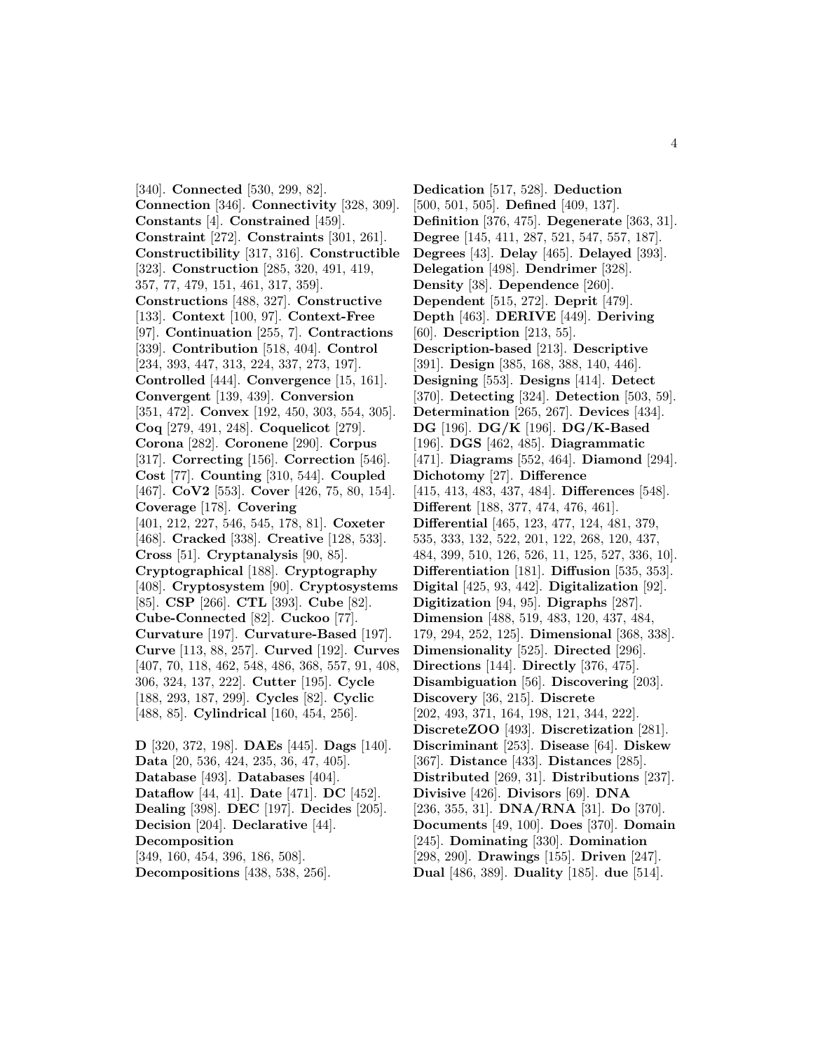[340]. **Connected** [530, 299, 82]. **Connection** [346]. **Connectivity** [328, 309]. **Constants** [4]. **Constrained** [459]. **Constraint** [272]. **Constraints** [301, 261]. **Constructibility** [317, 316]. **Constructible** [323]. **Construction** [285, 320, 491, 419, 357, 77, 479, 151, 461, 317, 359]. **Constructions** [488, 327]. **Constructive** [133]. **Context** [100, 97]. **Context-Free** [97]. **Continuation** [255, 7]. **Contractions** [339]. **Contribution** [518, 404]. **Control** [234, 393, 447, 313, 224, 337, 273, 197]. **Controlled** [444]. **Convergence** [15, 161]. **Convergent** [139, 439]. **Conversion** [351, 472]. **Convex** [192, 450, 303, 554, 305]. **Coq** [279, 491, 248]. **Coquelicot** [279]. **Corona** [282]. **Coronene** [290]. **Corpus** [317]. **Correcting** [156]. **Correction** [546]. **Cost** [77]. **Counting** [310, 544]. **Coupled** [467]. **CoV2** [553]. **Cover** [426, 75, 80, 154]. **Coverage** [178]. **Covering** [401, 212, 227, 546, 545, 178, 81]. **Coxeter** [468]. **Cracked** [338]. **Creative** [128, 533]. **Cross** [51]. **Cryptanalysis** [90, 85]. **Cryptographical** [188]. **Cryptography** [408]. **Cryptosystem** [90]. **Cryptosystems** [85]. **CSP** [266]. **CTL** [393]. **Cube** [82]. **Cube-Connected** [82]. **Cuckoo** [77]. **Curvature** [197]. **Curvature-Based** [197]. **Curve** [113, 88, 257]. **Curved** [192]. **Curves** [407, 70, 118, 462, 548, 486, 368, 557, 91, 408, 306, 324, 137, 222]. **Cutter** [195]. **Cycle** [188, 293, 187, 299]. **Cycles** [82]. **Cyclic** [488, 85]. **Cylindrical** [160, 454, 256].

**D** [320, 372, 198]. **DAEs** [445]. **Dags** [140]. **Data** [20, 536, 424, 235, 36, 47, 405]. **Database** [493]. **Databases** [404]. **Dataflow** [44, 41]. **Date** [471]. **DC** [452]. **Dealing** [398]. **DEC** [197]. **Decides** [205]. **Decision** [204]. **Declarative** [44]. **Decomposition** [349, 160, 454, 396, 186, 508]. **Decompositions** [438, 538, 256]. **Dedication** [517, 528]. **Deduction** [500, 501, 505]. **Defined** [409, 137]. **Definition** [376, 475]. **Degenerate** [363, 31]. **Degree** [145, 411, 287, 521, 547, 557, 187]. **Degrees** [43]. **Delay** [465]. **Delayed** [393]. **Delegation** [498]. **Dendrimer** [328]. **Density** [38]. **Dependence** [260]. **Dependent** [515, 272]. **Deprit** [479]. **Depth** [463]. **DERIVE** [449]. **Deriving** [60]. **Description** [213, 55]. **Description-based** [213]. **Descriptive** [391]. **Design** [385, 168, 388, 140, 446]. **Designing** [553]. **Designs** [414]. **Detect** [370]. **Detecting** [324]. **Detection** [503, 59]. **Determination** [265, 267]. **Devices** [434]. **DG** [196]. **DG/K** [196]. **DG/K-Based** [196]. **DGS** [462, 485]. **Diagrammatic** [471]. **Diagrams** [552, 464]. **Diamond** [294]. **Dichotomy** [27]. **Difference** [415, 413, 483, 437, 484]. **Differences** [548]. **Different** [188, 377, 474, 476, 461]. **Differential** [465, 123, 477, 124, 481, 379, 535, 333, 132, 522, 201, 122, 268, 120, 437, 484, 399, 510, 126, 526, 11, 125, 527, 336, 10]. **Differentiation** [181]. **Diffusion** [535, 353]. **Digital** [425, 93, 442]. **Digitalization** [92]. **Digitization** [94, 95]. **Digraphs** [287]. **Dimension** [488, 519, 483, 120, 437, 484, 179, 294, 252, 125]. **Dimensional** [368, 338]. **Dimensionality** [525]. **Directed** [296]. **Directions** [144]. **Directly** [376, 475]. **Disambiguation** [56]. **Discovering** [203]. **Discovery** [36, 215]. **Discrete** [202, 493, 371, 164, 198, 121, 344, 222]. **DiscreteZOO** [493]. **Discretization** [281]. **Discriminant** [253]. **Disease** [64]. **Diskew** [367]. **Distance** [433]. **Distances** [285]. **Distributed** [269, 31]. **Distributions** [237]. **Divisive** [426]. **Divisors** [69]. **DNA** [236, 355, 31]. **DNA/RNA** [31]. **Do** [370]. **Documents** [49, 100]. **Does** [370]. **Domain** [245]. **Dominating** [330]. **Domination** [298, 290]. **Drawings** [155]. **Driven** [247]. **Dual** [486, 389]. **Duality** [185]. **due** [514].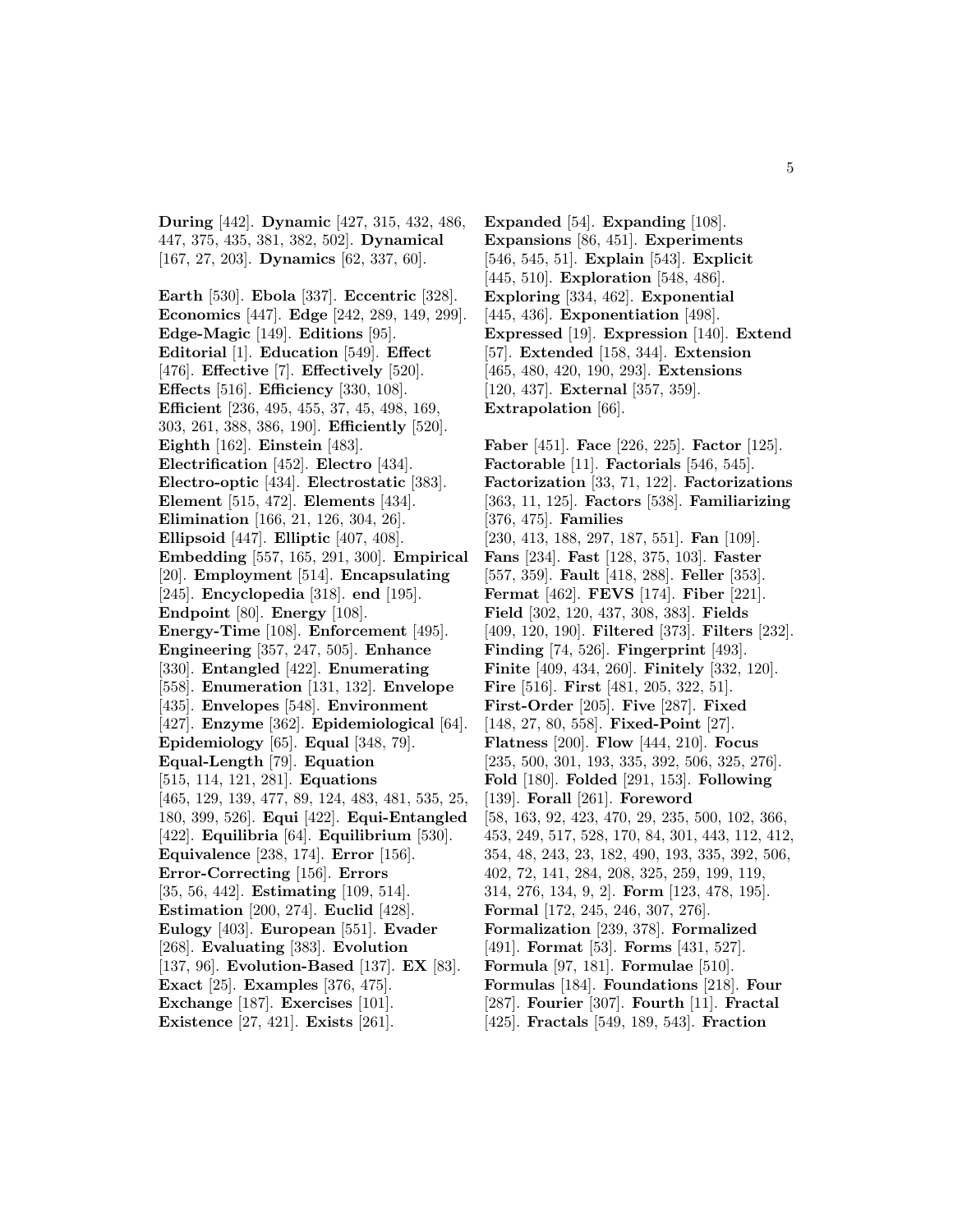**During** [442]. **Dynamic** [427, 315, 432, 486, 447, 375, 435, 381, 382, 502]. **Dynamical** [167, 27, 203]. **Dynamics** [62, 337, 60].

**Earth** [530]. **Ebola** [337]. **Eccentric** [328]. **Economics** [447]. **Edge** [242, 289, 149, 299]. **Edge-Magic** [149]. **Editions** [95]. **Editorial** [1]. **Education** [549]. **Effect** [476]. **Effective** [7]. **Effectively** [520]. **Effects** [516]. **Efficiency** [330, 108]. **Efficient** [236, 495, 455, 37, 45, 498, 169, 303, 261, 388, 386, 190]. **Efficiently** [520]. **Eighth** [162]. **Einstein** [483]. **Electrification** [452]. **Electro** [434]. **Electro-optic** [434]. **Electrostatic** [383]. **Element** [515, 472]. **Elements** [434]. **Elimination** [166, 21, 126, 304, 26]. **Ellipsoid** [447]. **Elliptic** [407, 408]. **Embedding** [557, 165, 291, 300]. **Empirical** [20]. **Employment** [514]. **Encapsulating** [245]. **Encyclopedia** [318]. **end** [195]. **Endpoint** [80]. **Energy** [108]. **Energy-Time** [108]. **Enforcement** [495]. **Engineering** [357, 247, 505]. **Enhance** [330]. **Entangled** [422]. **Enumerating** [558]. **Enumeration** [131, 132]. **Envelope** [435]. **Envelopes** [548]. **Environment** [427]. **Enzyme** [362]. **Epidemiological** [64]. **Epidemiology** [65]. **Equal** [348, 79]. **Equal-Length** [79]. **Equation** [515, 114, 121, 281]. **Equations** [465, 129, 139, 477, 89, 124, 483, 481, 535, 25, 180, 399, 526]. **Equi** [422]. **Equi-Entangled** [422]. **Equilibria** [64]. **Equilibrium** [530]. **Equivalence** [238, 174]. **Error** [156]. **Error-Correcting** [156]. **Errors** [35, 56, 442]. **Estimating** [109, 514]. **Estimation** [200, 274]. **Euclid** [428]. **Eulogy** [403]. **European** [551]. **Evader** [268]. **Evaluating** [383]. **Evolution** [137, 96]. **Evolution-Based** [137]. **EX** [83]. **Exact** [25]. **Examples** [376, 475]. **Exchange** [187]. **Exercises** [101]. **Existence** [27, 421]. **Exists** [261]. **Expanded** [54]. **Expanding** [108]. **Expansions** [86, 451]. **Experiments** [546, 545, 51]. **Explain** [543]. **Explicit** [445, 510]. **Exploration** [548, 486]. **Exploring** [334, 462]. **Exponential** [445, 436]. **Exponentiation** [498]. **Expressed** [19]. **Expression** [140]. **Extend** [57]. **Extended** [158, 344]. **Extension** [465, 480, 420, 190, 293]. **Extensions** [120, 437]. **External** [357, 359]. **Extrapolation** [66].

**Faber** [451]. **Face** [226, 225]. **Factor** [125]. **Factorable** [11]. **Factorials** [546, 545]. **Factorization** [33, 71, 122]. **Factorizations** [363, 11, 125]. **Factors** [538]. **Familiarizing** [376, 475]. **Families** [230, 413, 188, 297, 187, 551]. **Fan** [109]. **Fans** [234]. **Fast** [128, 375, 103]. **Faster** [557, 359]. **Fault** [418, 288]. **Feller** [353]. **Fermat** [462]. **FEVS** [174]. **Fiber** [221]. **Field** [302, 120, 437, 308, 383]. **Fields** [409, 120, 190]. **Filtered** [373]. **Filters** [232]. **Finding** [74, 526]. **Fingerprint** [493]. **Finite** [409, 434, 260]. **Finitely** [332, 120]. **Fire** [516]. **First** [481, 205, 322, 51]. **First-Order** [205]. **Five** [287]. **Fixed** [148, 27, 80, 558]. **Fixed-Point** [27]. **Flatness** [200]. **Flow** [444, 210]. **Focus** [235, 500, 301, 193, 335, 392, 506, 325, 276]. **Fold** [180]. **Folded** [291, 153]. **Following** [139]. **Forall** [261]. **Foreword** [58, 163, 92, 423, 470, 29, 235, 500, 102, 366, 453, 249, 517, 528, 170, 84, 301, 443, 112, 412, 354, 48, 243, 23, 182, 490, 193, 335, 392, 506, 402, 72, 141, 284, 208, 325, 259, 199, 119, 314, 276, 134, 9, 2]. **Form** [123, 478, 195]. **Formal** [172, 245, 246, 307, 276]. **Formalization** [239, 378]. **Formalized** [491]. **Format** [53]. **Forms** [431, 527]. **Formula** [97, 181]. **Formulae** [510]. **Formulas** [184]. **Foundations** [218]. **Four** [287]. **Fourier** [307]. **Fourth** [11]. **Fractal** [425]. **Fractals** [549, 189, 543]. **Fraction**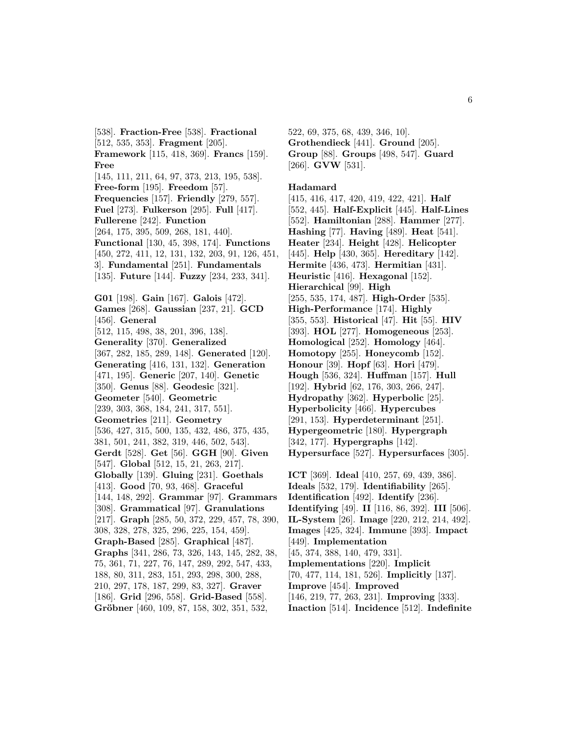[538]. **Fraction-Free** [538]. **Fractional** [512, 535, 353]. **Fragment** [205]. **Framework** [115, 418, 369]. **Francs** [159]. **Free** [145, 111, 211, 64, 97, 373, 213, 195, 538]. **Free-form** [195]. **Freedom** [57]. **Frequencies** [157]. **Friendly** [279, 557]. **Fuel** [273]. **Fulkerson** [295]. **Full** [417]. **Fullerene** [242]. **Function** [264, 175, 395, 509, 268, 181, 440]. **Functional** [130, 45, 398, 174]. **Functions** [450, 272, 411, 12, 131, 132, 203, 91, 126, 451, 3]. **Fundamental** [251]. **Fundamentals** [135]. **Future** [144]. **Fuzzy** [234, 233, 341].

**G01** [198]. **Gain** [167]. **Galois** [472]. **Games** [268]. **Gaussian** [237, 21]. **GCD** [456]. **General** [512, 115, 498, 38, 201, 396, 138]. **Generality** [370]. **Generalized** [367, 282, 185, 289, 148]. **Generated** [120]. **Generating** [416, 131, 132]. **Generation** [471, 195]. **Generic** [207, 140]. **Genetic** [350]. **Genus** [88]. **Geodesic** [321]. **Geometer** [540]. **Geometric** [239, 303, 368, 184, 241, 317, 551]. **Geometries** [211]. **Geometry** [536, 427, 315, 500, 135, 432, 486, 375, 435, 381, 501, 241, 382, 319, 446, 502, 543]. **Gerdt** [528]. **Get** [56]. **GGH** [90]. **Given** [547]. **Global** [512, 15, 21, 263, 217]. **Globally** [139]. **Gluing** [231]. **Goethals** [413]. **Good** [70, 93, 468]. **Graceful** [144, 148, 292]. **Grammar** [97]. **Grammars** [308]. **Grammatical** [97]. **Granulations** [217]. **Graph** [285, 50, 372, 229, 457, 78, 390, 308, 328, 278, 325, 296, 225, 154, 459]. **Graph-Based** [285]. **Graphical** [487]. **Graphs** [341, 286, 73, 326, 143, 145, 282, 38, 75, 361, 71, 227, 76, 147, 289, 292, 547, 433, 188, 80, 311, 283, 151, 293, 298, 300, 288, 210, 297, 178, 187, 299, 83, 327]. **Graver** [186]. **Grid** [296, 558]. **Grid-Based** [558]. **Gröbner** [460, 109, 87, 158, 302, 351, 532, 522, 69, 375, 68, 439, 346, 10]. **Grothendieck** [441]. **Ground** [205]. **Group** [88]. **Groups** [498, 547]. **Guard** [266]. **GVW** [531].

**Hadamard** [415, 416, 417, 420, 419, 422, 421]. **Half** [552, 445]. **Half-Explicit** [445]. **Half-Lines** [552]. **Hamiltonian** [288]. **Hammer** [277]. **Hashing** [77]. **Having** [489]. **Heat** [541]. **Heater** [234]. **Height** [428]. **Helicopter** [445]. **Help** [430, 365]. **Hereditary** [142]. **Hermite** [436, 473]. **Hermitian** [431]. **Heuristic** [416]. **Hexagonal** [152]. **Hierarchical** [99]. **High** [255, 535, 174, 487]. **High-Order** [535]. **High-Performance** [174]. **Highly** [355, 553]. **Historical** [47]. **Hit** [55]. **HIV** [393]. **HOL** [277]. **Homogeneous** [253]. **Homological** [252]. **Homology** [464]. **Homotopy** [255]. **Honeycomb** [152]. **Honour** [39]. **Hopf** [63]. **Hori** [479]. **Hough** [536, 324]. **Huffman** [157]. **Hull** [192]. **Hybrid** [62, 176, 303, 266, 247]. **Hydropathy** [362]. **Hyperbolic** [25]. **Hyperbolicity** [466]. **Hypercubes** [291, 153]. **Hyperdeterminant** [251]. **Hypergeometric** [180]. **Hypergraph** [342, 177]. **Hypergraphs** [142]. **Hypersurface** [527]. **Hypersurfaces** [305].

**ICT** [369]. **Ideal** [410, 257, 69, 439, 386]. **Ideals** [532, 179]. **Identifiability** [265]. **Identification** [492]. **Identify** [236]. **Identifying** [49]. **II** [116, 86, 392]. **III** [506]. **IL-System** [26]. **Image** [220, 212, 214, 492]. **Images** [425, 324]. **Immune** [393]. **Impact** [449]. **Implementation** [45, 374, 388, 140, 479, 331]. **Implementations** [220]. **Implicit** [70, 477, 114, 181, 526]. **Implicitly** [137]. **Improve** [454]. **Improved** [146, 219, 77, 263, 231]. **Improving** [333]. **Inaction** [514]. **Incidence** [512]. **Indefinite**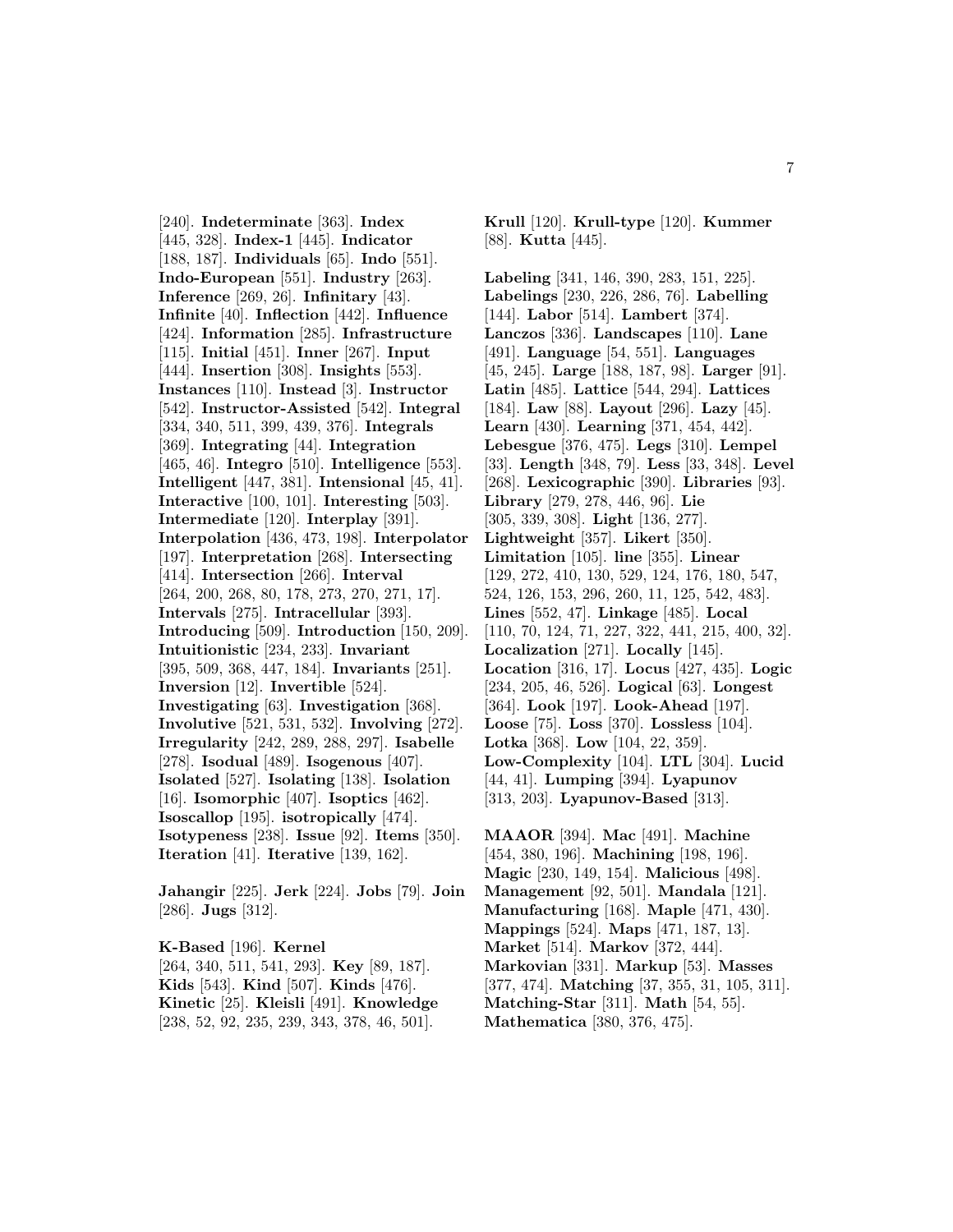[240]. **Indeterminate** [363]. **Index** [445, 328]. **Index-1** [445]. **Indicator** [188, 187]. **Individuals** [65]. **Indo** [551]. **Indo-European** [551]. **Industry** [263]. **Inference** [269, 26]. **Infinitary** [43]. **Infinite** [40]. **Inflection** [442]. **Influence** [424]. **Information** [285]. **Infrastructure** [115]. **Initial** [451]. **Inner** [267]. **Input** [444]. **Insertion** [308]. **Insights** [553]. **Instances** [110]. **Instead** [3]. **Instructor** [542]. **Instructor-Assisted** [542]. **Integral** [334, 340, 511, 399, 439, 376]. **Integrals** [369]. **Integrating** [44]. **Integration** [465, 46]. **Integro** [510]. **Intelligence** [553]. **Intelligent** [447, 381]. **Intensional** [45, 41]. **Interactive** [100, 101]. **Interesting** [503]. **Intermediate** [120]. **Interplay** [391]. **Interpolation** [436, 473, 198]. **Interpolator** [197]. **Interpretation** [268]. **Intersecting** [414]. **Intersection** [266]. **Interval** [264, 200, 268, 80, 178, 273, 270, 271, 17]. **Intervals** [275]. **Intracellular** [393]. **Introducing** [509]. **Introduction** [150, 209]. **Intuitionistic** [234, 233]. **Invariant** [395, 509, 368, 447, 184]. **Invariants** [251]. **Inversion** [12]. **Invertible** [524]. **Investigating** [63]. **Investigation** [368]. **Involutive** [521, 531, 532]. **Involving** [272]. **Irregularity** [242, 289, 288, 297]. **Isabelle** [278]. **Isodual** [489]. **Isogenous** [407]. **Isolated** [527]. **Isolating** [138]. **Isolation** [16]. **Isomorphic** [407]. **Isoptics** [462]. **Isoscallop** [195]. **isotropically** [474]. **Isotypeness** [238]. **Issue** [92]. **Items** [350]. **Iteration** [41]. **Iterative** [139, 162].

**Jahangir** [225]. **Jerk** [224]. **Jobs** [79]. **Join** [286]. **Jugs** [312].

**K-Based** [196]. **Kernel** [264, 340, 511, 541, 293]. **Key** [89, 187]. **Kids** [543]. **Kind** [507]. **Kinds** [476]. **Kinetic** [25]. **Kleisli** [491]. **Knowledge** [238, 52, 92, 235, 239, 343, 378, 46, 501].

**Krull** [120]. **Krull-type** [120]. **Kummer** [88]. **Kutta** [445].

**Labeling** [341, 146, 390, 283, 151, 225]. **Labelings** [230, 226, 286, 76]. **Labelling** [144]. **Labor** [514]. **Lambert** [374]. **Lanczos** [336]. **Landscapes** [110]. **Lane** [491]. **Language** [54, 551]. **Languages** [45, 245]. **Large** [188, 187, 98]. **Larger** [91]. **Latin** [485]. **Lattice** [544, 294]. **Lattices** [184]. **Law** [88]. **Layout** [296]. **Lazy** [45]. **Learn** [430]. **Learning** [371, 454, 442]. **Lebesgue** [376, 475]. **Legs** [310]. **Lempel** [33]. **Length** [348, 79]. **Less** [33, 348]. **Level** [268]. **Lexicographic** [390]. **Libraries** [93]. **Library** [279, 278, 446, 96]. **Lie** [305, 339, 308]. **Light** [136, 277]. **Lightweight** [357]. **Likert** [350]. **Limitation** [105]. **line** [355]. **Linear** [129, 272, 410, 130, 529, 124, 176, 180, 547, 524, 126, 153, 296, 260, 11, 125, 542, 483]. **Lines** [552, 47]. **Linkage** [485]. **Local** [110, 70, 124, 71, 227, 322, 441, 215, 400, 32]. **Localization** [271]. **Locally** [145]. **Location** [316, 17]. **Locus** [427, 435]. **Logic** [234, 205, 46, 526]. **Logical** [63]. **Longest** [364]. **Look** [197]. **Look-Ahead** [197]. **Loose** [75]. **Loss** [370]. **Lossless** [104]. **Lotka** [368]. **Low** [104, 22, 359]. **Low-Complexity** [104]. **LTL** [304]. **Lucid** [44, 41]. **Lumping** [394]. **Lyapunov** [313, 203]. **Lyapunov-Based** [313].

**MAAOR** [394]. **Mac** [491]. **Machine** [454, 380, 196]. **Machining** [198, 196]. **Magic** [230, 149, 154]. **Malicious** [498]. **Management** [92, 501]. **Mandala** [121]. **Manufacturing** [168]. **Maple** [471, 430]. **Mappings** [524]. **Maps** [471, 187, 13]. **Market** [514]. **Markov** [372, 444]. **Markovian** [331]. **Markup** [53]. **Masses** [377, 474]. **Matching** [37, 355, 31, 105, 311]. **Matching-Star** [311]. **Math** [54, 55]. **Mathematica** [380, 376, 475].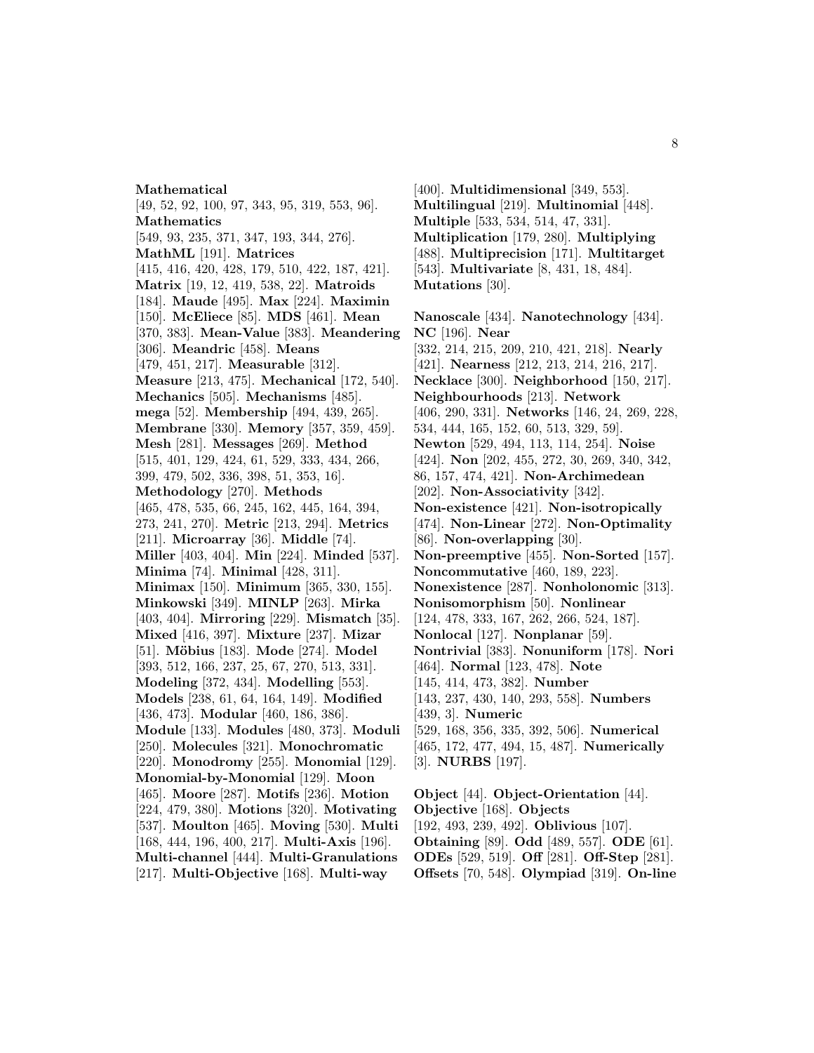**Mathematical** [49, 52, 92, 100, 97, 343, 95, 319, 553, 96]. **Mathematics** [549, 93, 235, 371, 347, 193, 344, 276]. **MathML** [191]. **Matrices** [415, 416, 420, 428, 179, 510, 422, 187, 421]. **Matrix** [19, 12, 419, 538, 22]. **Matroids** [184]. **Maude** [495]. **Max** [224]. **Maximin** [150]. **McEliece** [85]. **MDS** [461]. **Mean** [370, 383]. **Mean-Value** [383]. **Meandering** [306]. **Meandric** [458]. **Means** [479, 451, 217]. **Measurable** [312]. **Measure** [213, 475]. **Mechanical** [172, 540]. **Mechanics** [505]. **Mechanisms** [485]. **mega** [52]. **Membership** [494, 439, 265]. **Membrane** [330]. **Memory** [357, 359, 459]. **Mesh** [281]. **Messages** [269]. **Method** [515, 401, 129, 424, 61, 529, 333, 434, 266, 399, 479, 502, 336, 398, 51, 353, 16]. **Methodology** [270]. **Methods** [465, 478, 535, 66, 245, 162, 445, 164, 394, 273, 241, 270]. **Metric** [213, 294]. **Metrics** [211]. **Microarray** [36]. **Middle** [74]. **Miller** [403, 404]. **Min** [224]. **Minded** [537]. **Minima** [74]. **Minimal** [428, 311]. **Minimax** [150]. **Minimum** [365, 330, 155]. **Minkowski** [349]. **MINLP** [263]. **Mirka** [403, 404]. **Mirroring** [229]. **Mismatch** [35]. **Mixed** [416, 397]. **Mixture** [237]. **Mizar** [51]. **Möbius** [183]. **Mode** [274]. **Model** [393, 512, 166, 237, 25, 67, 270, 513, 331]. **Modeling** [372, 434]. **Modelling** [553]. **Models** [238, 61, 64, 164, 149]. **Modified** [436, 473]. **Modular** [460, 186, 386]. **Module** [133]. **Modules** [480, 373]. **Moduli** [250]. **Molecules** [321]. **Monochromatic** [220]. **Monodromy** [255]. **Monomial** [129]. **Monomial-by-Monomial** [129]. **Moon** [465]. **Moore** [287]. **Motifs** [236]. **Motion** [224, 479, 380]. **Motions** [320]. **Motivating** [537]. **Moulton** [465]. **Moving** [530]. **Multi** [168, 444, 196, 400, 217]. **Multi-Axis** [196]. **Multi-channel** [444]. **Multi-Granulations** [217]. **Multi-Objective** [168]. **Multi-way** [400]. **Multidimensional** [349, 553]. **Multilingual** [219]. **Multinomial** [448]. **Multiple** [533, 534, 514, 47, 331]. **Multiplication** [179, 280]. **Multiplying** [488]. **Multiprecision** [171]. **Multitarget** [543]. **Multivariate** [8, 431, 18, 484]. **Mutations** [30].

**Nanoscale** [434]. **Nanotechnology** [434]. **NC** [196]. **Near** [332, 214, 215, 209, 210, 421, 218]. **Nearly** [421]. **Nearness** [212, 213, 214, 216, 217]. **Necklace** [300]. **Neighborhood** [150, 217]. **Neighbourhoods** [213]. **Network** [406, 290, 331]. **Networks** [146, 24, 269, 228, 534, 444, 165, 152, 60, 513, 329, 59]. **Newton** [529, 494, 113, 114, 254]. **Noise** [424]. **Non** [202, 455, 272, 30, 269, 340, 342, 86, 157, 474, 421]. **Non-Archimedean** [202]. **Non-Associativity** [342]. **Non-existence** [421]. **Non-isotropically** [474]. **Non-Linear** [272]. **Non-Optimality** [86]. **Non-overlapping** [30]. **Non-preemptive** [455]. **Non-Sorted** [157]. **Noncommutative** [460, 189, 223]. **Nonexistence** [287]. **Nonholonomic** [313]. **Nonisomorphism** [50]. **Nonlinear** [124, 478, 333, 167, 262, 266, 524, 187]. **Nonlocal** [127]. **Nonplanar** [59]. **Nontrivial** [383]. **Nonuniform** [178]. **Nori** [464]. **Normal** [123, 478]. **Note** [145, 414, 473, 382]. **Number** [143, 237, 430, 140, 293, 558]. **Numbers** [439, 3]. **Numeric** [529, 168, 356, 335, 392, 506]. **Numerical** [465, 172, 477, 494, 15, 487]. **Numerically** [3]. **NURBS** [197].

**Object** [44]. **Object-Orientation** [44]. **Objective** [168]. **Objects** [192, 493, 239, 492]. **Oblivious** [107]. **Obtaining** [89]. **Odd** [489, 557]. **ODE** [61]. **ODEs** [529, 519]. **Off** [281]. **Off-Step** [281]. **Offsets** [70, 548]. **Olympiad** [319]. **On-line**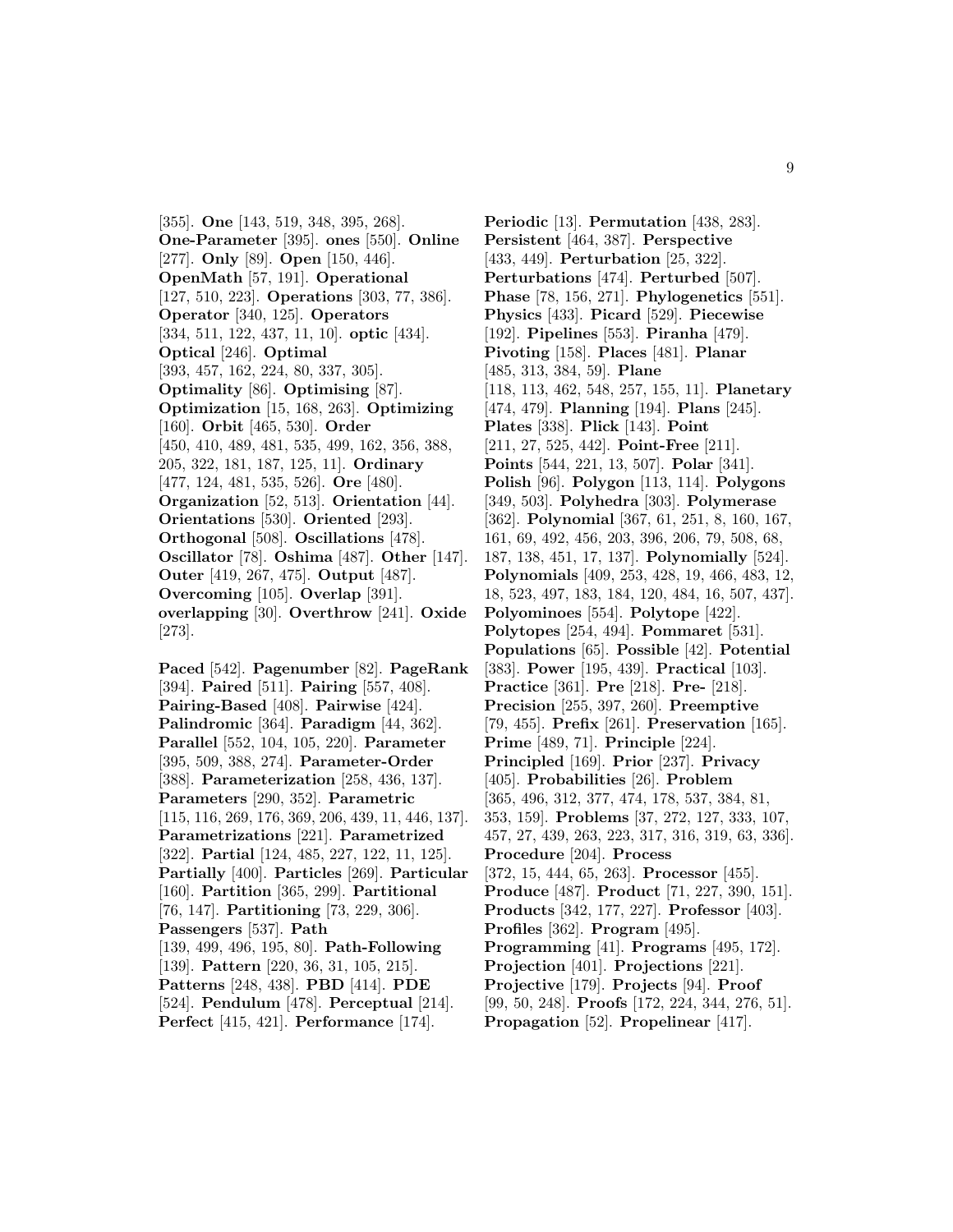[355]. **One** [143, 519, 348, 395, 268]. **One-Parameter** [395]. **ones** [550]. **Online** [277]. **Only** [89]. **Open** [150, 446]. **OpenMath** [57, 191]. **Operational** [127, 510, 223]. **Operations** [303, 77, 386]. **Operator** [340, 125]. **Operators** [334, 511, 122, 437, 11, 10]. **optic** [434]. **Optical** [246]. **Optimal** [393, 457, 162, 224, 80, 337, 305]. **Optimality** [86]. **Optimising** [87]. **Optimization** [15, 168, 263]. **Optimizing** [160]. **Orbit** [465, 530]. **Order** [450, 410, 489, 481, 535, 499, 162, 356, 388, 205, 322, 181, 187, 125, 11]. **Ordinary** [477, 124, 481, 535, 526]. **Ore** [480]. **Organization** [52, 513]. **Orientation** [44]. **Orientations** [530]. **Oriented** [293]. **Orthogonal** [508]. **Oscillations** [478]. **Oscillator** [78]. **Oshima** [487]. **Other** [147]. **Outer** [419, 267, 475]. **Output** [487]. **Overcoming** [105]. **Overlap** [391]. **overlapping** [30]. **Overthrow** [241]. **Oxide** [273].

**Paced** [542]. **Pagenumber** [82]. **PageRank** [394]. **Paired** [511]. **Pairing** [557, 408]. **Pairing-Based** [408]. **Pairwise** [424]. **Palindromic** [364]. **Paradigm** [44, 362]. **Parallel** [552, 104, 105, 220]. **Parameter** [395, 509, 388, 274]. **Parameter-Order** [388]. **Parameterization** [258, 436, 137]. **Parameters** [290, 352]. **Parametric** [115, 116, 269, 176, 369, 206, 439, 11, 446, 137]. **Parametrizations** [221]. **Parametrized** [322]. **Partial** [124, 485, 227, 122, 11, 125]. **Partially** [400]. **Particles** [269]. **Particular** [160]. **Partition** [365, 299]. **Partitional** [76, 147]. **Partitioning** [73, 229, 306]. **Passengers** [537]. **Path** [139, 499, 496, 195, 80]. **Path-Following** [139]. **Pattern** [220, 36, 31, 105, 215]. **Patterns** [248, 438]. **PBD** [414]. **PDE** [524]. **Pendulum** [478]. **Perceptual** [214]. **Perfect** [415, 421]. **Performance** [174].

**Periodic** [13]. **Permutation** [438, 283]. **Persistent** [464, 387]. **Perspective** [433, 449]. **Perturbation** [25, 322]. **Perturbations** [474]. **Perturbed** [507]. **Phase** [78, 156, 271]. **Phylogenetics** [551]. **Physics** [433]. **Picard** [529]. **Piecewise** [192]. **Pipelines** [553]. **Piranha** [479]. **Pivoting** [158]. **Places** [481]. **Planar** [485, 313, 384, 59]. **Plane** [118, 113, 462, 548, 257, 155, 11]. **Planetary** [474, 479]. **Planning** [194]. **Plans** [245]. **Plates** [338]. **Plick** [143]. **Point** [211, 27, 525, 442]. **Point-Free** [211]. **Points** [544, 221, 13, 507]. **Polar** [341]. **Polish** [96]. **Polygon** [113, 114]. **Polygons** [349, 503]. **Polyhedra** [303]. **Polymerase** [362]. **Polynomial** [367, 61, 251, 8, 160, 167, 161, 69, 492, 456, 203, 396, 206, 79, 508, 68, 187, 138, 451, 17, 137]. **Polynomially** [524]. **Polynomials** [409, 253, 428, 19, 466, 483, 12, 18, 523, 497, 183, 184, 120, 484, 16, 507, 437]. **Polyominoes** [554]. **Polytope** [422]. **Polytopes** [254, 494]. **Pommaret** [531]. **Populations** [65]. **Possible** [42]. **Potential** [383]. **Power** [195, 439]. **Practical** [103]. **Practice** [361]. **Pre** [218]. **Pre-** [218]. **Precision** [255, 397, 260]. **Preemptive** [79, 455]. **Prefix** [261]. **Preservation** [165]. **Prime** [489, 71]. **Principle** [224]. **Principled** [169]. **Prior** [237]. **Privacy** [405]. **Probabilities** [26]. **Problem** [365, 496, 312, 377, 474, 178, 537, 384, 81, 353, 159]. **Problems** [37, 272, 127, 333, 107, 457, 27, 439, 263, 223, 317, 316, 319, 63, 336]. **Procedure** [204]. **Process** [372, 15, 444, 65, 263]. **Processor** [455]. **Produce** [487]. **Product** [71, 227, 390, 151]. **Products** [342, 177, 227]. **Professor** [403]. **Profiles** [362]. **Program** [495]. **Programming** [41]. **Programs** [495, 172]. **Projection** [401]. **Projections** [221]. **Projective** [179]. **Projects** [94]. **Proof** [99, 50, 248]. **Proofs** [172, 224, 344, 276, 51]. **Propagation** [52]. **Propelinear** [417].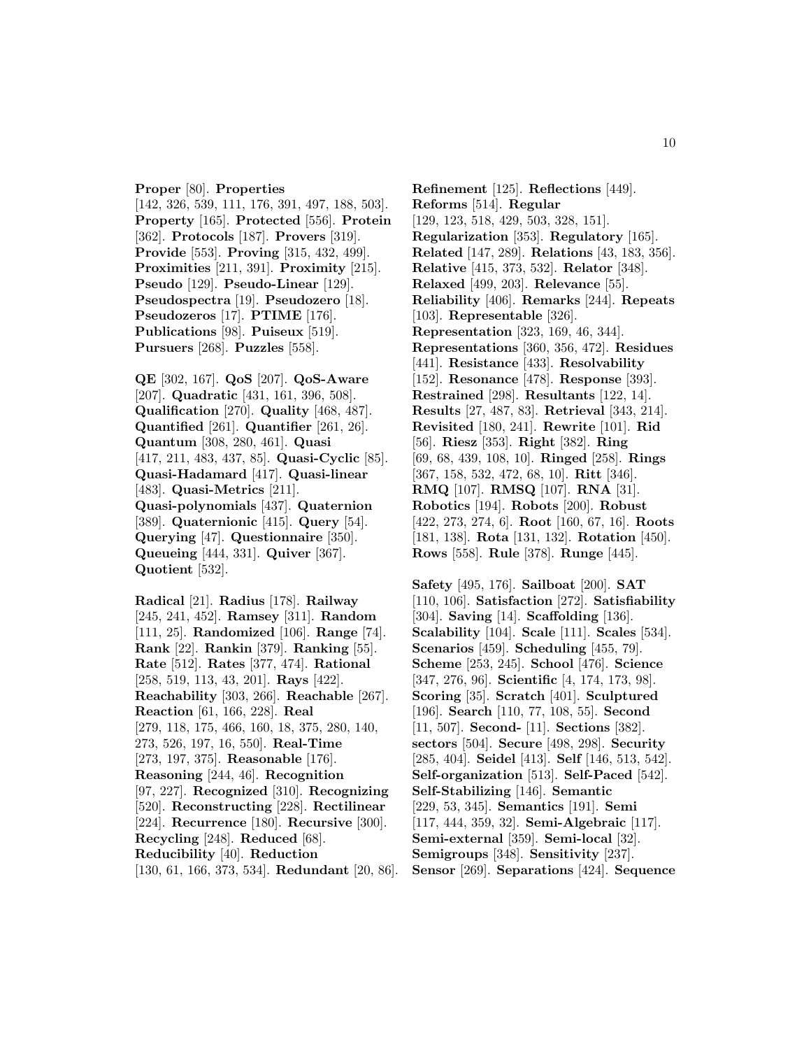**Proper** [80]. **Properties** [142, 326, 539, 111, 176, 391, 497, 188, 503]. **Property** [165]. **Protected** [556]. **Protein** [362]. **Protocols** [187]. **Provers** [319]. **Provide** [553]. **Proving** [315, 432, 499]. **Proximities** [211, 391]. **Proximity** [215]. **Pseudo** [129]. **Pseudo-Linear** [129]. **Pseudospectra** [19]. **Pseudozero** [18]. **Pseudozeros** [17]. **PTIME** [176]. **Publications** [98]. **Puiseux** [519]. **Pursuers** [268]. **Puzzles** [558].

**QE** [302, 167]. **QoS** [207]. **QoS-Aware** [207]. **Quadratic** [431, 161, 396, 508]. **Qualification** [270]. **Quality** [468, 487]. **Quantified** [261]. **Quantifier** [261, 26]. **Quantum** [308, 280, 461]. **Quasi** [417, 211, 483, 437, 85]. **Quasi-Cyclic** [85]. **Quasi-Hadamard** [417]. **Quasi-linear** [483]. **Quasi-Metrics** [211]. **Quasi-polynomials** [437]. **Quaternion** [389]. **Quaternionic** [415]. **Query** [54]. **Querying** [47]. **Questionnaire** [350]. **Queueing** [444, 331]. **Quiver** [367]. **Quotient** [532].

**Radical** [21]. **Radius** [178]. **Railway** [245, 241, 452]. **Ramsey** [311]. **Random** [111, 25]. **Randomized** [106]. **Range** [74]. **Rank** [22]. **Rankin** [379]. **Ranking** [55]. **Rate** [512]. **Rates** [377, 474]. **Rational** [258, 519, 113, 43, 201]. **Rays** [422]. **Reachability** [303, 266]. **Reachable** [267]. **Reaction** [61, 166, 228]. **Real** [279, 118, 175, 466, 160, 18, 375, 280, 140, 273, 526, 197, 16, 550]. **Real-Time** [273, 197, 375]. **Reasonable** [176]. **Reasoning** [244, 46]. **Recognition** [97, 227]. **Recognized** [310]. **Recognizing** [520]. **Reconstructing** [228]. **Rectilinear** [224]. **Recurrence** [180]. **Recursive** [300]. **Recycling** [248]. **Reduced** [68]. **Reducibility** [40]. **Reduction** [130, 61, 166, 373, 534]. **Redundant** [20, 86].

**Refinement** [125]. **Reflections** [449]. **Reforms** [514]. **Regular** [129, 123, 518, 429, 503, 328, 151]. **Regularization** [353]. **Regulatory** [165]. **Related** [147, 289]. **Relations** [43, 183, 356]. **Relative** [415, 373, 532]. **Relator** [348]. **Relaxed** [499, 203]. **Relevance** [55]. **Reliability** [406]. **Remarks** [244]. **Repeats** [103]. **Representable** [326]. **Representation** [323, 169, 46, 344]. **Representations** [360, 356, 472]. **Residues** [441]. **Resistance** [433]. **Resolvability** [152]. **Resonance** [478]. **Response** [393]. **Restrained** [298]. **Resultants** [122, 14]. **Results** [27, 487, 83]. **Retrieval** [343, 214]. **Revisited** [180, 241]. **Rewrite** [101]. **Rid** [56]. **Riesz** [353]. **Right** [382]. **Ring** [69, 68, 439, 108, 10]. **Ringed** [258]. **Rings** [367, 158, 532, 472, 68, 10]. **Ritt** [346]. **RMQ** [107]. **RMSQ** [107]. **RNA** [31]. **Robotics** [194]. **Robots** [200]. **Robust** [422, 273, 274, 6]. **Root** [160, 67, 16]. **Roots** [181, 138]. **Rota** [131, 132]. **Rotation** [450]. **Rows** [558]. **Rule** [378]. **Runge** [445].

**Safety** [495, 176]. **Sailboat** [200]. **SAT** [110, 106]. **Satisfaction** [272]. **Satisfiability** [304]. **Saving** [14]. **Scaffolding** [136]. **Scalability** [104]. **Scale** [111]. **Scales** [534]. **Scenarios** [459]. **Scheduling** [455, 79]. **Scheme** [253, 245]. **School** [476]. **Science** [347, 276, 96]. **Scientific** [4, 174, 173, 98]. **Scoring** [35]. **Scratch** [401]. **Sculptured** [196]. **Search** [110, 77, 108, 55]. **Second** [11, 507]. **Second-** [11]. **Sections** [382]. **sectors** [504]. **Secure** [498, 298]. **Security** [285, 404]. **Seidel** [413]. **Self** [146, 513, 542]. **Self-organization** [513]. **Self-Paced** [542]. **Self-Stabilizing** [146]. **Semantic** [229, 53, 345]. **Semantics** [191]. **Semi** [117, 444, 359, 32]. **Semi-Algebraic** [117]. **Semi-external** [359]. **Semi-local** [32]. **Semigroups** [348]. **Sensitivity** [237]. **Sensor** [269]. **Separations** [424]. **Sequence**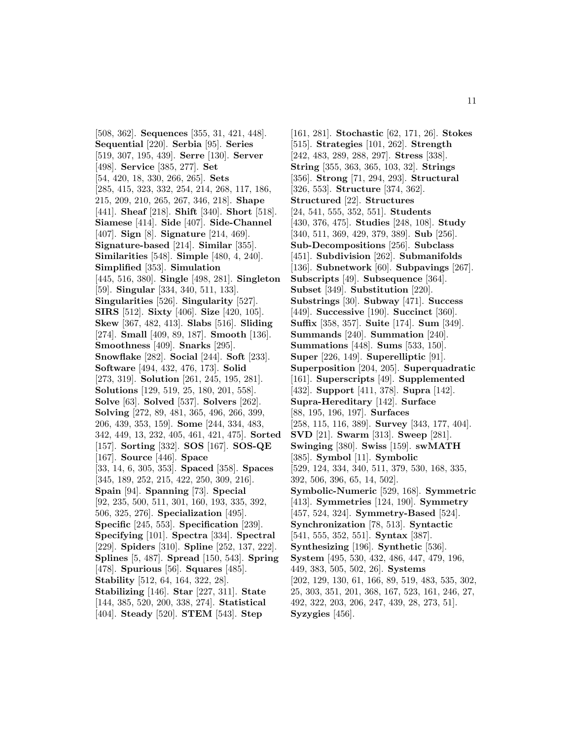[508, 362]. **Sequences** [355, 31, 421, 448]. **Sequential** [220]. **Serbia** [95]. **Series** [519, 307, 195, 439]. **Serre** [130]. **Server** [498]. **Service** [385, 277]. **Set** [54, 420, 18, 330, 266, 265]. **Sets** [285, 415, 323, 332, 254, 214, 268, 117, 186, 215, 209, 210, 265, 267, 346, 218]. **Shape** [441]. **Sheaf** [218]. **Shift** [340]. **Short** [518]. **Siamese** [414]. **Side** [407]. **Side-Channel** [407]. **Sign** [8]. **Signature** [214, 469]. **Signature-based** [214]. **Similar** [355]. **Similarities** [548]. **Simple** [480, 4, 240]. **Simplified** [353]. **Simulation** [445, 516, 380]. **Single** [498, 281]. **Singleton** [59]. **Singular** [334, 340, 511, 133]. **Singularities** [526]. **Singularity** [527]. **SIRS** [512]. **Sixty** [406]. **Size** [420, 105]. **Skew** [367, 482, 413]. **Slabs** [516]. **Sliding** [274]. **Small** [409, 89, 187]. **Smooth** [136]. **Smoothness** [409]. **Snarks** [295]. **Snowflake** [282]. **Social** [244]. **Soft** [233]. **Software** [494, 432, 476, 173]. **Solid** [273, 319]. **Solution** [261, 245, 195, 281]. **Solutions** [129, 519, 25, 180, 201, 558]. **Solve** [63]. **Solved** [537]. **Solvers** [262]. **Solving** [272, 89, 481, 365, 496, 266, 399, 206, 439, 353, 159]. **Some** [244, 334, 483, 342, 449, 13, 232, 405, 461, 421, 475]. **Sorted** [157]. **Sorting** [332]. **SOS** [167]. **SOS-QE** [167]. **Source** [446]. **Space** [33, 14, 6, 305, 353]. **Spaced** [358]. **Spaces** [345, 189, 252, 215, 422, 250, 309, 216]. **Spain** [94]. **Spanning** [73]. **Special** [92, 235, 500, 511, 301, 160, 193, 335, 392, 506, 325, 276]. **Specialization** [495]. **Specific** [245, 553]. **Specification** [239]. **Specifying** [101]. **Spectra** [334]. **Spectral** [229]. **Spiders** [310]. **Spline** [252, 137, 222]. **Splines** [5, 487]. **Spread** [150, 543]. **Spring** [478]. **Spurious** [56]. **Squares** [485]. **Stability** [512, 64, 164, 322, 28]. **Stabilizing** [146]. **Star** [227, 311]. **State** [144, 385, 520, 200, 338, 274]. **Statistical** [404]. **Steady** [520]. **STEM** [543]. **Step** [161, 281]. **Stochastic** [62, 171, 26]. **Stokes** [515]. **Strategies** [101, 262]. **Strength** [242, 483, 289, 288, 297]. **Stress** [338]. **String** [355, 363, 365, 103, 32]. **Strings** [356]. **Strong** [71, 294, 293]. **Structural** [326, 553]. **Structure** [374, 362]. **Structured** [22]. **Structures** [24, 541, 555, 352, 551]. **Students** [430, 376, 475]. **Studies** [248, 108]. **Study** [340, 511, 369, 429, 379, 389]. **Sub** [256]. **Sub-Decompositions** [256]. **Subclass** [451]. **Subdivision** [262]. **Submanifolds** [136]. **Subnetwork** [60]. **Subpavings** [267]. **Subscripts** [49]. **Subsequence** [364]. **Subset** [349]. **Substitution** [220]. **Substrings** [30]. **Subway** [471]. **Success** [449]. **Successive** [190]. **Succinct** [360]. **Suffix** [358, 357]. **Suite** [174]. **Sum** [349]. **Summands** [240]. **Summation** [240]. **Summations** [448]. **Sums** [533, 150]. **Super** [226, 149]. **Superelliptic** [91]. **Superposition** [204, 205]. **Superquadratic** [161]. **Superscripts** [49]. **Supplemented** [432]. **Support** [411, 378]. **Supra** [142]. **Supra-Hereditary** [142]. **Surface** [88, 195, 196, 197]. **Surfaces** [258, 115, 116, 389]. **Survey** [343, 177, 404]. **SVD** [21]. **Swarm** [313]. **Sweep** [281]. **Swinging** [380]. **Swiss** [159]. **swMATH** [385]. **Symbol** [11]. **Symbolic** [529, 124, 334, 340, 511, 379, 530, 168, 335, 392, 506, 396, 65, 14, 502]. **Symbolic-Numeric** [529, 168]. **Symmetric** [413]. **Symmetries** [124, 190]. **Symmetry** [457, 524, 324]. **Symmetry-Based** [524]. **Synchronization** [78, 513]. **Syntactic** [541, 555, 352, 551]. **Syntax** [387]. **Synthesizing** [196]. **Synthetic** [536]. **System** [495, 530, 432, 486, 447, 479, 196, 449, 383, 505, 502, 26]. **Systems** [202, 129, 130, 61, 166, 89, 519, 483, 535, 302, 25, 303, 351, 201, 368, 167, 523, 161, 246, 27, 492, 322, 203, 206, 247, 439, 28, 273, 51]. **Syzygies** [456].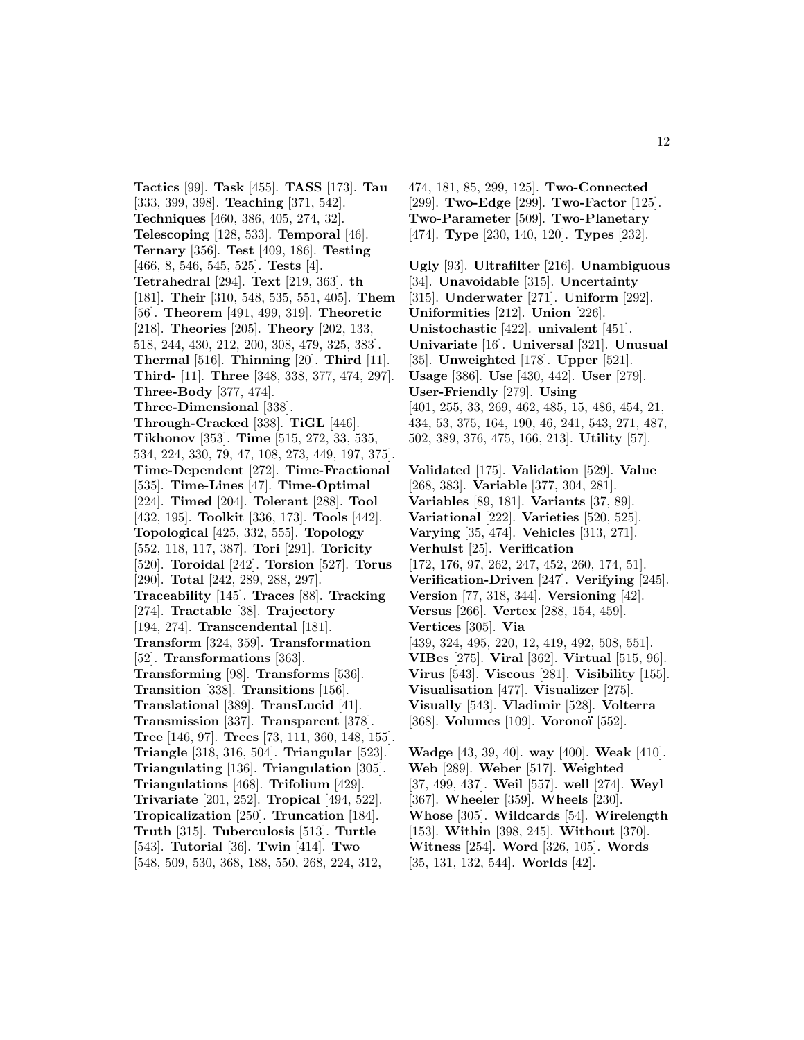**Tactics** [99]. **Task** [455]. **TASS** [173]. **Tau** [333, 399, 398]. **Teaching** [371, 542]. **Techniques** [460, 386, 405, 274, 32]. **Telescoping** [128, 533]. **Temporal** [46]. **Ternary** [356]. **Test** [409, 186]. **Testing** [466, 8, 546, 545, 525]. **Tests** [4]. **Tetrahedral** [294]. **Text** [219, 363]. **th** [181]. **Their** [310, 548, 535, 551, 405]. **Them** [56]. **Theorem** [491, 499, 319]. **Theoretic** [218]. **Theories** [205]. **Theory** [202, 133, 518, 244, 430, 212, 200, 308, 479, 325, 383]. **Thermal** [516]. **Thinning** [20]. **Third** [11]. **Third-** [11]. **Three** [348, 338, 377, 474, 297]. **Three-Body** [377, 474]. **Three-Dimensional** [338]. **Through-Cracked** [338]. **TiGL** [446]. **Tikhonov** [353]. **Time** [515, 272, 33, 535, 534, 224, 330, 79, 47, 108, 273, 449, 197, 375]. **Time-Dependent** [272]. **Time-Fractional** [535]. **Time-Lines** [47]. **Time-Optimal** [224]. **Timed** [204]. **Tolerant** [288]. **Tool** [432, 195]. **Toolkit** [336, 173]. **Tools** [442]. **Topological** [425, 332, 555]. **Topology** [552, 118, 117, 387]. **Tori** [291]. **Toricity** [520]. **Toroidal** [242]. **Torsion** [527]. **Torus** [290]. **Total** [242, 289, 288, 297]. **Traceability** [145]. **Traces** [88]. **Tracking** [274]. **Tractable** [38]. **Trajectory** [194, 274]. **Transcendental** [181]. **Transform** [324, 359]. **Transformation** [52]. **Transformations** [363]. **Transforming** [98]. **Transforms** [536]. **Transition** [338]. **Transitions** [156]. **Translational** [389]. **TransLucid** [41]. **Transmission** [337]. **Transparent** [378]. **Tree** [146, 97]. **Trees** [73, 111, 360, 148, 155]. **Triangle** [318, 316, 504]. **Triangular** [523]. **Triangulating** [136]. **Triangulation** [305]. **Triangulations** [468]. **Trifolium** [429]. **Trivariate** [201, 252]. **Tropical** [494, 522]. **Tropicalization** [250]. **Truncation** [184]. **Truth** [315]. **Tuberculosis** [513]. **Turtle** [543]. **Tutorial** [36]. **Twin** [414]. **Two** [548, 509, 530, 368, 188, 550, 268, 224, 312, 474, 181, 85, 299, 125]. **Two-Connected** [299]. **Two-Edge** [299]. **Two-Factor** [125]. **Two-Parameter** [509]. **Two-Planetary** [474]. **Type** [230, 140, 120]. **Types** [232].

**Ugly** [93]. **Ultrafilter** [216]. **Unambiguous** [34]. **Unavoidable** [315]. **Uncertainty** [315]. **Underwater** [271]. **Uniform** [292]. **Uniformities** [212]. **Union** [226]. **Unistochastic** [422]. **univalent** [451]. **Univariate** [16]. **Universal** [321]. **Unusual** [35]. **Unweighted** [178]. **Upper** [521]. **Usage** [386]. **Use** [430, 442]. **User** [279]. **User-Friendly** [279]. **Using** [401, 255, 33, 269, 462, 485, 15, 486, 454, 21, 434, 53, 375, 164, 190, 46, 241, 543, 271, 487, 502, 389, 376, 475, 166, 213]. **Utility** [57].

**Validated** [175]. **Validation** [529]. **Value** [268, 383]. **Variable** [377, 304, 281]. **Variables** [89, 181]. **Variants** [37, 89]. **Variational** [222]. **Varieties** [520, 525]. **Varying** [35, 474]. **Vehicles** [313, 271]. **Verhulst** [25]. **Verification** [172, 176, 97, 262, 247, 452, 260, 174, 51]. **Verification-Driven** [247]. **Verifying** [245]. **Version** [77, 318, 344]. **Versioning** [42]. **Versus** [266]. **Vertex** [288, 154, 459]. **Vertices** [305]. **Via** [439, 324, 495, 220, 12, 419, 492, 508, 551]. **VIBes** [275]. **Viral** [362]. **Virtual** [515, 96]. **Virus** [543]. **Viscous** [281]. **Visibility** [155]. **Visualisation** [477]. **Visualizer** [275]. **Visually** [543]. **Vladimir** [528]. **Volterra** [368]. **Volumes** [109]. **Voronoï** [552].

**Wadge** [43, 39, 40]. **way** [400]. **Weak** [410]. **Web** [289]. **Weber** [517]. **Weighted** [37, 499, 437]. **Weil** [557]. **well** [274]. **Weyl** [367]. **Wheeler** [359]. **Wheels** [230]. **Whose** [305]. **Wildcards** [54]. **Wirelength** [153]. **Within** [398, 245]. **Without** [370]. **Witness** [254]. **Word** [326, 105]. **Words** [35, 131, 132, 544]. **Worlds** [42].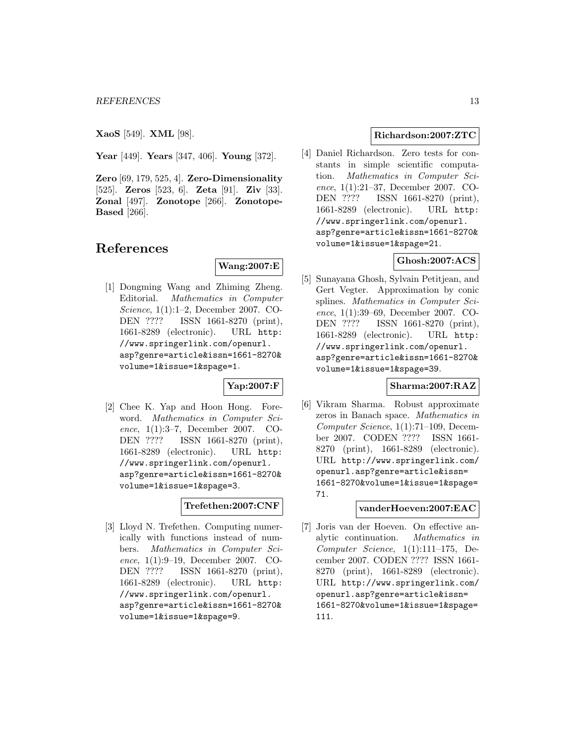**XaoS** [549]. **XML** [98].

**Year** [449]. **Years** [347, 406]. **Young** [372].

**Zero** [69, 179, 525, 4]. **Zero-Dimensionality** [525]. **Zeros** [523, 6]. **Zeta** [91]. **Ziv** [33]. **Zonal** [497]. **Zonotope** [266]. **Zonotope-Based** [266].

# References

**Wang:2007:E**

[1] Dongming Wang and Zhiming Zheng. Editorial. *Mathematics in Computer Science*, 1(1):1–2, December 2007. CODEN ???? ISSN 1661-8270 (print), 1661-8289 (electronic). URL http://www.springerlink.com/openurl.asp?genre=article&issn=1661-8270&volume=1&issue=1&spage=1.

**Yap:2007:F**

[2] Chee K. Yap and Hoon Hong. Foreword. *Mathematics in Computer Science*, 1(1):3–7, December 2007. CODEN ???? ISSN 1661-8270 (print), 1661-8289 (electronic). URL http://www.springerlink.com/openurl.asp?genre=article&issn=1661-8270&volume=1&issue=1&spage=3.

**Trefethen:2007:CNF**

[3] Lloyd N. Trefethen. Computing numerically with functions instead of numbers. *Mathematics in Computer Science*, 1(1):9–19, December 2007. CODEN ???? ISSN 1661-8270 (print), 1661-8289 (electronic). URL http://www.springerlink.com/openurl.asp?genre=article&issn=1661-8270&volume=1&issue=1&spage=9.

**Richardson:2007:ZTC**

[4] Daniel Richardson. Zero tests for constants in simple scientific computation. *Mathematics in Computer Science*, 1(1):21–37, December 2007. CODEN ???? ISSN 1661-8270 (print), 1661-8289 (electronic). URL http://www.springerlink.com/openurl.asp?genre=article&issn=1661-8270&volume=1&issue=1&spage=21.

**Ghosh:2007:ACS**

[5] Sunayana Ghosh, Sylvain Petitjean, and Gert Vegter. Approximation by conic splines. *Mathematics in Computer Science*, 1(1):39–69, December 2007. CODEN ???? ISSN 1661-8270 (print), 1661-8289 (electronic). URL http://www.springerlink.com/openurl.asp?genre=article&issn=1661-8270&volume=1&issue=1&spage=39.

**Sharma:2007:RAZ**

[6] Vikram Sharma. Robust approximate zeros in Banach space. *Mathematics in Computer Science*, 1(1):71–109, December 2007. CODEN ???? ISSN 1661-8270 (print), 1661-8289 (electronic). URL http://www.springerlink.com/openurl.asp?genre=article&issn=1661-8270&volume=1&issue=1&spage=71.

**vanderHoeven:2007:EAC**

[7] Joris van der Hoeven. On effective analytic continuation. *Mathematics in Computer Science*, 1(1):111–175, December 2007. CODEN ???? ISSN 1661-8270 (print), 1661-8289 (electronic). URL http://www.springerlink.com/openurl.asp?genre=article&issn=1661-8270&volume=1&issue=1&spage=111.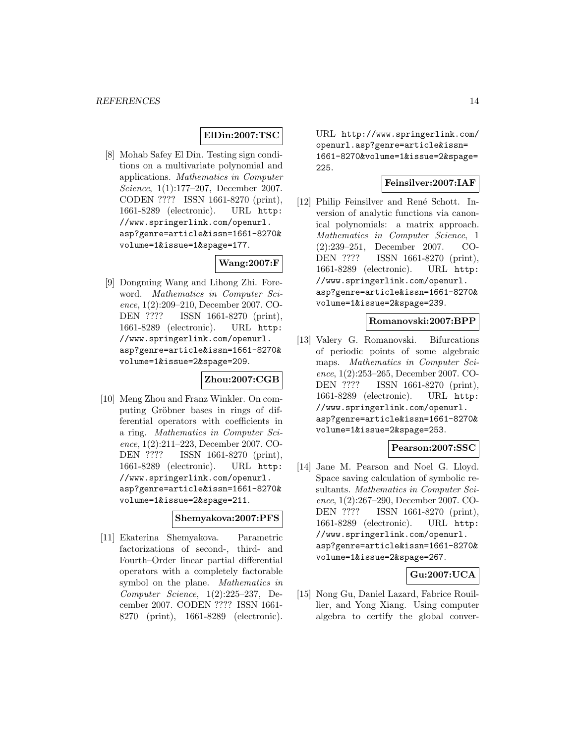**ElDin:2007:TSC**

[8] Mohab Safey El Din. Testing sign conditions on a multivariate polynomial and applications. *Mathematics in Computer Science*, 1(1):177–207, December 2007. CODEN ???? ISSN 1661-8270 (print), 1661-8289 (electronic). URL http://www.springerlink.com/openurl.asp?genre=article&issn=1661-8270&volume=1&issue=1&spage=177.

**Wang:2007:F**

[9] Dongming Wang and Lihong Zhi. Foreword. *Mathematics in Computer Science*, 1(2):209–210, December 2007. CODEN ???? ISSN 1661-8270 (print), 1661-8289 (electronic). URL http://www.springerlink.com/openurl.asp?genre=article&issn=1661-8270&volume=1&issue=2&spage=209.

**Zhou:2007:CGB**

[10] Meng Zhou and Franz Winkler. On computing Gröbner bases in rings of differential operators with coefficients in a ring. *Mathematics in Computer Science*, 1(2):211–223, December 2007. CODEN ???? ISSN 1661-8270 (print), 1661-8289 (electronic). URL http://www.springerlink.com/openurl.asp?genre=article&issn=1661-8270&volume=1&issue=2&spage=211.

**Shemyakova:2007:PFS**

[11] Ekaterina Shemyakova. Parametric factorizations of second-, third- and Fourth–Order linear partial differential operators with a completely factorable symbol on the plane. *Mathematics in Computer Science*, 1(2):225–237, December 2007. CODEN ???? ISSN 1661-8270 (print), 1661-8289 (electronic). URL http://www.springerlink.com/openurl.asp?genre=article&issn=1661-8270&volume=1&issue=2&spage=225.

**Feinsilver:2007:IAF**

[12] Philip Feinsilver and René Schott. Inversion of analytic functions via canonical polynomials: a matrix approach. *Mathematics in Computer Science*, 1(2):239–251, December 2007. CODEN ???? ISSN 1661-8270 (print), 1661-8289 (electronic). URL http://www.springerlink.com/openurl.asp?genre=article&issn=1661-8270&volume=1&issue=2&spage=239.

**Romanovski:2007:BPP**

[13] Valery G. Romanovski. Bifurcations of periodic points of some algebraic maps. *Mathematics in Computer Science*, 1(2):253–265, December 2007. CODEN ???? ISSN 1661-8270 (print), 1661-8289 (electronic). URL http://www.springerlink.com/openurl.asp?genre=article&issn=1661-8270&volume=1&issue=2&spage=253.

**Pearson:2007:SSC**

[14] Jane M. Pearson and Noel G. Lloyd. Space saving calculation of symbolic resultants. *Mathematics in Computer Science*, 1(2):267–290, December 2007. CODEN ???? ISSN 1661-8270 (print), 1661-8289 (electronic). URL http://www.springerlink.com/openurl.asp?genre=article&issn=1661-8270&volume=1&issue=2&spage=267.

**Gu:2007:UCA**

[15] Nong Gu, Daniel Lazard, Fabrice Rouillier, and Yong Xiang. Using computer algebra to certify the global conver-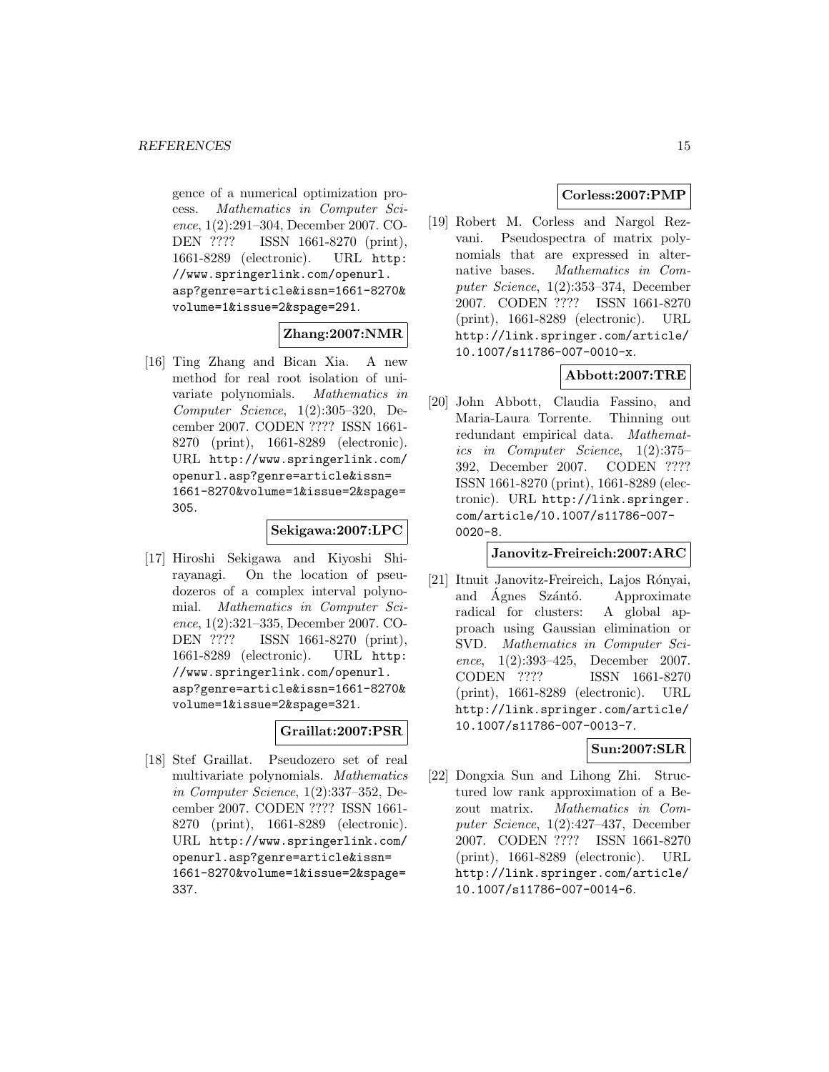gence of a numerical optimization process. *Mathematics in Computer Science*, 1(2):291–304, December 2007. CODEN ???? ISSN 1661-8270 (print), 1661-8289 (electronic). URL http://www.springerlink.com/openurl.asp?genre=article&issn=1661-8270&volume=1&issue=2&spage=291.

**Zhang:2007:NMR**

[16] Ting Zhang and Bican Xia. A new method for real root isolation of univariate polynomials. *Mathematics in Computer Science*, 1(2):305–320, December 2007. CODEN ???? ISSN 1661-8270 (print), 1661-8289 (electronic). URL http://www.springerlink.com/openurl.asp?genre=article&issn=1661-8270&volume=1&issue=2&spage=305.

**Sekigawa:2007:LPC**

[17] Hiroshi Sekigawa and Kiyoshi Shirayanagi. On the location of pseudozeros of a complex interval polynomial. *Mathematics in Computer Science*, 1(2):321–335, December 2007. CODEN ???? ISSN 1661-8270 (print), 1661-8289 (electronic). URL http://www.springerlink.com/openurl.asp?genre=article&issn=1661-8270&volume=1&issue=2&spage=321.

**Graillat:2007:PSR**

[18] Stef Graillat. Pseudozero set of real multivariate polynomials. *Mathematics in Computer Science*, 1(2):337–352, December 2007. CODEN ???? ISSN 1661-8270 (print), 1661-8289 (electronic). URL http://www.springerlink.com/openurl.asp?genre=article&issn=1661-8270&volume=1&issue=2&spage=337.

**Corless:2007:PMP**

[19] Robert M. Corless and Nargol Rezvani. Pseudospectra of matrix polynomials that are expressed in alternative bases. *Mathematics in Computer Science*, 1(2):353–374, December 2007. CODEN ???? ISSN 1661-8270 (print), 1661-8289 (electronic). URL http://link.springer.com/article/10.1007/s11786-007-0010-x.

**Abbott:2007:TRE**

[20] John Abbott, Claudia Fassino, and Maria-Laura Torrente. Thinning out redundant empirical data. *Mathematics in Computer Science*, 1(2):375–392, December 2007. CODEN ???? ISSN 1661-8270 (print), 1661-8289 (electronic). URL http://link.springer.com/article/10.1007/s11786-007-0020-8.

**Janovitz-Freireich:2007:ARC**

[21] Itnuit Janovitz-Freireich, Lajos Rónyai, and Ágnes Szántó. Approximate radical for clusters: A global approach using Gaussian elimination or SVD. *Mathematics in Computer Science*, 1(2):393–425, December 2007. CODEN ???? ISSN 1661-8270 (print), 1661-8289 (electronic). URL http://link.springer.com/article/10.1007/s11786-007-0013-7.

**Sun:2007:SLR**

[22] Dongxia Sun and Lihong Zhi. Structured low rank approximation of a Bezout matrix. *Mathematics in Computer Science*, 1(2):427–437, December 2007. CODEN ???? ISSN 1661-8270 (print), 1661-8289 (electronic). URL http://link.springer.com/article/10.1007/s11786-007-0014-6.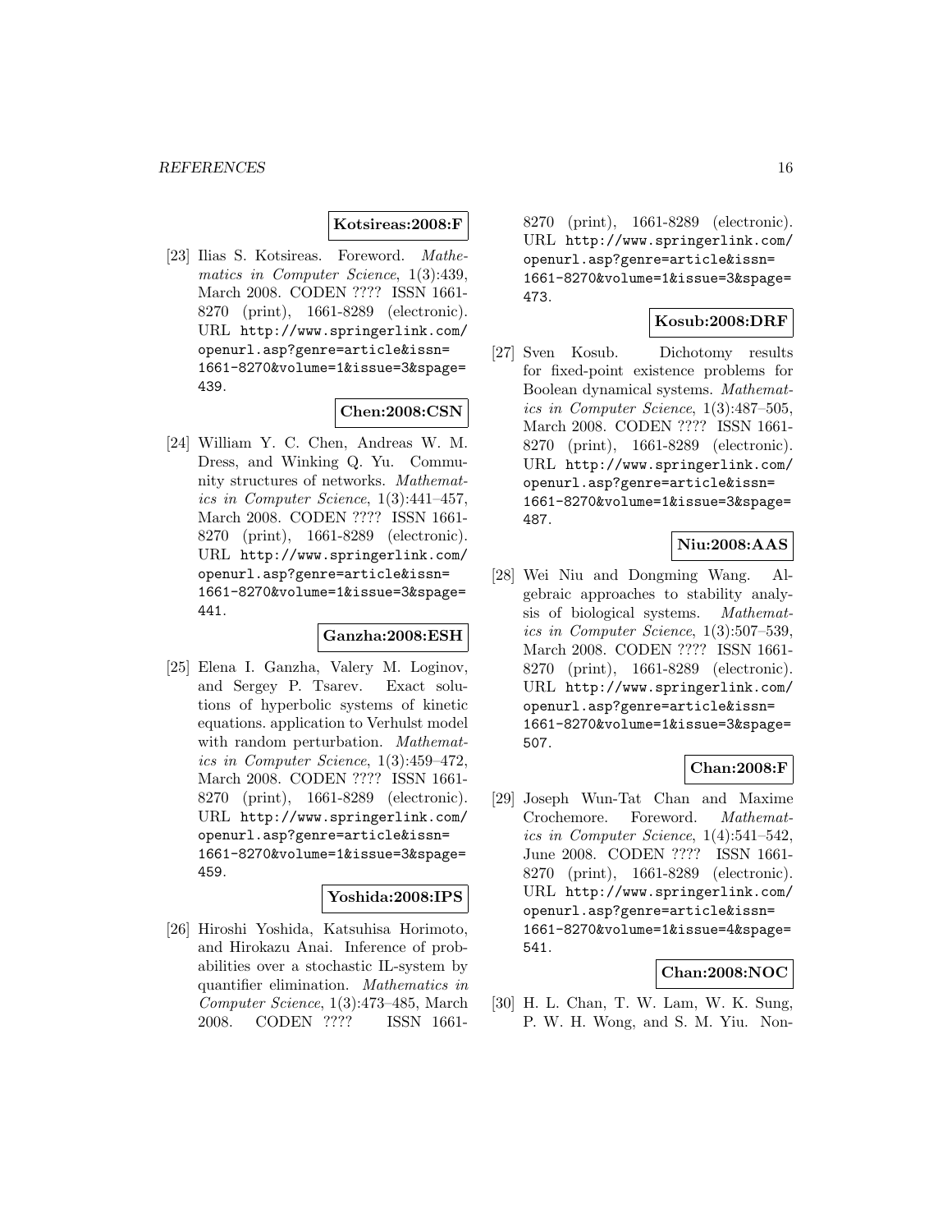**Kotsireas:2008:F**

[23] Ilias S. Kotsireas. Foreword. *Mathematics in Computer Science*, 1(3):439, March 2008. CODEN ???? ISSN 1661-8270 (print), 1661-8289 (electronic). URL http://www.springerlink.com/openurl.asp?genre=article&issn=1661-8270&volume=1&issue=3&spage=439.

**Chen:2008:CSN**

[24] William Y. C. Chen, Andreas W. M. Dress, and Winking Q. Yu. Community structures of networks. *Mathematics in Computer Science*, 1(3):441–457, March 2008. CODEN ???? ISSN 1661-8270 (print), 1661-8289 (electronic). URL http://www.springerlink.com/openurl.asp?genre=article&issn=1661-8270&volume=1&issue=3&spage=441.

**Ganzha:2008:ESH**

[25] Elena I. Ganzha, Valery M. Loginov, and Sergey P. Tsarev. Exact solutions of hyperbolic systems of kinetic equations. application to Verhulst model with random perturbation. *Mathematics in Computer Science*, 1(3):459–472, March 2008. CODEN ???? ISSN 1661-8270 (print), 1661-8289 (electronic). URL http://www.springerlink.com/openurl.asp?genre=article&issn=1661-8270&volume=1&issue=3&spage=459.

**Yoshida:2008:IPS**

[26] Hiroshi Yoshida, Katsuhisa Horimoto, and Hirokazu Anai. Inference of probabilities over a stochastic IL-system by quantifier elimination. *Mathematics in Computer Science*, 1(3):473–485, March 2008. CODEN ???? ISSN 1661-8270 (print), 1661-8289 (electronic). URL http://www.springerlink.com/openurl.asp?genre=article&issn=1661-8270&volume=1&issue=3&spage=473.

**Kosub:2008:DRF**

[27] Sven Kosub. Dichotomy results for fixed-point existence problems for Boolean dynamical systems. *Mathematics in Computer Science*, 1(3):487–505, March 2008. CODEN ???? ISSN 1661-8270 (print), 1661-8289 (electronic). URL http://www.springerlink.com/openurl.asp?genre=article&issn=1661-8270&volume=1&issue=3&spage=487.

**Niu:2008:AAS**

[28] Wei Niu and Dongming Wang. Algebraic approaches to stability analysis of biological systems. *Mathematics in Computer Science*, 1(3):507–539, March 2008. CODEN ???? ISSN 1661-8270 (print), 1661-8289 (electronic). URL http://www.springerlink.com/openurl.asp?genre=article&issn=1661-8270&volume=1&issue=3&spage=507.

**Chan:2008:F**

[29] Joseph Wun-Tat Chan and Maxime Crochemore. Foreword. *Mathematics in Computer Science*, 1(4):541–542, June 2008. CODEN ???? ISSN 1661-8270 (print), 1661-8289 (electronic). URL http://www.springerlink.com/openurl.asp?genre=article&issn=1661-8270&volume=1&issue=4&spage=541.

**Chan:2008:NOC**

[30] H. L. Chan, T. W. Lam, W. K. Sung, P. W. H. Wong, and S. M. Yiu. Non-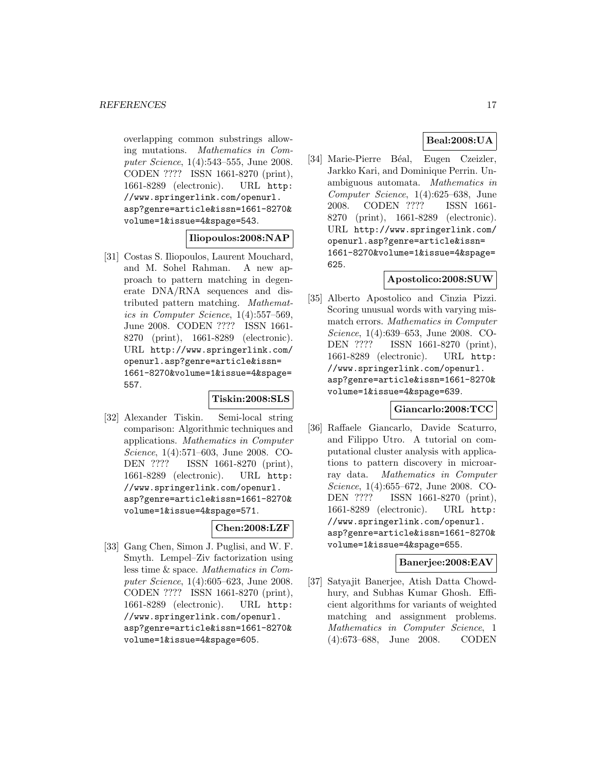overlapping common substrings allowing mutations. *Mathematics in Computer Science*, 1(4):543–555, June 2008. CODEN ???? ISSN 1661-8270 (print), 1661-8289 (electronic). URL http://www.springerlink.com/openurl.asp?genre=article&issn=1661-8270&volume=1&issue=4&spage=543.

**Iliopoulos:2008:NAP**

[31] Costas S. Iliopoulos, Laurent Mouchard, and M. Sohel Rahman. A new approach to pattern matching in degenerate DNA/RNA sequences and distributed pattern matching. *Mathematics in Computer Science*, 1(4):557–569, June 2008. CODEN ???? ISSN 1661-8270 (print), 1661-8289 (electronic). URL http://www.springerlink.com/openurl.asp?genre=article&issn=1661-8270&volume=1&issue=4&spage=557.

**Tiskin:2008:SLS**

[32] Alexander Tiskin. Semi-local string comparison: Algorithmic techniques and applications. *Mathematics in Computer Science*, 1(4):571–603, June 2008. CODEN ???? ISSN 1661-8270 (print), 1661-8289 (electronic). URL http://www.springerlink.com/openurl.asp?genre=article&issn=1661-8270&volume=1&issue=4&spage=571.

**Chen:2008:LZF**

[33] Gang Chen, Simon J. Puglisi, and W. F. Smyth. Lempel–Ziv factorization using less time & space. *Mathematics in Computer Science*, 1(4):605–623, June 2008. CODEN ???? ISSN 1661-8270 (print), 1661-8289 (electronic). URL http://www.springerlink.com/openurl.asp?genre=article&issn=1661-8270&volume=1&issue=4&spage=605.

**Beal:2008:UA**

[34] Marie-Pierre Béal, Eugen Czeizler, Jarkko Kari, and Dominique Perrin. Unambiguous automata. *Mathematics in Computer Science*, 1(4):625–638, June 2008. CODEN ???? ISSN 1661-8270 (print), 1661-8289 (electronic). URL http://www.springerlink.com/openurl.asp?genre=article&issn=1661-8270&volume=1&issue=4&spage=625.

**Apostolico:2008:SUW**

[35] Alberto Apostolico and Cinzia Pizzi. Scoring unusual words with varying mismatch errors. *Mathematics in Computer Science*, 1(4):639–653, June 2008. CODEN ???? ISSN 1661-8270 (print), 1661-8289 (electronic). URL http://www.springerlink.com/openurl.asp?genre=article&issn=1661-8270&volume=1&issue=4&spage=639.

**Giancarlo:2008:TCC**

[36] Raffaele Giancarlo, Davide Scaturro, and Filippo Utro. A tutorial on computational cluster analysis with applications to pattern discovery in microarray data. *Mathematics in Computer Science*, 1(4):655–672, June 2008. CODEN ???? ISSN 1661-8270 (print), 1661-8289 (electronic). URL http://www.springerlink.com/openurl.asp?genre=article&issn=1661-8270&volume=1&issue=4&spage=655.

**Banerjee:2008:EAV**

[37] Satyajit Banerjee, Atish Datta Chowdhury, and Subhas Kumar Ghosh. Efficient algorithms for variants of weighted matching and assignment problems. *Mathematics in Computer Science*, 1 (4):673–688, June 2008. CODEN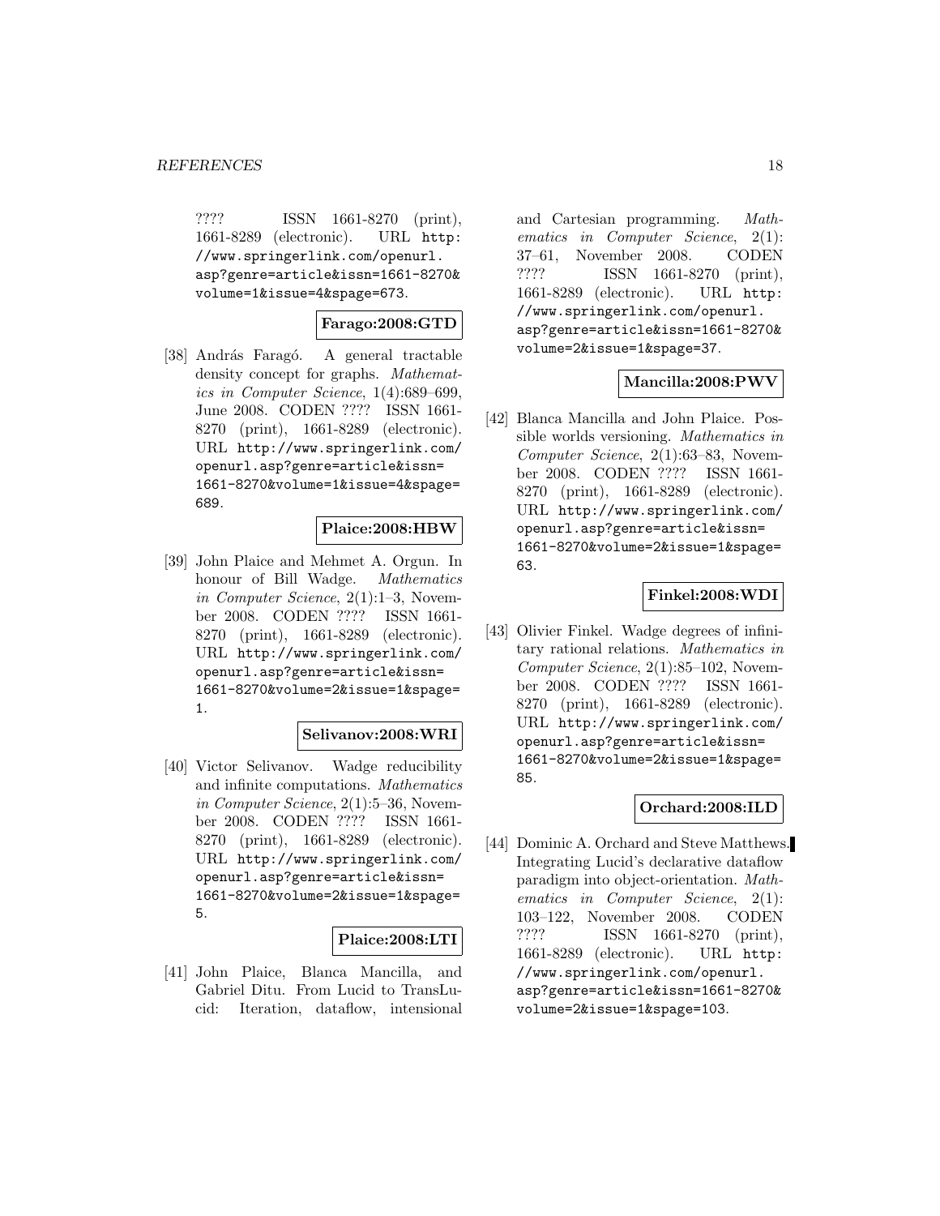???? ISSN 1661-8270 (print), 1661-8289 (electronic). URL http://www.springerlink.com/openurl.asp?genre=article&issn=1661-8270&volume=1&issue=4&spage=673.

**Farago:2008:GTD**

[38] András Faragó. A general tractable density concept for graphs. *Mathematics in Computer Science*, 1(4):689–699, June 2008. CODEN ???? ISSN 1661-8270 (print), 1661-8289 (electronic). URL http://www.springerlink.com/openurl.asp?genre=article&issn=1661-8270&volume=1&issue=4&spage=689.

**Plaice:2008:HBW**

[39] John Plaice and Mehmet A. Orgun. In honour of Bill Wadge. *Mathematics in Computer Science*, 2(1):1–3, November 2008. CODEN ???? ISSN 1661-8270 (print), 1661-8289 (electronic). URL http://www.springerlink.com/openurl.asp?genre=article&issn=1661-8270&volume=2&issue=1&spage=1.

**Selivanov:2008:WRI**

[40] Victor Selivanov. Wadge reducibility and infinite computations. *Mathematics in Computer Science*, 2(1):5–36, November 2008. CODEN ???? ISSN 1661-8270 (print), 1661-8289 (electronic). URL http://www.springerlink.com/openurl.asp?genre=article&issn=1661-8270&volume=2&issue=1&spage=5.

**Plaice:2008:LTI**

[41] John Plaice, Blanca Mancilla, and Gabriel Ditu. From Lucid to TransLucid: Iteration, dataflow, intensional and Cartesian programming. *Mathematics in Computer Science*, 2(1): 37–61, November 2008. CODEN ???? ISSN 1661-8270 (print), 1661-8289 (electronic). URL http://www.springerlink.com/openurl.asp?genre=article&issn=1661-8270&volume=2&issue=1&spage=37.

**Mancilla:2008:PWV**

[42] Blanca Mancilla and John Plaice. Possible worlds versioning. *Mathematics in Computer Science*, 2(1):63–83, November 2008. CODEN ???? ISSN 1661-8270 (print), 1661-8289 (electronic). URL http://www.springerlink.com/openurl.asp?genre=article&issn=1661-8270&volume=2&issue=1&spage=63.

**Finkel:2008:WDI**

[43] Olivier Finkel. Wadge degrees of infinitary rational relations. *Mathematics in Computer Science*, 2(1):85–102, November 2008. CODEN ???? ISSN 1661-8270 (print), 1661-8289 (electronic). URL http://www.springerlink.com/openurl.asp?genre=article&issn=1661-8270&volume=2&issue=1&spage=85.

**Orchard:2008:ILD**

[44] Dominic A. Orchard and Steve Matthews. Integrating Lucid's declarative dataflow paradigm into object-orientation. *Mathematics in Computer Science*, 2(1): 103–122, November 2008. CODEN ???? ISSN 1661-8270 (print), 1661-8289 (electronic). URL http://www.springerlink.com/openurl.asp?genre=article&issn=1661-8270&volume=2&issue=1&spage=103.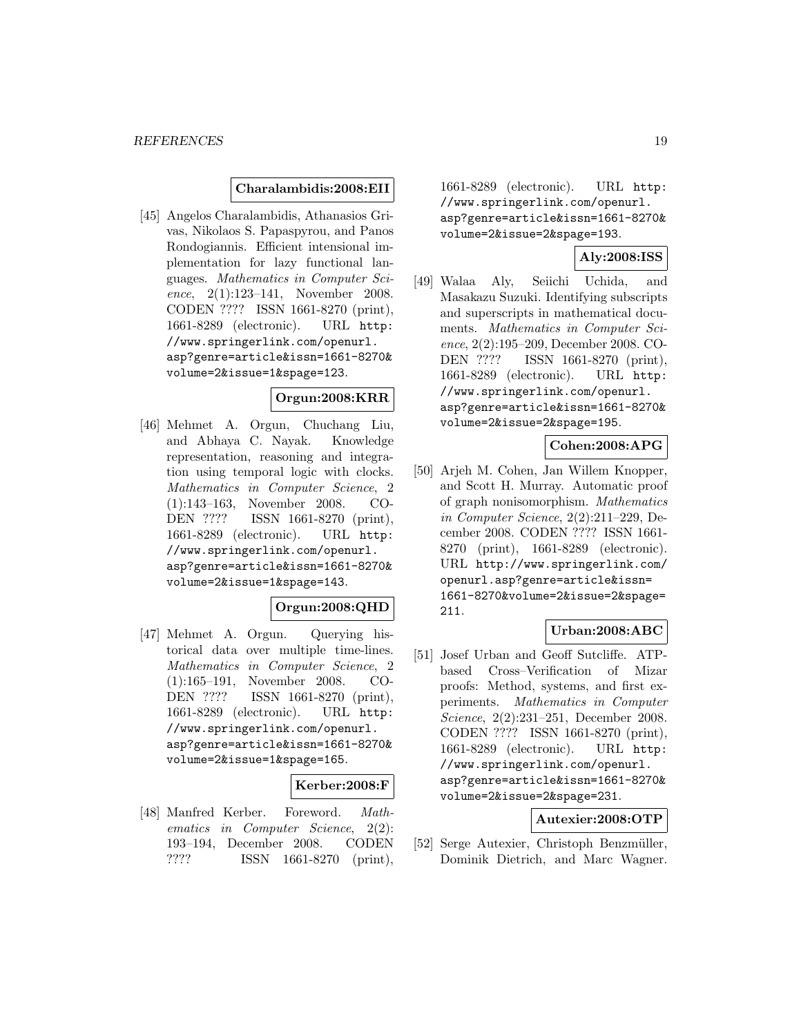**Charalambidis:2008:EII**

[45] Angelos Charalambidis, Athanasios Grivas, Nikolaos S. Papaspyrou, and Panos Rondogiannis. Efficient intensional implementation for lazy functional languages. *Mathematics in Computer Science*, 2(1):123–141, November 2008. CODEN ???? ISSN 1661-8270 (print), 1661-8289 (electronic). URL http://www.springerlink.com/openurl.asp?genre=article&issn=1661-8270&volume=2&issue=1&spage=123.

**Orgun:2008:KRR**

[46] Mehmet A. Orgun, Chuchang Liu, and Abhaya C. Nayak. Knowledge representation, reasoning and integration using temporal logic with clocks. *Mathematics in Computer Science*, 2(1):143–163, November 2008. CODEN ???? ISSN 1661-8270 (print), 1661-8289 (electronic). URL http://www.springerlink.com/openurl.asp?genre=article&issn=1661-8270&volume=2&issue=1&spage=143.

**Orgun:2008:QHD**

[47] Mehmet A. Orgun. Querying historical data over multiple time-lines. *Mathematics in Computer Science*, 2(1):165–191, November 2008. CODEN ???? ISSN 1661-8270 (print), 1661-8289 (electronic). URL http://www.springerlink.com/openurl.asp?genre=article&issn=1661-8270&volume=2&issue=1&spage=165.

**Kerber:2008:F**

[48] Manfred Kerber. Foreword. *Mathematics in Computer Science*, 2(2):193–194, December 2008. CODEN ???? ISSN 1661-8270 (print), 1661-8289 (electronic). URL http://www.springerlink.com/openurl.asp?genre=article&issn=1661-8270&volume=2&issue=2&spage=193.

**Aly:2008:ISS**

[49] Walaa Aly, Seiichi Uchida, and Masakazu Suzuki. Identifying subscripts and superscripts in mathematical documents. *Mathematics in Computer Science*, 2(2):195–209, December 2008. CODEN ???? ISSN 1661-8270 (print), 1661-8289 (electronic). URL http://www.springerlink.com/openurl.asp?genre=article&issn=1661-8270&volume=2&issue=2&spage=195.

**Cohen:2008:APG**

[50] Arjeh M. Cohen, Jan Willem Knopper, and Scott H. Murray. Automatic proof of graph nonisomorphism. *Mathematics in Computer Science*, 2(2):211–229, December 2008. CODEN ???? ISSN 1661-8270 (print), 1661-8289 (electronic). URL http://www.springerlink.com/openurl.asp?genre=article&issn=1661-8270&volume=2&issue=2&spage=211.

**Urban:2008:ABC**

[51] Josef Urban and Geoff Sutcliffe. ATP-based Cross–Verification of Mizar proofs: Method, systems, and first experiments. *Mathematics in Computer Science*, 2(2):231–251, December 2008. CODEN ???? ISSN 1661-8270 (print), 1661-8289 (electronic). URL http://www.springerlink.com/openurl.asp?genre=article&issn=1661-8270&volume=2&issue=2&spage=231.

**Autexier:2008:OTP**

[52] Serge Autexier, Christoph Benzmüller, Dominik Dietrich, and Marc Wagner.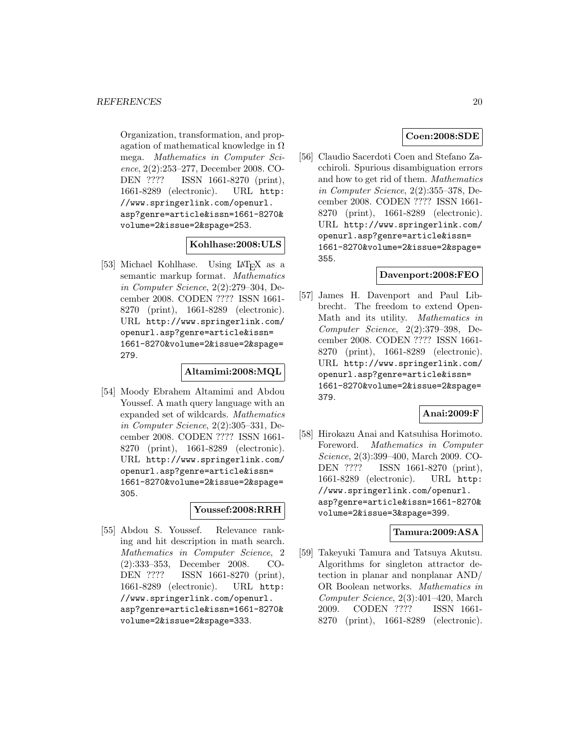Organization, transformation, and propagation of mathematical knowledge in Ω mega. *Mathematics in Computer Science*, 2(2):253–277, December 2008. CODEN ???? ISSN 1661-8270 (print), 1661-8289 (electronic). URL `http://www.springerlink.com/openurl.asp?genre=article&issn=1661-8270&volume=2&issue=2&spage=253`.

**Kohlhase:2008:ULS**

[53] Michael Kohlhase. Using LaTeX as a semantic markup format. *Mathematics in Computer Science*, 2(2):279–304, December 2008. CODEN ???? ISSN 1661-8270 (print), 1661-8289 (electronic). URL `http://www.springerlink.com/openurl.asp?genre=article&issn=1661-8270&volume=2&issue=2&spage=279`.

**Altamimi:2008:MQL**

[54] Moody Ebrahem Altamimi and Abdou Youssef. A math query language with an expanded set of wildcards. *Mathematics in Computer Science*, 2(2):305–331, December 2008. CODEN ???? ISSN 1661-8270 (print), 1661-8289 (electronic). URL `http://www.springerlink.com/openurl.asp?genre=article&issn=1661-8270&volume=2&issue=2&spage=305`.

**Youssef:2008:RRH**

[55] Abdou S. Youssef. Relevance ranking and hit description in math search. *Mathematics in Computer Science*, 2 (2):333–353, December 2008. CODEN ???? ISSN 1661-8270 (print), 1661-8289 (electronic). URL `http://www.springerlink.com/openurl.asp?genre=article&issn=1661-8270&volume=2&issue=2&spage=333`.

**Coen:2008:SDE**

[56] Claudio Sacerdoti Coen and Stefano Zacchiroli. Spurious disambiguation errors and how to get rid of them. *Mathematics in Computer Science*, 2(2):355–378, December 2008. CODEN ???? ISSN 1661-8270 (print), 1661-8289 (electronic). URL `http://www.springerlink.com/openurl.asp?genre=article&issn=1661-8270&volume=2&issue=2&spage=355`.

**Davenport:2008:FEO**

[57] James H. Davenport and Paul Libbrecht. The freedom to extend OpenMath and its utility. *Mathematics in Computer Science*, 2(2):379–398, December 2008. CODEN ???? ISSN 1661-8270 (print), 1661-8289 (electronic). URL `http://www.springerlink.com/openurl.asp?genre=article&issn=1661-8270&volume=2&issue=2&spage=379`.

**Anai:2009:F**

[58] Hirokazu Anai and Katsuhisa Horimoto. Foreword. *Mathematics in Computer Science*, 2(3):399–400, March 2009. CODEN ???? ISSN 1661-8270 (print), 1661-8289 (electronic). URL `http://www.springerlink.com/openurl.asp?genre=article&issn=1661-8270&volume=2&issue=3&spage=399`.

**Tamura:2009:ASA**

[59] Takeyuki Tamura and Tatsuya Akutsu. Algorithms for singleton attractor detection in planar and nonplanar AND/OR Boolean networks. *Mathematics in Computer Science*, 2(3):401–420, March 2009. CODEN ???? ISSN 1661-8270 (print), 1661-8289 (electronic).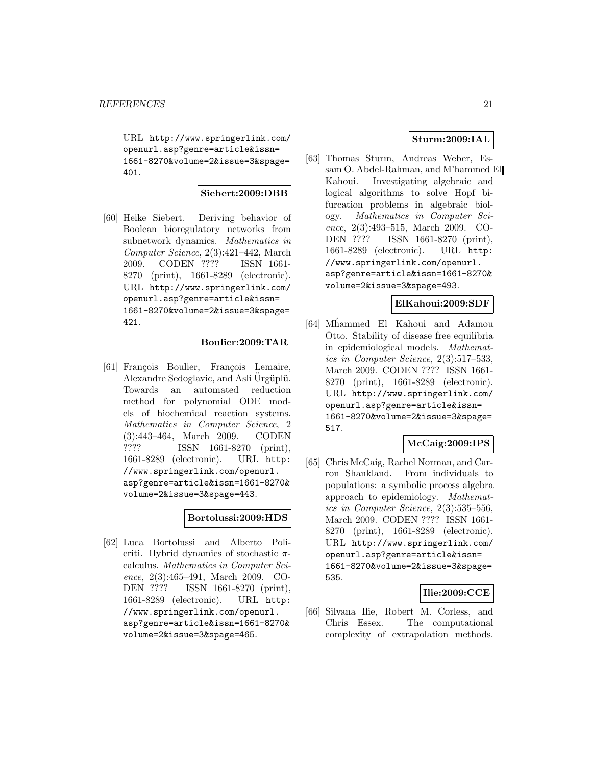URL http://www.springerlink.com/openurl.asp?genre=article&issn=1661-8270&volume=2&issue=3&spage=401.

**Siebert:2009:DBB**

[60] Heike Siebert. Deriving behavior of Boolean bioregulatory networks from subnetwork dynamics. *Mathematics in Computer Science*, 2(3):421–442, March 2009. CODEN ???? ISSN 1661-8270 (print), 1661-8289 (electronic). URL http://www.springerlink.com/openurl.asp?genre=article&issn=1661-8270&volume=2&issue=3&spage=421.

**Boulier:2009:TAR**

[61] François Boulier, François Lemaire, Alexandre Sedoglavic, and Asli Ürgüplü. Towards an automated reduction method for polynomial ODE models of biochemical reaction systems. *Mathematics in Computer Science*, 2(3):443–464, March 2009. CODEN ???? ISSN 1661-8270 (print), 1661-8289 (electronic). URL http://www.springerlink.com/openurl.asp?genre=article&issn=1661-8270&volume=2&issue=3&spage=443.

**Bortolussi:2009:HDS**

[62] Luca Bortolussi and Alberto Policriti. Hybrid dynamics of stochastic $\pi$-calculus. *Mathematics in Computer Science*, 2(3):465–491, March 2009. CODEN ???? ISSN 1661-8270 (print), 1661-8289 (electronic). URL http://www.springerlink.com/openurl.asp?genre=article&issn=1661-8270&volume=2&issue=3&spage=465.

**Sturm:2009:IAL**

[63] Thomas Sturm, Andreas Weber, Essam O. Abdel-Rahman, and M'hammed El Kahoui. Investigating algebraic and logical algorithms to solve Hopf bifurcation problems in algebraic biology. *Mathematics in Computer Science*, 2(3):493–515, March 2009. CODEN ???? ISSN 1661-8270 (print), 1661-8289 (electronic). URL http://www.springerlink.com/openurl.asp?genre=article&issn=1661-8270&volume=2&issue=3&spage=493.

**ElKahoui:2009:SDF**

[64] Ḿhammed El Kahoui and Adamou Otto. Stability of disease free equilibria in epidemiological models. *Mathematics in Computer Science*, 2(3):517–533, March 2009. CODEN ???? ISSN 1661-8270 (print), 1661-8289 (electronic). URL http://www.springerlink.com/openurl.asp?genre=article&issn=1661-8270&volume=2&issue=3&spage=517.

**McCaig:2009:IPS**

[65] Chris McCaig, Rachel Norman, and Carron Shankland. From individuals to populations: a symbolic process algebra approach to epidemiology. *Mathematics in Computer Science*, 2(3):535–556, March 2009. CODEN ???? ISSN 1661-8270 (print), 1661-8289 (electronic). URL http://www.springerlink.com/openurl.asp?genre=article&issn=1661-8270&volume=2&issue=3&spage=535.

**Ilie:2009:CCE**

[66] Silvana Ilie, Robert M. Corless, and Chris Essex. The computational complexity of extrapolation methods.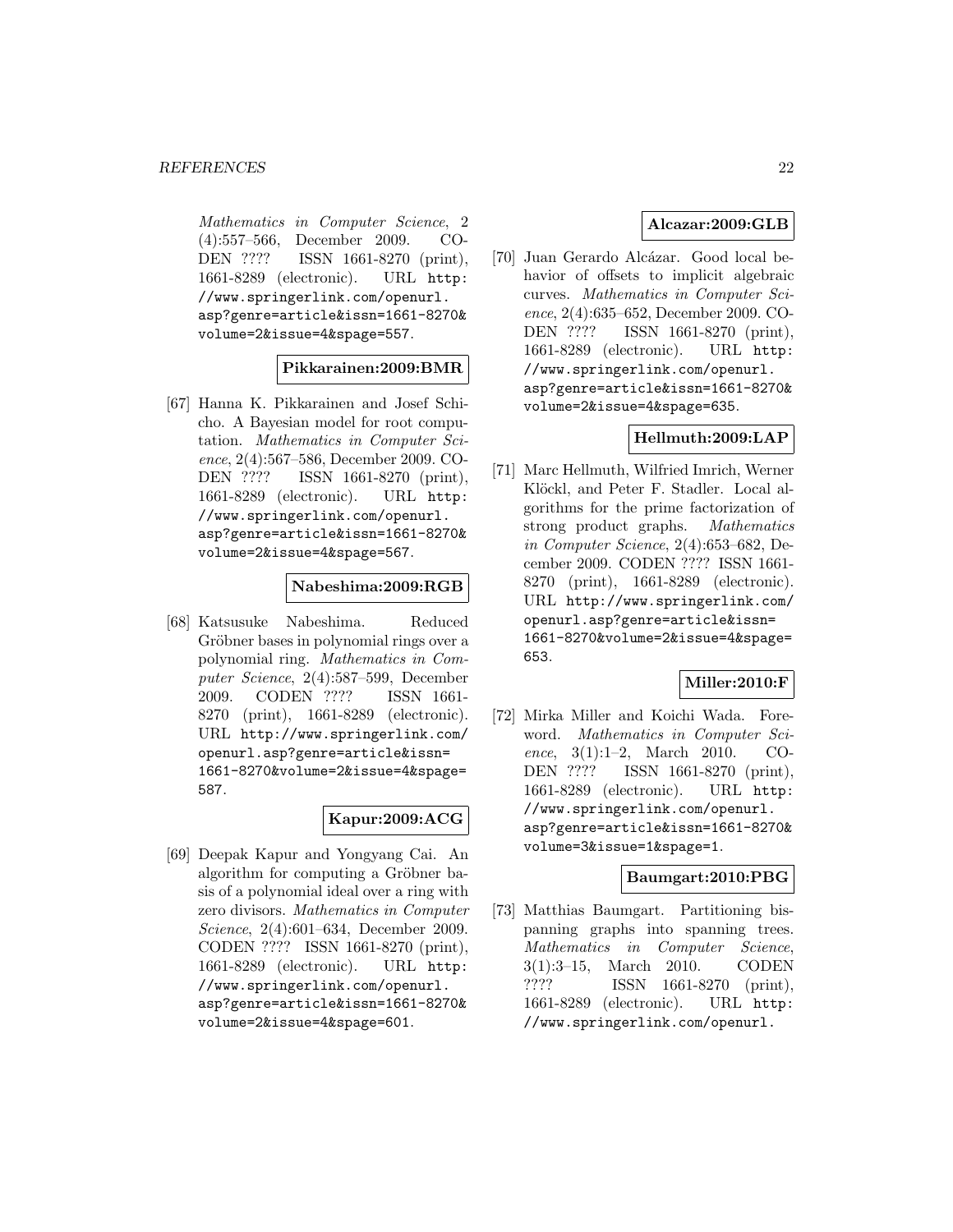*Mathematics in Computer Science*, 2 (4):557–566, December 2009. CODEN ???? ISSN 1661-8270 (print), 1661-8289 (electronic). URL http://www.springerlink.com/openurl.asp?genre=article&issn=1661-8270&volume=2&issue=4&spage=557.

**Pikkarainen:2009:BMR**

[67] Hanna K. Pikkarainen and Josef Schicho. A Bayesian model for root computation. *Mathematics in Computer Science*, 2(4):567–586, December 2009. CODEN ???? ISSN 1661-8270 (print), 1661-8289 (electronic). URL http://www.springerlink.com/openurl.asp?genre=article&issn=1661-8270&volume=2&issue=4&spage=567.

**Nabeshima:2009:RGB**

[68] Katsusuke Nabeshima. Reduced Gröbner bases in polynomial rings over a polynomial ring. *Mathematics in Computer Science*, 2(4):587–599, December 2009. CODEN ???? ISSN 1661-8270 (print), 1661-8289 (electronic). URL http://www.springerlink.com/openurl.asp?genre=article&issn=1661-8270&volume=2&issue=4&spage=587.

**Kapur:2009:ACG**

[69] Deepak Kapur and Yongyang Cai. An algorithm for computing a Gröbner basis of a polynomial ideal over a ring with zero divisors. *Mathematics in Computer Science*, 2(4):601–634, December 2009. CODEN ???? ISSN 1661-8270 (print), 1661-8289 (electronic). URL http://www.springerlink.com/openurl.asp?genre=article&issn=1661-8270&volume=2&issue=4&spage=601.

**Alcazar:2009:GLB**

[70] Juan Gerardo Alcázar. Good local behavior of offsets to implicit algebraic curves. *Mathematics in Computer Science*, 2(4):635–652, December 2009. CODEN ???? ISSN 1661-8270 (print), 1661-8289 (electronic). URL http://www.springerlink.com/openurl.asp?genre=article&issn=1661-8270&volume=2&issue=4&spage=635.

**Hellmuth:2009:LAP**

[71] Marc Hellmuth, Wilfried Imrich, Werner Klöckl, and Peter F. Stadler. Local algorithms for the prime factorization of strong product graphs. *Mathematics in Computer Science*, 2(4):653–682, December 2009. CODEN ???? ISSN 1661-8270 (print), 1661-8289 (electronic). URL http://www.springerlink.com/openurl.asp?genre=article&issn=1661-8270&volume=2&issue=4&spage=653.

**Miller:2010:F**

[72] Mirka Miller and Koichi Wada. Foreword. *Mathematics in Computer Science*, 3(1):1–2, March 2010. CODEN ???? ISSN 1661-8270 (print), 1661-8289 (electronic). URL http://www.springerlink.com/openurl.asp?genre=article&issn=1661-8270&volume=3&issue=1&spage=1.

**Baumgart:2010:PBG**

[73] Matthias Baumgart. Partitioning bispanning graphs into spanning trees. *Mathematics in Computer Science*, 3(1):3–15, March 2010. CODEN ???? ISSN 1661-8270 (print), 1661-8289 (electronic). URL http://www.springerlink.com/openurl.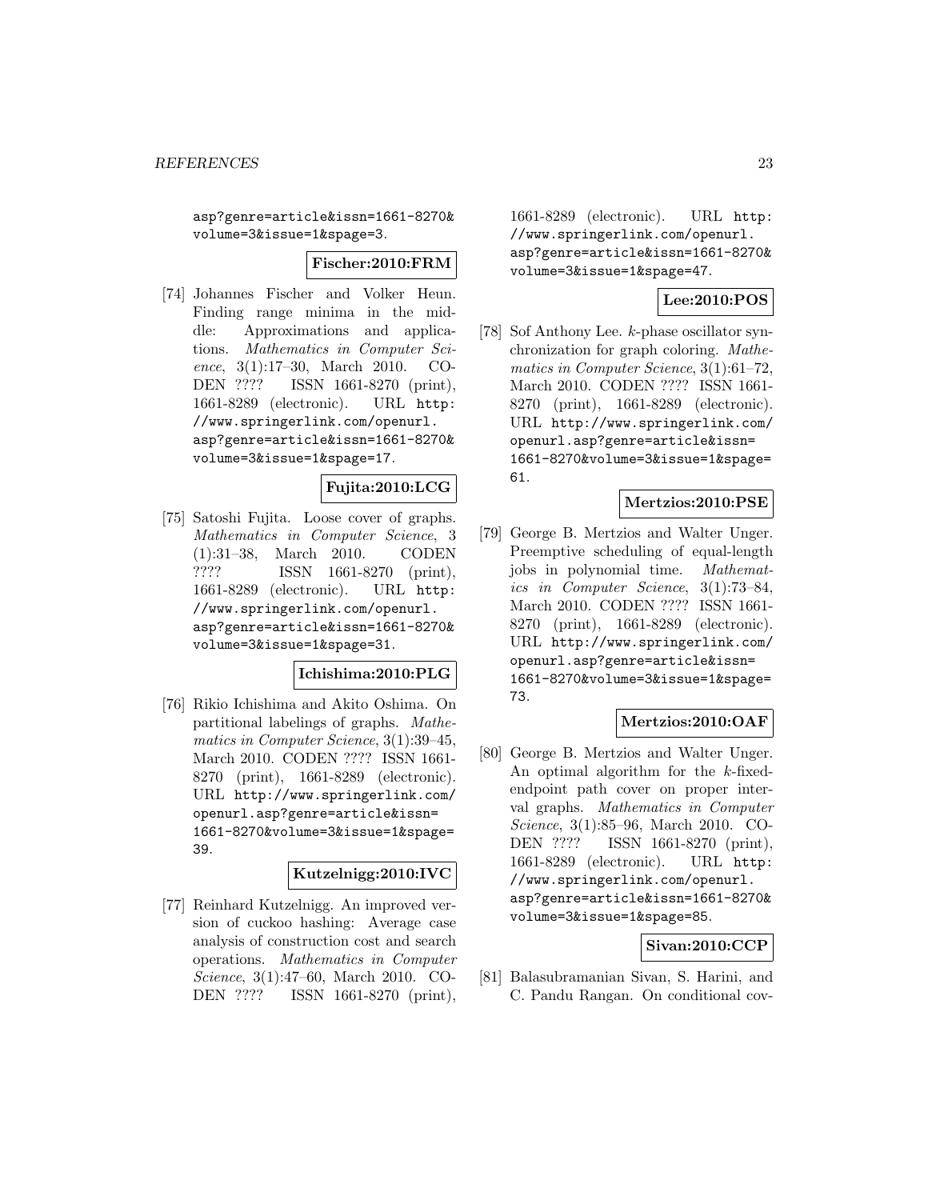asp?genre=article&issn=1661-8270&volume=3&issue=1&spage=3.

**Fischer:2010:FRM**

[74] Johannes Fischer and Volker Heun. Finding range minima in the middle: Approximations and applications. *Mathematics in Computer Science*, 3(1):17–30, March 2010. CODEN ???? ISSN 1661-8270 (print), 1661-8289 (electronic). URL http://www.springerlink.com/openurl.asp?genre=article&issn=1661-8270&volume=3&issue=1&spage=17.

**Fujita:2010:LCG**

[75] Satoshi Fujita. Loose cover of graphs. *Mathematics in Computer Science*, 3 (1):31–38, March 2010. CODEN ???? ISSN 1661-8270 (print), 1661-8289 (electronic). URL http://www.springerlink.com/openurl.asp?genre=article&issn=1661-8270&volume=3&issue=1&spage=31.

**Ichishima:2010:PLG**

[76] Rikio Ichishima and Akito Oshima. On partitional labelings of graphs. *Mathematics in Computer Science*, 3(1):39–45, March 2010. CODEN ???? ISSN 1661-8270 (print), 1661-8289 (electronic). URL http://www.springerlink.com/openurl.asp?genre=article&issn=1661-8270&volume=3&issue=1&spage=39.

**Kutzelnigg:2010:IVC**

[77] Reinhard Kutzelnigg. An improved version of cuckoo hashing: Average case analysis of construction cost and search operations. *Mathematics in Computer Science*, 3(1):47–60, March 2010. CODEN ???? ISSN 1661-8270 (print), 1661-8289 (electronic). URL http://www.springerlink.com/openurl.asp?genre=article&issn=1661-8270&volume=3&issue=1&spage=47.

**Lee:2010:POS**

[78] Sof Anthony Lee. $k$-phase oscillator synchronization for graph coloring. *Mathematics in Computer Science*, 3(1):61–72, March 2010. CODEN ???? ISSN 1661-8270 (print), 1661-8289 (electronic). URL http://www.springerlink.com/openurl.asp?genre=article&issn=1661-8270&volume=3&issue=1&spage=61.

**Mertzios:2010:PSE**

[79] George B. Mertzios and Walter Unger. Preemptive scheduling of equal-length jobs in polynomial time. *Mathematics in Computer Science*, 3(1):73–84, March 2010. CODEN ???? ISSN 1661-8270 (print), 1661-8289 (electronic). URL http://www.springerlink.com/openurl.asp?genre=article&issn=1661-8270&volume=3&issue=1&spage=73.

**Mertzios:2010:OAF**

[80] George B. Mertzios and Walter Unger. An optimal algorithm for the $k$-fixed-endpoint path cover on proper interval graphs. *Mathematics in Computer Science*, 3(1):85–96, March 2010. CODEN ???? ISSN 1661-8270 (print), 1661-8289 (electronic). URL http://www.springerlink.com/openurl.asp?genre=article&issn=1661-8270&volume=3&issue=1&spage=85.

**Sivan:2010:CCP**

[81] Balasubramanian Sivan, S. Harini, and C. Pandu Rangan. On conditional cov-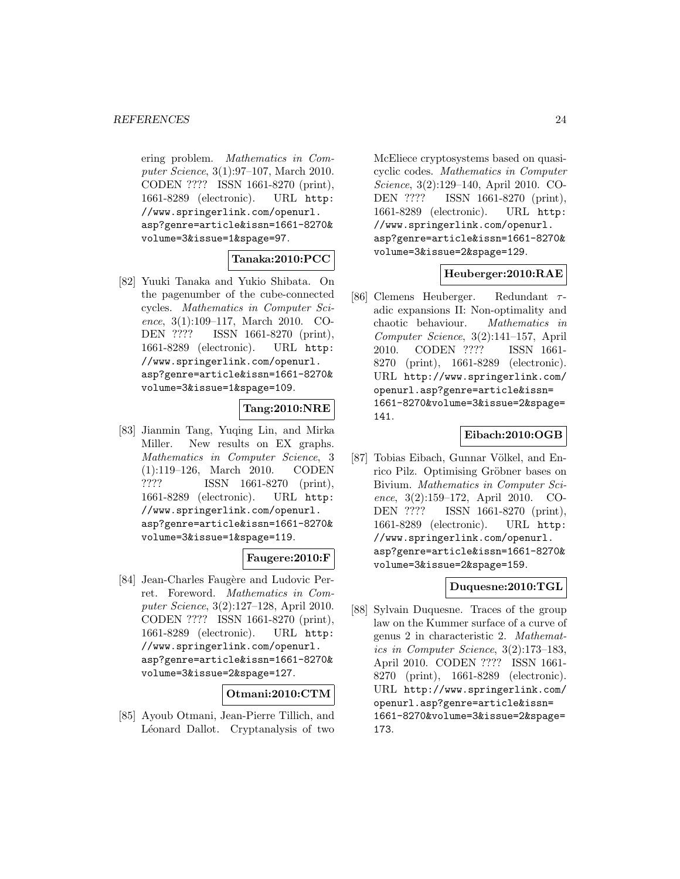ering problem. *Mathematics in Computer Science*, 3(1):97–107, March 2010. CODEN ???? ISSN 1661-8270 (print), 1661-8289 (electronic). URL http://www.springerlink.com/openurl.asp?genre=article&issn=1661-8270&volume=3&issue=1&spage=97.

**Tanaka:2010:PCC**

[82] Yuuki Tanaka and Yukio Shibata. On the pagenumber of the cube-connected cycles. *Mathematics in Computer Science*, 3(1):109–117, March 2010. CODEN ???? ISSN 1661-8270 (print), 1661-8289 (electronic). URL http://www.springerlink.com/openurl.asp?genre=article&issn=1661-8270&volume=3&issue=1&spage=109.

**Tang:2010:NRE**

[83] Jianmin Tang, Yuqing Lin, and Mirka Miller. New results on EX graphs. *Mathematics in Computer Science*, 3(1):119–126, March 2010. CODEN ???? ISSN 1661-8270 (print), 1661-8289 (electronic). URL http://www.springerlink.com/openurl.asp?genre=article&issn=1661-8270&volume=3&issue=1&spage=119.

**Faugere:2010:F**

[84] Jean-Charles Faugère and Ludovic Perret. Foreword. *Mathematics in Computer Science*, 3(2):127–128, April 2010. CODEN ???? ISSN 1661-8270 (print), 1661-8289 (electronic). URL http://www.springerlink.com/openurl.asp?genre=article&issn=1661-8270&volume=3&issue=2&spage=127.

**Otmani:2010:CTM**

[85] Ayoub Otmani, Jean-Pierre Tillich, and Léonard Dallot. Cryptanalysis of two McEliece cryptosystems based on quasi-cyclic codes. *Mathematics in Computer Science*, 3(2):129–140, April 2010. CODEN ???? ISSN 1661-8270 (print), 1661-8289 (electronic). URL http://www.springerlink.com/openurl.asp?genre=article&issn=1661-8270&volume=3&issue=2&spage=129.

**Heuberger:2010:RAE**

[86] Clemens Heuberger. Redundant $\tau$-adic expansions II: Non-optimality and chaotic behaviour. *Mathematics in Computer Science*, 3(2):141–157, April 2010. CODEN ???? ISSN 1661-8270 (print), 1661-8289 (electronic). URL http://www.springerlink.com/openurl.asp?genre=article&issn=1661-8270&volume=3&issue=2&spage=141.

**Eibach:2010:OGB**

[87] Tobias Eibach, Gunnar Völkel, and Enrico Pilz. Optimising Gröbner bases on Bivium. *Mathematics in Computer Science*, 3(2):159–172, April 2010. CODEN ???? ISSN 1661-8270 (print), 1661-8289 (electronic). URL http://www.springerlink.com/openurl.asp?genre=article&issn=1661-8270&volume=3&issue=2&spage=159.

**Duquesne:2010:TGL**

[88] Sylvain Duquesne. Traces of the group law on the Kummer surface of a curve of genus 2 in characteristic 2. *Mathematics in Computer Science*, 3(2):173–183, April 2010. CODEN ???? ISSN 1661-8270 (print), 1661-8289 (electronic). URL http://www.springerlink.com/openurl.asp?genre=article&issn=1661-8270&volume=3&issue=2&spage=173.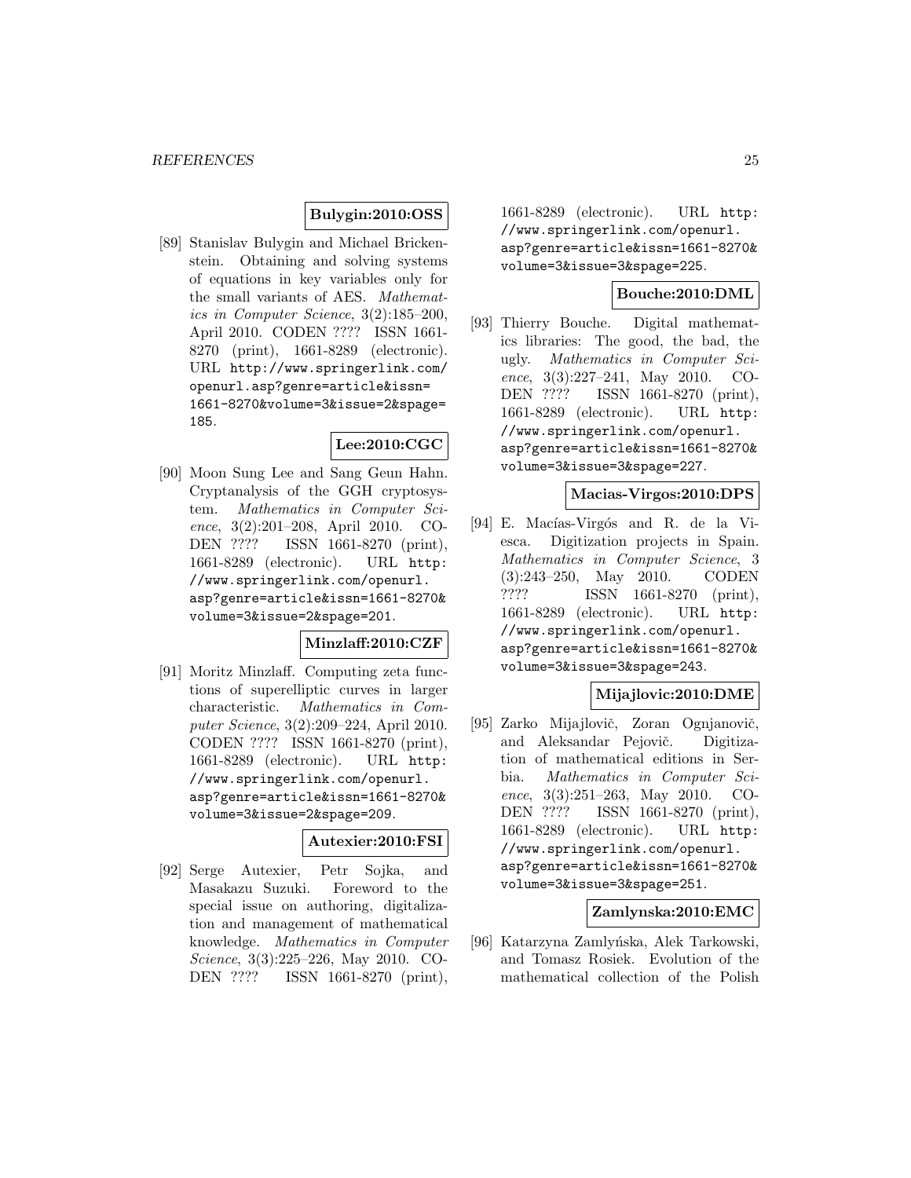**Bulygin:2010:OSS**

[89] Stanislav Bulygin and Michael Brickenstein. Obtaining and solving systems of equations in key variables only for the small variants of AES. *Mathematics in Computer Science*, 3(2):185–200, April 2010. CODEN ???? ISSN 1661-8270 (print), 1661-8289 (electronic). URL http://www.springerlink.com/openurl.asp?genre=article&issn=1661-8270&volume=3&issue=2&spage=185.

**Lee:2010:CGC**

[90] Moon Sung Lee and Sang Geun Hahn. Cryptanalysis of the GGH cryptosystem. *Mathematics in Computer Science*, 3(2):201–208, April 2010. CODEN ???? ISSN 1661-8270 (print), 1661-8289 (electronic). URL http://www.springerlink.com/openurl.asp?genre=article&issn=1661-8270&volume=3&issue=2&spage=201.

**Minzlaff:2010:CZF**

[91] Moritz Minzlaff. Computing zeta functions of superelliptic curves in larger characteristic. *Mathematics in Computer Science*, 3(2):209–224, April 2010. CODEN ???? ISSN 1661-8270 (print), 1661-8289 (electronic). URL http://www.springerlink.com/openurl.asp?genre=article&issn=1661-8270&volume=3&issue=2&spage=209.

**Autexier:2010:FSI**

[92] Serge Autexier, Petr Sojka, and Masakazu Suzuki. Foreword to the special issue on authoring, digitalization and management of mathematical knowledge. *Mathematics in Computer Science*, 3(3):225–226, May 2010. CODEN ???? ISSN 1661-8270 (print), 1661-8289 (electronic). URL http://www.springerlink.com/openurl.asp?genre=article&issn=1661-8270&volume=3&issue=3&spage=225.

**Bouche:2010:DML**

[93] Thierry Bouche. Digital mathematics libraries: The good, the bad, the ugly. *Mathematics in Computer Science*, 3(3):227–241, May 2010. CODEN ???? ISSN 1661-8270 (print), 1661-8289 (electronic). URL http://www.springerlink.com/openurl.asp?genre=article&issn=1661-8270&volume=3&issue=3&spage=227.

**Macias-Virgos:2010:DPS**

[94] E. Macías-Virgós and R. de la Viesca. Digitization projects in Spain. *Mathematics in Computer Science*, 3 (3):243–250, May 2010. CODEN ???? ISSN 1661-8270 (print), 1661-8289 (electronic). URL http://www.springerlink.com/openurl.asp?genre=article&issn=1661-8270&volume=3&issue=3&spage=243.

**Mijajlovic:2010:DME**

[95] Zarko Mijajlovič, Zoran Ognjanovič, and Aleksandar Pejovič. Digitization of mathematical editions in Serbia. *Mathematics in Computer Science*, 3(3):251–263, May 2010. CODEN ???? ISSN 1661-8270 (print), 1661-8289 (electronic). URL http://www.springerlink.com/openurl.asp?genre=article&issn=1661-8270&volume=3&issue=3&spage=251.

**Zamlynska:2010:EMC**

[96] Katarzyna Zamlyńska, Alek Tarkowski, and Tomasz Rosiek. Evolution of the mathematical collection of the Polish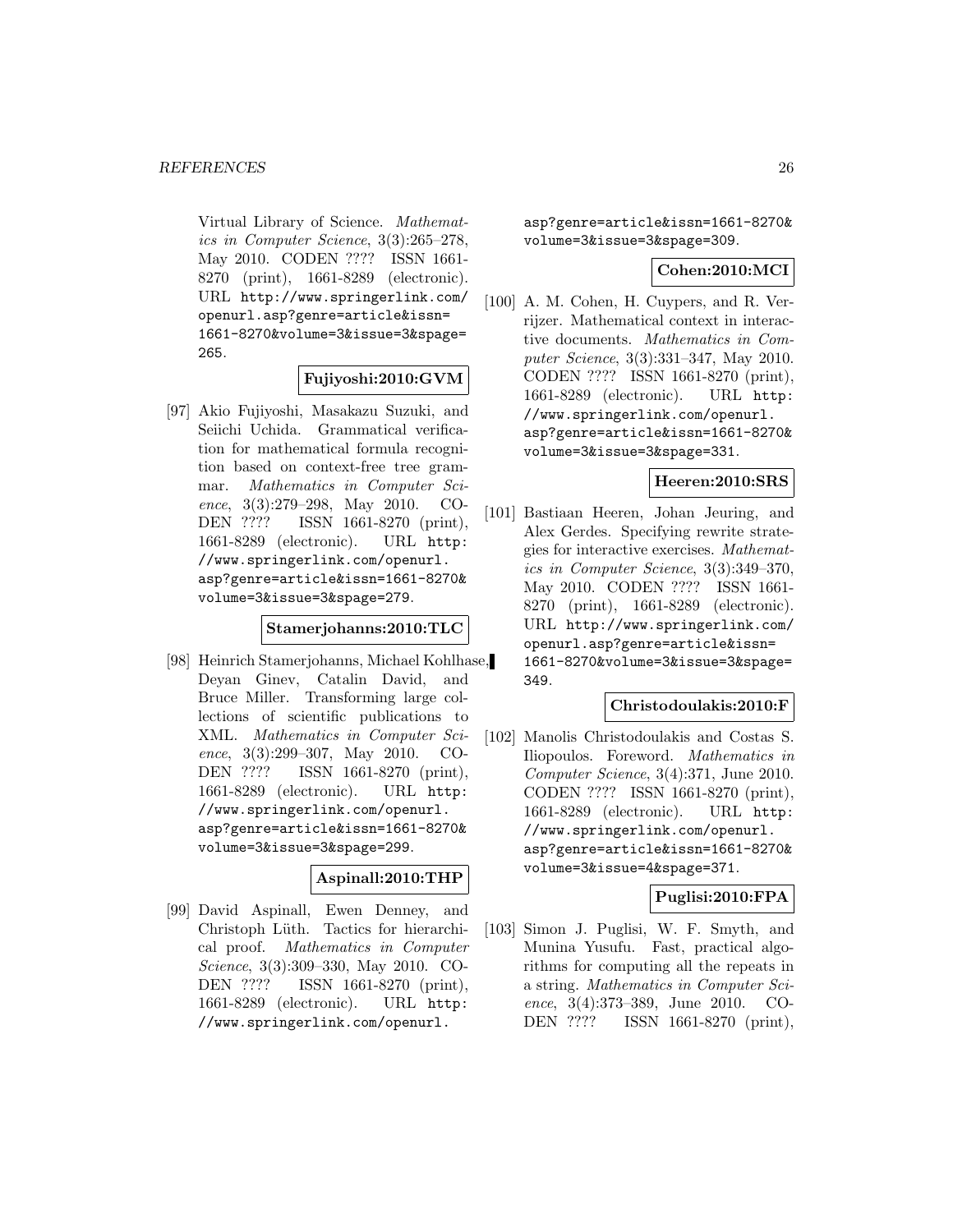Virtual Library of Science. *Mathematics in Computer Science*, 3(3):265–278, May 2010. CODEN ???? ISSN 1661-8270 (print), 1661-8289 (electronic). URL http://www.springerlink.com/openurl.asp?genre=article&issn=1661-8270&volume=3&issue=3&spage=265.

**Fujiyoshi:2010:GVM**

[97] Akio Fujiyoshi, Masakazu Suzuki, and Seiichi Uchida. Grammatical verification for mathematical formula recognition based on context-free tree grammar. *Mathematics in Computer Science*, 3(3):279–298, May 2010. CODEN ???? ISSN 1661-8270 (print), 1661-8289 (electronic). URL http://www.springerlink.com/openurl.asp?genre=article&issn=1661-8270&volume=3&issue=3&spage=279.

**Stamerjohanns:2010:TLC**

[98] Heinrich Stamerjohanns, Michael Kohlhase, Deyan Ginev, Catalin David, and Bruce Miller. Transforming large collections of scientific publications to XML. *Mathematics in Computer Science*, 3(3):299–307, May 2010. CODEN ???? ISSN 1661-8270 (print), 1661-8289 (electronic). URL http://www.springerlink.com/openurl.asp?genre=article&issn=1661-8270&volume=3&issue=3&spage=299.

**Aspinall:2010:THP**

[99] David Aspinall, Ewen Denney, and Christoph Lüth. Tactics for hierarchical proof. *Mathematics in Computer Science*, 3(3):309–330, May 2010. CODEN ???? ISSN 1661-8270 (print), 1661-8289 (electronic). URL http://www.springerlink.com/openurl.asp?genre=article&issn=1661-8270&volume=3&issue=3&spage=309.

**Cohen:2010:MCI**

[100] A. M. Cohen, H. Cuypers, and R. Verrijzer. Mathematical context in interactive documents. *Mathematics in Computer Science*, 3(3):331–347, May 2010. CODEN ???? ISSN 1661-8270 (print), 1661-8289 (electronic). URL http://www.springerlink.com/openurl.asp?genre=article&issn=1661-8270&volume=3&issue=3&spage=331.

**Heeren:2010:SRS**

[101] Bastiaan Heeren, Johan Jeuring, and Alex Gerdes. Specifying rewrite strategies for interactive exercises. *Mathematics in Computer Science*, 3(3):349–370, May 2010. CODEN ???? ISSN 1661-8270 (print), 1661-8289 (electronic). URL http://www.springerlink.com/openurl.asp?genre=article&issn=1661-8270&volume=3&issue=3&spage=349.

**Christodoulakis:2010:F**

[102] Manolis Christodoulakis and Costas S. Iliopoulos. Foreword. *Mathematics in Computer Science*, 3(4):371, June 2010. CODEN ???? ISSN 1661-8270 (print), 1661-8289 (electronic). URL http://www.springerlink.com/openurl.asp?genre=article&issn=1661-8270&volume=3&issue=4&spage=371.

**Puglisi:2010:FPA**

[103] Simon J. Puglisi, W. F. Smyth, and Munina Yusufu. Fast, practical algorithms for computing all the repeats in a string. *Mathematics in Computer Science*, 3(4):373–389, June 2010. CODEN ???? ISSN 1661-8270 (print),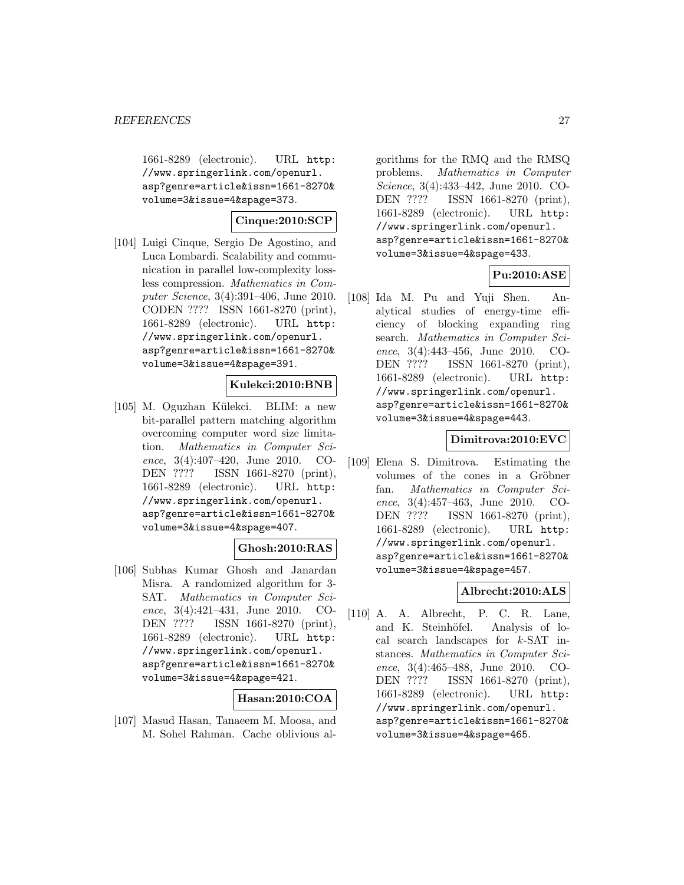1661-8289 (electronic). URL http://www.springerlink.com/openurl.asp?genre=article&issn=1661-8270&volume=3&issue=4&spage=373.

**Cinque:2010:SCP**

[104] Luigi Cinque, Sergio De Agostino, and Luca Lombardi. Scalability and communication in parallel low-complexity lossless compression. *Mathematics in Computer Science*, 3(4):391–406, June 2010. CODEN ???? ISSN 1661-8270 (print), 1661-8289 (electronic). URL http://www.springerlink.com/openurl.asp?genre=article&issn=1661-8270&volume=3&issue=4&spage=391.

**Kulekci:2010:BNB**

[105] M. Oguzhan Külekci. BLIM: a new bit-parallel pattern matching algorithm overcoming computer word size limitation. *Mathematics in Computer Science*, 3(4):407–420, June 2010. CODEN ???? ISSN 1661-8270 (print), 1661-8289 (electronic). URL http://www.springerlink.com/openurl.asp?genre=article&issn=1661-8270&volume=3&issue=4&spage=407.

**Ghosh:2010:RAS**

[106] Subhas Kumar Ghosh and Janardan Misra. A randomized algorithm for 3-SAT. *Mathematics in Computer Science*, 3(4):421–431, June 2010. CODEN ???? ISSN 1661-8270 (print), 1661-8289 (electronic). URL http://www.springerlink.com/openurl.asp?genre=article&issn=1661-8270&volume=3&issue=4&spage=421.

**Hasan:2010:COA**

[107] Masud Hasan, Tanaeem M. Moosa, and M. Sohel Rahman. Cache oblivious algorithms for the RMQ and the RMSQ problems. *Mathematics in Computer Science*, 3(4):433–442, June 2010. CODEN ???? ISSN 1661-8270 (print), 1661-8289 (electronic). URL http://www.springerlink.com/openurl.asp?genre=article&issn=1661-8270&volume=3&issue=4&spage=433.

**Pu:2010:ASE**

[108] Ida M. Pu and Yuji Shen. Analytical studies of energy-time efficiency of blocking expanding ring search. *Mathematics in Computer Science*, 3(4):443–456, June 2010. CODEN ???? ISSN 1661-8270 (print), 1661-8289 (electronic). URL http://www.springerlink.com/openurl.asp?genre=article&issn=1661-8270&volume=3&issue=4&spage=443.

**Dimitrova:2010:EVC**

[109] Elena S. Dimitrova. Estimating the volumes of the cones in a Gröbner fan. *Mathematics in Computer Science*, 3(4):457–463, June 2010. CODEN ???? ISSN 1661-8270 (print), 1661-8289 (electronic). URL http://www.springerlink.com/openurl.asp?genre=article&issn=1661-8270&volume=3&issue=4&spage=457.

**Albrecht:2010:ALS**

[110] A. A. Albrecht, P. C. R. Lane, and K. Steinhöfel. Analysis of local search landscapes for $k$-SAT instances. *Mathematics in Computer Science*, 3(4):465–488, June 2010. CODEN ???? ISSN 1661-8270 (print), 1661-8289 (electronic). URL http://www.springerlink.com/openurl.asp?genre=article&issn=1661-8270&volume=3&issue=4&spage=465.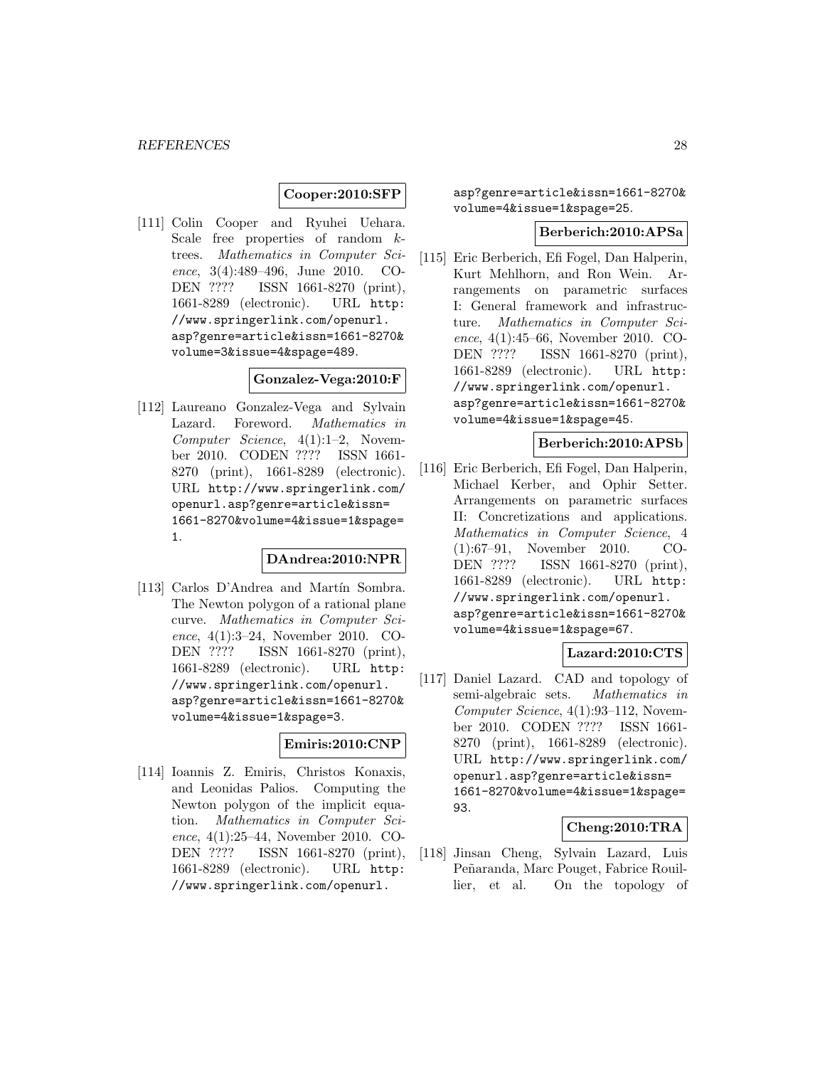**Cooper:2010:SFP**

[111] Colin Cooper and Ryuhei Uehara. Scale free properties of random $k$-trees. *Mathematics in Computer Science*, 3(4):489–496, June 2010. CODEN ???? ISSN 1661-8270 (print), 1661-8289 (electronic). URL http://www.springerlink.com/openurl.asp?genre=article&issn=1661-8270&volume=3&issue=4&spage=489.

**Gonzalez-Vega:2010:F**

[112] Laureano Gonzalez-Vega and Sylvain Lazard. Foreword. *Mathematics in Computer Science*, 4(1):1–2, November 2010. CODEN ???? ISSN 1661-8270 (print), 1661-8289 (electronic). URL http://www.springerlink.com/openurl.asp?genre=article&issn=1661-8270&volume=4&issue=1&spage=1.

**DAndrea:2010:NPR**

[113] Carlos D'Andrea and Martín Sombra. The Newton polygon of a rational plane curve. *Mathematics in Computer Science*, 4(1):3–24, November 2010. CODEN ???? ISSN 1661-8270 (print), 1661-8289 (electronic). URL http://www.springerlink.com/openurl.asp?genre=article&issn=1661-8270&volume=4&issue=1&spage=3.

**Emiris:2010:CNP**

[114] Ioannis Z. Emiris, Christos Konaxis, and Leonidas Palios. Computing the Newton polygon of the implicit equation. *Mathematics in Computer Science*, 4(1):25–44, November 2010. CODEN ???? ISSN 1661-8270 (print), 1661-8289 (electronic). URL http://www.springerlink.com/openurl.asp?genre=article&issn=1661-8270&volume=4&issue=1&spage=25.

**Berberich:2010:APSa**

[115] Eric Berberich, Efi Fogel, Dan Halperin, Kurt Mehlhorn, and Ron Wein. Arrangements on parametric surfaces I: General framework and infrastructure. *Mathematics in Computer Science*, 4(1):45–66, November 2010. CODEN ???? ISSN 1661-8270 (print), 1661-8289 (electronic). URL http://www.springerlink.com/openurl.asp?genre=article&issn=1661-8270&volume=4&issue=1&spage=45.

**Berberich:2010:APSb**

[116] Eric Berberich, Efi Fogel, Dan Halperin, Michael Kerber, and Ophir Setter. Arrangements on parametric surfaces II: Concretizations and applications. *Mathematics in Computer Science*, 4 (1):67–91, November 2010. CODEN ???? ISSN 1661-8270 (print), 1661-8289 (electronic). URL http://www.springerlink.com/openurl.asp?genre=article&issn=1661-8270&volume=4&issue=1&spage=67.

**Lazard:2010:CTS**

[117] Daniel Lazard. CAD and topology of semi-algebraic sets. *Mathematics in Computer Science*, 4(1):93–112, November 2010. CODEN ???? ISSN 1661-8270 (print), 1661-8289 (electronic). URL http://www.springerlink.com/openurl.asp?genre=article&issn=1661-8270&volume=4&issue=1&spage=93.

**Cheng:2010:TRA**

[118] Jinsan Cheng, Sylvain Lazard, Luis Peñaranda, Marc Pouget, Fabrice Rouillier, et al. On the topology of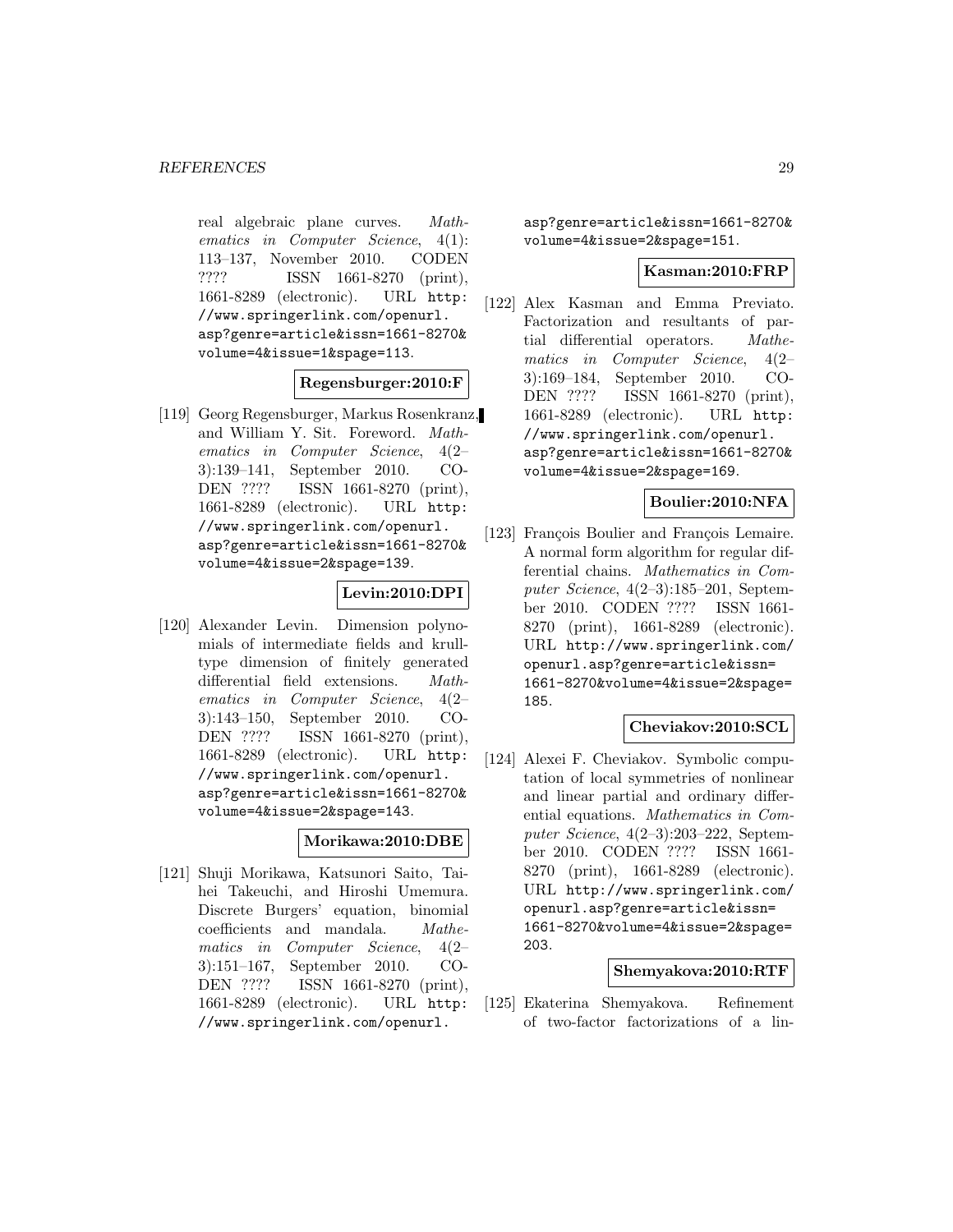real algebraic plane curves. *Mathematics in Computer Science*, 4(1): 113–137, November 2010. CODEN ???? ISSN 1661-8270 (print), 1661-8289 (electronic). URL `http://www.springerlink.com/openurl.asp?genre=article&issn=1661-8270&volume=4&issue=1&spage=113`.

**Regensburger:2010:F**

[119] Georg Regensburger, Markus Rosenkranz, and William Y. Sit. Foreword. *Mathematics in Computer Science*, 4(2–3):139–141, September 2010. CODEN ???? ISSN 1661-8270 (print), 1661-8289 (electronic). URL `http://www.springerlink.com/openurl.asp?genre=article&issn=1661-8270&volume=4&issue=2&spage=139`.

**Levin:2010:DPI**

[120] Alexander Levin. Dimension polynomials of intermediate fields and krull-type dimension of finitely generated differential field extensions. *Mathematics in Computer Science*, 4(2–3):143–150, September 2010. CODEN ???? ISSN 1661-8270 (print), 1661-8289 (electronic). URL `http://www.springerlink.com/openurl.asp?genre=article&issn=1661-8270&volume=4&issue=2&spage=143`.

**Morikawa:2010:DBE**

[121] Shuji Morikawa, Katsunori Saito, Taihei Takeuchi, and Hiroshi Umemura. Discrete Burgers' equation, binomial coefficients and mandala. *Mathematics in Computer Science*, 4(2–3):151–167, September 2010. CODEN ???? ISSN 1661-8270 (print), 1661-8289 (electronic). URL `http://www.springerlink.com/openurl.asp?genre=article&issn=1661-8270&volume=4&issue=2&spage=151`.

**Kasman:2010:FRP**

[122] Alex Kasman and Emma Previato. Factorization and resultants of partial differential operators. *Mathematics in Computer Science*, 4(2–3):169–184, September 2010. CODEN ???? ISSN 1661-8270 (print), 1661-8289 (electronic). URL `http://www.springerlink.com/openurl.asp?genre=article&issn=1661-8270&volume=4&issue=2&spage=169`.

**Boulier:2010:NFA**

[123] François Boulier and François Lemaire. A normal form algorithm for regular differential chains. *Mathematics in Computer Science*, 4(2–3):185–201, September 2010. CODEN ???? ISSN 1661-8270 (print), 1661-8289 (electronic). URL `http://www.springerlink.com/openurl.asp?genre=article&issn=1661-8270&volume=4&issue=2&spage=185`.

**Cheviakov:2010:SCL**

[124] Alexei F. Cheviakov. Symbolic computation of local symmetries of nonlinear and linear partial and ordinary differential equations. *Mathematics in Computer Science*, 4(2–3):203–222, September 2010. CODEN ???? ISSN 1661-8270 (print), 1661-8289 (electronic). URL `http://www.springerlink.com/openurl.asp?genre=article&issn=1661-8270&volume=4&issue=2&spage=203`.

**Shemyakova:2010:RTF**

[125] Ekaterina Shemyakova. Refinement of two-factor factorizations of a lin-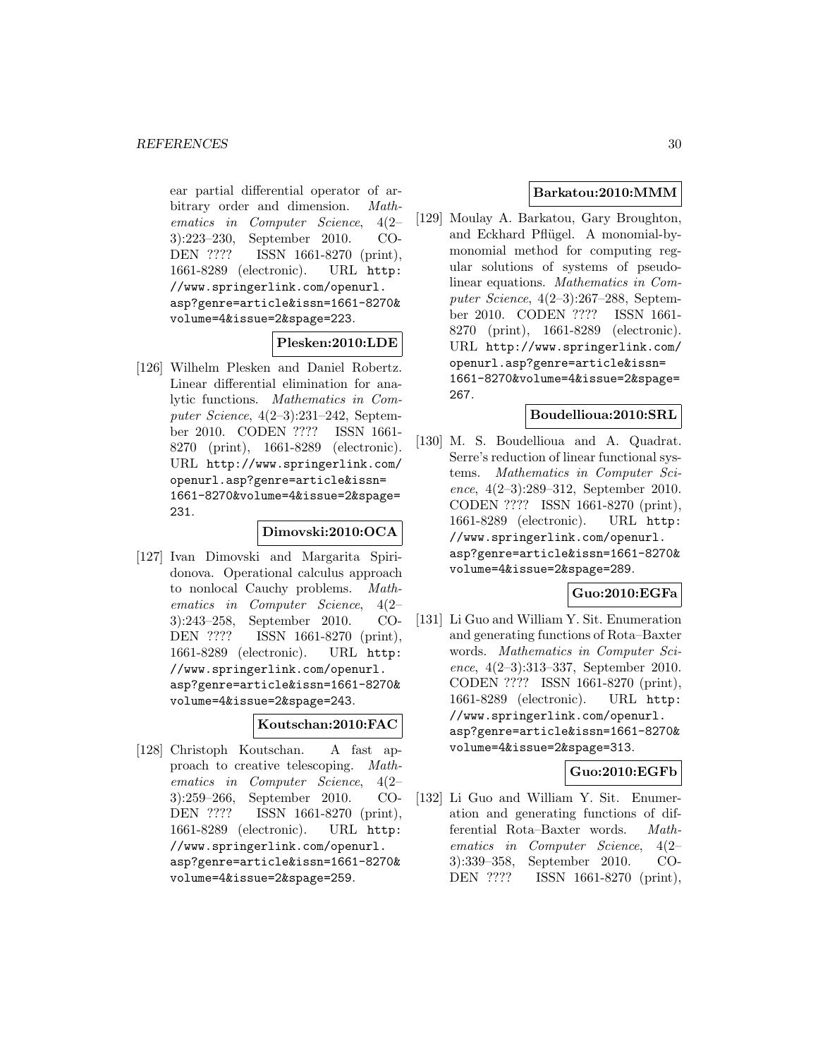ear partial differential operator of arbitrary order and dimension. *Mathematics in Computer Science*, 4(2–3):223–230, September 2010. CODEN ???? ISSN 1661-8270 (print), 1661-8289 (electronic). URL http://www.springerlink.com/openurl.asp?genre=article&issn=1661-8270&volume=4&issue=2&spage=223.

**Plesken:2010:LDE**

[126] Wilhelm Plesken and Daniel Robertz. Linear differential elimination for analytic functions. *Mathematics in Computer Science*, 4(2–3):231–242, September 2010. CODEN ???? ISSN 1661-8270 (print), 1661-8289 (electronic). URL http://www.springerlink.com/openurl.asp?genre=article&issn=1661-8270&volume=4&issue=2&spage=231.

**Dimovski:2010:OCA**

[127] Ivan Dimovski and Margarita Spiridonova. Operational calculus approach to nonlocal Cauchy problems. *Mathematics in Computer Science*, 4(2–3):243–258, September 2010. CODEN ???? ISSN 1661-8270 (print), 1661-8289 (electronic). URL http://www.springerlink.com/openurl.asp?genre=article&issn=1661-8270&volume=4&issue=2&spage=243.

**Koutschan:2010:FAC**

[128] Christoph Koutschan. A fast approach to creative telescoping. *Mathematics in Computer Science*, 4(2–3):259–266, September 2010. CODEN ???? ISSN 1661-8270 (print), 1661-8289 (electronic). URL http://www.springerlink.com/openurl.asp?genre=article&issn=1661-8270&volume=4&issue=2&spage=259.

**Barkatou:2010:MMM**

[129] Moulay A. Barkatou, Gary Broughton, and Eckhard Pflügel. A monomial-by-monomial method for computing regular solutions of systems of pseudo-linear equations. *Mathematics in Computer Science*, 4(2–3):267–288, September 2010. CODEN ???? ISSN 1661-8270 (print), 1661-8289 (electronic). URL http://www.springerlink.com/openurl.asp?genre=article&issn=1661-8270&volume=4&issue=2&spage=267.

**Boudellioua:2010:SRL**

[130] M. S. Boudellioua and A. Quadrat. Serre's reduction of linear functional systems. *Mathematics in Computer Science*, 4(2–3):289–312, September 2010. CODEN ???? ISSN 1661-8270 (print), 1661-8289 (electronic). URL http://www.springerlink.com/openurl.asp?genre=article&issn=1661-8270&volume=4&issue=2&spage=289.

**Guo:2010:EGFa**

[131] Li Guo and William Y. Sit. Enumeration and generating functions of Rota–Baxter words. *Mathematics in Computer Science*, 4(2–3):313–337, September 2010. CODEN ???? ISSN 1661-8270 (print), 1661-8289 (electronic). URL http://www.springerlink.com/openurl.asp?genre=article&issn=1661-8270&volume=4&issue=2&spage=313.

**Guo:2010:EGFb**

[132] Li Guo and William Y. Sit. Enumeration and generating functions of differential Rota–Baxter words. *Mathematics in Computer Science*, 4(2–3):339–358, September 2010. CODEN ???? ISSN 1661-8270 (print),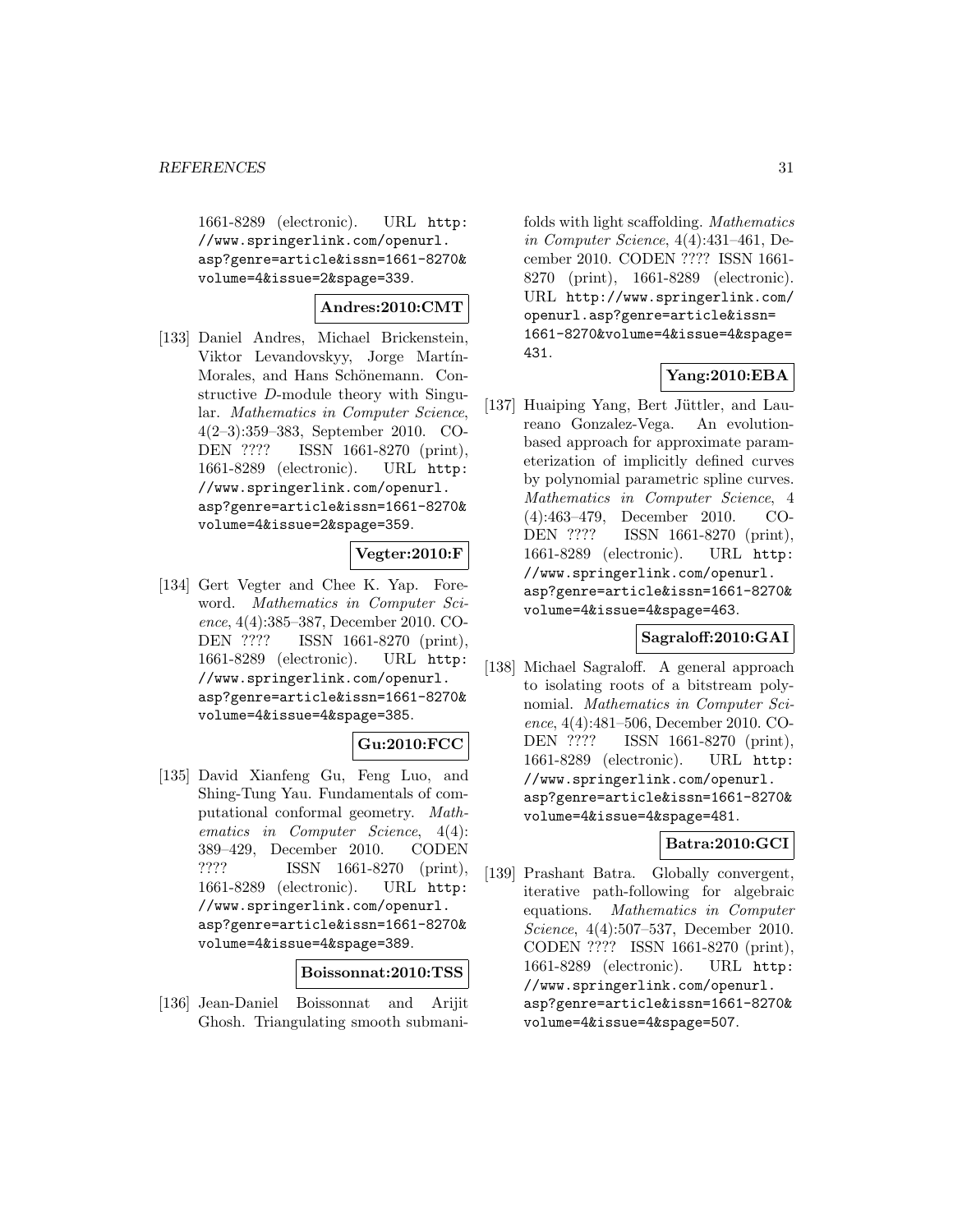1661-8289 (electronic). URL http://www.springerlink.com/openurl.asp?genre=article&issn=1661-8270&volume=4&issue=2&spage=339.

**Andres:2010:CMT**

[133] Daniel Andres, Michael Brickenstein, Viktor Levandovskyy, Jorge Martín-Morales, and Hans Schönemann. Constructive $D$-module theory with Singular. *Mathematics in Computer Science*, 4(2–3):359–383, September 2010. CODEN ???? ISSN 1661-8270 (print), 1661-8289 (electronic). URL http://www.springerlink.com/openurl.asp?genre=article&issn=1661-8270&volume=4&issue=2&spage=359.

**Vegter:2010:F**

[134] Gert Vegter and Chee K. Yap. Foreword. *Mathematics in Computer Science*, 4(4):385–387, December 2010. CODEN ???? ISSN 1661-8270 (print), 1661-8289 (electronic). URL http://www.springerlink.com/openurl.asp?genre=article&issn=1661-8270&volume=4&issue=4&spage=385.

**Gu:2010:FCC**

[135] David Xianfeng Gu, Feng Luo, and Shing-Tung Yau. Fundamentals of computational conformal geometry. *Mathematics in Computer Science*, 4(4): 389–429, December 2010. CODEN ???? ISSN 1661-8270 (print), 1661-8289 (electronic). URL http://www.springerlink.com/openurl.asp?genre=article&issn=1661-8270&volume=4&issue=4&spage=389.

**Boissonnat:2010:TSS**

[136] Jean-Daniel Boissonnat and Arijit Ghosh. Triangulating smooth submanifolds with light scaffolding. *Mathematics in Computer Science*, 4(4):431–461, December 2010. CODEN ???? ISSN 1661-8270 (print), 1661-8289 (electronic). URL http://www.springerlink.com/openurl.asp?genre=article&issn=1661-8270&volume=4&issue=4&spage=431.

**Yang:2010:EBA**

[137] Huaiping Yang, Bert Jüttler, and Laureano Gonzalez-Vega. An evolution-based approach for approximate parameterization of implicitly defined curves by polynomial parametric spline curves. *Mathematics in Computer Science*, 4 (4):463–479, December 2010. CODEN ???? ISSN 1661-8270 (print), 1661-8289 (electronic). URL http://www.springerlink.com/openurl.asp?genre=article&issn=1661-8270&volume=4&issue=4&spage=463.

**Sagraloff:2010:GAI**

[138] Michael Sagraloff. A general approach to isolating roots of a bitstream polynomial. *Mathematics in Computer Science*, 4(4):481–506, December 2010. CODEN ???? ISSN 1661-8270 (print), 1661-8289 (electronic). URL http://www.springerlink.com/openurl.asp?genre=article&issn=1661-8270&volume=4&issue=4&spage=481.

**Batra:2010:GCI**

[139] Prashant Batra. Globally convergent, iterative path-following for algebraic equations. *Mathematics in Computer Science*, 4(4):507–537, December 2010. CODEN ???? ISSN 1661-8270 (print), 1661-8289 (electronic). URL http://www.springerlink.com/openurl.asp?genre=article&issn=1661-8270&volume=4&issue=4&spage=507.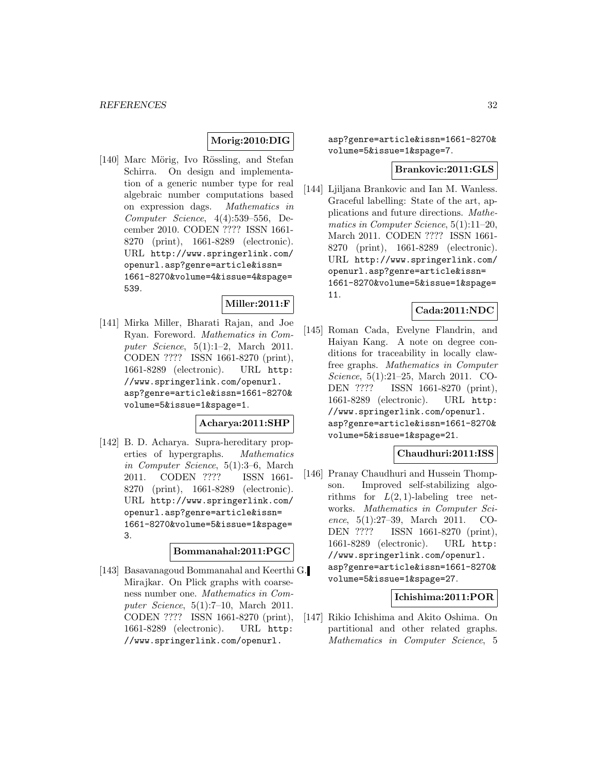**Morig:2010:DIG**

[140] Marc Mörig, Ivo Rössling, and Stefan Schirra. On design and implementation of a generic number type for real algebraic number computations based on expression dags. *Mathematics in Computer Science*, 4(4):539–556, December 2010. CODEN ???? ISSN 1661-8270 (print), 1661-8289 (electronic). URL `http://www.springerlink.com/openurl.asp?genre=article&issn=1661-8270&volume=4&issue=4&spage=539`.

**Miller:2011:F**

[141] Mirka Miller, Bharati Rajan, and Joe Ryan. Foreword. *Mathematics in Computer Science*, 5(1):1–2, March 2011. CODEN ???? ISSN 1661-8270 (print), 1661-8289 (electronic). URL `http://www.springerlink.com/openurl.asp?genre=article&issn=1661-8270&volume=5&issue=1&spage=1`.

**Acharya:2011:SHP**

[142] B. D. Acharya. Supra-hereditary properties of hypergraphs. *Mathematics in Computer Science*, 5(1):3–6, March 2011. CODEN ???? ISSN 1661-8270 (print), 1661-8289 (electronic). URL `http://www.springerlink.com/openurl.asp?genre=article&issn=1661-8270&volume=5&issue=1&spage=3`.

**Bommanahal:2011:PGC**

[143] Basavanagoud Bommanahal and Keerthi G. Mirajkar. On Plick graphs with coarseness number one. *Mathematics in Computer Science*, 5(1):7–10, March 2011. CODEN ???? ISSN 1661-8270 (print), 1661-8289 (electronic). URL `http://www.springerlink.com/openurl.asp?genre=article&issn=1661-8270&volume=5&issue=1&spage=7`.

**Brankovic:2011:GLS**

[144] Ljiljana Brankovic and Ian M. Wanless. Graceful labelling: State of the art, applications and future directions. *Mathematics in Computer Science*, 5(1):11–20, March 2011. CODEN ???? ISSN 1661-8270 (print), 1661-8289 (electronic). URL `http://www.springerlink.com/openurl.asp?genre=article&issn=1661-8270&volume=5&issue=1&spage=11`.

**Cada:2011:NDC**

[145] Roman Cada, Evelyne Flandrin, and Haiyan Kang. A note on degree conditions for traceability in locally clawfree graphs. *Mathematics in Computer Science*, 5(1):21–25, March 2011. CODEN ???? ISSN 1661-8270 (print), 1661-8289 (electronic). URL `http://www.springerlink.com/openurl.asp?genre=article&issn=1661-8270&volume=5&issue=1&spage=21`.

**Chaudhuri:2011:ISS**

[146] Pranay Chaudhuri and Hussein Thompson. Improved self-stabilizing algorithms for $L(2,1)$-labeling tree networks. *Mathematics in Computer Science*, 5(1):27–39, March 2011. CODEN ???? ISSN 1661-8270 (print), 1661-8289 (electronic). URL `http://www.springerlink.com/openurl.asp?genre=article&issn=1661-8270&volume=5&issue=1&spage=27`.

**Ichishima:2011:POR**

[147] Rikio Ichishima and Akito Oshima. On partitional and other related graphs. *Mathematics in Computer Science*, 5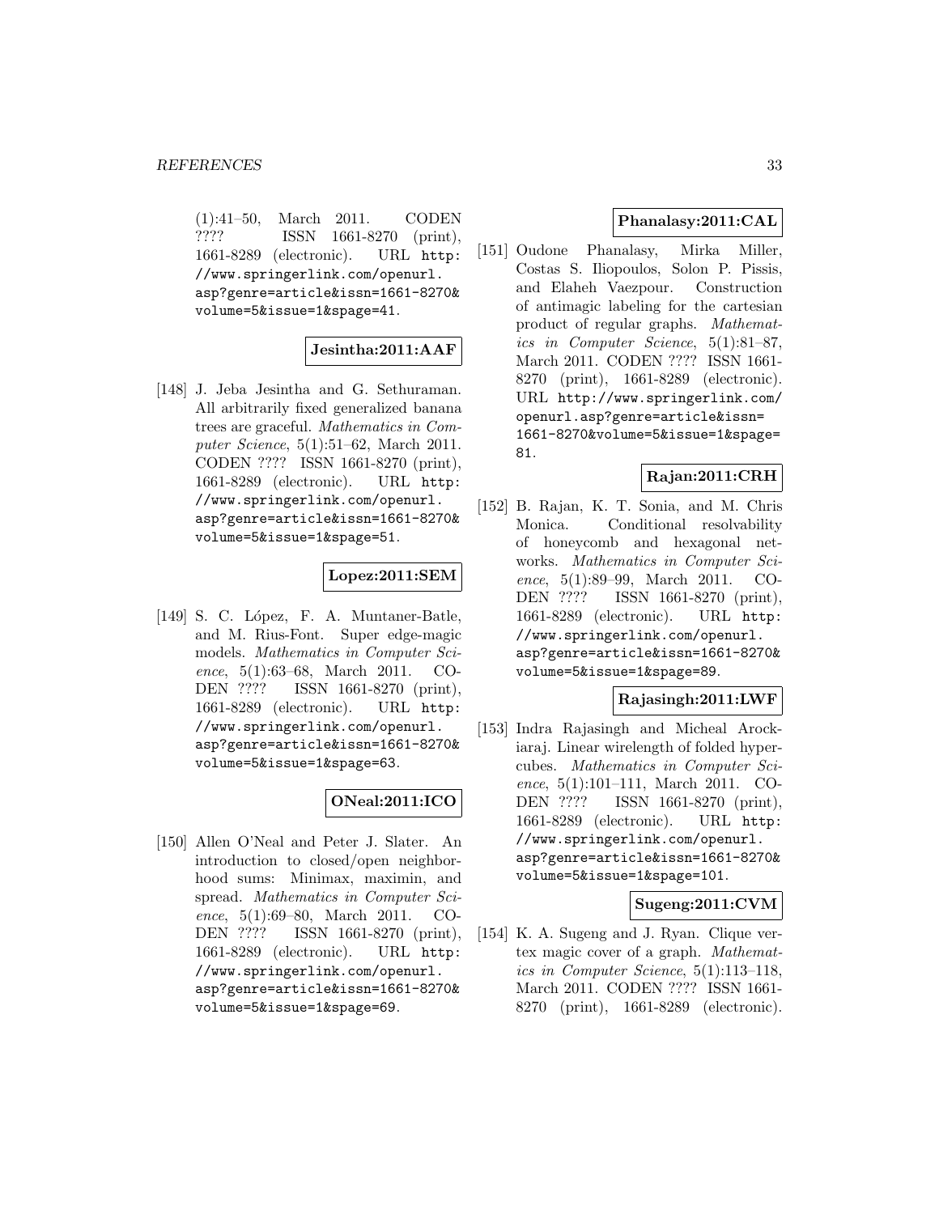(1):41–50, March 2011. CODEN ???? ISSN 1661-8270 (print), 1661-8289 (electronic). URL http://www.springerlink.com/openurl.asp?genre=article&issn=1661-8270&volume=5&issue=1&spage=41.

**Jesintha:2011:AAF**

[148] J. Jeba Jesintha and G. Sethuraman. All arbitrarily fixed generalized banana trees are graceful. *Mathematics in Computer Science*, 5(1):51–62, March 2011. CODEN ???? ISSN 1661-8270 (print), 1661-8289 (electronic). URL http://www.springerlink.com/openurl.asp?genre=article&issn=1661-8270&volume=5&issue=1&spage=51.

**Lopez:2011:SEM**

[149] S. C. López, F. A. Muntaner-Batle, and M. Rius-Font. Super edge-magic models. *Mathematics in Computer Science*, 5(1):63–68, March 2011. CODEN ???? ISSN 1661-8270 (print), 1661-8289 (electronic). URL http://www.springerlink.com/openurl.asp?genre=article&issn=1661-8270&volume=5&issue=1&spage=63.

**ONeal:2011:ICO**

[150] Allen O'Neal and Peter J. Slater. An introduction to closed/open neighborhood sums: Minimax, maximin, and spread. *Mathematics in Computer Science*, 5(1):69–80, March 2011. CODEN ???? ISSN 1661-8270 (print), 1661-8289 (electronic). URL http://www.springerlink.com/openurl.asp?genre=article&issn=1661-8270&volume=5&issue=1&spage=69.

**Phanalasy:2011:CAL**

[151] Oudone Phanalasy, Mirka Miller, Costas S. Iliopoulos, Solon P. Pissis, and Elaheh Vaezpour. Construction of antimagic labeling for the cartesian product of regular graphs. *Mathematics in Computer Science*, 5(1):81–87, March 2011. CODEN ???? ISSN 1661-8270 (print), 1661-8289 (electronic). URL http://www.springerlink.com/openurl.asp?genre=article&issn=1661-8270&volume=5&issue=1&spage=81.

**Rajan:2011:CRH**

[152] B. Rajan, K. T. Sonia, and M. Chris Monica. Conditional resolvability of honeycomb and hexagonal networks. *Mathematics in Computer Science*, 5(1):89–99, March 2011. CODEN ???? ISSN 1661-8270 (print), 1661-8289 (electronic). URL http://www.springerlink.com/openurl.asp?genre=article&issn=1661-8270&volume=5&issue=1&spage=89.

**Rajasingh:2011:LWF**

[153] Indra Rajasingh and Micheal Arockiaraj. Linear wirelength of folded hypercubes. *Mathematics in Computer Science*, 5(1):101–111, March 2011. CODEN ???? ISSN 1661-8270 (print), 1661-8289 (electronic). URL http://www.springerlink.com/openurl.asp?genre=article&issn=1661-8270&volume=5&issue=1&spage=101.

**Sugeng:2011:CVM**

[154] K. A. Sugeng and J. Ryan. Clique vertex magic cover of a graph. *Mathematics in Computer Science*, 5(1):113–118, March 2011. CODEN ???? ISSN 1661-8270 (print), 1661-8289 (electronic).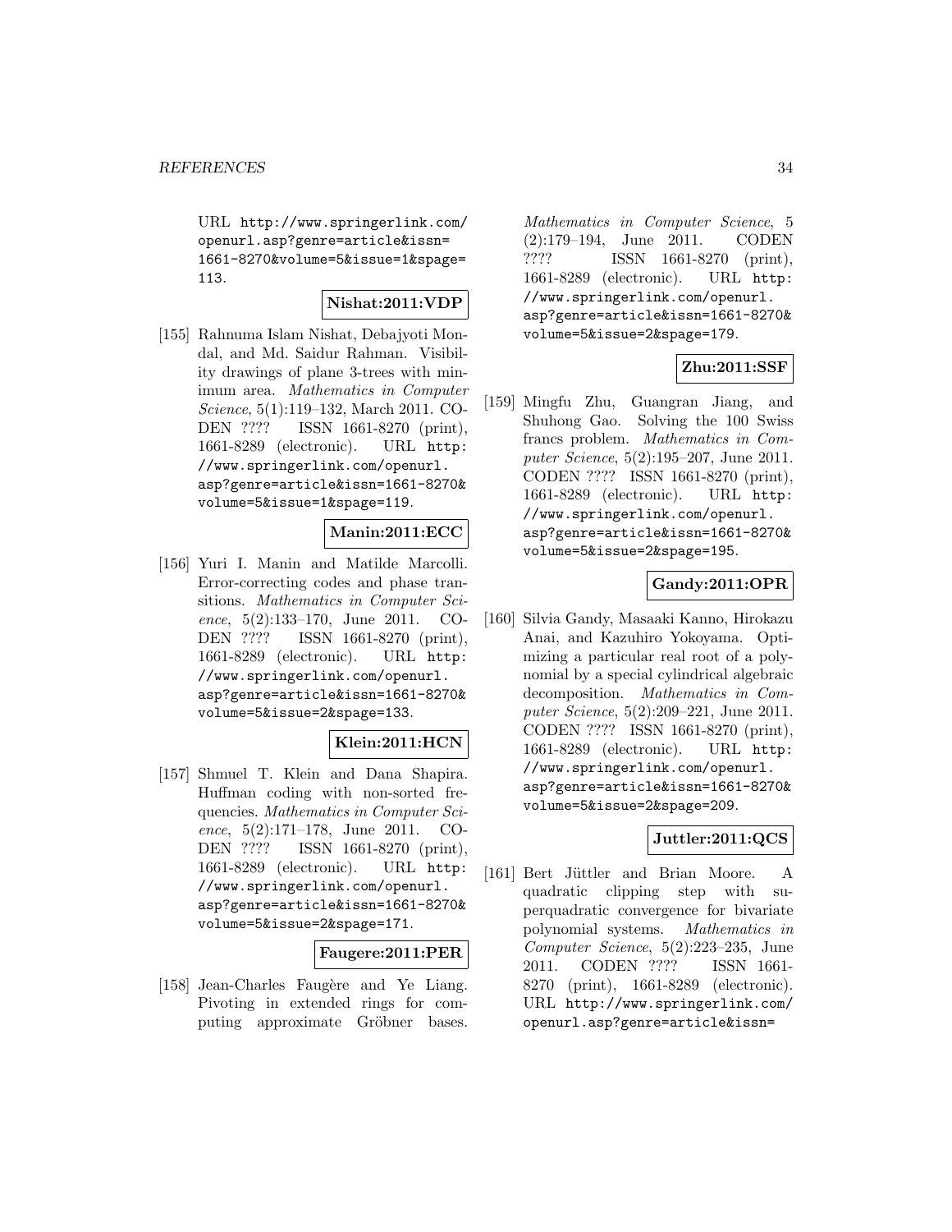URL http://www.springerlink.com/openurl.asp?genre=article&issn=1661-8270&volume=5&issue=1&spage=113.

**Nishat:2011:VDP**

[155] Rahnuma Islam Nishat, Debajyoti Mondal, and Md. Saidur Rahman. Visibility drawings of plane 3-trees with minimum area. *Mathematics in Computer Science*, 5(1):119–132, March 2011. CODEN ???? ISSN 1661-8270 (print), 1661-8289 (electronic). URL http://www.springerlink.com/openurl.asp?genre=article&issn=1661-8270&volume=5&issue=1&spage=119.

**Manin:2011:ECC**

[156] Yuri I. Manin and Matilde Marcolli. Error-correcting codes and phase transitions. *Mathematics in Computer Science*, 5(2):133–170, June 2011. CODEN ???? ISSN 1661-8270 (print), 1661-8289 (electronic). URL http://www.springerlink.com/openurl.asp?genre=article&issn=1661-8270&volume=5&issue=2&spage=133.

**Klein:2011:HCN**

[157] Shmuel T. Klein and Dana Shapira. Huffman coding with non-sorted frequencies. *Mathematics in Computer Science*, 5(2):171–178, June 2011. CODEN ???? ISSN 1661-8270 (print), 1661-8289 (electronic). URL http://www.springerlink.com/openurl.asp?genre=article&issn=1661-8270&volume=5&issue=2&spage=171.

**Faugere:2011:PER**

[158] Jean-Charles Faugère and Ye Liang. Pivoting in extended rings for computing approximate Gröbner bases. *Mathematics in Computer Science*, 5(2):179–194, June 2011. CODEN ???? ISSN 1661-8270 (print), 1661-8289 (electronic). URL http://www.springerlink.com/openurl.asp?genre=article&issn=1661-8270&volume=5&issue=2&spage=179.

**Zhu:2011:SSF**

[159] Mingfu Zhu, Guangran Jiang, and Shuhong Gao. Solving the 100 Swiss francs problem. *Mathematics in Computer Science*, 5(2):195–207, June 2011. CODEN ???? ISSN 1661-8270 (print), 1661-8289 (electronic). URL http://www.springerlink.com/openurl.asp?genre=article&issn=1661-8270&volume=5&issue=2&spage=195.

**Gandy:2011:OPR**

[160] Silvia Gandy, Masaaki Kanno, Hirokazu Anai, and Kazuhiro Yokoyama. Optimizing a particular real root of a polynomial by a special cylindrical algebraic decomposition. *Mathematics in Computer Science*, 5(2):209–221, June 2011. CODEN ???? ISSN 1661-8270 (print), 1661-8289 (electronic). URL http://www.springerlink.com/openurl.asp?genre=article&issn=1661-8270&volume=5&issue=2&spage=209.

**Juttler:2011:QCS**

[161] Bert Jüttler and Brian Moore. A quadratic clipping step with superquadratic convergence for bivariate polynomial systems. *Mathematics in Computer Science*, 5(2):223–235, June 2011. CODEN ???? ISSN 1661-8270 (print), 1661-8289 (electronic). URL http://www.springerlink.com/openurl.asp?genre=article&issn=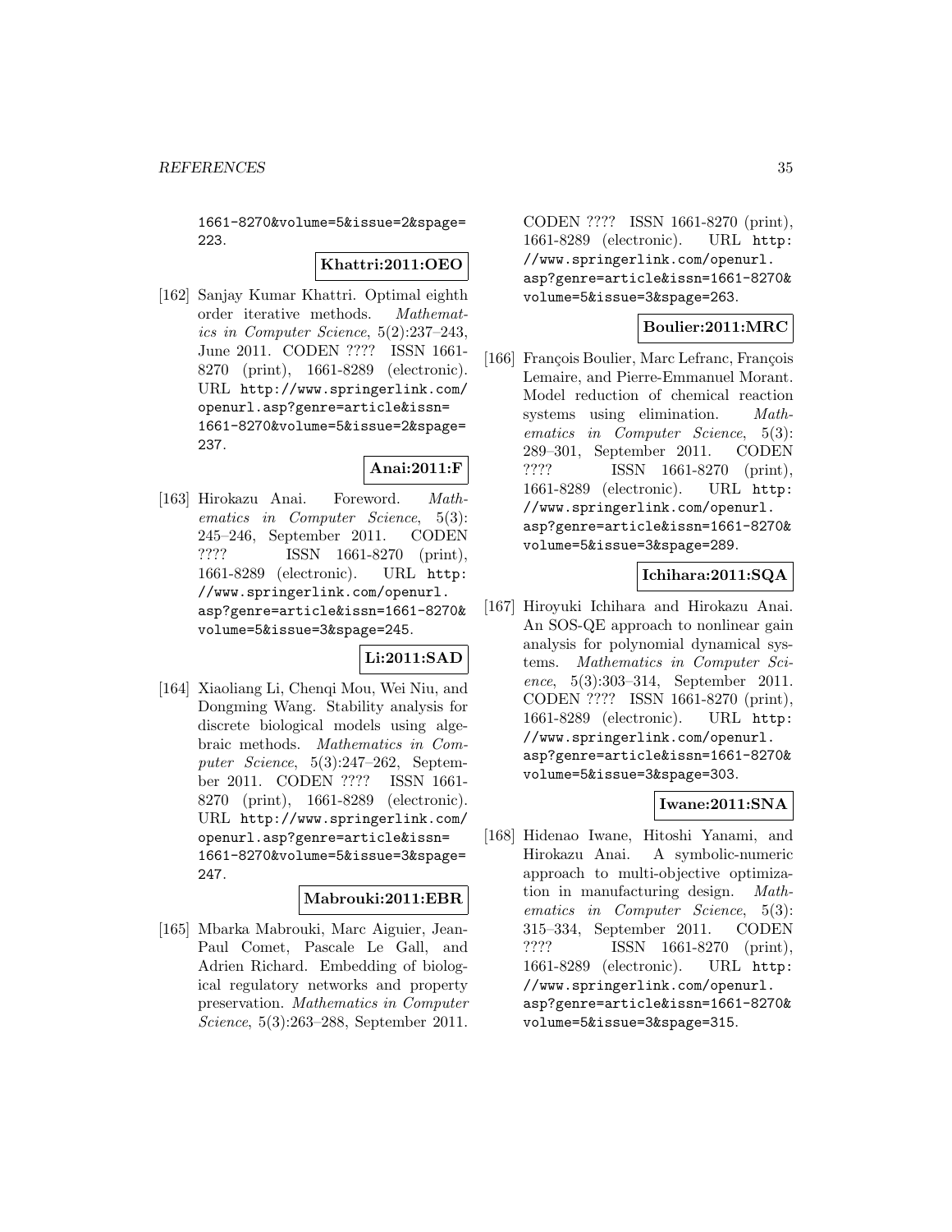1661-8270&volume=5&issue=2&spage=223.

**Khattri:2011:OEO**

[162] Sanjay Kumar Khattri. Optimal eighth order iterative methods. *Mathematics in Computer Science*, 5(2):237–243, June 2011. CODEN ???? ISSN 1661-8270 (print), 1661-8289 (electronic). URL http://www.springerlink.com/openurl.asp?genre=article&issn=1661-8270&volume=5&issue=2&spage=237.

**Anai:2011:F**

[163] Hirokazu Anai. Foreword. *Mathematics in Computer Science*, 5(3): 245–246, September 2011. CODEN ???? ISSN 1661-8270 (print), 1661-8289 (electronic). URL http://www.springerlink.com/openurl.asp?genre=article&issn=1661-8270&volume=5&issue=3&spage=245.

**Li:2011:SAD**

[164] Xiaoliang Li, Chenqi Mou, Wei Niu, and Dongming Wang. Stability analysis for discrete biological models using algebraic methods. *Mathematics in Computer Science*, 5(3):247–262, September 2011. CODEN ???? ISSN 1661-8270 (print), 1661-8289 (electronic). URL http://www.springerlink.com/openurl.asp?genre=article&issn=1661-8270&volume=5&issue=3&spage=247.

**Mabrouki:2011:EBR**

[165] Mbarka Mabrouki, Marc Aiguier, Jean-Paul Comet, Pascale Le Gall, and Adrien Richard. Embedding of biological regulatory networks and property preservation. *Mathematics in Computer Science*, 5(3):263–288, September 2011. CODEN ???? ISSN 1661-8270 (print), 1661-8289 (electronic). URL http://www.springerlink.com/openurl.asp?genre=article&issn=1661-8270&volume=5&issue=3&spage=263.

**Boulier:2011:MRC**

[166] François Boulier, Marc Lefranc, François Lemaire, and Pierre-Emmanuel Morant. Model reduction of chemical reaction systems using elimination. *Mathematics in Computer Science*, 5(3): 289–301, September 2011. CODEN ???? ISSN 1661-8270 (print), 1661-8289 (electronic). URL http://www.springerlink.com/openurl.asp?genre=article&issn=1661-8270&volume=5&issue=3&spage=289.

**Ichihara:2011:SQA**

[167] Hiroyuki Ichihara and Hirokazu Anai. An SOS-QE approach to nonlinear gain analysis for polynomial dynamical systems. *Mathematics in Computer Science*, 5(3):303–314, September 2011. CODEN ???? ISSN 1661-8270 (print), 1661-8289 (electronic). URL http://www.springerlink.com/openurl.asp?genre=article&issn=1661-8270&volume=5&issue=3&spage=303.

**Iwane:2011:SNA**

[168] Hidenao Iwane, Hitoshi Yanami, and Hirokazu Anai. A symbolic-numeric approach to multi-objective optimization in manufacturing design. *Mathematics in Computer Science*, 5(3): 315–334, September 2011. CODEN ???? ISSN 1661-8270 (print), 1661-8289 (electronic). URL http://www.springerlink.com/openurl.asp?genre=article&issn=1661-8270&volume=5&issue=3&spage=315.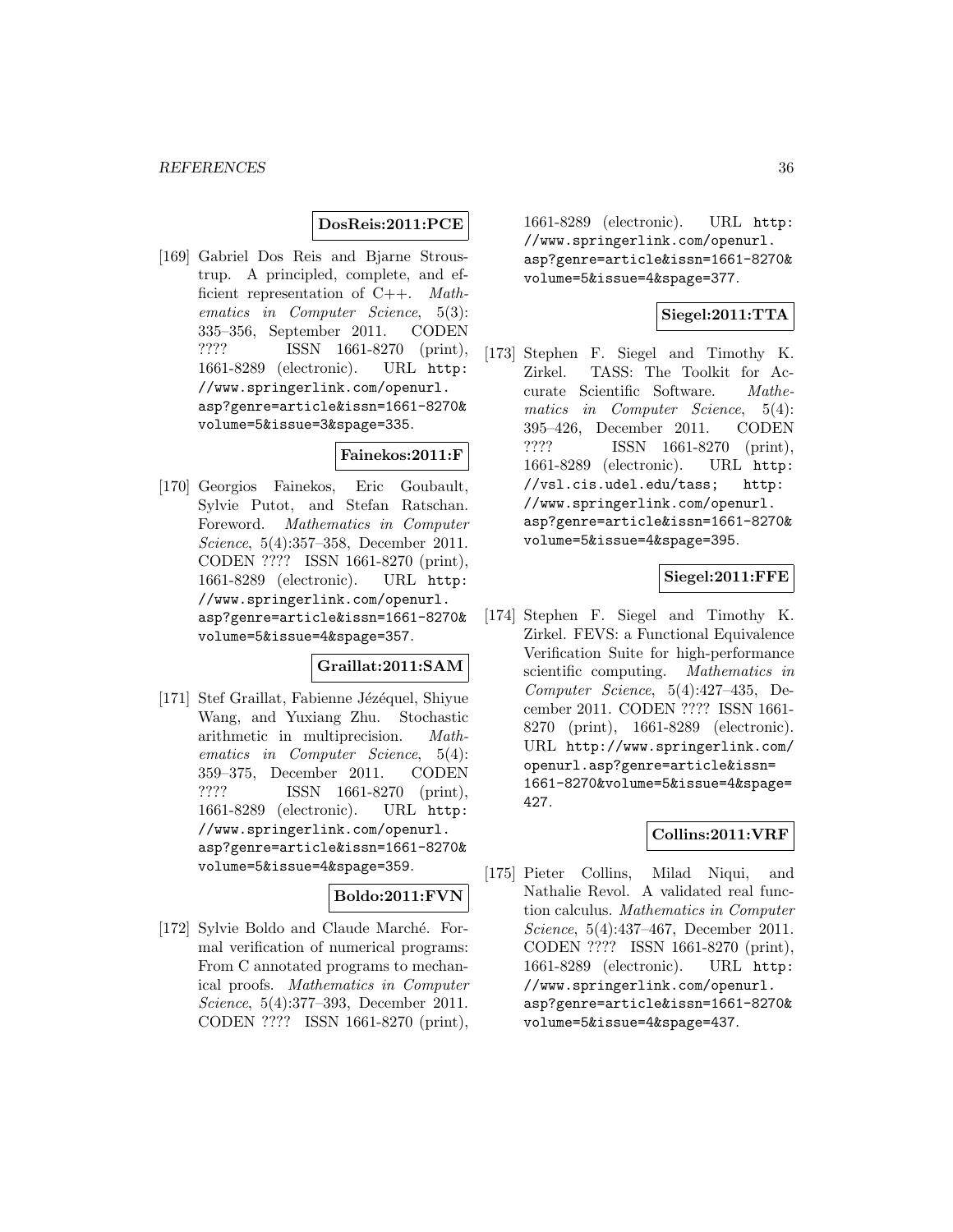**DosReis:2011:PCE**

[169] Gabriel Dos Reis and Bjarne Stroustrup. A principled, complete, and efficient representation of C++. *Mathematics in Computer Science*, 5(3): 335–356, September 2011. CODEN ???? ISSN 1661-8270 (print), 1661-8289 (electronic). URL http://www.springerlink.com/openurl.asp?genre=article&issn=1661-8270&volume=5&issue=3&spage=335.

**Fainekos:2011:F**

[170] Georgios Fainekos, Eric Goubault, Sylvie Putot, and Stefan Ratschan. Foreword. *Mathematics in Computer Science*, 5(4):357–358, December 2011. CODEN ???? ISSN 1661-8270 (print), 1661-8289 (electronic). URL http://www.springerlink.com/openurl.asp?genre=article&issn=1661-8270&volume=5&issue=4&spage=357.

**Graillat:2011:SAM**

[171] Stef Graillat, Fabienne Jézéquel, Shiyue Wang, and Yuxiang Zhu. Stochastic arithmetic in multiprecision. *Mathematics in Computer Science*, 5(4): 359–375, December 2011. CODEN ???? ISSN 1661-8270 (print), 1661-8289 (electronic). URL http://www.springerlink.com/openurl.asp?genre=article&issn=1661-8270&volume=5&issue=4&spage=359.

**Boldo:2011:FVN**

[172] Sylvie Boldo and Claude Marché. Formal verification of numerical programs: From C annotated programs to mechanical proofs. *Mathematics in Computer Science*, 5(4):377–393, December 2011. CODEN ???? ISSN 1661-8270 (print), 1661-8289 (electronic). URL http://www.springerlink.com/openurl.asp?genre=article&issn=1661-8270&volume=5&issue=4&spage=377.

**Siegel:2011:TTA**

[173] Stephen F. Siegel and Timothy K. Zirkel. TASS: The Toolkit for Accurate Scientific Software. *Mathematics in Computer Science*, 5(4): 395–426, December 2011. CODEN ???? ISSN 1661-8270 (print), 1661-8289 (electronic). URL http://vsl.cis.udel.edu/tass; http://www.springerlink.com/openurl.asp?genre=article&issn=1661-8270&volume=5&issue=4&spage=395.

**Siegel:2011:FFE**

[174] Stephen F. Siegel and Timothy K. Zirkel. FEVS: a Functional Equivalence Verification Suite for high-performance scientific computing. *Mathematics in Computer Science*, 5(4):427–435, December 2011. CODEN ???? ISSN 1661-8270 (print), 1661-8289 (electronic). URL http://www.springerlink.com/openurl.asp?genre=article&issn=1661-8270&volume=5&issue=4&spage=427.

**Collins:2011:VRF**

[175] Pieter Collins, Milad Niqui, and Nathalie Revol. A validated real function calculus. *Mathematics in Computer Science*, 5(4):437–467, December 2011. CODEN ???? ISSN 1661-8270 (print), 1661-8289 (electronic). URL http://www.springerlink.com/openurl.asp?genre=article&issn=1661-8270&volume=5&issue=4&spage=437.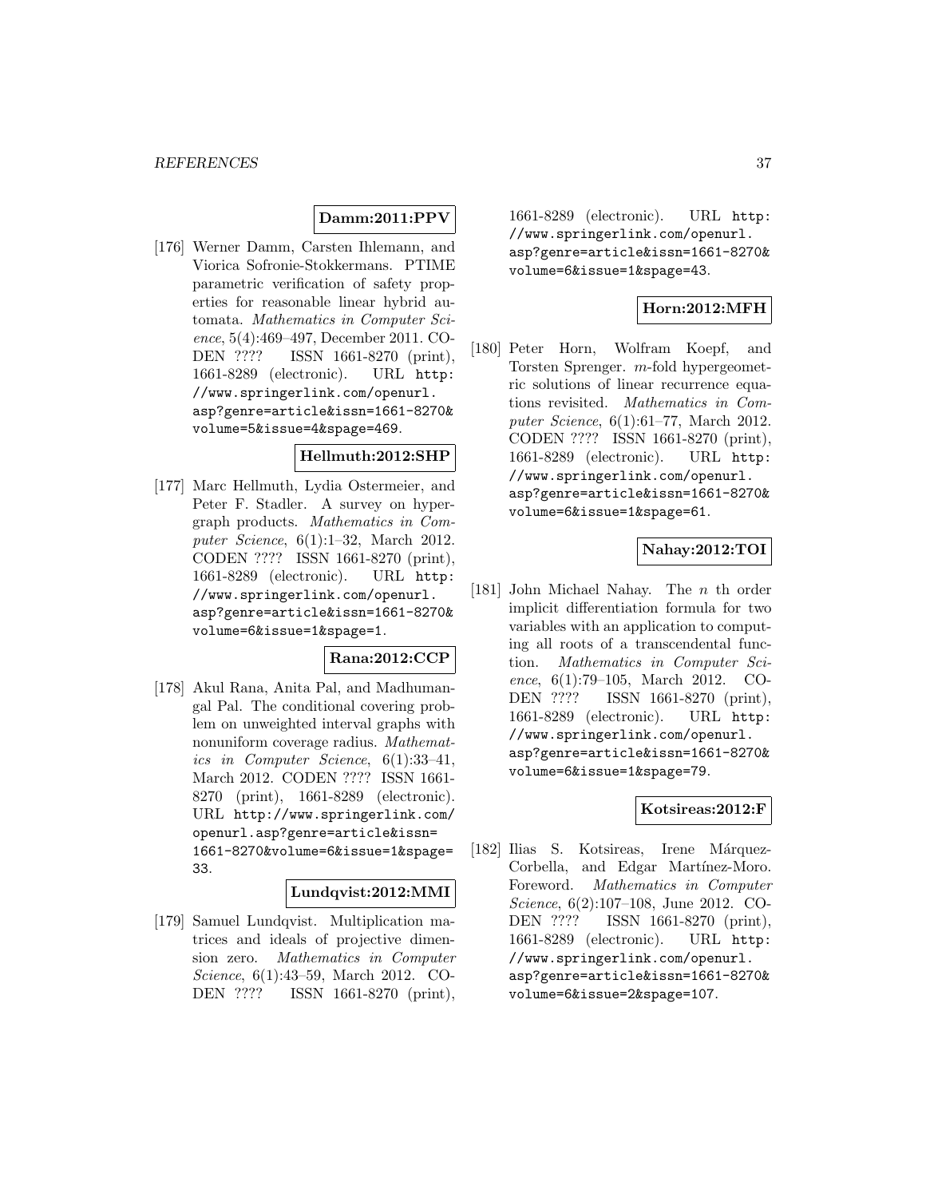**Damm:2011:PPV**

[176] Werner Damm, Carsten Ihlemann, and Viorica Sofronie-Stokkermans. PTIME parametric verification of safety properties for reasonable linear hybrid automata. *Mathematics in Computer Science*, 5(4):469–497, December 2011. CODEN ???? ISSN 1661-8270 (print), 1661-8289 (electronic). URL http://www.springerlink.com/openurl.asp?genre=article&issn=1661-8270&volume=5&issue=4&spage=469.

**Hellmuth:2012:SHP**

[177] Marc Hellmuth, Lydia Ostermeier, and Peter F. Stadler. A survey on hypergraph products. *Mathematics in Computer Science*, 6(1):1–32, March 2012. CODEN ???? ISSN 1661-8270 (print), 1661-8289 (electronic). URL http://www.springerlink.com/openurl.asp?genre=article&issn=1661-8270&volume=6&issue=1&spage=1.

**Rana:2012:CCP**

[178] Akul Rana, Anita Pal, and Madhumangal Pal. The conditional covering problem on unweighted interval graphs with nonuniform coverage radius. *Mathematics in Computer Science*, 6(1):33–41, March 2012. CODEN ???? ISSN 1661-8270 (print), 1661-8289 (electronic). URL http://www.springerlink.com/openurl.asp?genre=article&issn=1661-8270&volume=6&issue=1&spage=33.

**Lundqvist:2012:MMI**

[179] Samuel Lundqvist. Multiplication matrices and ideals of projective dimension zero. *Mathematics in Computer Science*, 6(1):43–59, March 2012. CODEN ???? ISSN 1661-8270 (print), 1661-8289 (electronic). URL http://www.springerlink.com/openurl.asp?genre=article&issn=1661-8270&volume=6&issue=1&spage=43.

**Horn:2012:MFH**

[180] Peter Horn, Wolfram Koepf, and Torsten Sprenger. $m$-fold hypergeometric solutions of linear recurrence equations revisited. *Mathematics in Computer Science*, 6(1):61–77, March 2012. CODEN ???? ISSN 1661-8270 (print), 1661-8289 (electronic). URL http://www.springerlink.com/openurl.asp?genre=article&issn=1661-8270&volume=6&issue=1&spage=61.

**Nahay:2012:TOI**

[181] John Michael Nahay. The $n$ th order implicit differentiation formula for two variables with an application to computing all roots of a transcendental function. *Mathematics in Computer Science*, 6(1):79–105, March 2012. CODEN ???? ISSN 1661-8270 (print), 1661-8289 (electronic). URL http://www.springerlink.com/openurl.asp?genre=article&issn=1661-8270&volume=6&issue=1&spage=79.

**Kotsireas:2012:F**

[182] Ilias S. Kotsireas, Irene Márquez-Corbella, and Edgar Martínez-Moro. Foreword. *Mathematics in Computer Science*, 6(2):107–108, June 2012. CODEN ???? ISSN 1661-8270 (print), 1661-8289 (electronic). URL http://www.springerlink.com/openurl.asp?genre=article&issn=1661-8270&volume=6&issue=2&spage=107.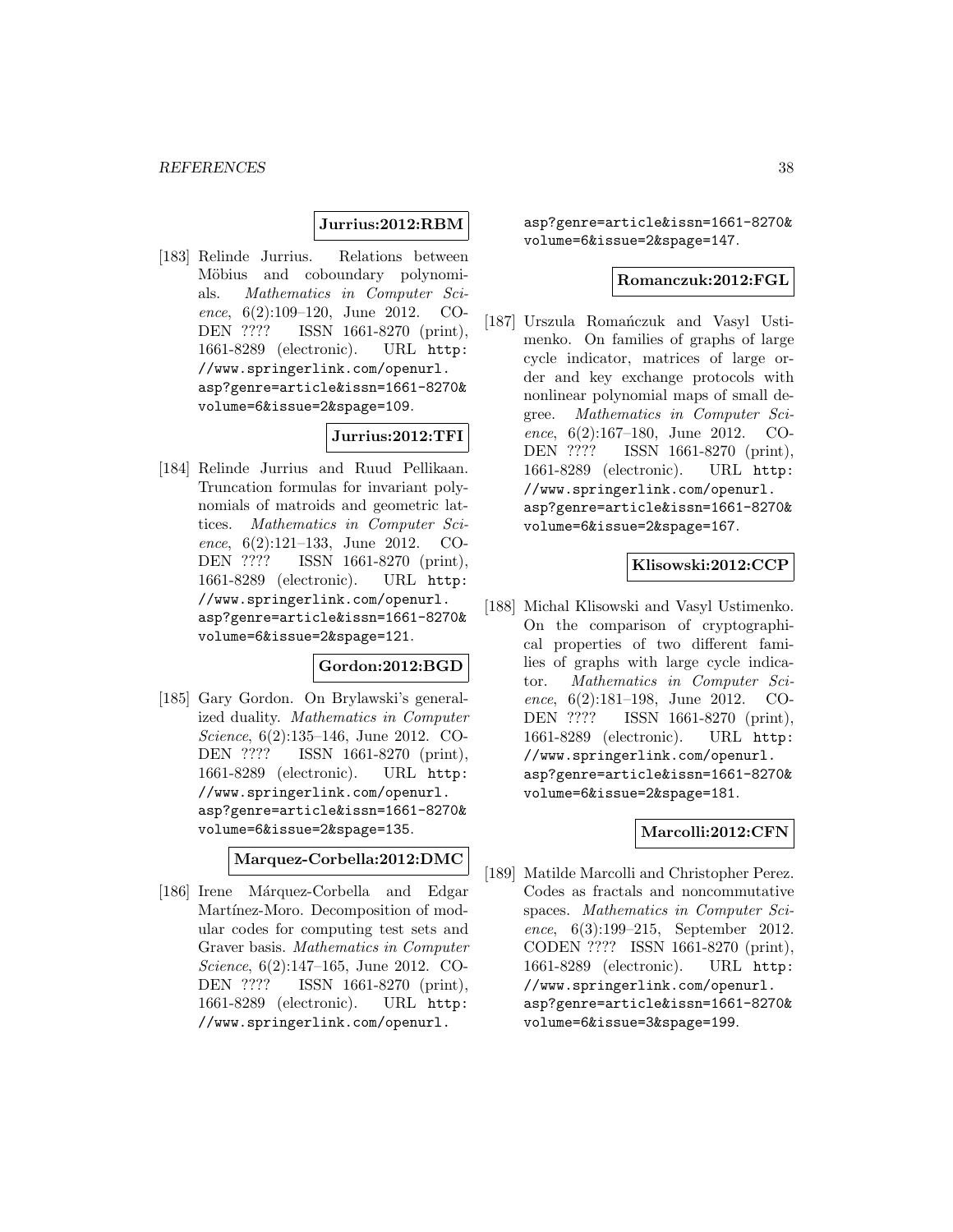**Jurrius:2012:RBM**

[183] Relinde Jurrius. Relations between Möbius and coboundary polynomials. *Mathematics in Computer Science*, 6(2):109–120, June 2012. CODEN ???? ISSN 1661-8270 (print), 1661-8289 (electronic). URL http://www.springerlink.com/openurl.asp?genre=article&issn=1661-8270&volume=6&issue=2&spage=109.

**Jurrius:2012:TFI**

[184] Relinde Jurrius and Ruud Pellikaan. Truncation formulas for invariant polynomials of matroids and geometric lattices. *Mathematics in Computer Science*, 6(2):121–133, June 2012. CODEN ???? ISSN 1661-8270 (print), 1661-8289 (electronic). URL http://www.springerlink.com/openurl.asp?genre=article&issn=1661-8270&volume=6&issue=2&spage=121.

**Gordon:2012:BGD**

[185] Gary Gordon. On Brylawski's generalized duality. *Mathematics in Computer Science*, 6(2):135–146, June 2012. CODEN ???? ISSN 1661-8270 (print), 1661-8289 (electronic). URL http://www.springerlink.com/openurl.asp?genre=article&issn=1661-8270&volume=6&issue=2&spage=135.

**Marquez-Corbella:2012:DMC**

[186] Irene Márquez-Corbella and Edgar Martínez-Moro. Decomposition of modular codes for computing test sets and Graver basis. *Mathematics in Computer Science*, 6(2):147–165, June 2012. CODEN ???? ISSN 1661-8270 (print), 1661-8289 (electronic). URL http://www.springerlink.com/openurl.asp?genre=article&issn=1661-8270&volume=6&issue=2&spage=147.

**Romanczuk:2012:FGL**

[187] Urszula Romańczuk and Vasyl Ustimenko. On families of graphs of large cycle indicator, matrices of large order and key exchange protocols with nonlinear polynomial maps of small degree. *Mathematics in Computer Science*, 6(2):167–180, June 2012. CODEN ???? ISSN 1661-8270 (print), 1661-8289 (electronic). URL http://www.springerlink.com/openurl.asp?genre=article&issn=1661-8270&volume=6&issue=2&spage=167.

**Klisowski:2012:CCP**

[188] Michal Klisowski and Vasyl Ustimenko. On the comparison of cryptographical properties of two different families of graphs with large cycle indicator. *Mathematics in Computer Science*, 6(2):181–198, June 2012. CODEN ???? ISSN 1661-8270 (print), 1661-8289 (electronic). URL http://www.springerlink.com/openurl.asp?genre=article&issn=1661-8270&volume=6&issue=2&spage=181.

**Marcolli:2012:CFN**

[189] Matilde Marcolli and Christopher Perez. Codes as fractals and noncommutative spaces. *Mathematics in Computer Science*, 6(3):199–215, September 2012. CODEN ???? ISSN 1661-8270 (print), 1661-8289 (electronic). URL http://www.springerlink.com/openurl.asp?genre=article&issn=1661-8270&volume=6&issue=3&spage=199.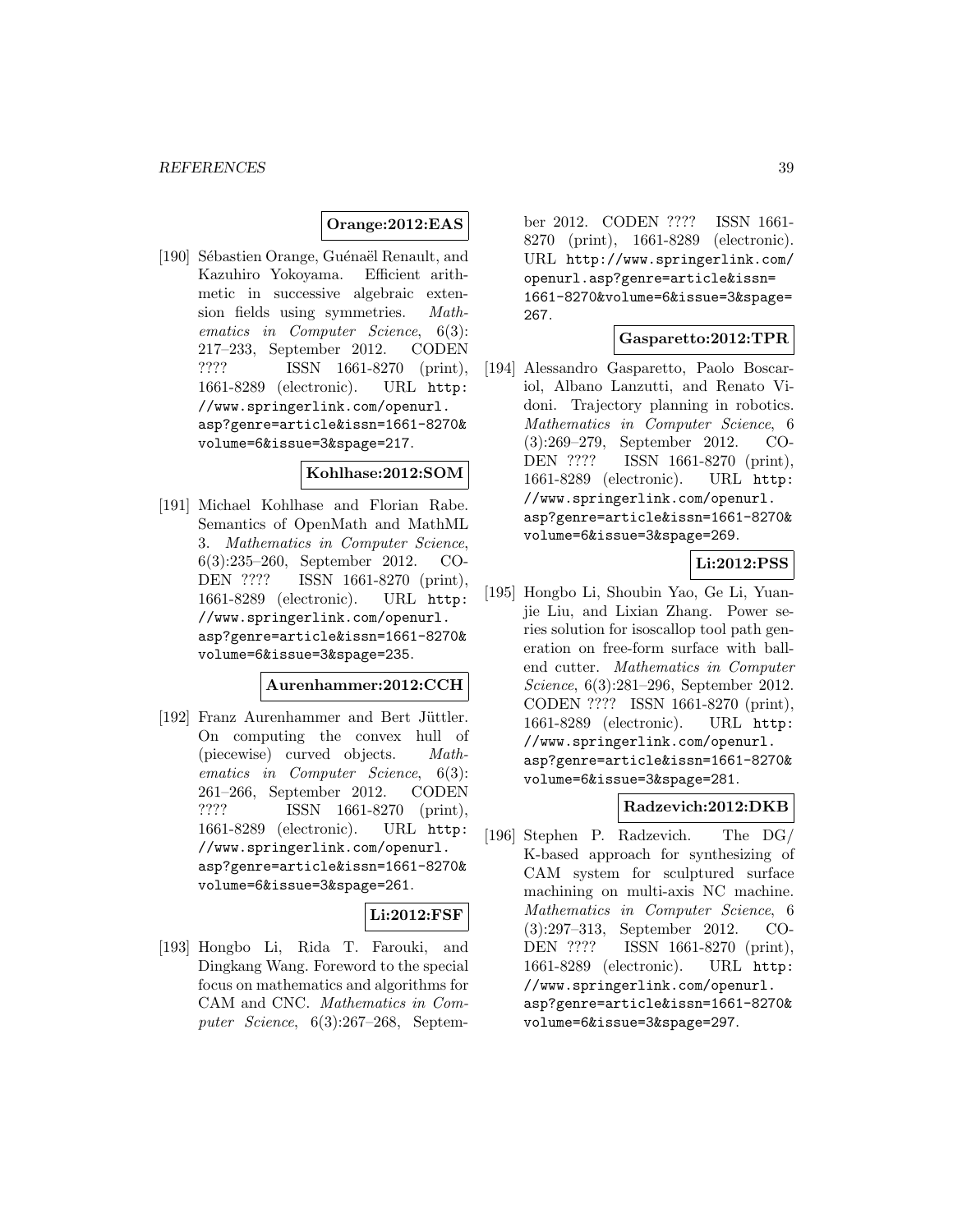**Orange:2012:EAS**

[190] Sébastien Orange, Guénaël Renault, and Kazuhiro Yokoyama. Efficient arithmetic in successive algebraic extension fields using symmetries. *Mathematics in Computer Science*, 6(3): 217–233, September 2012. CODEN ???? ISSN 1661-8270 (print), 1661-8289 (electronic). URL http://www.springerlink.com/openurl.asp?genre=article&issn=1661-8270&volume=6&issue=3&spage=217.

**Kohlhase:2012:SOM**

[191] Michael Kohlhase and Florian Rabe. Semantics of OpenMath and MathML 3. *Mathematics in Computer Science*, 6(3):235–260, September 2012. CODEN ???? ISSN 1661-8270 (print), 1661-8289 (electronic). URL http://www.springerlink.com/openurl.asp?genre=article&issn=1661-8270&volume=6&issue=3&spage=235.

**Aurenhammer:2012:CCH**

[192] Franz Aurenhammer and Bert Jüttler. On computing the convex hull of (piecewise) curved objects. *Mathematics in Computer Science*, 6(3): 261–266, September 2012. CODEN ???? ISSN 1661-8270 (print), 1661-8289 (electronic). URL http://www.springerlink.com/openurl.asp?genre=article&issn=1661-8270&volume=6&issue=3&spage=261.

**Li:2012:FSF**

[193] Hongbo Li, Rida T. Farouki, and Dingkang Wang. Foreword to the special focus on mathematics and algorithms for CAM and CNC. *Mathematics in Computer Science*, 6(3):267–268, September 2012. CODEN ???? ISSN 1661-8270 (print), 1661-8289 (electronic). URL http://www.springerlink.com/openurl.asp?genre=article&issn=1661-8270&volume=6&issue=3&spage=267.

**Gasparetto:2012:TPR**

[194] Alessandro Gasparetto, Paolo Boscariol, Albano Lanzutti, and Renato Vidoni. Trajectory planning in robotics. *Mathematics in Computer Science*, 6 (3):269–279, September 2012. CODEN ???? ISSN 1661-8270 (print), 1661-8289 (electronic). URL http://www.springerlink.com/openurl.asp?genre=article&issn=1661-8270&volume=6&issue=3&spage=269.

**Li:2012:PSS**

[195] Hongbo Li, Shoubin Yao, Ge Li, Yuanjie Liu, and Lixian Zhang. Power series solution for isoscallop tool path generation on free-form surface with ball-end cutter. *Mathematics in Computer Science*, 6(3):281–296, September 2012. CODEN ???? ISSN 1661-8270 (print), 1661-8289 (electronic). URL http://www.springerlink.com/openurl.asp?genre=article&issn=1661-8270&volume=6&issue=3&spage=281.

**Radzevich:2012:DKB**

[196] Stephen P. Radzevich. The DG/K-based approach for synthesizing of CAM system for sculptured surface machining on multi-axis NC machine. *Mathematics in Computer Science*, 6 (3):297–313, September 2012. CODEN ???? ISSN 1661-8270 (print), 1661-8289 (electronic). URL http://www.springerlink.com/openurl.asp?genre=article&issn=1661-8270&volume=6&issue=3&spage=297.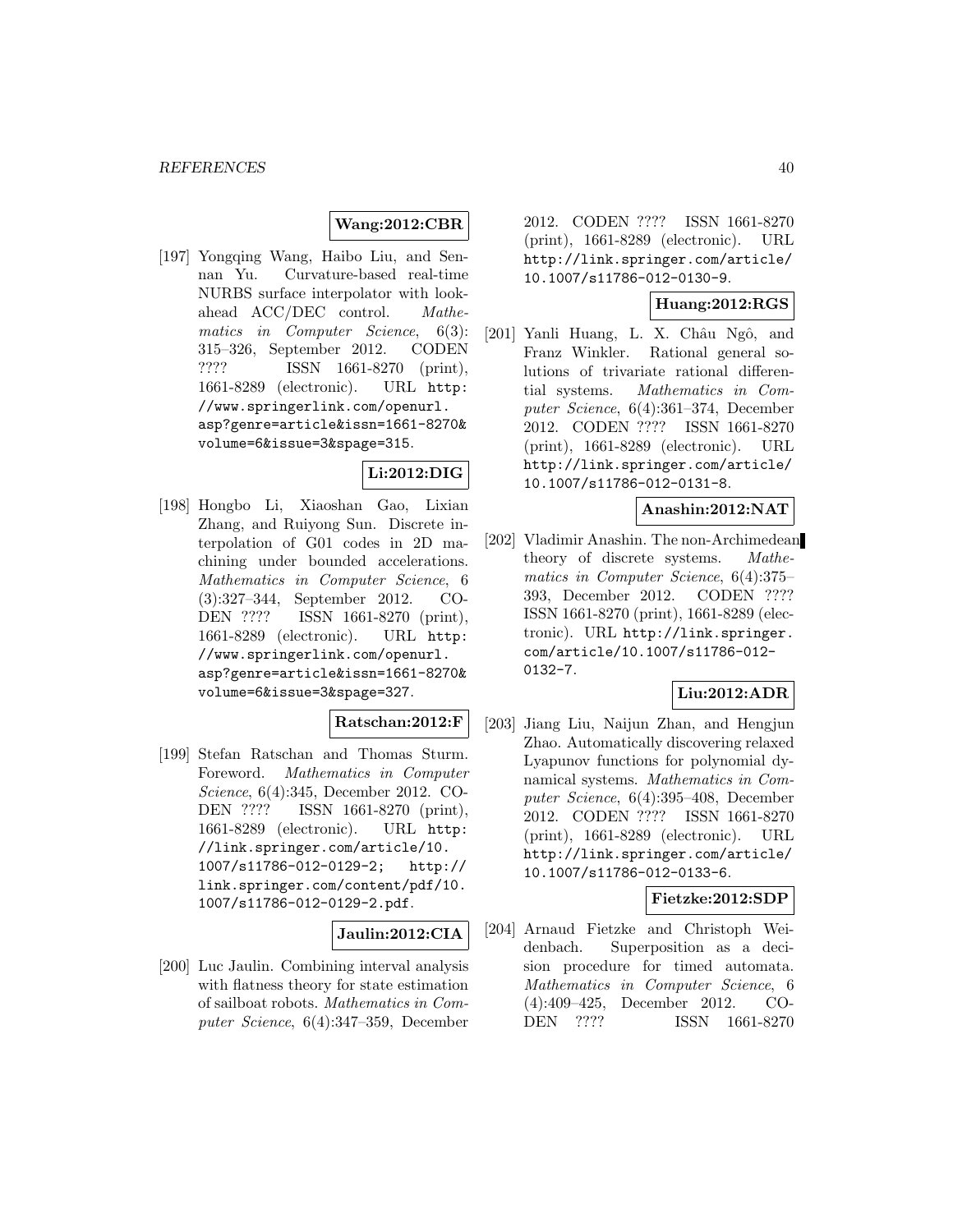**Wang:2012:CBR**

[197] Yongqing Wang, Haibo Liu, and Sennan Yu. Curvature-based real-time NURBS surface interpolator with look-ahead ACC/DEC control. *Mathematics in Computer Science*, 6(3): 315–326, September 2012. CODEN ???? ISSN 1661-8270 (print), 1661-8289 (electronic). URL http://www.springerlink.com/openurl.asp?genre=article&issn=1661-8270&volume=6&issue=3&spage=315.

**Li:2012:DIG**

[198] Hongbo Li, Xiaoshan Gao, Lixian Zhang, and Ruiyong Sun. Discrete interpolation of G01 codes in 2D machining under bounded accelerations. *Mathematics in Computer Science*, 6 (3):327–344, September 2012. CODEN ???? ISSN 1661-8270 (print), 1661-8289 (electronic). URL http://www.springerlink.com/openurl.asp?genre=article&issn=1661-8270&volume=6&issue=3&spage=327.

**Ratschan:2012:F**

[199] Stefan Ratschan and Thomas Sturm. Foreword. *Mathematics in Computer Science*, 6(4):345, December 2012. CODEN ???? ISSN 1661-8270 (print), 1661-8289 (electronic). URL http://link.springer.com/article/10.1007/s11786-012-0129-2; http://link.springer.com/content/pdf/10.1007/s11786-012-0129-2.pdf.

**Jaulin:2012:CIA**

[200] Luc Jaulin. Combining interval analysis with flatness theory for state estimation of sailboat robots. *Mathematics in Computer Science*, 6(4):347–359, December 2012. CODEN ???? ISSN 1661-8270 (print), 1661-8289 (electronic). URL http://link.springer.com/article/10.1007/s11786-012-0130-9.

**Huang:2012:RGS**

[201] Yanli Huang, L. X. Châu Ngô, and Franz Winkler. Rational general solutions of trivariate rational differential systems. *Mathematics in Computer Science*, 6(4):361–374, December 2012. CODEN ???? ISSN 1661-8270 (print), 1661-8289 (electronic). URL http://link.springer.com/article/10.1007/s11786-012-0131-8.

**Anashin:2012:NAT**

[202] Vladimir Anashin. The non-Archimedean theory of discrete systems. *Mathematics in Computer Science*, 6(4):375–393, December 2012. CODEN ???? ISSN 1661-8270 (print), 1661-8289 (electronic). URL http://link.springer.com/article/10.1007/s11786-012-0132-7.

**Liu:2012:ADR**

[203] Jiang Liu, Naijun Zhan, and Hengjun Zhao. Automatically discovering relaxed Lyapunov functions for polynomial dynamical systems. *Mathematics in Computer Science*, 6(4):395–408, December 2012. CODEN ???? ISSN 1661-8270 (print), 1661-8289 (electronic). URL http://link.springer.com/article/10.1007/s11786-012-0133-6.

**Fietzke:2012:SDP**

[204] Arnaud Fietzke and Christoph Weidenbach. Superposition as a decision procedure for timed automata. *Mathematics in Computer Science*, 6 (4):409–425, December 2012. CODEN ???? ISSN 1661-8270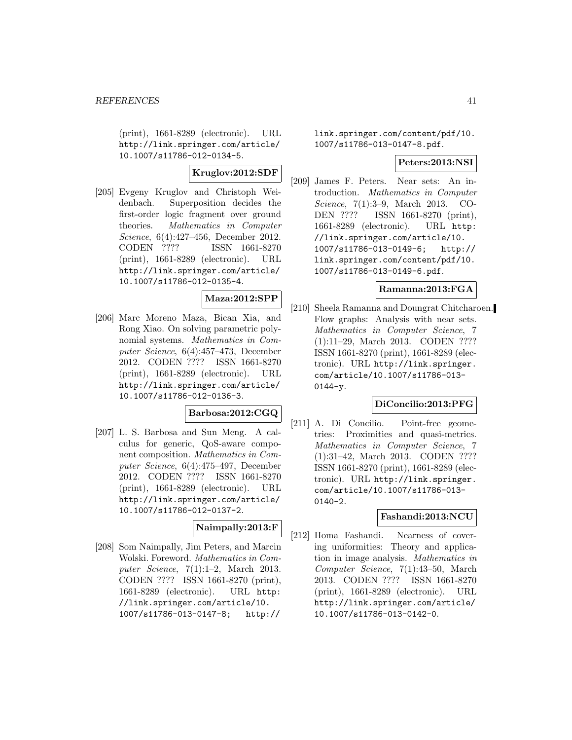(print), 1661-8289 (electronic). URL http://link.springer.com/article/10.1007/s11786-012-0134-5.

**Kruglov:2012:SDF**

[205] Evgeny Kruglov and Christoph Weidenbach. Superposition decides the first-order logic fragment over ground theories. *Mathematics in Computer Science*, 6(4):427–456, December 2012. CODEN ???? ISSN 1661-8270 (print), 1661-8289 (electronic). URL http://link.springer.com/article/10.1007/s11786-012-0135-4.

**Maza:2012:SPP**

[206] Marc Moreno Maza, Bican Xia, and Rong Xiao. On solving parametric polynomial systems. *Mathematics in Computer Science*, 6(4):457–473, December 2012. CODEN ???? ISSN 1661-8270 (print), 1661-8289 (electronic). URL http://link.springer.com/article/10.1007/s11786-012-0136-3.

**Barbosa:2012:CGQ**

[207] L. S. Barbosa and Sun Meng. A calculus for generic, QoS-aware component composition. *Mathematics in Computer Science*, 6(4):475–497, December 2012. CODEN ???? ISSN 1661-8270 (print), 1661-8289 (electronic). URL http://link.springer.com/article/10.1007/s11786-012-0137-2.

**Naimpally:2013:F**

[208] Som Naimpally, Jim Peters, and Marcin Wolski. Foreword. *Mathematics in Computer Science*, 7(1):1–2, March 2013. CODEN ???? ISSN 1661-8270 (print), 1661-8289 (electronic). URL http://link.springer.com/article/10.1007/s11786-013-0147-8; http://link.springer.com/content/pdf/10.1007/s11786-013-0147-8.pdf.

**Peters:2013:NSI**

[209] James F. Peters. Near sets: An introduction. *Mathematics in Computer Science*, 7(1):3–9, March 2013. CODEN ???? ISSN 1661-8270 (print), 1661-8289 (electronic). URL http://link.springer.com/article/10.1007/s11786-013-0149-6; http://link.springer.com/content/pdf/10.1007/s11786-013-0149-6.pdf.

**Ramanna:2013:FGA**

[210] Sheela Ramanna and Doungrat Chitcharoen. Flow graphs: Analysis with near sets. *Mathematics in Computer Science*, 7(1):11–29, March 2013. CODEN ???? ISSN 1661-8270 (print), 1661-8289 (electronic). URL http://link.springer.com/article/10.1007/s11786-013-0144-y.

**DiConcilio:2013:PFG**

[211] A. Di Concilio. Point-free geometries: Proximities and quasi-metrics. *Mathematics in Computer Science*, 7(1):31–42, March 2013. CODEN ???? ISSN 1661-8270 (print), 1661-8289 (electronic). URL http://link.springer.com/article/10.1007/s11786-013-0140-2.

**Fashandi:2013:NCU**

[212] Homa Fashandi. Nearness of covering uniformities: Theory and application in image analysis. *Mathematics in Computer Science*, 7(1):43–50, March 2013. CODEN ???? ISSN 1661-8270 (print), 1661-8289 (electronic). URL http://link.springer.com/article/10.1007/s11786-013-0142-0.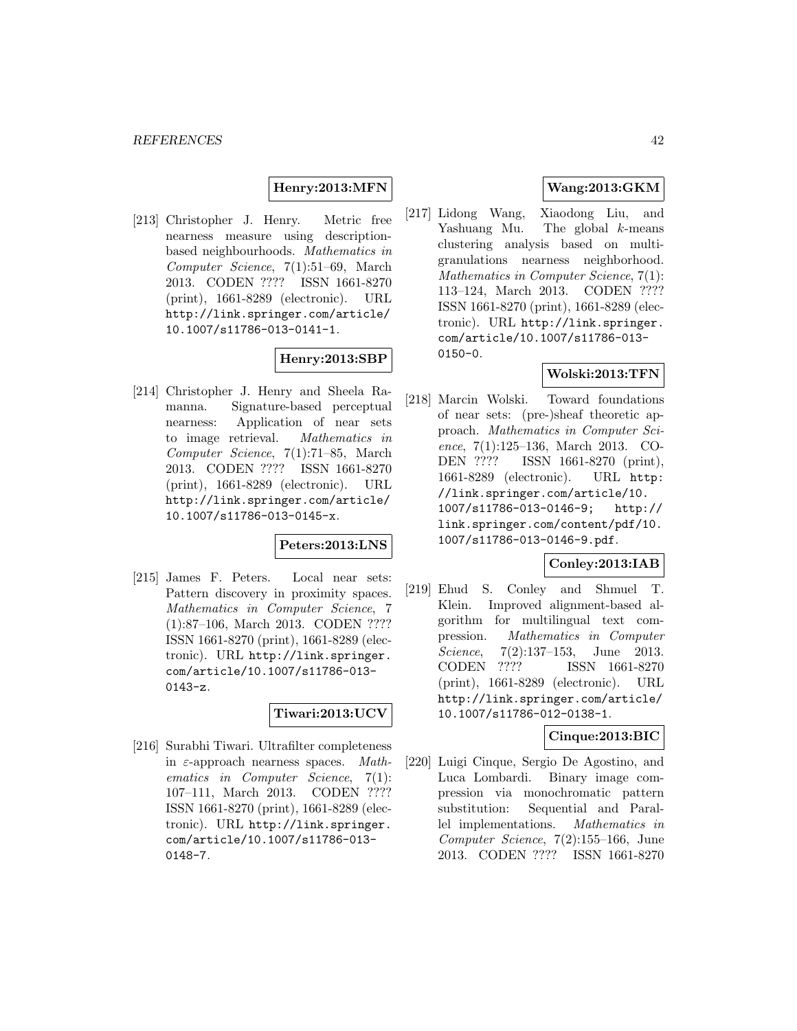**Henry:2013:MFN**

[213] Christopher J. Henry. Metric free nearness measure using description-based neighbourhoods. *Mathematics in Computer Science*, 7(1):51–69, March 2013. CODEN ???? ISSN 1661-8270 (print), 1661-8289 (electronic). URL http://link.springer.com/article/10.1007/s11786-013-0141-1.

**Henry:2013:SBP**

[214] Christopher J. Henry and Sheela Ramanna. Signature-based perceptual nearness: Application of near sets to image retrieval. *Mathematics in Computer Science*, 7(1):71–85, March 2013. CODEN ???? ISSN 1661-8270 (print), 1661-8289 (electronic). URL http://link.springer.com/article/10.1007/s11786-013-0145-x.

**Peters:2013:LNS**

[215] James F. Peters. Local near sets: Pattern discovery in proximity spaces. *Mathematics in Computer Science*, 7 (1):87–106, March 2013. CODEN ???? ISSN 1661-8270 (print), 1661-8289 (electronic). URL http://link.springer.com/article/10.1007/s11786-013-0143-z.

**Tiwari:2013:UCV**

[216] Surabhi Tiwari. Ultrafilter completeness in $\varepsilon$-approach nearness spaces. *Mathematics in Computer Science*, 7(1): 107–111, March 2013. CODEN ???? ISSN 1661-8270 (print), 1661-8289 (electronic). URL http://link.springer.com/article/10.1007/s11786-013-0148-7.

**Wang:2013:GKM**

[217] Lidong Wang, Xiaodong Liu, and Yashuang Mu. The global $k$-means clustering analysis based on multi-granulations nearness neighborhood. *Mathematics in Computer Science*, 7(1): 113–124, March 2013. CODEN ???? ISSN 1661-8270 (print), 1661-8289 (electronic). URL http://link.springer.com/article/10.1007/s11786-013-0150-0.

**Wolski:2013:TFN**

[218] Marcin Wolski. Toward foundations of near sets: (pre-)sheaf theoretic approach. *Mathematics in Computer Science*, 7(1):125–136, March 2013. CODEN ???? ISSN 1661-8270 (print), 1661-8289 (electronic). URL http://link.springer.com/article/10.1007/s11786-013-0146-9; http://link.springer.com/content/pdf/10.1007/s11786-013-0146-9.pdf.

**Conley:2013:IAB**

[219] Ehud S. Conley and Shmuel T. Klein. Improved alignment-based algorithm for multilingual text compression. *Mathematics in Computer Science*, 7(2):137–153, June 2013. CODEN ???? ISSN 1661-8270 (print), 1661-8289 (electronic). URL http://link.springer.com/article/10.1007/s11786-012-0138-1.

**Cinque:2013:BIC**

[220] Luigi Cinque, Sergio De Agostino, and Luca Lombardi. Binary image compression via monochromatic pattern substitution: Sequential and Parallel implementations. *Mathematics in Computer Science*, 7(2):155–166, June 2013. CODEN ???? ISSN 1661-8270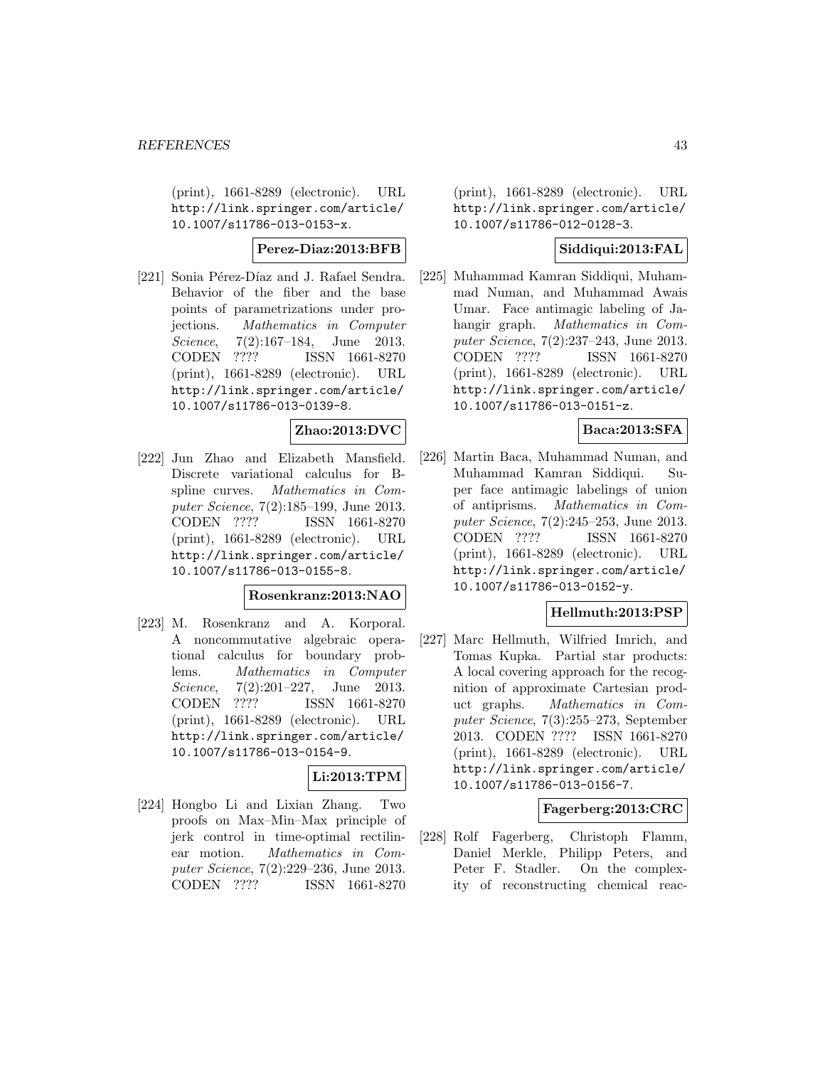(print), 1661-8289 (electronic). URL http://link.springer.com/article/10.1007/s11786-013-0153-x.

**Perez-Diaz:2013:BFB**

[221] Sonia Pérez-Díaz and J. Rafael Sendra. Behavior of the fiber and the base points of parametrizations under projections. *Mathematics in Computer Science*, 7(2):167–184, June 2013. CODEN ???? ISSN 1661-8270 (print), 1661-8289 (electronic). URL http://link.springer.com/article/10.1007/s11786-013-0139-8.

**Zhao:2013:DVC**

[222] Jun Zhao and Elizabeth Mansfield. Discrete variational calculus for B-spline curves. *Mathematics in Computer Science*, 7(2):185–199, June 2013. CODEN ???? ISSN 1661-8270 (print), 1661-8289 (electronic). URL http://link.springer.com/article/10.1007/s11786-013-0155-8.

**Rosenkranz:2013:NAO**

[223] M. Rosenkranz and A. Korporal. A noncommutative algebraic operational calculus for boundary problems. *Mathematics in Computer Science*, 7(2):201–227, June 2013. CODEN ???? ISSN 1661-8270 (print), 1661-8289 (electronic). URL http://link.springer.com/article/10.1007/s11786-013-0154-9.

**Li:2013:TPM**

[224] Hongbo Li and Lixian Zhang. Two proofs on Max–Min–Max principle of jerk control in time-optimal rectilinear motion. *Mathematics in Computer Science*, 7(2):229–236, June 2013. CODEN ???? ISSN 1661-8270 (print), 1661-8289 (electronic). URL http://link.springer.com/article/10.1007/s11786-012-0128-3.

**Siddiqui:2013:FAL**

[225] Muhammad Kamran Siddiqui, Muhammad Numan, and Muhammad Awais Umar. Face antimagic labeling of Jahangir graph. *Mathematics in Computer Science*, 7(2):237–243, June 2013. CODEN ???? ISSN 1661-8270 (print), 1661-8289 (electronic). URL http://link.springer.com/article/10.1007/s11786-013-0151-z.

**Baca:2013:SFA**

[226] Martin Baca, Muhammad Numan, and Muhammad Kamran Siddiqui. Super face antimagic labelings of union of antiprisms. *Mathematics in Computer Science*, 7(2):245–253, June 2013. CODEN ???? ISSN 1661-8270 (print), 1661-8289 (electronic). URL http://link.springer.com/article/10.1007/s11786-013-0152-y.

**Hellmuth:2013:PSP**

[227] Marc Hellmuth, Wilfried Imrich, and Tomas Kupka. Partial star products: A local covering approach for the recognition of approximate Cartesian product graphs. *Mathematics in Computer Science*, 7(3):255–273, September 2013. CODEN ???? ISSN 1661-8270 (print), 1661-8289 (electronic). URL http://link.springer.com/article/10.1007/s11786-013-0156-7.

**Fagerberg:2013:CRC**

[228] Rolf Fagerberg, Christoph Flamm, Daniel Merkle, Philipp Peters, and Peter F. Stadler. On the complexity of reconstructing chemical reac-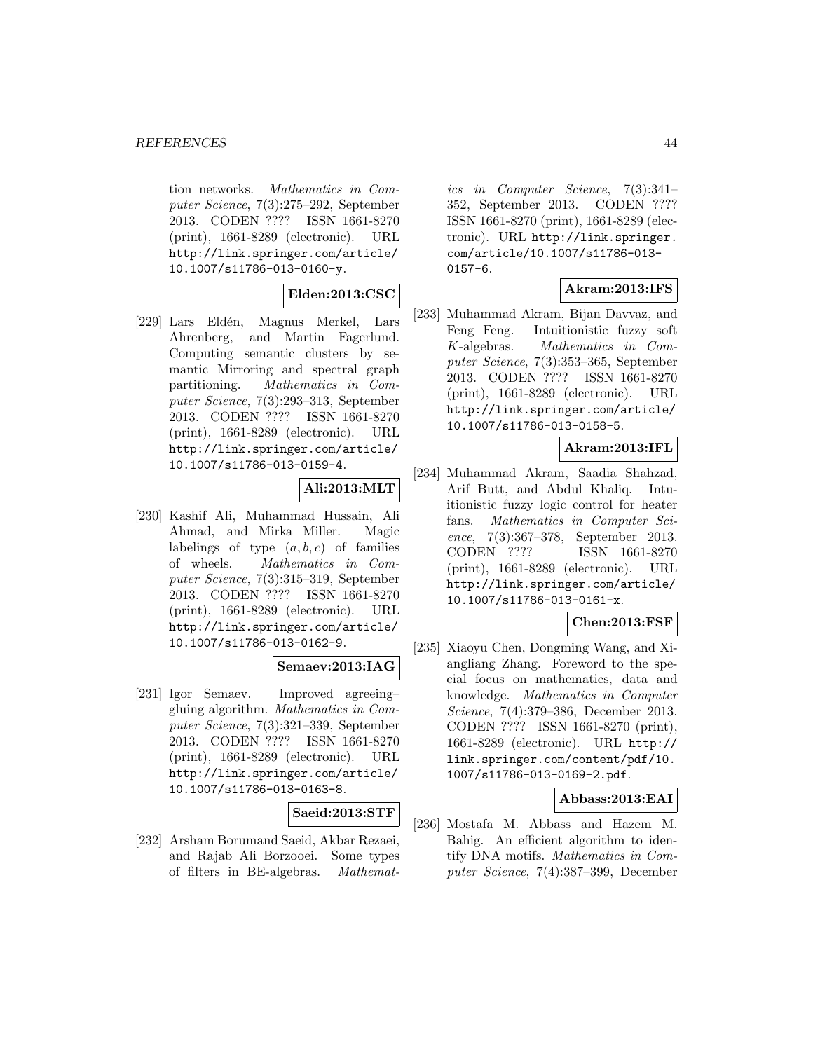tion networks. *Mathematics in Computer Science*, 7(3):275–292, September 2013. CODEN ???? ISSN 1661-8270 (print), 1661-8289 (electronic). URL http://link.springer.com/article/10.1007/s11786-013-0160-y.

**Elden:2013:CSC**

[229] Lars Eldén, Magnus Merkel, Lars Ahrenberg, and Martin Fagerlund. Computing semantic clusters by semantic Mirroring and spectral graph partitioning. *Mathematics in Computer Science*, 7(3):293–313, September 2013. CODEN ???? ISSN 1661-8270 (print), 1661-8289 (electronic). URL http://link.springer.com/article/10.1007/s11786-013-0159-4.

**Ali:2013:MLT**

[230] Kashif Ali, Muhammad Hussain, Ali Ahmad, and Mirka Miller. Magic labelings of type $(a, b, c)$ of families of wheels. *Mathematics in Computer Science*, 7(3):315–319, September 2013. CODEN ???? ISSN 1661-8270 (print), 1661-8289 (electronic). URL http://link.springer.com/article/10.1007/s11786-013-0162-9.

**Semaev:2013:IAG**

[231] Igor Semaev. Improved agreeing–gluing algorithm. *Mathematics in Computer Science*, 7(3):321–339, September 2013. CODEN ???? ISSN 1661-8270 (print), 1661-8289 (electronic). URL http://link.springer.com/article/10.1007/s11786-013-0163-8.

**Saeid:2013:STF**

[232] Arsham Borumand Saeid, Akbar Rezaei, and Rajab Ali Borzooei. Some types of filters in BE-algebras. *Mathematics in Computer Science*, 7(3):341–352, September 2013. CODEN ???? ISSN 1661-8270 (print), 1661-8289 (electronic). URL http://link.springer.com/article/10.1007/s11786-013-0157-6.

**Akram:2013:IFS**

[233] Muhammad Akram, Bijan Davvaz, and Feng Feng. Intuitionistic fuzzy soft $K$-algebras. *Mathematics in Computer Science*, 7(3):353–365, September 2013. CODEN ???? ISSN 1661-8270 (print), 1661-8289 (electronic). URL http://link.springer.com/article/10.1007/s11786-013-0158-5.

**Akram:2013:IFL**

[234] Muhammad Akram, Saadia Shahzad, Arif Butt, and Abdul Khaliq. Intuitionistic fuzzy logic control for heater fans. *Mathematics in Computer Science*, 7(3):367–378, September 2013. CODEN ???? ISSN 1661-8270 (print), 1661-8289 (electronic). URL http://link.springer.com/article/10.1007/s11786-013-0161-x.

**Chen:2013:FSF**

[235] Xiaoyu Chen, Dongming Wang, and Xiangliang Zhang. Foreword to the special focus on mathematics, data and knowledge. *Mathematics in Computer Science*, 7(4):379–386, December 2013. CODEN ???? ISSN 1661-8270 (print), 1661-8289 (electronic). URL http://link.springer.com/content/pdf/10.1007/s11786-013-0169-2.pdf.

**Abbass:2013:EAI**

[236] Mostafa M. Abbass and Hazem M. Bahig. An efficient algorithm to identify DNA motifs. *Mathematics in Computer Science*, 7(4):387–399, December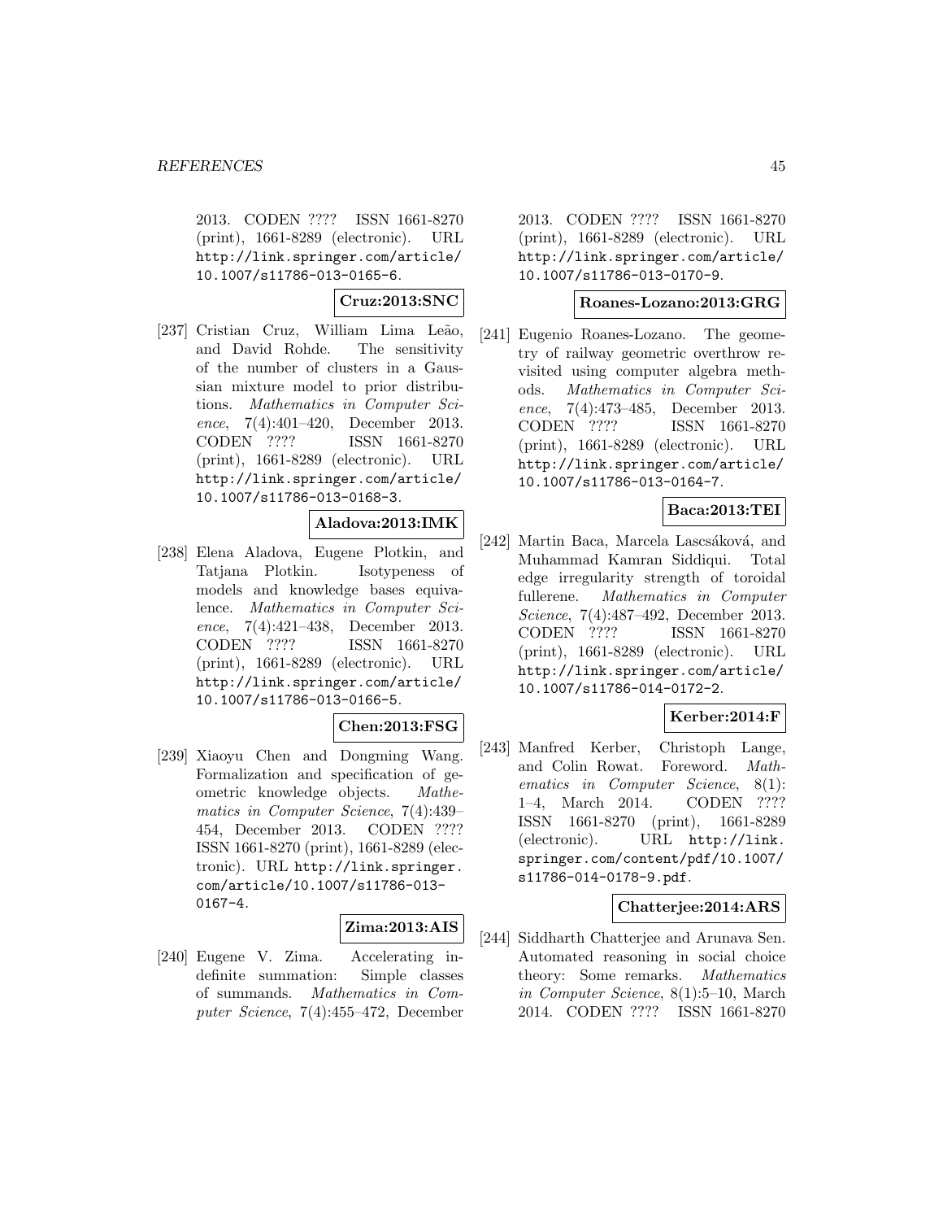2013. CODEN ???? ISSN 1661-8270 (print), 1661-8289 (electronic). URL http://link.springer.com/article/10.1007/s11786-013-0165-6.

**Cruz:2013:SNC**

[237] Cristian Cruz, William Lima Leão, and David Rohde. The sensitivity of the number of clusters in a Gaussian mixture model to prior distributions. *Mathematics in Computer Science*, 7(4):401–420, December 2013. CODEN ???? ISSN 1661-8270 (print), 1661-8289 (electronic). URL http://link.springer.com/article/10.1007/s11786-013-0168-3.

**Aladova:2013:IMK**

[238] Elena Aladova, Eugene Plotkin, and Tatjana Plotkin. Isotypeness of models and knowledge bases equivalence. *Mathematics in Computer Science*, 7(4):421–438, December 2013. CODEN ???? ISSN 1661-8270 (print), 1661-8289 (electronic). URL http://link.springer.com/article/10.1007/s11786-013-0166-5.

**Chen:2013:FSG**

[239] Xiaoyu Chen and Dongming Wang. Formalization and specification of geometric knowledge objects. *Mathematics in Computer Science*, 7(4):439–454, December 2013. CODEN ???? ISSN 1661-8270 (print), 1661-8289 (electronic). URL http://link.springer.com/article/10.1007/s11786-013-0167-4.

**Zima:2013:AIS**

[240] Eugene V. Zima. Accelerating indefinite summation: Simple classes of summands. *Mathematics in Computer Science*, 7(4):455–472, December 2013. CODEN ???? ISSN 1661-8270 (print), 1661-8289 (electronic). URL http://link.springer.com/article/10.1007/s11786-013-0170-9.

**Roanes-Lozano:2013:GRG**

[241] Eugenio Roanes-Lozano. The geometry of railway geometric overthrow revisited using computer algebra methods. *Mathematics in Computer Science*, 7(4):473–485, December 2013. CODEN ???? ISSN 1661-8270 (print), 1661-8289 (electronic). URL http://link.springer.com/article/10.1007/s11786-013-0164-7.

**Baca:2013:TEI**

[242] Martin Baca, Marcela Lascsáková, and Muhammad Kamran Siddiqui. Total edge irregularity strength of toroidal fullerene. *Mathematics in Computer Science*, 7(4):487–492, December 2013. CODEN ???? ISSN 1661-8270 (print), 1661-8289 (electronic). URL http://link.springer.com/article/10.1007/s11786-014-0172-2.

**Kerber:2014:F**

[243] Manfred Kerber, Christoph Lange, and Colin Rowat. Foreword. *Mathematics in Computer Science*, 8(1):1–4, March 2014. CODEN ???? ISSN 1661-8270 (print), 1661-8289 (electronic). URL http://link.springer.com/content/pdf/10.1007/s11786-014-0178-9.pdf.

**Chatterjee:2014:ARS**

[244] Siddharth Chatterjee and Arunava Sen. Automated reasoning in social choice theory: Some remarks. *Mathematics in Computer Science*, 8(1):5–10, March 2014. CODEN ???? ISSN 1661-8270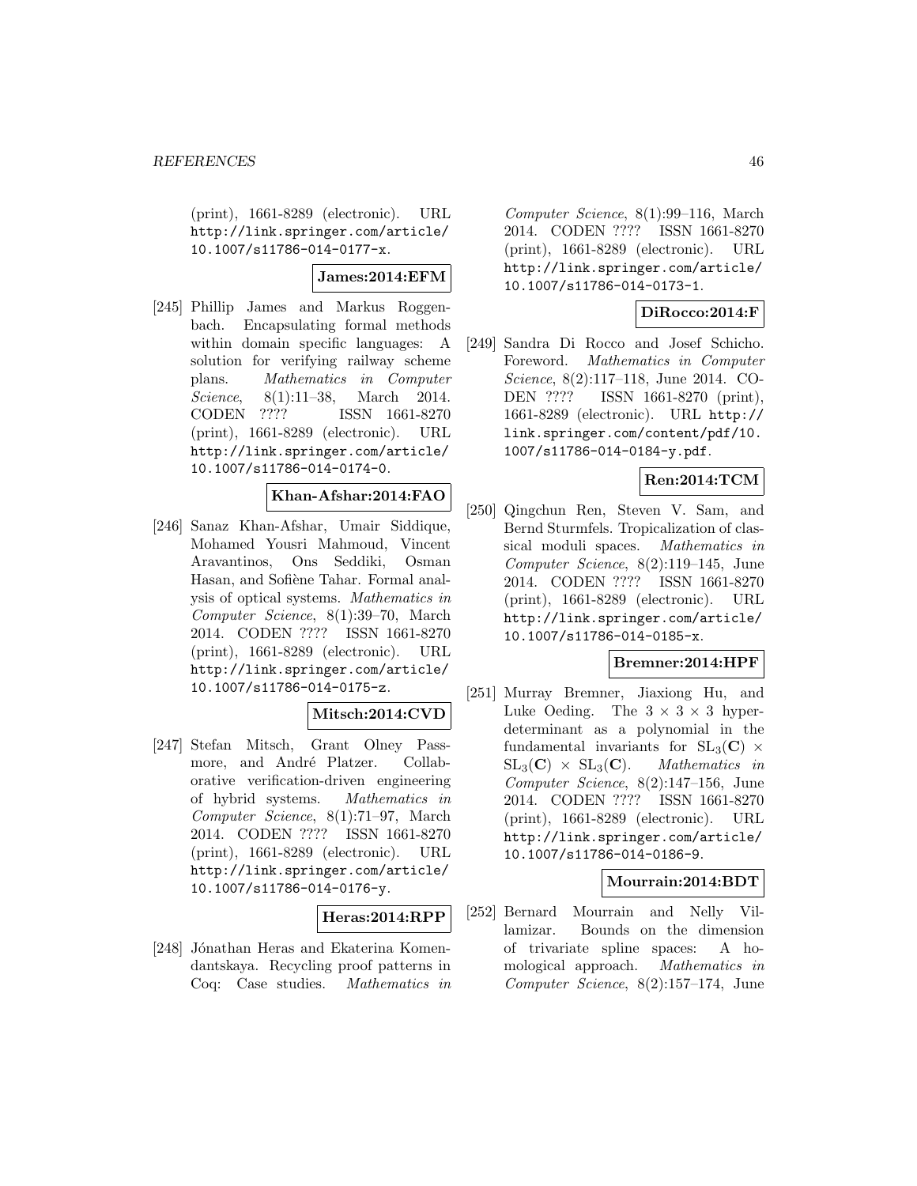(print), 1661-8289 (electronic). URL http://link.springer.com/article/10.1007/s11786-014-0177-x.

**James:2014:EFM**

[245] Phillip James and Markus Roggenbach. Encapsulating formal methods within domain specific languages: A solution for verifying railway scheme plans. *Mathematics in Computer Science*, 8(1):11–38, March 2014. CODEN ???? ISSN 1661-8270 (print), 1661-8289 (electronic). URL http://link.springer.com/article/10.1007/s11786-014-0174-0.

**Khan-Afshar:2014:FAO**

[246] Sanaz Khan-Afshar, Umair Siddique, Mohamed Yousri Mahmoud, Vincent Aravantinos, Ons Seddiki, Osman Hasan, and Sofiène Tahar. Formal analysis of optical systems. *Mathematics in Computer Science*, 8(1):39–70, March 2014. CODEN ???? ISSN 1661-8270 (print), 1661-8289 (electronic). URL http://link.springer.com/article/10.1007/s11786-014-0175-z.

**Mitsch:2014:CVD**

[247] Stefan Mitsch, Grant Olney Passmore, and André Platzer. Collaborative verification-driven engineering of hybrid systems. *Mathematics in Computer Science*, 8(1):71–97, March 2014. CODEN ???? ISSN 1661-8270 (print), 1661-8289 (electronic). URL http://link.springer.com/article/10.1007/s11786-014-0176-y.

**Heras:2014:RPP**

[248] Jónathan Heras and Ekaterina Komendantskaya. Recycling proof patterns in Coq: Case studies. *Mathematics in Computer Science*, 8(1):99–116, March 2014. CODEN ???? ISSN 1661-8270 (print), 1661-8289 (electronic). URL http://link.springer.com/article/10.1007/s11786-014-0173-1.

**DiRocco:2014:F**

[249] Sandra Di Rocco and Josef Schicho. Foreword. *Mathematics in Computer Science*, 8(2):117–118, June 2014. CODEN ???? ISSN 1661-8270 (print), 1661-8289 (electronic). URL http://link.springer.com/content/pdf/10.1007/s11786-014-0184-y.pdf.

**Ren:2014:TCM**

[250] Qingchun Ren, Steven V. Sam, and Bernd Sturmfels. Tropicalization of classical moduli spaces. *Mathematics in Computer Science*, 8(2):119–145, June 2014. CODEN ???? ISSN 1661-8270 (print), 1661-8289 (electronic). URL http://link.springer.com/article/10.1007/s11786-014-0185-x.

**Bremner:2014:HPF**

[251] Murray Bremner, Jiaxiong Hu, and Luke Oeding. The $3 \times 3 \times 3$ hyperdeterminant as a polynomial in the fundamental invariants for $\mathrm{SL}_3(\mathbf{C}) \times \mathrm{SL}_3(\mathbf{C}) \times \mathrm{SL}_3(\mathbf{C})$. *Mathematics in Computer Science*, 8(2):147–156, June 2014. CODEN ???? ISSN 1661-8270 (print), 1661-8289 (electronic). URL http://link.springer.com/article/10.1007/s11786-014-0186-9.

**Mourrain:2014:BDT**

[252] Bernard Mourrain and Nelly Villamizar. Bounds on the dimension of trivariate spline spaces: A homological approach. *Mathematics in Computer Science*, 8(2):157–174, June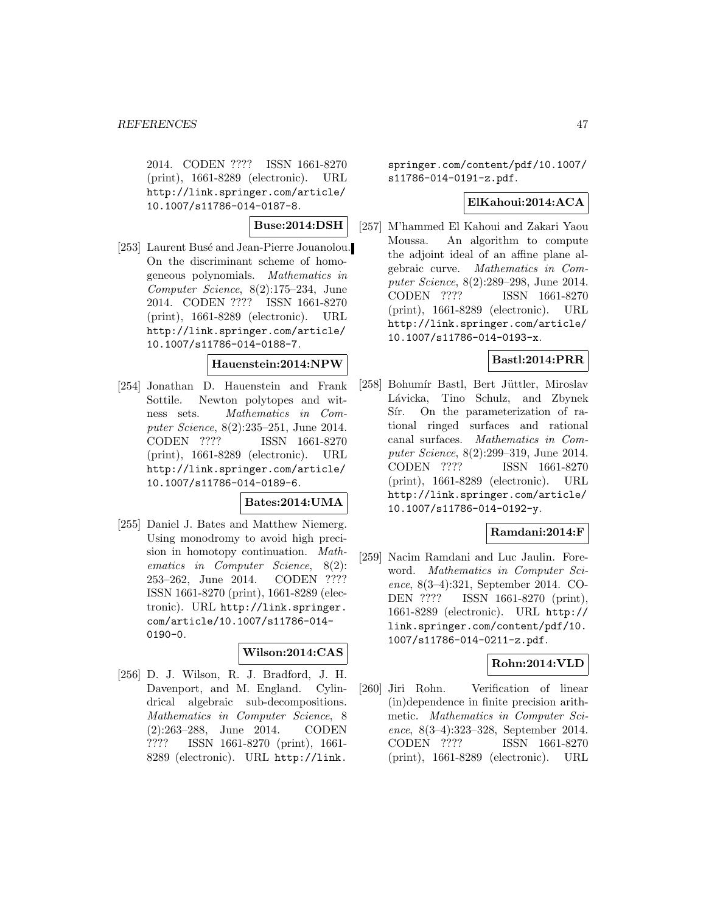2014. CODEN ???? ISSN 1661-8270 (print), 1661-8289 (electronic). URL http://link.springer.com/article/10.1007/s11786-014-0187-8.

**Buse:2014:DSH**

[253] Laurent Busé and Jean-Pierre Jouanolou. On the discriminant scheme of homogeneous polynomials. *Mathematics in Computer Science*, 8(2):175–234, June 2014. CODEN ???? ISSN 1661-8270 (print), 1661-8289 (electronic). URL http://link.springer.com/article/10.1007/s11786-014-0188-7.

**Hauenstein:2014:NPW**

[254] Jonathan D. Hauenstein and Frank Sottile. Newton polytopes and witness sets. *Mathematics in Computer Science*, 8(2):235–251, June 2014. CODEN ???? ISSN 1661-8270 (print), 1661-8289 (electronic). URL http://link.springer.com/article/10.1007/s11786-014-0189-6.

**Bates:2014:UMA**

[255] Daniel J. Bates and Matthew Niemerg. Using monodromy to avoid high precision in homotopy continuation. *Mathematics in Computer Science*, 8(2): 253–262, June 2014. CODEN ???? ISSN 1661-8270 (print), 1661-8289 (electronic). URL http://link.springer.com/article/10.1007/s11786-014-0190-0.

**Wilson:2014:CAS**

[256] D. J. Wilson, R. J. Bradford, J. H. Davenport, and M. England. Cylindrical algebraic sub-decompositions. *Mathematics in Computer Science*, 8 (2):263–288, June 2014. CODEN ???? ISSN 1661-8270 (print), 1661-8289 (electronic). URL http://link.springer.com/content/pdf/10.1007/s11786-014-0191-z.pdf.

**ElKahoui:2014:ACA**

[257] M'hammed El Kahoui and Zakari Yaou Moussa. An algorithm to compute the adjoint ideal of an affine plane algebraic curve. *Mathematics in Computer Science*, 8(2):289–298, June 2014. CODEN ???? ISSN 1661-8270 (print), 1661-8289 (electronic). URL http://link.springer.com/article/10.1007/s11786-014-0193-x.

**Bastl:2014:PRR**

[258] Bohumír Bastl, Bert Jüttler, Miroslav Lávicka, Tino Schulz, and Zbynek Sír. On the parameterization of rational ringed surfaces and rational canal surfaces. *Mathematics in Computer Science*, 8(2):299–319, June 2014. CODEN ???? ISSN 1661-8270 (print), 1661-8289 (electronic). URL http://link.springer.com/article/10.1007/s11786-014-0192-y.

**Ramdani:2014:F**

[259] Nacim Ramdani and Luc Jaulin. Foreword. *Mathematics in Computer Science*, 8(3–4):321, September 2014. CODEN ???? ISSN 1661-8270 (print), 1661-8289 (electronic). URL http://link.springer.com/content/pdf/10.1007/s11786-014-0211-z.pdf.

**Rohn:2014:VLD**

[260] Jiri Rohn. Verification of linear (in)dependence in finite precision arithmetic. *Mathematics in Computer Science*, 8(3–4):323–328, September 2014. CODEN ???? ISSN 1661-8270 (print), 1661-8289 (electronic). URL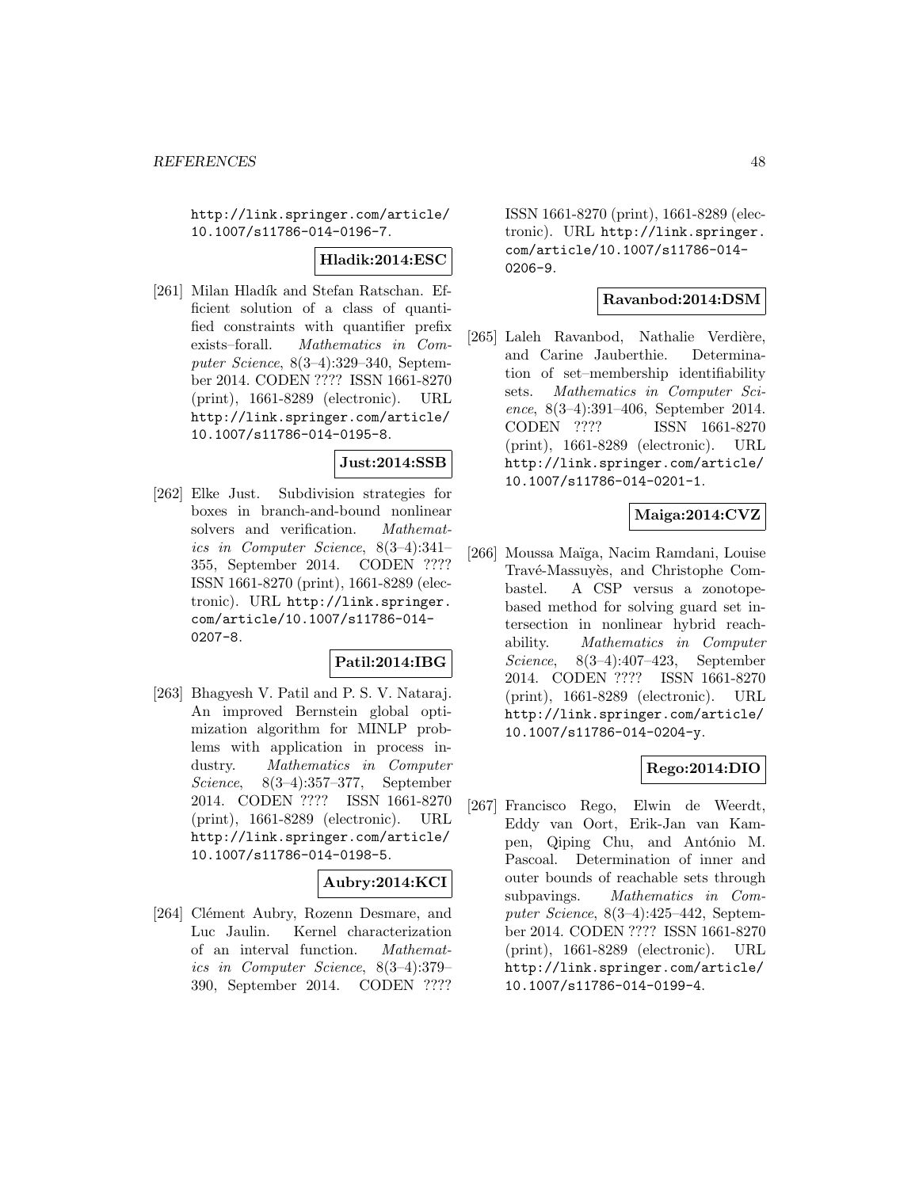http://link.springer.com/article/10.1007/s11786-014-0196-7.

**Hladik:2014:ESC**

[261] Milan Hladík and Stefan Ratschan. Efficient solution of a class of quantified constraints with quantifier prefix exists–forall. *Mathematics in Computer Science*, 8(3–4):329–340, September 2014. CODEN ???? ISSN 1661-8270 (print), 1661-8289 (electronic). URL http://link.springer.com/article/10.1007/s11786-014-0195-8.

**Just:2014:SSB**

[262] Elke Just. Subdivision strategies for boxes in branch-and-bound nonlinear solvers and verification. *Mathematics in Computer Science*, 8(3–4):341–355, September 2014. CODEN ???? ISSN 1661-8270 (print), 1661-8289 (electronic). URL http://link.springer.com/article/10.1007/s11786-014-0207-8.

**Patil:2014:IBG**

[263] Bhagyesh V. Patil and P. S. V. Nataraj. An improved Bernstein global optimization algorithm for MINLP problems with application in process industry. *Mathematics in Computer Science*, 8(3–4):357–377, September 2014. CODEN ???? ISSN 1661-8270 (print), 1661-8289 (electronic). URL http://link.springer.com/article/10.1007/s11786-014-0198-5.

**Aubry:2014:KCI**

[264] Clément Aubry, Rozenn Desmare, and Luc Jaulin. Kernel characterization of an interval function. *Mathematics in Computer Science*, 8(3–4):379–390, September 2014. CODEN ???? ISSN 1661-8270 (print), 1661-8289 (electronic). URL http://link.springer.com/article/10.1007/s11786-014-0206-9.

**Ravanbod:2014:DSM**

[265] Laleh Ravanbod, Nathalie Verdière, and Carine Jauberthie. Determination of set–membership identifiability sets. *Mathematics in Computer Science*, 8(3–4):391–406, September 2014. CODEN ???? ISSN 1661-8270 (print), 1661-8289 (electronic). URL http://link.springer.com/article/10.1007/s11786-014-0201-1.

**Maiga:2014:CVZ**

[266] Moussa Maïga, Nacim Ramdani, Louise Travé-Massuyès, and Christophe Combastel. A CSP versus a zonotope-based method for solving guard set intersection in nonlinear hybrid reachability. *Mathematics in Computer Science*, 8(3–4):407–423, September 2014. CODEN ???? ISSN 1661-8270 (print), 1661-8289 (electronic). URL http://link.springer.com/article/10.1007/s11786-014-0204-y.

**Rego:2014:DIO**

[267] Francisco Rego, Elwin de Weerdt, Eddy van Oort, Erik-Jan van Kampen, Qiping Chu, and António M. Pascoal. Determination of inner and outer bounds of reachable sets through subpavings. *Mathematics in Computer Science*, 8(3–4):425–442, September 2014. CODEN ???? ISSN 1661-8270 (print), 1661-8289 (electronic). URL http://link.springer.com/article/10.1007/s11786-014-0199-4.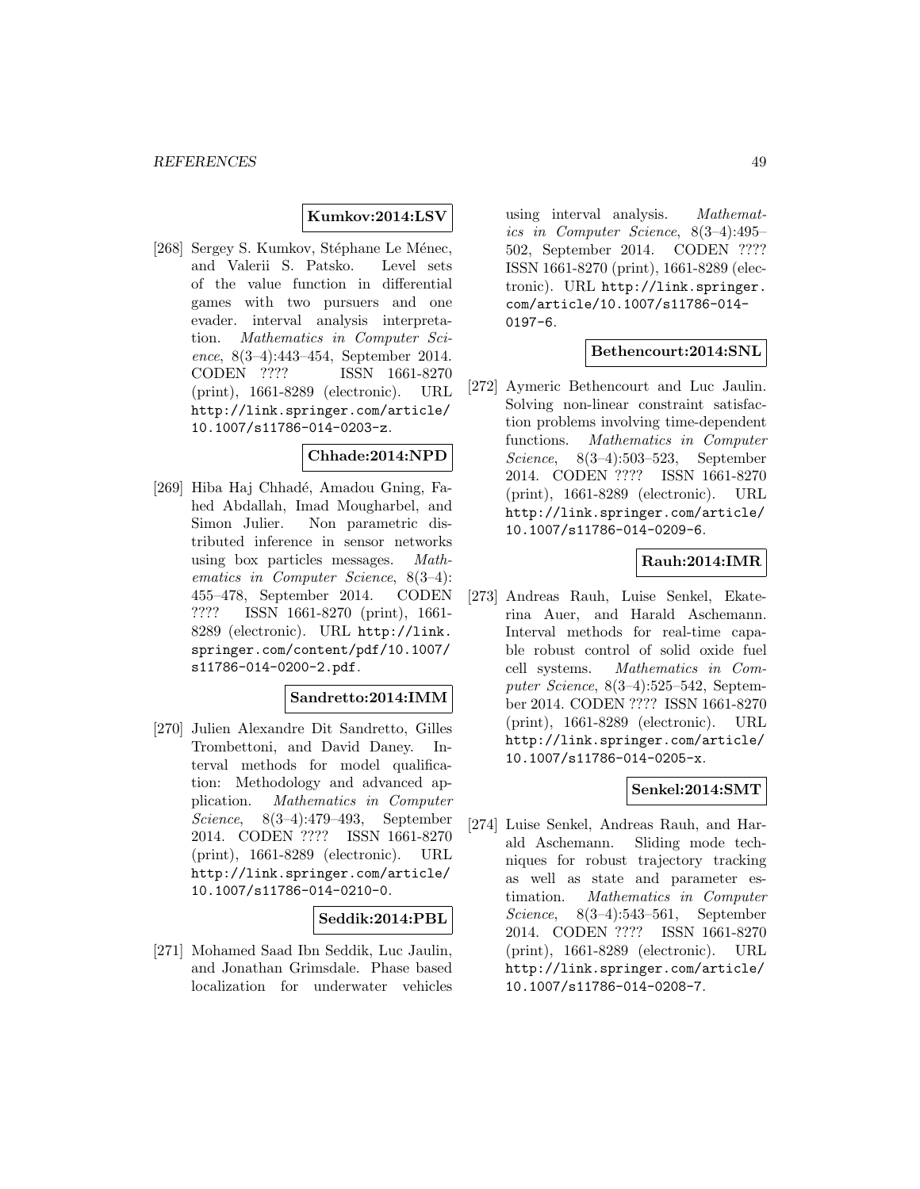**Kumkov:2014:LSV**

[268] Sergey S. Kumkov, Stéphane Le Ménec, and Valerii S. Patsko. Level sets of the value function in differential games with two pursuers and one evader. interval analysis interpretation. *Mathematics in Computer Science*, 8(3–4):443–454, September 2014. CODEN ???? ISSN 1661-8270 (print), 1661-8289 (electronic). URL http://link.springer.com/article/10.1007/s11786-014-0203-z.

**Chhade:2014:NPD**

[269] Hiba Haj Chhadé, Amadou Gning, Fahed Abdallah, Imad Mougharbel, and Simon Julier. Non parametric distributed inference in sensor networks using box particles messages. *Mathematics in Computer Science*, 8(3–4): 455–478, September 2014. CODEN ???? ISSN 1661-8270 (print), 1661-8289 (electronic). URL http://link.springer.com/content/pdf/10.1007/s11786-014-0200-2.pdf.

**Sandretto:2014:IMM**

[270] Julien Alexandre Dit Sandretto, Gilles Trombettoni, and David Daney. Interval methods for model qualification: Methodology and advanced application. *Mathematics in Computer Science*, 8(3–4):479–493, September 2014. CODEN ???? ISSN 1661-8270 (print), 1661-8289 (electronic). URL http://link.springer.com/article/10.1007/s11786-014-0210-0.

**Seddik:2014:PBL**

[271] Mohamed Saad Ibn Seddik, Luc Jaulin, and Jonathan Grimsdale. Phase based localization for underwater vehicles using interval analysis. *Mathematics in Computer Science*, 8(3–4):495–502, September 2014. CODEN ???? ISSN 1661-8270 (print), 1661-8289 (electronic). URL http://link.springer.com/article/10.1007/s11786-014-0197-6.

**Bethencourt:2014:SNL**

[272] Aymeric Bethencourt and Luc Jaulin. Solving non-linear constraint satisfaction problems involving time-dependent functions. *Mathematics in Computer Science*, 8(3–4):503–523, September 2014. CODEN ???? ISSN 1661-8270 (print), 1661-8289 (electronic). URL http://link.springer.com/article/10.1007/s11786-014-0209-6.

**Rauh:2014:IMR**

[273] Andreas Rauh, Luise Senkel, Ekaterina Auer, and Harald Aschemann. Interval methods for real-time capable robust control of solid oxide fuel cell systems. *Mathematics in Computer Science*, 8(3–4):525–542, September 2014. CODEN ???? ISSN 1661-8270 (print), 1661-8289 (electronic). URL http://link.springer.com/article/10.1007/s11786-014-0205-x.

**Senkel:2014:SMT**

[274] Luise Senkel, Andreas Rauh, and Harald Aschemann. Sliding mode techniques for robust trajectory tracking as well as state and parameter estimation. *Mathematics in Computer Science*, 8(3–4):543–561, September 2014. CODEN ???? ISSN 1661-8270 (print), 1661-8289 (electronic). URL http://link.springer.com/article/10.1007/s11786-014-0208-7.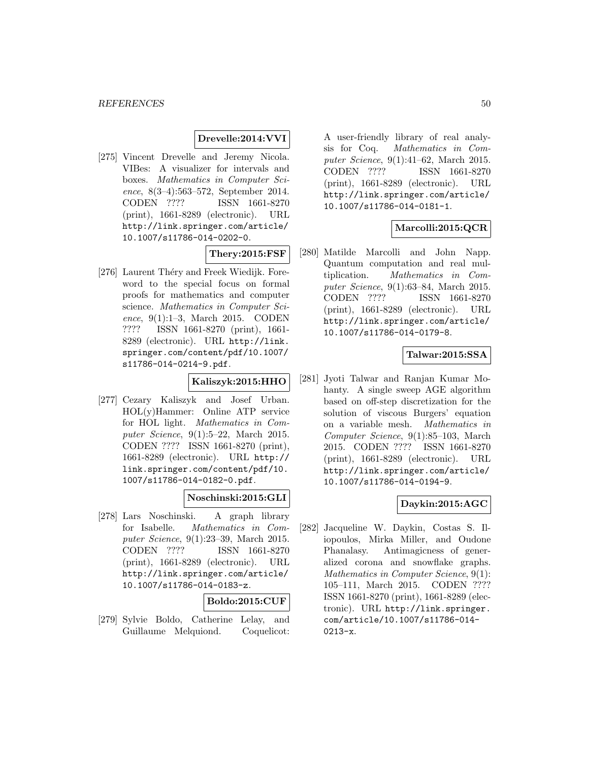**Drevelle:2014:VVI**

[275] Vincent Drevelle and Jeremy Nicola. VIBes: A visualizer for intervals and boxes. *Mathematics in Computer Science*, 8(3–4):563–572, September 2014. CODEN ???? ISSN 1661-8270 (print), 1661-8289 (electronic). URL http://link.springer.com/article/10.1007/s11786-014-0202-0.

**Thery:2015:FSF**

[276] Laurent Théry and Freek Wiedijk. Foreword to the special focus on formal proofs for mathematics and computer science. *Mathematics in Computer Science*, 9(1):1–3, March 2015. CODEN ???? ISSN 1661-8270 (print), 1661-8289 (electronic). URL http://link.springer.com/content/pdf/10.1007/s11786-014-0214-9.pdf.

**Kaliszyk:2015:HHO**

[277] Cezary Kaliszyk and Josef Urban. HOL(y)Hammer: Online ATP service for HOL light. *Mathematics in Computer Science*, 9(1):5–22, March 2015. CODEN ???? ISSN 1661-8270 (print), 1661-8289 (electronic). URL http://link.springer.com/content/pdf/10.1007/s11786-014-0182-0.pdf.

**Noschinski:2015:GLI**

[278] Lars Noschinski. A graph library for Isabelle. *Mathematics in Computer Science*, 9(1):23–39, March 2015. CODEN ???? ISSN 1661-8270 (print), 1661-8289 (electronic). URL http://link.springer.com/article/10.1007/s11786-014-0183-z.

**Boldo:2015:CUF**

[279] Sylvie Boldo, Catherine Lelay, and Guillaume Melquiond. Coquelicot: A user-friendly library of real analysis for Coq. *Mathematics in Computer Science*, 9(1):41–62, March 2015. CODEN ???? ISSN 1661-8270 (print), 1661-8289 (electronic). URL http://link.springer.com/article/10.1007/s11786-014-0181-1.

**Marcolli:2015:QCR**

[280] Matilde Marcolli and John Napp. Quantum computation and real multiplication. *Mathematics in Computer Science*, 9(1):63–84, March 2015. CODEN ???? ISSN 1661-8270 (print), 1661-8289 (electronic). URL http://link.springer.com/article/10.1007/s11786-014-0179-8.

**Talwar:2015:SSA**

[281] Jyoti Talwar and Ranjan Kumar Mohanty. A single sweep AGE algorithm based on off-step discretization for the solution of viscous Burgers' equation on a variable mesh. *Mathematics in Computer Science*, 9(1):85–103, March 2015. CODEN ???? ISSN 1661-8270 (print), 1661-8289 (electronic). URL http://link.springer.com/article/10.1007/s11786-014-0194-9.

**Daykin:2015:AGC**

[282] Jacqueline W. Daykin, Costas S. Iliopoulos, Mirka Miller, and Oudone Phanalasy. Antimagicness of generalized corona and snowflake graphs. *Mathematics in Computer Science*, 9(1):105–111, March 2015. CODEN ???? ISSN 1661-8270 (print), 1661-8289 (electronic). URL http://link.springer.com/article/10.1007/s11786-014-0213-x.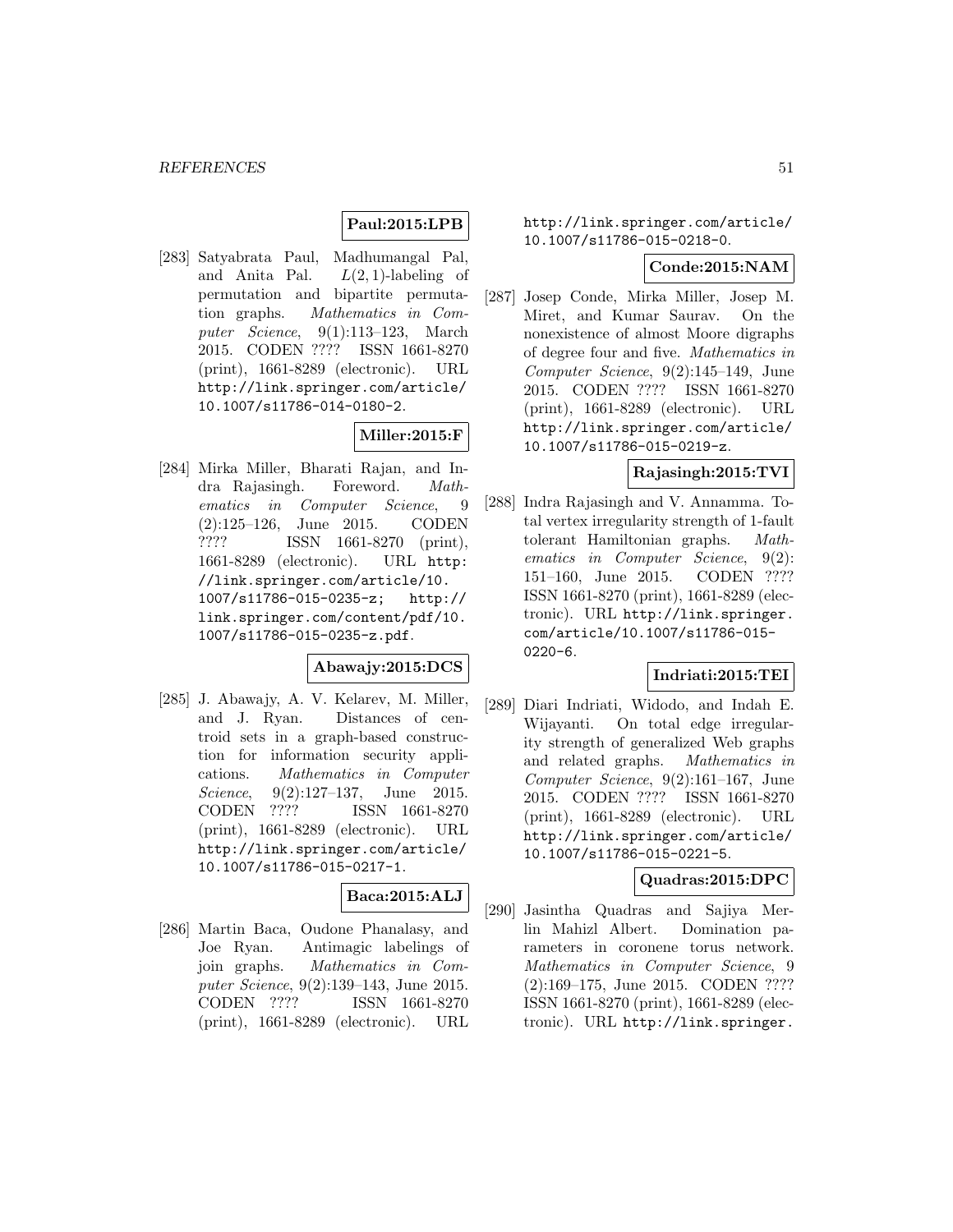**Paul:2015:LPB**

[283] Satyabrata Paul, Madhumangal Pal, and Anita Pal. $L(2,1)$-labeling of permutation and bipartite permutation graphs. *Mathematics in Computer Science*, 9(1):113–123, March 2015. CODEN ???? ISSN 1661-8270 (print), 1661-8289 (electronic). URL http://link.springer.com/article/10.1007/s11786-014-0180-2.

**Miller:2015:F**

[284] Mirka Miller, Bharati Rajan, and Indra Rajasingh. Foreword. *Mathematics in Computer Science*, 9 (2):125–126, June 2015. CODEN ???? ISSN 1661-8270 (print), 1661-8289 (electronic). URL http://link.springer.com/article/10.1007/s11786-015-0235-z; http://link.springer.com/content/pdf/10.1007/s11786-015-0235-z.pdf.

**Abawajy:2015:DCS**

[285] J. Abawajy, A. V. Kelarev, M. Miller, and J. Ryan. Distances of centroid sets in a graph-based construction for information security applications. *Mathematics in Computer Science*, 9(2):127–137, June 2015. CODEN ???? ISSN 1661-8270 (print), 1661-8289 (electronic). URL http://link.springer.com/article/10.1007/s11786-015-0217-1.

**Baca:2015:ALJ**

[286] Martin Baca, Oudone Phanalasy, and Joe Ryan. Antimagic labelings of join graphs. *Mathematics in Computer Science*, 9(2):139–143, June 2015. CODEN ???? ISSN 1661-8270 (print), 1661-8289 (electronic). URL http://link.springer.com/article/10.1007/s11786-015-0218-0.

**Conde:2015:NAM**

[287] Josep Conde, Mirka Miller, Josep M. Miret, and Kumar Saurav. On the nonexistence of almost Moore digraphs of degree four and five. *Mathematics in Computer Science*, 9(2):145–149, June 2015. CODEN ???? ISSN 1661-8270 (print), 1661-8289 (electronic). URL http://link.springer.com/article/10.1007/s11786-015-0219-z.

**Rajasingh:2015:TVI**

[288] Indra Rajasingh and V. Annamma. Total vertex irregularity strength of 1-fault tolerant Hamiltonian graphs. *Mathematics in Computer Science*, 9(2): 151–160, June 2015. CODEN ???? ISSN 1661-8270 (print), 1661-8289 (electronic). URL http://link.springer.com/article/10.1007/s11786-015-0220-6.

**Indriati:2015:TEI**

[289] Diari Indriati, Widodo, and Indah E. Wijayanti. On total edge irregularity strength of generalized Web graphs and related graphs. *Mathematics in Computer Science*, 9(2):161–167, June 2015. CODEN ???? ISSN 1661-8270 (print), 1661-8289 (electronic). URL http://link.springer.com/article/10.1007/s11786-015-0221-5.

**Quadras:2015:DPC**

[290] Jasintha Quadras and Sajiya Merlin Mahizl Albert. Domination parameters in coronene torus network. *Mathematics in Computer Science*, 9 (2):169–175, June 2015. CODEN ???? ISSN 1661-8270 (print), 1661-8289 (electronic). URL http://link.springer.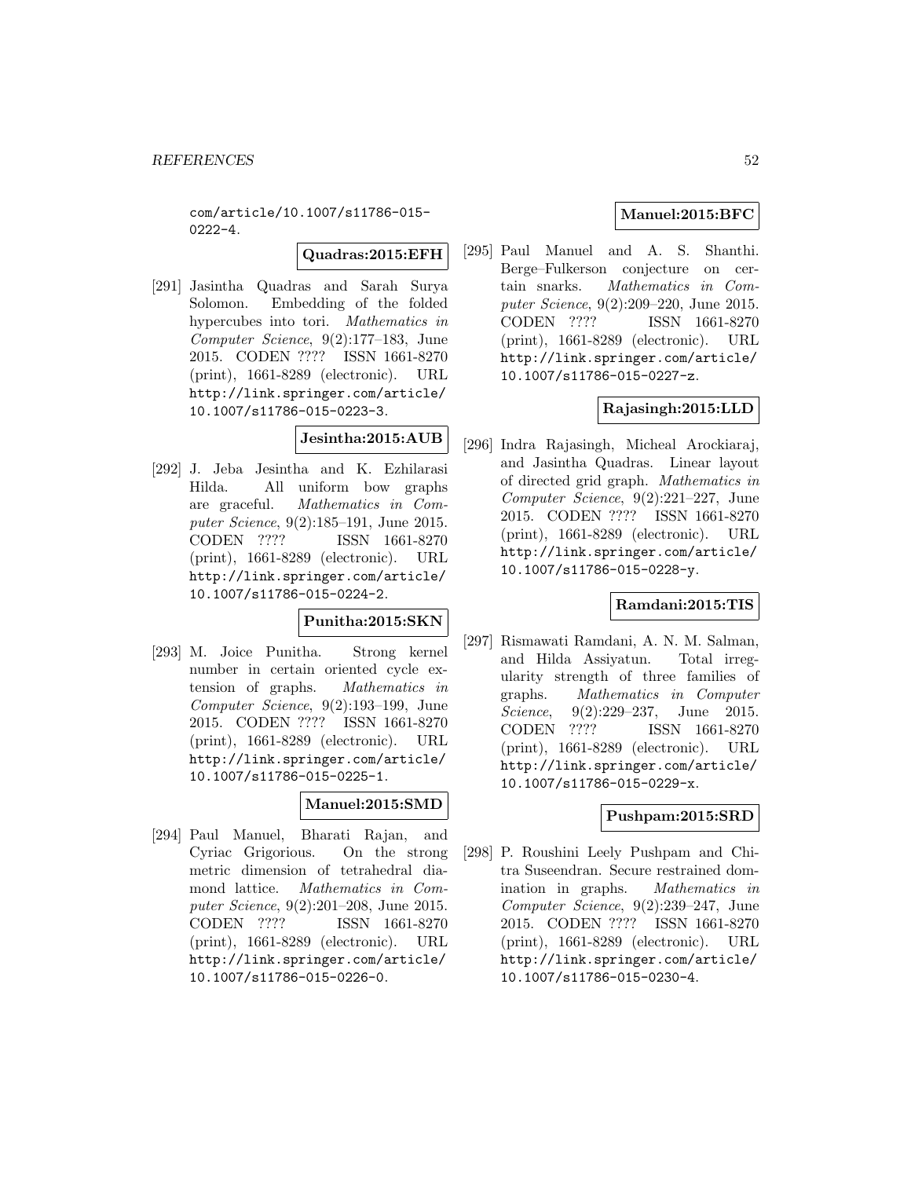com/article/10.1007/s11786-015-0222-4.

**Quadras:2015:EFH**

[291] Jasintha Quadras and Sarah Surya Solomon. Embedding of the folded hypercubes into tori. *Mathematics in Computer Science*, 9(2):177–183, June 2015. CODEN ???? ISSN 1661-8270 (print), 1661-8289 (electronic). URL http://link.springer.com/article/10.1007/s11786-015-0223-3.

**Jesintha:2015:AUB**

[292] J. Jeba Jesintha and K. Ezhilarasi Hilda. All uniform bow graphs are graceful. *Mathematics in Computer Science*, 9(2):185–191, June 2015. CODEN ???? ISSN 1661-8270 (print), 1661-8289 (electronic). URL http://link.springer.com/article/10.1007/s11786-015-0224-2.

**Punitha:2015:SKN**

[293] M. Joice Punitha. Strong kernel number in certain oriented cycle extension of graphs. *Mathematics in Computer Science*, 9(2):193–199, June 2015. CODEN ???? ISSN 1661-8270 (print), 1661-8289 (electronic). URL http://link.springer.com/article/10.1007/s11786-015-0225-1.

**Manuel:2015:SMD**

[294] Paul Manuel, Bharati Rajan, and Cyriac Grigorious. On the strong metric dimension of tetrahedral diamond lattice. *Mathematics in Computer Science*, 9(2):201–208, June 2015. CODEN ???? ISSN 1661-8270 (print), 1661-8289 (electronic). URL http://link.springer.com/article/10.1007/s11786-015-0226-0.

**Manuel:2015:BFC**

[295] Paul Manuel and A. S. Shanthi. Berge–Fulkerson conjecture on certain snarks. *Mathematics in Computer Science*, 9(2):209–220, June 2015. CODEN ???? ISSN 1661-8270 (print), 1661-8289 (electronic). URL http://link.springer.com/article/10.1007/s11786-015-0227-z.

**Rajasingh:2015:LLD**

[296] Indra Rajasingh, Micheal Arockiaraj, and Jasintha Quadras. Linear layout of directed grid graph. *Mathematics in Computer Science*, 9(2):221–227, June 2015. CODEN ???? ISSN 1661-8270 (print), 1661-8289 (electronic). URL http://link.springer.com/article/10.1007/s11786-015-0228-y.

**Ramdani:2015:TIS**

[297] Rismawati Ramdani, A. N. M. Salman, and Hilda Assiyatun. Total irregularity strength of three families of graphs. *Mathematics in Computer Science*, 9(2):229–237, June 2015. CODEN ???? ISSN 1661-8270 (print), 1661-8289 (electronic). URL http://link.springer.com/article/10.1007/s11786-015-0229-x.

**Pushpam:2015:SRD**

[298] P. Roushini Leely Pushpam and Chitra Suseendran. Secure restrained domination in graphs. *Mathematics in Computer Science*, 9(2):239–247, June 2015. CODEN ???? ISSN 1661-8270 (print), 1661-8289 (electronic). URL http://link.springer.com/article/10.1007/s11786-015-0230-4.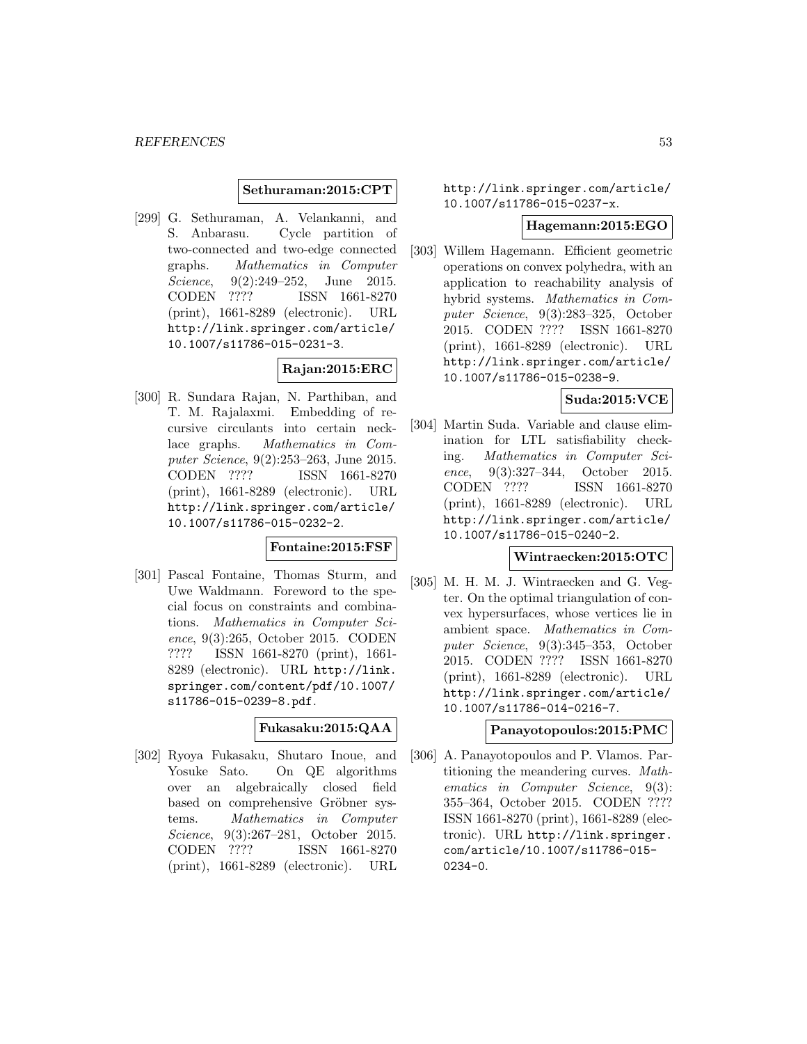**Sethuraman:2015:CPT**

[299] G. Sethuraman, A. Velankanni, and S. Anbarasu. Cycle partition of two-connected and two-edge connected graphs. *Mathematics in Computer Science*, 9(2):249–252, June 2015. CODEN ???? ISSN 1661-8270 (print), 1661-8289 (electronic). URL http://link.springer.com/article/10.1007/s11786-015-0231-3.

**Rajan:2015:ERC**

[300] R. Sundara Rajan, N. Parthiban, and T. M. Rajalaxmi. Embedding of recursive circulants into certain necklace graphs. *Mathematics in Computer Science*, 9(2):253–263, June 2015. CODEN ???? ISSN 1661-8270 (print), 1661-8289 (electronic). URL http://link.springer.com/article/10.1007/s11786-015-0232-2.

**Fontaine:2015:FSF**

[301] Pascal Fontaine, Thomas Sturm, and Uwe Waldmann. Foreword to the special focus on constraints and combinations. *Mathematics in Computer Science*, 9(3):265, October 2015. CODEN ???? ISSN 1661-8270 (print), 1661-8289 (electronic). URL http://link.springer.com/content/pdf/10.1007/s11786-015-0239-8.pdf.

**Fukasaku:2015:QAA**

[302] Ryoya Fukasaku, Shutaro Inoue, and Yosuke Sato. On QE algorithms over an algebraically closed field based on comprehensive Gröbner systems. *Mathematics in Computer Science*, 9(3):267–281, October 2015. CODEN ???? ISSN 1661-8270 (print), 1661-8289 (electronic). URL http://link.springer.com/article/10.1007/s11786-015-0237-x.

**Hagemann:2015:EGO**

[303] Willem Hagemann. Efficient geometric operations on convex polyhedra, with an application to reachability analysis of hybrid systems. *Mathematics in Computer Science*, 9(3):283–325, October 2015. CODEN ???? ISSN 1661-8270 (print), 1661-8289 (electronic). URL http://link.springer.com/article/10.1007/s11786-015-0238-9.

**Suda:2015:VCE**

[304] Martin Suda. Variable and clause elimination for LTL satisfiability checking. *Mathematics in Computer Science*, 9(3):327–344, October 2015. CODEN ???? ISSN 1661-8270 (print), 1661-8289 (electronic). URL http://link.springer.com/article/10.1007/s11786-015-0240-2.

**Wintraecken:2015:OTC**

[305] M. H. M. J. Wintraecken and G. Vegter. On the optimal triangulation of convex hypersurfaces, whose vertices lie in ambient space. *Mathematics in Computer Science*, 9(3):345–353, October 2015. CODEN ???? ISSN 1661-8270 (print), 1661-8289 (electronic). URL http://link.springer.com/article/10.1007/s11786-014-0216-7.

**Panayotopoulos:2015:PMC**

[306] A. Panayotopoulos and P. Vlamos. Partitioning the meandering curves. *Mathematics in Computer Science*, 9(3):355–364, October 2015. CODEN ???? ISSN 1661-8270 (print), 1661-8289 (electronic). URL http://link.springer.com/article/10.1007/s11786-015-0234-0.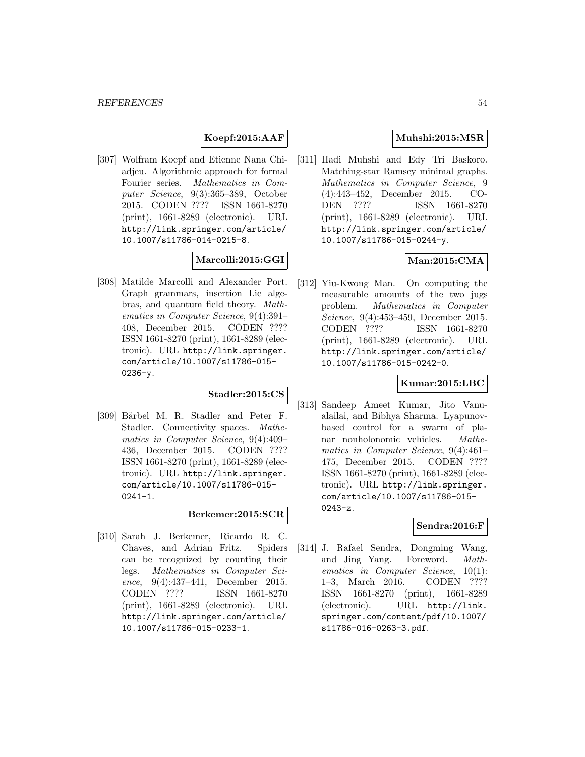**Koepf:2015:AAF**

[307] Wolfram Koepf and Etienne Nana Chiadjeu. Algorithmic approach for formal Fourier series. *Mathematics in Computer Science*, 9(3):365–389, October 2015. CODEN ???? ISSN 1661-8270 (print), 1661-8289 (electronic). URL http://link.springer.com/article/10.1007/s11786-014-0215-8.

**Marcolli:2015:GGI**

[308] Matilde Marcolli and Alexander Port. Graph grammars, insertion Lie algebras, and quantum field theory. *Mathematics in Computer Science*, 9(4):391–408, December 2015. CODEN ???? ISSN 1661-8270 (print), 1661-8289 (electronic). URL http://link.springer.com/article/10.1007/s11786-015-0236-y.

**Stadler:2015:CS**

[309] Bärbel M. R. Stadler and Peter F. Stadler. Connectivity spaces. *Mathematics in Computer Science*, 9(4):409–436, December 2015. CODEN ???? ISSN 1661-8270 (print), 1661-8289 (electronic). URL http://link.springer.com/article/10.1007/s11786-015-0241-1.

**Berkemer:2015:SCR**

[310] Sarah J. Berkemer, Ricardo R. C. Chaves, and Adrian Fritz. Spiders can be recognized by counting their legs. *Mathematics in Computer Science*, 9(4):437–441, December 2015. CODEN ???? ISSN 1661-8270 (print), 1661-8289 (electronic). URL http://link.springer.com/article/10.1007/s11786-015-0233-1.

**Muhshi:2015:MSR**

[311] Hadi Muhshi and Edy Tri Baskoro. Matching-star Ramsey minimal graphs. *Mathematics in Computer Science*, 9(4):443–452, December 2015. CODEN ???? ISSN 1661-8270 (print), 1661-8289 (electronic). URL http://link.springer.com/article/10.1007/s11786-015-0244-y.

**Man:2015:CMA**

[312] Yiu-Kwong Man. On computing the measurable amounts of the two jugs problem. *Mathematics in Computer Science*, 9(4):453–459, December 2015. CODEN ???? ISSN 1661-8270 (print), 1661-8289 (electronic). URL http://link.springer.com/article/10.1007/s11786-015-0242-0.

**Kumar:2015:LBC**

[313] Sandeep Ameet Kumar, Jito Vanualailai, and Bibhya Sharma. Lyapunov-based control for a swarm of planar nonholonomic vehicles. *Mathematics in Computer Science*, 9(4):461–475, December 2015. CODEN ???? ISSN 1661-8270 (print), 1661-8289 (electronic). URL http://link.springer.com/article/10.1007/s11786-015-0243-z.

**Sendra:2016:F**

[314] J. Rafael Sendra, Dongming Wang, and Jing Yang. Foreword. *Mathematics in Computer Science*, 10(1):1–3, March 2016. CODEN ???? ISSN 1661-8270 (print), 1661-8289 (electronic). URL http://link.springer.com/content/pdf/10.1007/s11786-016-0263-3.pdf.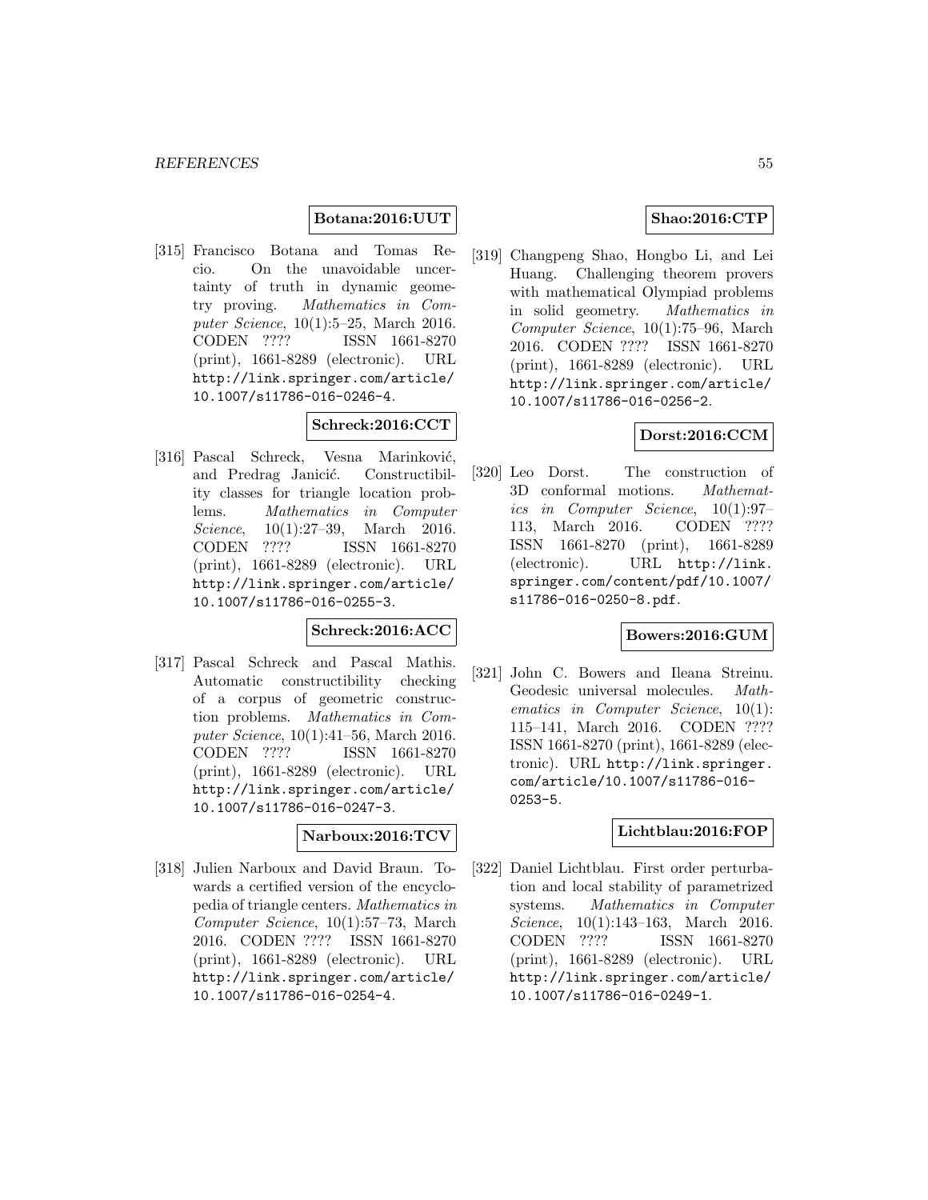**Botana:2016:UUT**

[315] Francisco Botana and Tomas Recio. On the unavoidable uncertainty of truth in dynamic geometry proving. *Mathematics in Computer Science*, 10(1):5–25, March 2016. CODEN ???? ISSN 1661-8270 (print), 1661-8289 (electronic). URL http://link.springer.com/article/10.1007/s11786-016-0246-4.

**Schreck:2016:CCT**

[316] Pascal Schreck, Vesna Marinković, and Predrag Janicić. Constructibility classes for triangle location problems. *Mathematics in Computer Science*, 10(1):27–39, March 2016. CODEN ???? ISSN 1661-8270 (print), 1661-8289 (electronic). URL http://link.springer.com/article/10.1007/s11786-016-0255-3.

**Schreck:2016:ACC**

[317] Pascal Schreck and Pascal Mathis. Automatic constructibility checking of a corpus of geometric construction problems. *Mathematics in Computer Science*, 10(1):41–56, March 2016. CODEN ???? ISSN 1661-8270 (print), 1661-8289 (electronic). URL http://link.springer.com/article/10.1007/s11786-016-0247-3.

**Narboux:2016:TCV**

[318] Julien Narboux and David Braun. Towards a certified version of the encyclopedia of triangle centers. *Mathematics in Computer Science*, 10(1):57–73, March 2016. CODEN ???? ISSN 1661-8270 (print), 1661-8289 (electronic). URL http://link.springer.com/article/10.1007/s11786-016-0254-4.

**Shao:2016:CTP**

[319] Changpeng Shao, Hongbo Li, and Lei Huang. Challenging theorem provers with mathematical Olympiad problems in solid geometry. *Mathematics in Computer Science*, 10(1):75–96, March 2016. CODEN ???? ISSN 1661-8270 (print), 1661-8289 (electronic). URL http://link.springer.com/article/10.1007/s11786-016-0256-2.

**Dorst:2016:CCM**

[320] Leo Dorst. The construction of 3D conformal motions. *Mathematics in Computer Science*, 10(1):97–113, March 2016. CODEN ???? ISSN 1661-8270 (print), 1661-8289 (electronic). URL http://link.springer.com/content/pdf/10.1007/s11786-016-0250-8.pdf.

**Bowers:2016:GUM**

[321] John C. Bowers and Ileana Streinu. Geodesic universal molecules. *Mathematics in Computer Science*, 10(1):115–141, March 2016. CODEN ???? ISSN 1661-8270 (print), 1661-8289 (electronic). URL http://link.springer.com/article/10.1007/s11786-016-0253-5.

**Lichtblau:2016:FOP**

[322] Daniel Lichtblau. First order perturbation and local stability of parametrized systems. *Mathematics in Computer Science*, 10(1):143–163, March 2016. CODEN ???? ISSN 1661-8270 (print), 1661-8289 (electronic). URL http://link.springer.com/article/10.1007/s11786-016-0249-1.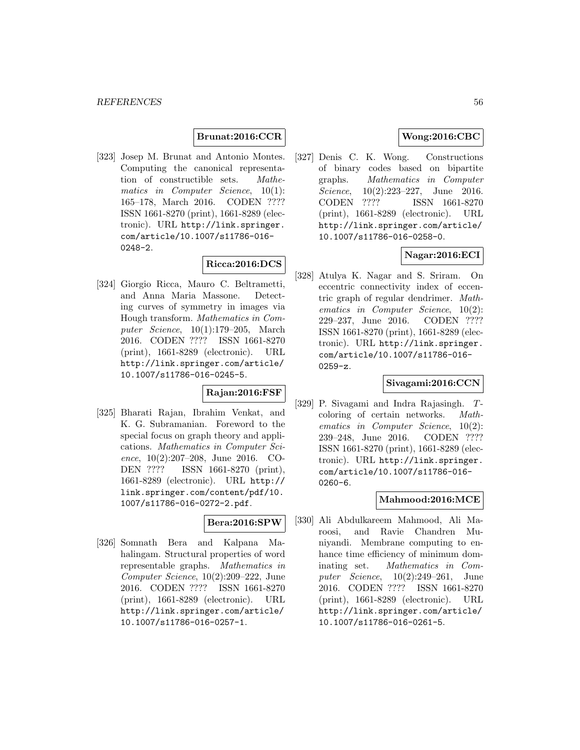**Brunat:2016:CCR**

[323] Josep M. Brunat and Antonio Montes. Computing the canonical representation of constructible sets. *Mathematics in Computer Science*, 10(1): 165–178, March 2016. CODEN ???? ISSN 1661-8270 (print), 1661-8289 (electronic). URL http://link.springer.com/article/10.1007/s11786-016-0248-2.

**Ricca:2016:DCS**

[324] Giorgio Ricca, Mauro C. Beltrametti, and Anna Maria Massone. Detecting curves of symmetry in images via Hough transform. *Mathematics in Computer Science*, 10(1):179–205, March 2016. CODEN ???? ISSN 1661-8270 (print), 1661-8289 (electronic). URL http://link.springer.com/article/10.1007/s11786-016-0245-5.

**Rajan:2016:FSF**

[325] Bharati Rajan, Ibrahim Venkat, and K. G. Subramanian. Foreword to the special focus on graph theory and applications. *Mathematics in Computer Science*, 10(2):207–208, June 2016. CODEN ???? ISSN 1661-8270 (print), 1661-8289 (electronic). URL http://link.springer.com/content/pdf/10.1007/s11786-016-0272-2.pdf.

**Bera:2016:SPW**

[326] Somnath Bera and Kalpana Mahalingam. Structural properties of word representable graphs. *Mathematics in Computer Science*, 10(2):209–222, June 2016. CODEN ???? ISSN 1661-8270 (print), 1661-8289 (electronic). URL http://link.springer.com/article/10.1007/s11786-016-0257-1.

**Wong:2016:CBC**

[327] Denis C. K. Wong. Constructions of binary codes based on bipartite graphs. *Mathematics in Computer Science*, 10(2):223–227, June 2016. CODEN ???? ISSN 1661-8270 (print), 1661-8289 (electronic). URL http://link.springer.com/article/10.1007/s11786-016-0258-0.

**Nagar:2016:ECI**

[328] Atulya K. Nagar and S. Sriram. On eccentric connectivity index of eccentric graph of regular dendrimer. *Mathematics in Computer Science*, 10(2): 229–237, June 2016. CODEN ???? ISSN 1661-8270 (print), 1661-8289 (electronic). URL http://link.springer.com/article/10.1007/s11786-016-0259-z.

**Sivagami:2016:CCN**

[329] P. Sivagami and Indra Rajasingh. $T$-coloring of certain networks. *Mathematics in Computer Science*, 10(2): 239–248, June 2016. CODEN ???? ISSN 1661-8270 (print), 1661-8289 (electronic). URL http://link.springer.com/article/10.1007/s11786-016-0260-6.

**Mahmood:2016:MCE**

[330] Ali Abdulkareem Mahmood, Ali Maroosi, and Ravie Chandren Muniyandi. Membrane computing to enhance time efficiency of minimum dominating set. *Mathematics in Computer Science*, 10(2):249–261, June 2016. CODEN ???? ISSN 1661-8270 (print), 1661-8289 (electronic). URL http://link.springer.com/article/10.1007/s11786-016-0261-5.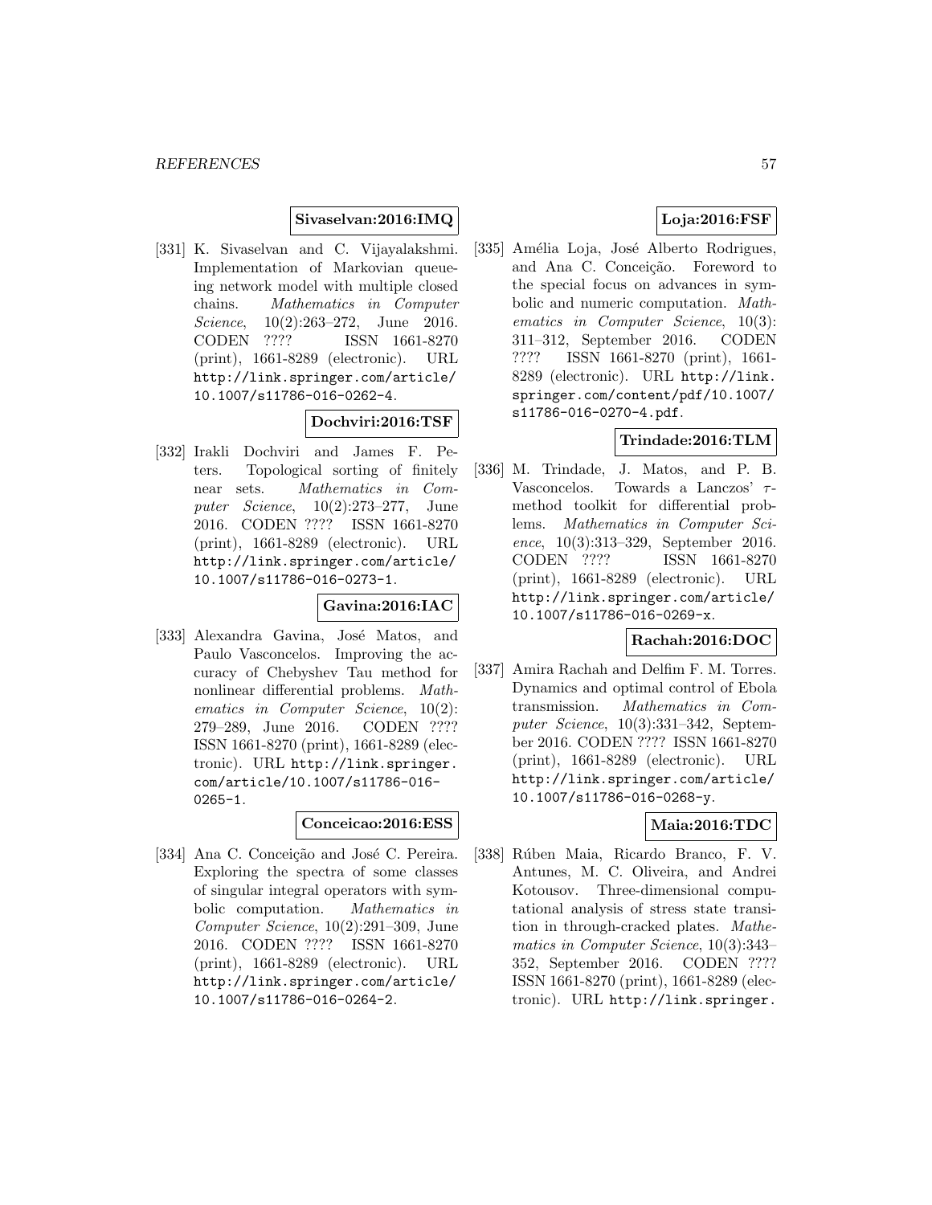**Sivaselvan:2016:IMQ**

[331] K. Sivaselvan and C. Vijayalakshmi. Implementation of Markovian queueing network model with multiple closed chains. *Mathematics in Computer Science*, 10(2):263–272, June 2016. CODEN ???? ISSN 1661-8270 (print), 1661-8289 (electronic). URL http://link.springer.com/article/10.1007/s11786-016-0262-4.

**Dochviri:2016:TSF**

[332] Irakli Dochviri and James F. Peters. Topological sorting of finitely near sets. *Mathematics in Computer Science*, 10(2):273–277, June 2016. CODEN ???? ISSN 1661-8270 (print), 1661-8289 (electronic). URL http://link.springer.com/article/10.1007/s11786-016-0273-1.

**Gavina:2016:IAC**

[333] Alexandra Gavina, José Matos, and Paulo Vasconcelos. Improving the accuracy of Chebyshev Tau method for nonlinear differential problems. *Mathematics in Computer Science*, 10(2):279–289, June 2016. CODEN ???? ISSN 1661-8270 (print), 1661-8289 (electronic). URL http://link.springer.com/article/10.1007/s11786-016-0265-1.

**Conceicao:2016:ESS**

[334] Ana C. Conceição and José C. Pereira. Exploring the spectra of some classes of singular integral operators with symbolic computation. *Mathematics in Computer Science*, 10(2):291–309, June 2016. CODEN ???? ISSN 1661-8270 (print), 1661-8289 (electronic). URL http://link.springer.com/article/10.1007/s11786-016-0264-2.

**Loja:2016:FSF**

[335] Amélia Loja, José Alberto Rodrigues, and Ana C. Conceição. Foreword to the special focus on advances in symbolic and numeric computation. *Mathematics in Computer Science*, 10(3):311–312, September 2016. CODEN ???? ISSN 1661-8270 (print), 1661-8289 (electronic). URL http://link.springer.com/content/pdf/10.1007/s11786-016-0270-4.pdf.

**Trindade:2016:TLM**

[336] M. Trindade, J. Matos, and P. B. Vasconcelos. Towards a Lanczos' $\tau$-method toolkit for differential problems. *Mathematics in Computer Science*, 10(3):313–329, September 2016. CODEN ???? ISSN 1661-8270 (print), 1661-8289 (electronic). URL http://link.springer.com/article/10.1007/s11786-016-0269-x.

**Rachah:2016:DOC**

[337] Amira Rachah and Delfim F. M. Torres. Dynamics and optimal control of Ebola transmission. *Mathematics in Computer Science*, 10(3):331–342, September 2016. CODEN ???? ISSN 1661-8270 (print), 1661-8289 (electronic). URL http://link.springer.com/article/10.1007/s11786-016-0268-y.

**Maia:2016:TDC**

[338] Rúben Maia, Ricardo Branco, F. V. Antunes, M. C. Oliveira, and Andrei Kotousov. Three-dimensional computational analysis of stress state transition in through-cracked plates. *Mathematics in Computer Science*, 10(3):343–352, September 2016. CODEN ???? ISSN 1661-8270 (print), 1661-8289 (electronic). URL http://link.springer.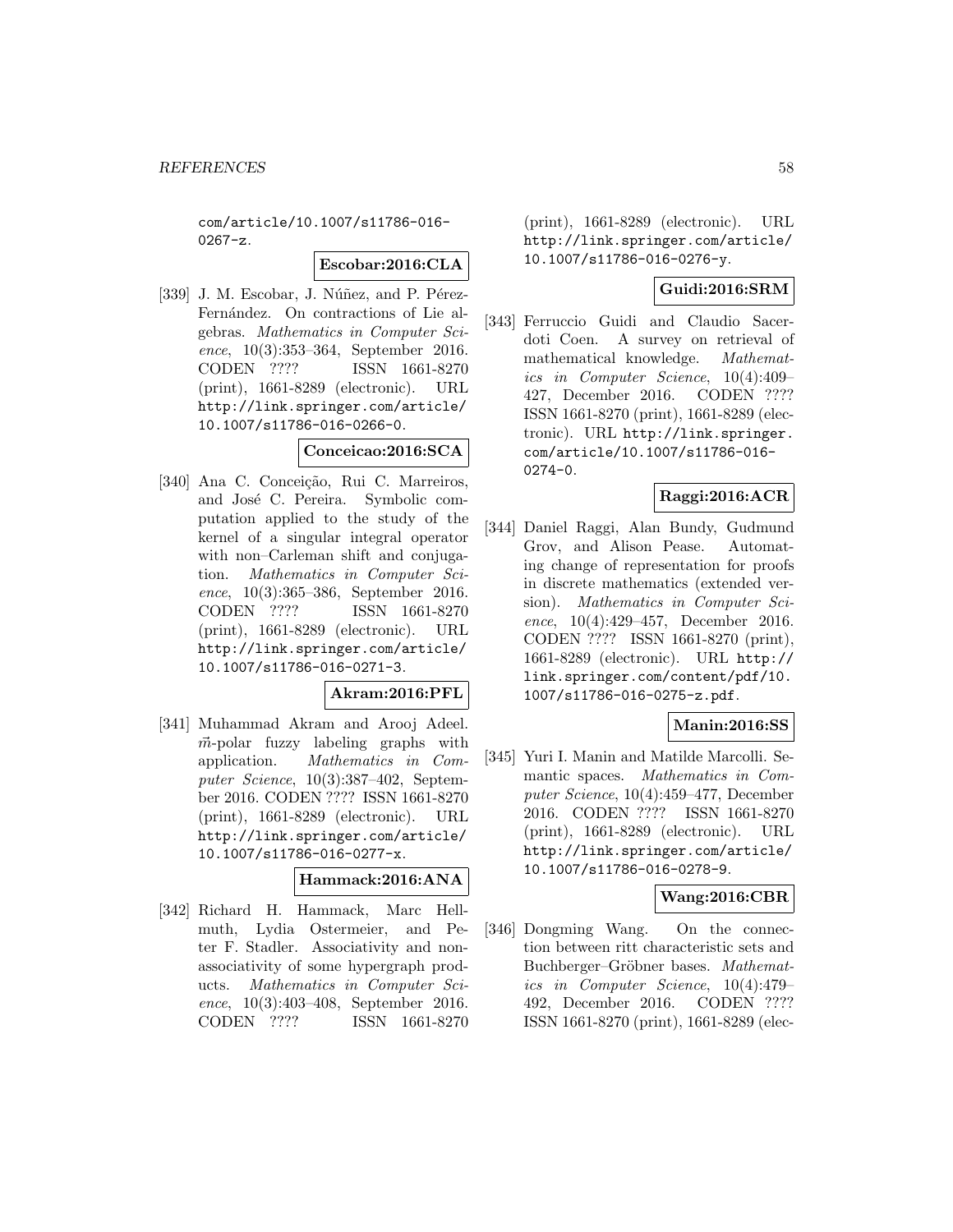com/article/10.1007/s11786-016-0267-z.

**Escobar:2016:CLA**

[339] J. M. Escobar, J. Núñez, and P. Pérez-Fernández. On contractions of Lie algebras. *Mathematics in Computer Science*, 10(3):353–364, September 2016. CODEN ???? ISSN 1661-8270 (print), 1661-8289 (electronic). URL http://link.springer.com/article/10.1007/s11786-016-0266-0.

**Conceicao:2016:SCA**

[340] Ana C. Conceição, Rui C. Marreiros, and José C. Pereira. Symbolic computation applied to the study of the kernel of a singular integral operator with non–Carleman shift and conjugation. *Mathematics in Computer Science*, 10(3):365–386, September 2016. CODEN ???? ISSN 1661-8270 (print), 1661-8289 (electronic). URL http://link.springer.com/article/10.1007/s11786-016-0271-3.

**Akram:2016:PFL**

[341] Muhammad Akram and Arooj Adeel. $\vec{m}$-polar fuzzy labeling graphs with application. *Mathematics in Computer Science*, 10(3):387–402, September 2016. CODEN ???? ISSN 1661-8270 (print), 1661-8289 (electronic). URL http://link.springer.com/article/10.1007/s11786-016-0277-x.

**Hammack:2016:ANA**

[342] Richard H. Hammack, Marc Hellmuth, Lydia Ostermeier, and Peter F. Stadler. Associativity and non-associativity of some hypergraph products. *Mathematics in Computer Science*, 10(3):403–408, September 2016. CODEN ???? ISSN 1661-8270 (print), 1661-8289 (electronic). URL http://link.springer.com/article/10.1007/s11786-016-0276-y.

**Guidi:2016:SRM**

[343] Ferruccio Guidi and Claudio Sacerdoti Coen. A survey on retrieval of mathematical knowledge. *Mathematics in Computer Science*, 10(4):409–427, December 2016. CODEN ???? ISSN 1661-8270 (print), 1661-8289 (electronic). URL http://link.springer.com/article/10.1007/s11786-016-0274-0.

**Raggi:2016:ACR**

[344] Daniel Raggi, Alan Bundy, Gudmund Grov, and Alison Pease. Automating change of representation for proofs in discrete mathematics (extended version). *Mathematics in Computer Science*, 10(4):429–457, December 2016. CODEN ???? ISSN 1661-8270 (print), 1661-8289 (electronic). URL http://link.springer.com/content/pdf/10.1007/s11786-016-0275-z.pdf.

**Manin:2016:SS**

[345] Yuri I. Manin and Matilde Marcolli. Semantic spaces. *Mathematics in Computer Science*, 10(4):459–477, December 2016. CODEN ???? ISSN 1661-8270 (print), 1661-8289 (electronic). URL http://link.springer.com/article/10.1007/s11786-016-0278-9.

**Wang:2016:CBR**

[346] Dongming Wang. On the connection between ritt characteristic sets and Buchberger–Gröbner bases. *Mathematics in Computer Science*, 10(4):479–492, December 2016. CODEN ???? ISSN 1661-8270 (print), 1661-8289 (elec-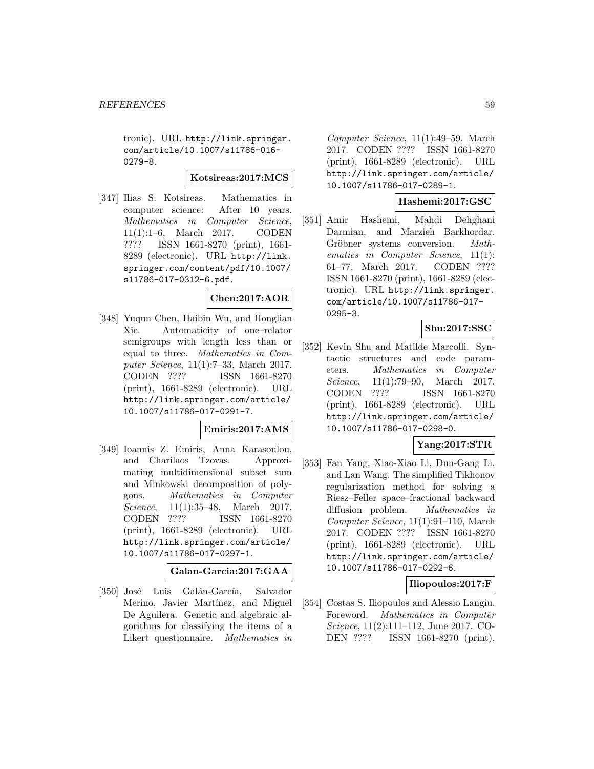tronic). URL http://link.springer.com/article/10.1007/s11786-016-0279-8.

**Kotsireas:2017:MCS**

[347] Ilias S. Kotsireas. Mathematics in computer science: After 10 years. *Mathematics in Computer Science*, 11(1):1–6, March 2017. CODEN ???? ISSN 1661-8270 (print), 1661-8289 (electronic). URL http://link.springer.com/content/pdf/10.1007/s11786-017-0312-6.pdf.

**Chen:2017:AOR**

[348] Yuqun Chen, Haibin Wu, and Honglian Xie. Automaticity of one–relator semigroups with length less than or equal to three. *Mathematics in Computer Science*, 11(1):7–33, March 2017. CODEN ???? ISSN 1661-8270 (print), 1661-8289 (electronic). URL http://link.springer.com/article/10.1007/s11786-017-0291-7.

**Emiris:2017:AMS**

[349] Ioannis Z. Emiris, Anna Karasoulou, and Charilaos Tzovas. Approximating multidimensional subset sum and Minkowski decomposition of polygons. *Mathematics in Computer Science*, 11(1):35–48, March 2017. CODEN ???? ISSN 1661-8270 (print), 1661-8289 (electronic). URL http://link.springer.com/article/10.1007/s11786-017-0297-1.

**Galan-Garcia:2017:GAA**

[350] José Luis Galán-García, Salvador Merino, Javier Martínez, and Miguel De Aguilera. Genetic and algebraic algorithms for classifying the items of a Likert questionnaire. *Mathematics in Computer Science*, 11(1):49–59, March 2017. CODEN ???? ISSN 1661-8270 (print), 1661-8289 (electronic). URL http://link.springer.com/article/10.1007/s11786-017-0289-1.

**Hashemi:2017:GSC**

[351] Amir Hashemi, Mahdi Dehghani Darmian, and Marzieh Barkhordar. Gröbner systems conversion. *Mathematics in Computer Science*, 11(1):61–77, March 2017. CODEN ???? ISSN 1661-8270 (print), 1661-8289 (electronic). URL http://link.springer.com/article/10.1007/s11786-017-0295-3.

**Shu:2017:SSC**

[352] Kevin Shu and Matilde Marcolli. Syntactic structures and code parameters. *Mathematics in Computer Science*, 11(1):79–90, March 2017. CODEN ???? ISSN 1661-8270 (print), 1661-8289 (electronic). URL http://link.springer.com/article/10.1007/s11786-017-0298-0.

**Yang:2017:STR**

[353] Fan Yang, Xiao-Xiao Li, Dun-Gang Li, and Lan Wang. The simplified Tikhonov regularization method for solving a Riesz–Feller space–fractional backward diffusion problem. *Mathematics in Computer Science*, 11(1):91–110, March 2017. CODEN ???? ISSN 1661-8270 (print), 1661-8289 (electronic). URL http://link.springer.com/article/10.1007/s11786-017-0292-6.

**Iliopoulos:2017:F**

[354] Costas S. Iliopoulos and Alessio Langiu. Foreword. *Mathematics in Computer Science*, 11(2):111–112, June 2017. CODEN ???? ISSN 1661-8270 (print),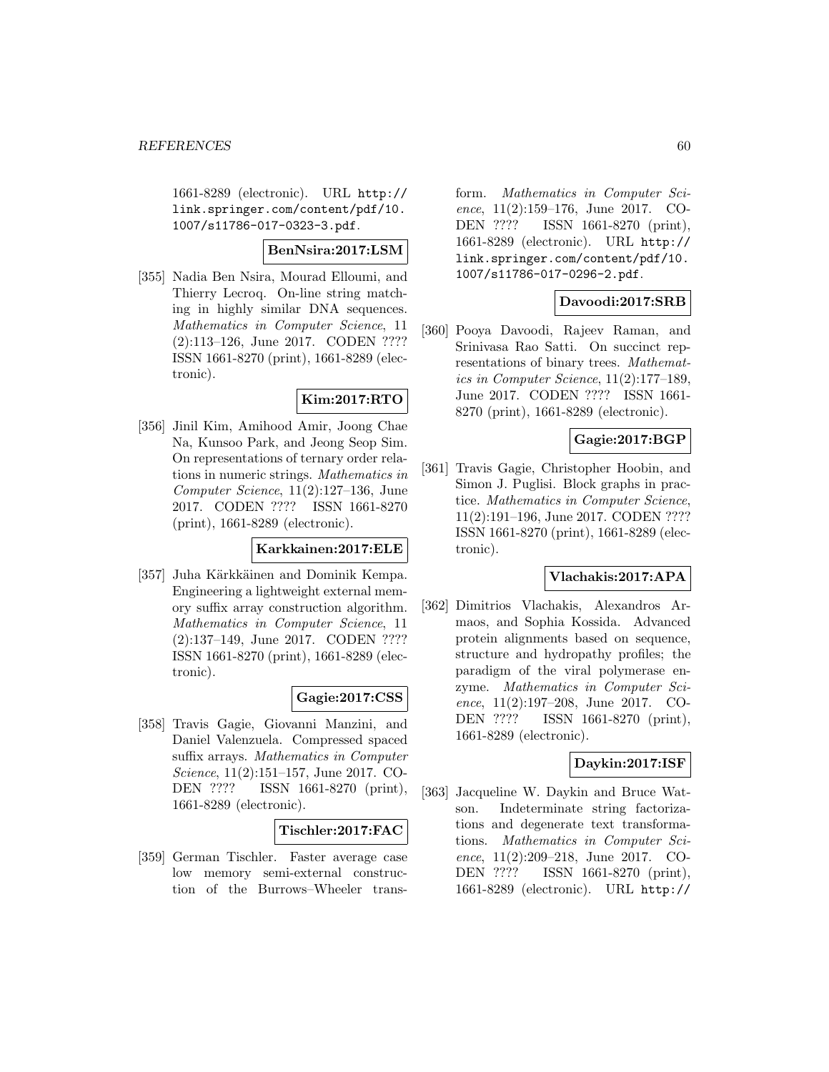1661-8289 (electronic). URL http://link.springer.com/content/pdf/10.1007/s11786-017-0323-3.pdf.

**BenNsira:2017:LSM**

[355] Nadia Ben Nsira, Mourad Elloumi, and Thierry Lecroq. On-line string matching in highly similar DNA sequences. *Mathematics in Computer Science*, 11 (2):113–126, June 2017. CODEN ???? ISSN 1661-8270 (print), 1661-8289 (electronic).

**Kim:2017:RTO**

[356] Jinil Kim, Amihood Amir, Joong Chae Na, Kunsoo Park, and Jeong Seop Sim. On representations of ternary order relations in numeric strings. *Mathematics in Computer Science*, 11(2):127–136, June 2017. CODEN ???? ISSN 1661-8270 (print), 1661-8289 (electronic).

**Karkkainen:2017:ELE**

[357] Juha Kärkkäinen and Dominik Kempa. Engineering a lightweight external memory suffix array construction algorithm. *Mathematics in Computer Science*, 11 (2):137–149, June 2017. CODEN ???? ISSN 1661-8270 (print), 1661-8289 (electronic).

**Gagie:2017:CSS**

[358] Travis Gagie, Giovanni Manzini, and Daniel Valenzuela. Compressed spaced suffix arrays. *Mathematics in Computer Science*, 11(2):151–157, June 2017. CODEN ???? ISSN 1661-8270 (print), 1661-8289 (electronic).

**Tischler:2017:FAC**

[359] German Tischler. Faster average case low memory semi-external construction of the Burrows–Wheeler transform. *Mathematics in Computer Science*, 11(2):159–176, June 2017. CODEN ???? ISSN 1661-8270 (print), 1661-8289 (electronic). URL http://link.springer.com/content/pdf/10.1007/s11786-017-0296-2.pdf.

**Davoodi:2017:SRB**

[360] Pooya Davoodi, Rajeev Raman, and Srinivasa Rao Satti. On succinct representations of binary trees. *Mathematics in Computer Science*, 11(2):177–189, June 2017. CODEN ???? ISSN 1661-8270 (print), 1661-8289 (electronic).

**Gagie:2017:BGP**

[361] Travis Gagie, Christopher Hoobin, and Simon J. Puglisi. Block graphs in practice. *Mathematics in Computer Science*, 11(2):191–196, June 2017. CODEN ???? ISSN 1661-8270 (print), 1661-8289 (electronic).

**Vlachakis:2017:APA**

[362] Dimitrios Vlachakis, Alexandros Armaos, and Sophia Kossida. Advanced protein alignments based on sequence, structure and hydropathy profiles; the paradigm of the viral polymerase enzyme. *Mathematics in Computer Science*, 11(2):197–208, June 2017. CODEN ???? ISSN 1661-8270 (print), 1661-8289 (electronic).

**Daykin:2017:ISF**

[363] Jacqueline W. Daykin and Bruce Watson. Indeterminate string factorizations and degenerate text transformations. *Mathematics in Computer Science*, 11(2):209–218, June 2017. CODEN ???? ISSN 1661-8270 (print), 1661-8289 (electronic). URL http://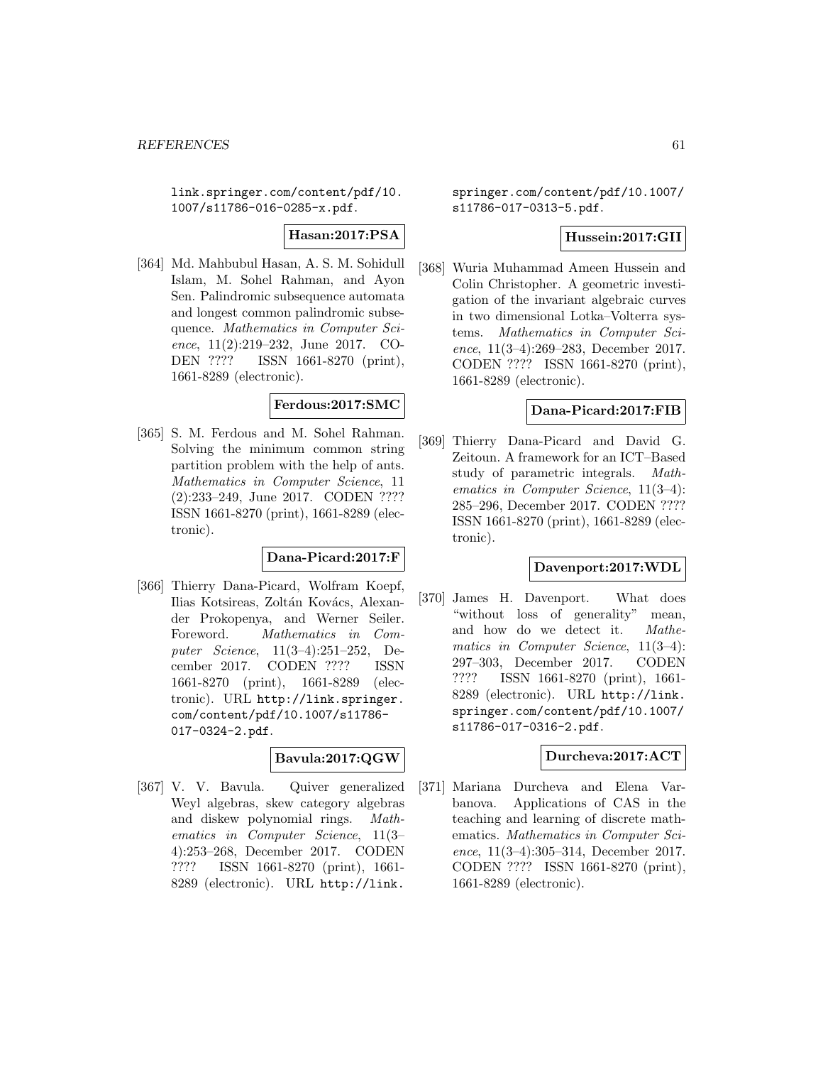link.springer.com/content/pdf/10.1007/s11786-016-0285-x.pdf.

**Hasan:2017:PSA**

[364] Md. Mahbubul Hasan, A. S. M. Sohidull Islam, M. Sohel Rahman, and Ayon Sen. Palindromic subsequence automata and longest common palindromic subsequence. *Mathematics in Computer Science*, 11(2):219–232, June 2017. CODEN ???? ISSN 1661-8270 (print), 1661-8289 (electronic).

**Ferdous:2017:SMC**

[365] S. M. Ferdous and M. Sohel Rahman. Solving the minimum common string partition problem with the help of ants. *Mathematics in Computer Science*, 11 (2):233–249, June 2017. CODEN ???? ISSN 1661-8270 (print), 1661-8289 (electronic).

**Dana-Picard:2017:F**

[366] Thierry Dana-Picard, Wolfram Koepf, Ilias Kotsireas, Zoltán Kovács, Alexander Prokopenya, and Werner Seiler. Foreword. *Mathematics in Computer Science*, 11(3–4):251–252, December 2017. CODEN ???? ISSN 1661-8270 (print), 1661-8289 (electronic). URL http://link.springer.com/content/pdf/10.1007/s11786-017-0324-2.pdf.

**Bavula:2017:QGW**

[367] V. V. Bavula. Quiver generalized Weyl algebras, skew category algebras and diskew polynomial rings. *Mathematics in Computer Science*, 11(3–4):253–268, December 2017. CODEN ???? ISSN 1661-8270 (print), 1661-8289 (electronic). URL http://link.springer.com/content/pdf/10.1007/s11786-017-0313-5.pdf.

**Hussein:2017:GII**

[368] Wuria Muhammad Ameen Hussein and Colin Christopher. A geometric investigation of the invariant algebraic curves in two dimensional Lotka–Volterra systems. *Mathematics in Computer Science*, 11(3–4):269–283, December 2017. CODEN ???? ISSN 1661-8270 (print), 1661-8289 (electronic).

**Dana-Picard:2017:FIB**

[369] Thierry Dana-Picard and David G. Zeitoun. A framework for an ICT–Based study of parametric integrals. *Mathematics in Computer Science*, 11(3–4): 285–296, December 2017. CODEN ???? ISSN 1661-8270 (print), 1661-8289 (electronic).

**Davenport:2017:WDL**

[370] James H. Davenport. What does "without loss of generality" mean, and how do we detect it. *Mathematics in Computer Science*, 11(3–4): 297–303, December 2017. CODEN ???? ISSN 1661-8270 (print), 1661-8289 (electronic). URL http://link.springer.com/content/pdf/10.1007/s11786-017-0316-2.pdf.

**Durcheva:2017:ACT**

[371] Mariana Durcheva and Elena Varbanova. Applications of CAS in the teaching and learning of discrete mathematics. *Mathematics in Computer Science*, 11(3–4):305–314, December 2017. CODEN ???? ISSN 1661-8270 (print), 1661-8289 (electronic).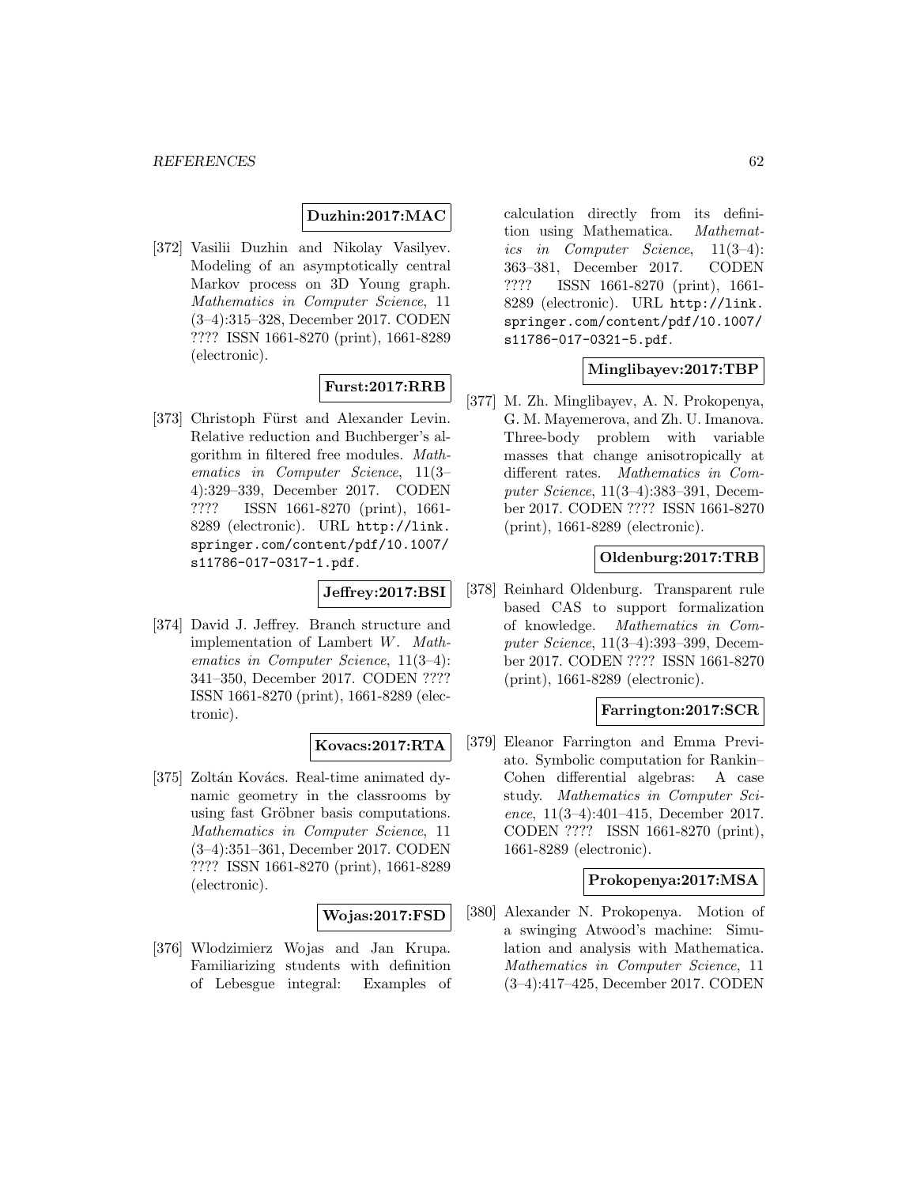**Duzhin:2017:MAC**

[372] Vasilii Duzhin and Nikolay Vasilyev. Modeling of an asymptotically central Markov process on 3D Young graph. *Mathematics in Computer Science*, 11 (3–4):315–328, December 2017. CODEN ???? ISSN 1661-8270 (print), 1661-8289 (electronic).

**Furst:2017:RRB**

[373] Christoph Fürst and Alexander Levin. Relative reduction and Buchberger's algorithm in filtered free modules. *Mathematics in Computer Science*, 11(3–4):329–339, December 2017. CODEN ???? ISSN 1661-8270 (print), 1661-8289 (electronic). URL http://link.springer.com/content/pdf/10.1007/s11786-017-0317-1.pdf.

**Jeffrey:2017:BSI**

[374] David J. Jeffrey. Branch structure and implementation of Lambert $W$. *Mathematics in Computer Science*, 11(3–4): 341–350, December 2017. CODEN ???? ISSN 1661-8270 (print), 1661-8289 (electronic).

**Kovacs:2017:RTA**

[375] Zoltán Kovács. Real-time animated dynamic geometry in the classrooms by using fast Gröbner basis computations. *Mathematics in Computer Science*, 11 (3–4):351–361, December 2017. CODEN ???? ISSN 1661-8270 (print), 1661-8289 (electronic).

**Wojas:2017:FSD**

[376] Wlodzimierz Wojas and Jan Krupa. Familiarizing students with definition of Lebesgue integral: Examples of calculation directly from its definition using Mathematica. *Mathematics in Computer Science*, 11(3–4): 363–381, December 2017. CODEN ???? ISSN 1661-8270 (print), 1661-8289 (electronic). URL http://link.springer.com/content/pdf/10.1007/s11786-017-0321-5.pdf.

**Minglibayev:2017:TBP**

[377] M. Zh. Minglibayev, A. N. Prokopenya, G. M. Mayemerova, and Zh. U. Imanova. Three-body problem with variable masses that change anisotropically at different rates. *Mathematics in Computer Science*, 11(3–4):383–391, December 2017. CODEN ???? ISSN 1661-8270 (print), 1661-8289 (electronic).

**Oldenburg:2017:TRB**

[378] Reinhard Oldenburg. Transparent rule based CAS to support formalization of knowledge. *Mathematics in Computer Science*, 11(3–4):393–399, December 2017. CODEN ???? ISSN 1661-8270 (print), 1661-8289 (electronic).

**Farrington:2017:SCR**

[379] Eleanor Farrington and Emma Previato. Symbolic computation for Rankin–Cohen differential algebras: A case study. *Mathematics in Computer Science*, 11(3–4):401–415, December 2017. CODEN ???? ISSN 1661-8270 (print), 1661-8289 (electronic).

**Prokopenya:2017:MSA**

[380] Alexander N. Prokopenya. Motion of a swinging Atwood's machine: Simulation and analysis with Mathematica. *Mathematics in Computer Science*, 11 (3–4):417–425, December 2017. CODEN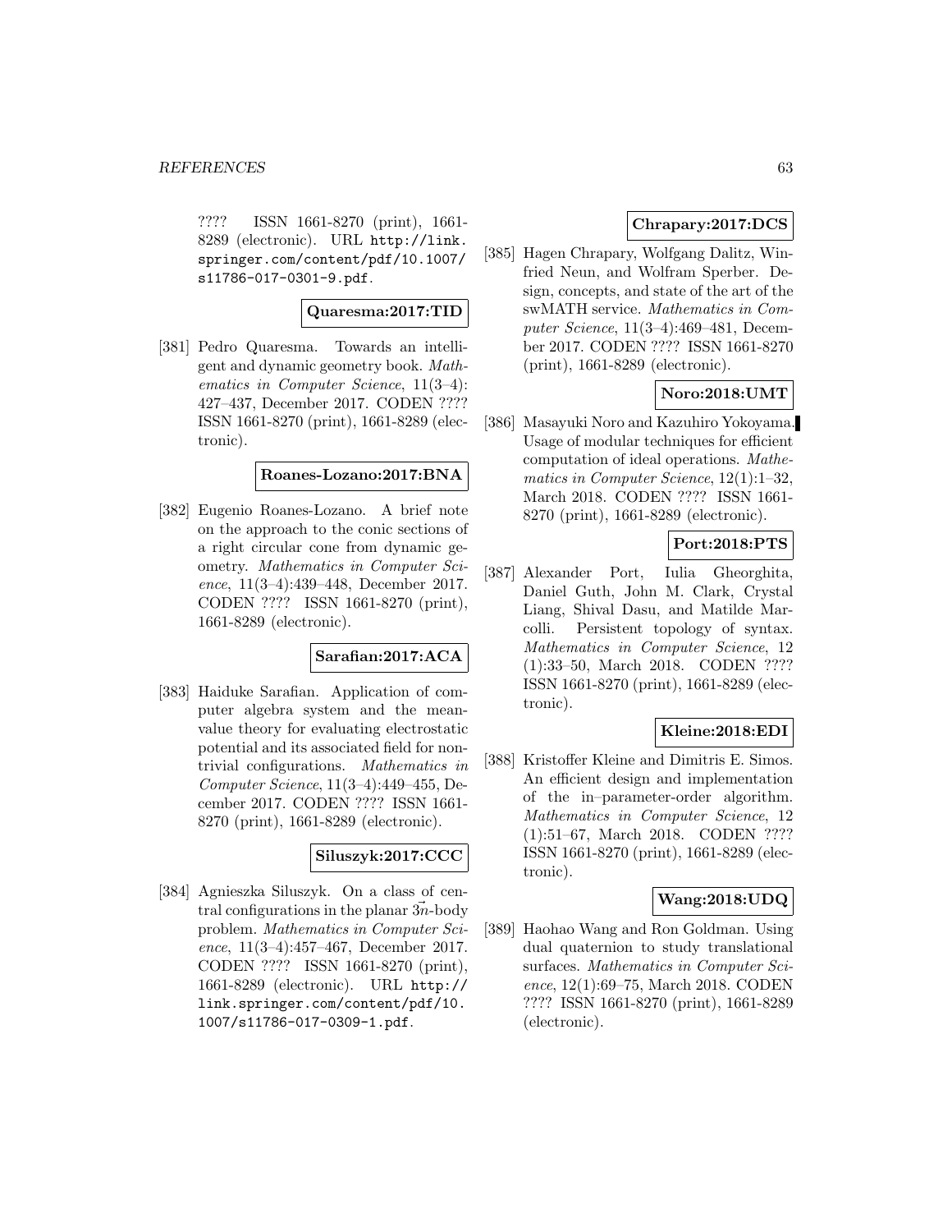???? ISSN 1661-8270 (print), 1661-8289 (electronic). URL http://link.springer.com/content/pdf/10.1007/s11786-017-0301-9.pdf.

**Quaresma:2017:TID**

[381] Pedro Quaresma. Towards an intelligent and dynamic geometry book. *Mathematics in Computer Science*, 11(3–4): 427–437, December 2017. CODEN ???? ISSN 1661-8270 (print), 1661-8289 (electronic).

**Roanes-Lozano:2017:BNA**

[382] Eugenio Roanes-Lozano. A brief note on the approach to the conic sections of a right circular cone from dynamic geometry. *Mathematics in Computer Science*, 11(3–4):439–448, December 2017. CODEN ???? ISSN 1661-8270 (print), 1661-8289 (electronic).

**Sarafian:2017:ACA**

[383] Haiduke Sarafian. Application of computer algebra system and the mean-value theory for evaluating electrostatic potential and its associated field for non-trivial configurations. *Mathematics in Computer Science*, 11(3–4):449–455, December 2017. CODEN ???? ISSN 1661-8270 (print), 1661-8289 (electronic).

**Siluszyk:2017:CCC**

[384] Agnieszka Siluszyk. On a class of central configurations in the planar $3\vec{n}$-body problem. *Mathematics in Computer Science*, 11(3–4):457–467, December 2017. CODEN ???? ISSN 1661-8270 (print), 1661-8289 (electronic). URL http://link.springer.com/content/pdf/10.1007/s11786-017-0309-1.pdf.

**Chrapary:2017:DCS**

[385] Hagen Chrapary, Wolfgang Dalitz, Winfried Neun, and Wolfram Sperber. Design, concepts, and state of the art of the swMATH service. *Mathematics in Computer Science*, 11(3–4):469–481, December 2017. CODEN ???? ISSN 1661-8270 (print), 1661-8289 (electronic).

**Noro:2018:UMT**

[386] Masayuki Noro and Kazuhiro Yokoyama. Usage of modular techniques for efficient computation of ideal operations. *Mathematics in Computer Science*, 12(1):1–32, March 2018. CODEN ???? ISSN 1661-8270 (print), 1661-8289 (electronic).

**Port:2018:PTS**

[387] Alexander Port, Iulia Gheorghita, Daniel Guth, John M. Clark, Crystal Liang, Shival Dasu, and Matilde Marcolli. Persistent topology of syntax. *Mathematics in Computer Science*, 12 (1):33–50, March 2018. CODEN ???? ISSN 1661-8270 (print), 1661-8289 (electronic).

**Kleine:2018:EDI**

[388] Kristoffer Kleine and Dimitris E. Simos. An efficient design and implementation of the in–parameter-order algorithm. *Mathematics in Computer Science*, 12 (1):51–67, March 2018. CODEN ???? ISSN 1661-8270 (print), 1661-8289 (electronic).

**Wang:2018:UDQ**

[389] Haohao Wang and Ron Goldman. Using dual quaternion to study translational surfaces. *Mathematics in Computer Science*, 12(1):69–75, March 2018. CODEN ???? ISSN 1661-8270 (print), 1661-8289 (electronic).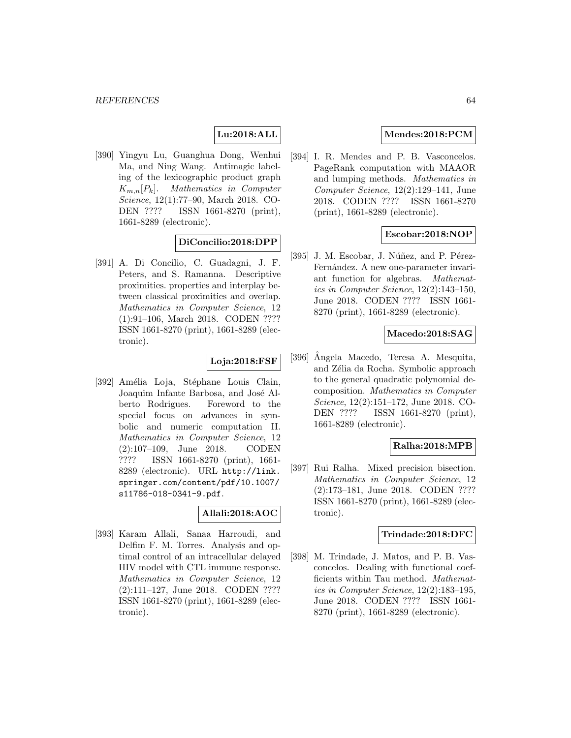**Lu:2018:ALL**

[390] Yingyu Lu, Guanghua Dong, Wenhui Ma, and Ning Wang. Antimagic labeling of the lexicographic product graph $K_{m,n}[P_k]$. *Mathematics in Computer Science*, 12(1):77–90, March 2018. CODEN ???? ISSN 1661-8270 (print), 1661-8289 (electronic).

**DiConcilio:2018:DPP**

[391] A. Di Concilio, C. Guadagni, J. F. Peters, and S. Ramanna. Descriptive proximities. properties and interplay between classical proximities and overlap. *Mathematics in Computer Science*, 12 (1):91–106, March 2018. CODEN ???? ISSN 1661-8270 (print), 1661-8289 (electronic).

**Loja:2018:FSF**

[392] Amélia Loja, Stéphane Louis Clain, Joaquim Infante Barbosa, and José Alberto Rodrigues. Foreword to the special focus on advances in symbolic and numeric computation II. *Mathematics in Computer Science*, 12 (2):107–109, June 2018. CODEN ???? ISSN 1661-8270 (print), 1661-8289 (electronic). URL http://link.springer.com/content/pdf/10.1007/s11786-018-0341-9.pdf.

**Allali:2018:AOC**

[393] Karam Allali, Sanaa Harroudi, and Delfim F. M. Torres. Analysis and optimal control of an intracellular delayed HIV model with CTL immune response. *Mathematics in Computer Science*, 12 (2):111–127, June 2018. CODEN ???? ISSN 1661-8270 (print), 1661-8289 (electronic).

**Mendes:2018:PCM**

[394] I. R. Mendes and P. B. Vasconcelos. PageRank computation with MAAOR and lumping methods. *Mathematics in Computer Science*, 12(2):129–141, June 2018. CODEN ???? ISSN 1661-8270 (print), 1661-8289 (electronic).

**Escobar:2018:NOP**

[395] J. M. Escobar, J. Núñez, and P. Pérez-Fernández. A new one-parameter invariant function for algebras. *Mathematics in Computer Science*, 12(2):143–150, June 2018. CODEN ???? ISSN 1661-8270 (print), 1661-8289 (electronic).

**Macedo:2018:SAG**

[396] Ângela Macedo, Teresa A. Mesquita, and Zélia da Rocha. Symbolic approach to the general quadratic polynomial decomposition. *Mathematics in Computer Science*, 12(2):151–172, June 2018. CODEN ???? ISSN 1661-8270 (print), 1661-8289 (electronic).

**Ralha:2018:MPB**

[397] Rui Ralha. Mixed precision bisection. *Mathematics in Computer Science*, 12 (2):173–181, June 2018. CODEN ???? ISSN 1661-8270 (print), 1661-8289 (electronic).

**Trindade:2018:DFC**

[398] M. Trindade, J. Matos, and P. B. Vasconcelos. Dealing with functional coefficients within Tau method. *Mathematics in Computer Science*, 12(2):183–195, June 2018. CODEN ???? ISSN 1661-8270 (print), 1661-8289 (electronic).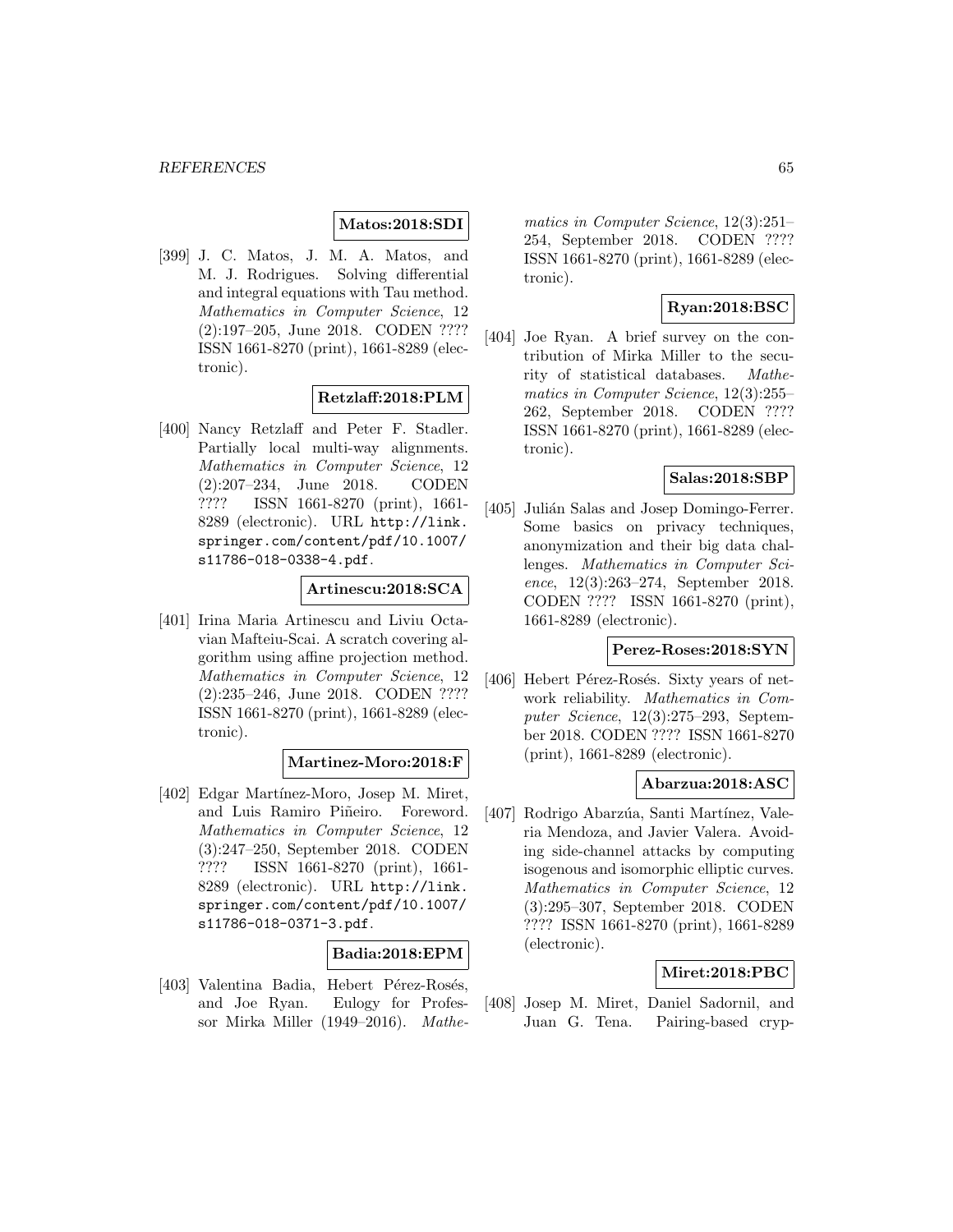**Matos:2018:SDI**

[399] J. C. Matos, J. M. A. Matos, and M. J. Rodrigues. Solving differential and integral equations with Tau method. *Mathematics in Computer Science*, 12 (2):197–205, June 2018. CODEN ???? ISSN 1661-8270 (print), 1661-8289 (electronic).

**Retzlaff:2018:PLM**

[400] Nancy Retzlaff and Peter F. Stadler. Partially local multi-way alignments. *Mathematics in Computer Science*, 12 (2):207–234, June 2018. CODEN ???? ISSN 1661-8270 (print), 1661-8289 (electronic). URL http://link.springer.com/content/pdf/10.1007/s11786-018-0338-4.pdf.

**Artinescu:2018:SCA**

[401] Irina Maria Artinescu and Liviu Octavian Mafteiu-Scai. A scratch covering algorithm using affine projection method. *Mathematics in Computer Science*, 12 (2):235–246, June 2018. CODEN ???? ISSN 1661-8270 (print), 1661-8289 (electronic).

**Martinez-Moro:2018:F**

[402] Edgar Martínez-Moro, Josep M. Miret, and Luis Ramiro Piñeiro. Foreword. *Mathematics in Computer Science*, 12 (3):247–250, September 2018. CODEN ???? ISSN 1661-8270 (print), 1661-8289 (electronic). URL http://link.springer.com/content/pdf/10.1007/s11786-018-0371-3.pdf.

**Badia:2018:EPM**

[403] Valentina Badia, Hebert Pérez-Rosés, and Joe Ryan. Eulogy for Professor Mirka Miller (1949–2016). *Mathematics in Computer Science*, 12(3):251–254, September 2018. CODEN ???? ISSN 1661-8270 (print), 1661-8289 (electronic).

**Ryan:2018:BSC**

[404] Joe Ryan. A brief survey on the contribution of Mirka Miller to the security of statistical databases. *Mathematics in Computer Science*, 12(3):255–262, September 2018. CODEN ???? ISSN 1661-8270 (print), 1661-8289 (electronic).

**Salas:2018:SBP**

[405] Julián Salas and Josep Domingo-Ferrer. Some basics on privacy techniques, anonymization and their big data challenges. *Mathematics in Computer Science*, 12(3):263–274, September 2018. CODEN ???? ISSN 1661-8270 (print), 1661-8289 (electronic).

**Perez-Roses:2018:SYN**

[406] Hebert Pérez-Rosés. Sixty years of network reliability. *Mathematics in Computer Science*, 12(3):275–293, September 2018. CODEN ???? ISSN 1661-8270 (print), 1661-8289 (electronic).

**Abarzua:2018:ASC**

[407] Rodrigo Abarzúa, Santi Martínez, Valeria Mendoza, and Javier Valera. Avoiding side-channel attacks by computing isogenous and isomorphic elliptic curves. *Mathematics in Computer Science*, 12 (3):295–307, September 2018. CODEN ???? ISSN 1661-8270 (print), 1661-8289 (electronic).

**Miret:2018:PBC**

[408] Josep M. Miret, Daniel Sadornil, and Juan G. Tena. Pairing-based cryp-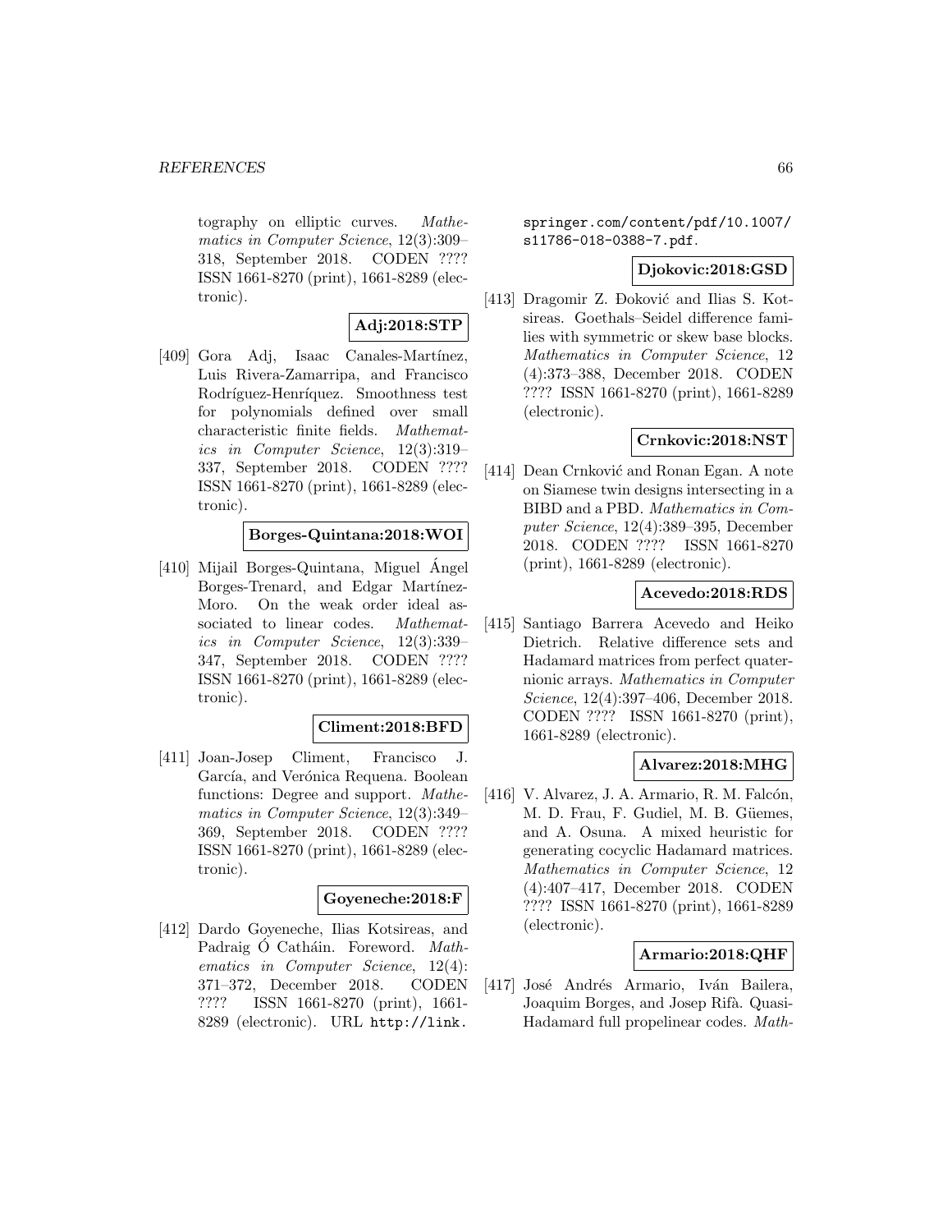tography on elliptic curves. *Mathematics in Computer Science*, 12(3):309–318, September 2018. CODEN ???? ISSN 1661-8270 (print), 1661-8289 (electronic).

**Adj:2018:STP**

[409] Gora Adj, Isaac Canales-Martínez, Luis Rivera-Zamarripa, and Francisco Rodríguez-Henríquez. Smoothness test for polynomials defined over small characteristic finite fields. *Mathematics in Computer Science*, 12(3):319–337, September 2018. CODEN ???? ISSN 1661-8270 (print), 1661-8289 (electronic).

**Borges-Quintana:2018:WOI**

[410] Mijail Borges-Quintana, Miguel Ángel Borges-Trenard, and Edgar Martínez-Moro. On the weak order ideal associated to linear codes. *Mathematics in Computer Science*, 12(3):339–347, September 2018. CODEN ???? ISSN 1661-8270 (print), 1661-8289 (electronic).

**Climent:2018:BFD**

[411] Joan-Josep Climent, Francisco J. García, and Verónica Requena. Boolean functions: Degree and support. *Mathematics in Computer Science*, 12(3):349–369, September 2018. CODEN ???? ISSN 1661-8270 (print), 1661-8289 (electronic).

**Goyeneche:2018:F**

[412] Dardo Goyeneche, Ilias Kotsireas, and Padraig Ó Catháin. Foreword. *Mathematics in Computer Science*, 12(4): 371–372, December 2018. CODEN ???? ISSN 1661-8270 (print), 1661-8289 (electronic). URL http://link.springer.com/content/pdf/10.1007/s11786-018-0388-7.pdf.

**Djokovic:2018:GSD**

[413] Dragomir Ž. Đoković and Ilias S. Kotsireas. Goethals–Seidel difference families with symmetric or skew base blocks. *Mathematics in Computer Science*, 12 (4):373–388, December 2018. CODEN ???? ISSN 1661-8270 (print), 1661-8289 (electronic).

**Crnkovic:2018:NST**

[414] Dean Crnković and Ronan Egan. A note on Siamese twin designs intersecting in a BIBD and a PBD. *Mathematics in Computer Science*, 12(4):389–395, December 2018. CODEN ???? ISSN 1661-8270 (print), 1661-8289 (electronic).

**Acevedo:2018:RDS**

[415] Santiago Barrera Acevedo and Heiko Dietrich. Relative difference sets and Hadamard matrices from perfect quaternionic arrays. *Mathematics in Computer Science*, 12(4):397–406, December 2018. CODEN ???? ISSN 1661-8270 (print), 1661-8289 (electronic).

**Alvarez:2018:MHG**

[416] V. Alvarez, J. A. Armario, R. M. Falcón, M. D. Frau, F. Gudiel, M. B. Güemes, and A. Osuna. A mixed heuristic for generating cocyclic Hadamard matrices. *Mathematics in Computer Science*, 12 (4):407–417, December 2018. CODEN ???? ISSN 1661-8270 (print), 1661-8289 (electronic).

**Armario:2018:QHF**

[417] José Andrés Armario, Iván Bailera, Joaquim Borges, and Josep Rifà. Quasi-Hadamard full propelinear codes. *Math-*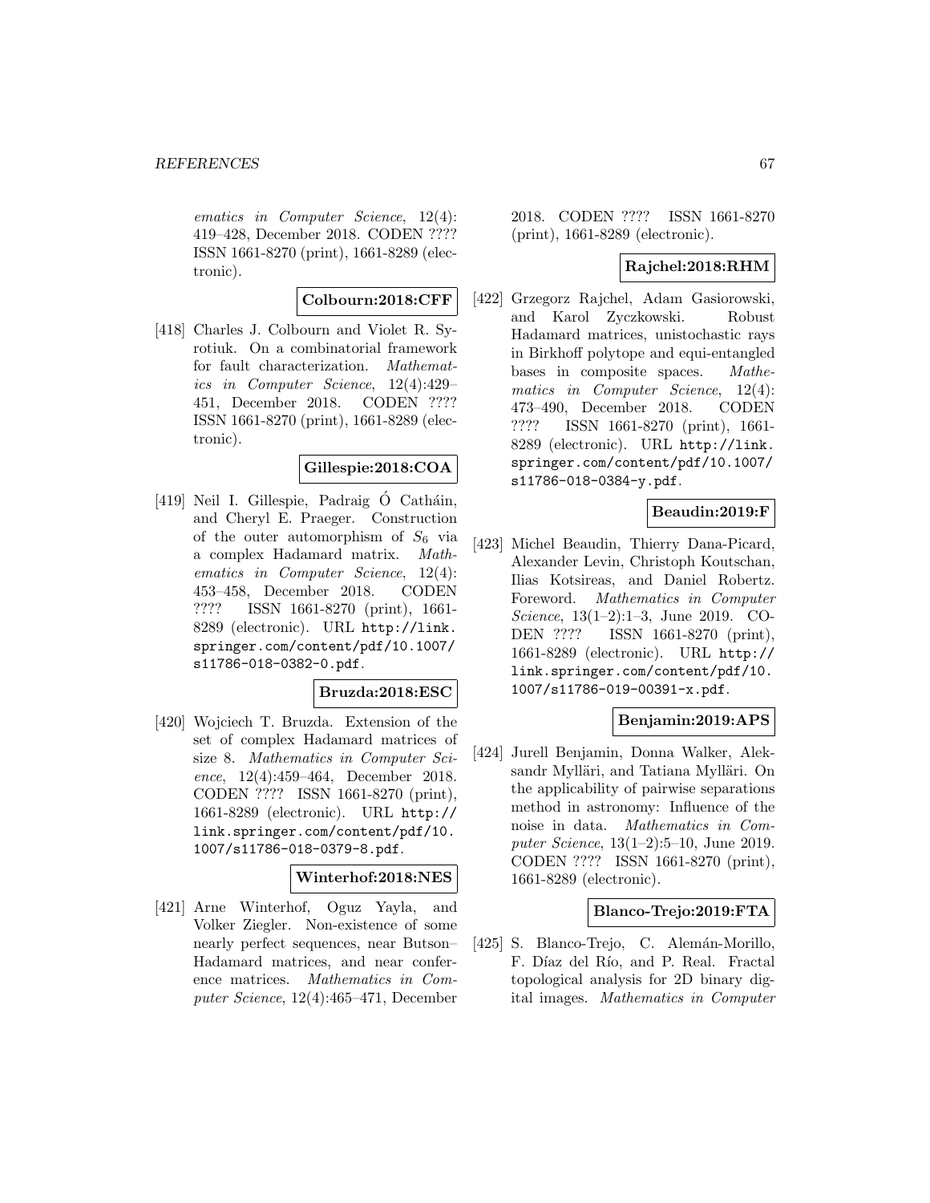*ematics in Computer Science*, 12(4): 419–428, December 2018. CODEN ???? ISSN 1661-8270 (print), 1661-8289 (electronic).

**Colbourn:2018:CFF**

[418] Charles J. Colbourn and Violet R. Syrotiuk. On a combinatorial framework for fault characterization. *Mathematics in Computer Science*, 12(4):429–451, December 2018. CODEN ???? ISSN 1661-8270 (print), 1661-8289 (electronic).

**Gillespie:2018:COA**

[419] Neil I. Gillespie, Padraig Ó Catháin, and Cheryl E. Praeger. Construction of the outer automorphism of $S_6$ via a complex Hadamard matrix. *Mathematics in Computer Science*, 12(4): 453–458, December 2018. CODEN ???? ISSN 1661-8270 (print), 1661-8289 (electronic). URL `http://link.springer.com/content/pdf/10.1007/s11786-018-0382-0.pdf`.

**Bruzda:2018:ESC**

[420] Wojciech T. Bruzda. Extension of the set of complex Hadamard matrices of size 8. *Mathematics in Computer Science*, 12(4):459–464, December 2018. CODEN ???? ISSN 1661-8270 (print), 1661-8289 (electronic). URL `http://link.springer.com/content/pdf/10.1007/s11786-018-0379-8.pdf`.

**Winterhof:2018:NES**

[421] Arne Winterhof, Oguz Yayla, and Volker Ziegler. Non-existence of some nearly perfect sequences, near Butson–Hadamard matrices, and near conference matrices. *Mathematics in Computer Science*, 12(4):465–471, December 2018. CODEN ???? ISSN 1661-8270 (print), 1661-8289 (electronic).

**Rajchel:2018:RHM**

[422] Grzegorz Rajchel, Adam Gasiorowski, and Karol Zyczkowski. Robust Hadamard matrices, unistochastic rays in Birkhoff polytope and equi-entangled bases in composite spaces. *Mathematics in Computer Science*, 12(4): 473–490, December 2018. CODEN ???? ISSN 1661-8270 (print), 1661-8289 (electronic). URL `http://link.springer.com/content/pdf/10.1007/s11786-018-0384-y.pdf`.

**Beaudin:2019:F**

[423] Michel Beaudin, Thierry Dana-Picard, Alexander Levin, Christoph Koutschan, Ilias Kotsireas, and Daniel Robertz. Foreword. *Mathematics in Computer Science*, 13(1–2):1–3, June 2019. CODEN ???? ISSN 1661-8270 (print), 1661-8289 (electronic). URL `http://link.springer.com/content/pdf/10.1007/s11786-019-00391-x.pdf`.

**Benjamin:2019:APS**

[424] Jurell Benjamin, Donna Walker, Aleksandr Mylläri, and Tatiana Mylläri. On the applicability of pairwise separations method in astronomy: Influence of the noise in data. *Mathematics in Computer Science*, 13(1–2):5–10, June 2019. CODEN ???? ISSN 1661-8270 (print), 1661-8289 (electronic).

**Blanco-Trejo:2019:FTA**

[425] S. Blanco-Trejo, C. Alemán-Morillo, F. Díaz del Río, and P. Real. Fractal topological analysis for 2D binary digital images. *Mathematics in Computer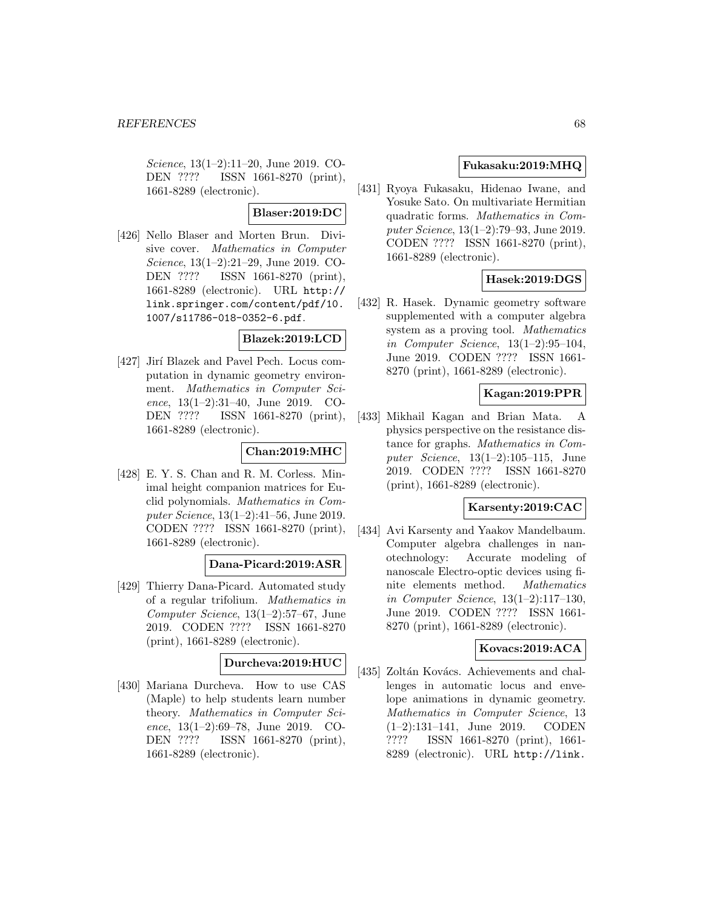*Science*, 13(1–2):11–20, June 2019. CODEN ???? ISSN 1661-8270 (print), 1661-8289 (electronic).

**Blaser:2019:DC**

[426] Nello Blaser and Morten Brun. Divisive cover. *Mathematics in Computer Science*, 13(1–2):21–29, June 2019. CODEN ???? ISSN 1661-8270 (print), 1661-8289 (electronic). URL http://link.springer.com/content/pdf/10.1007/s11786-018-0352-6.pdf.

**Blazek:2019:LCD**

[427] Jirí Blazek and Pavel Pech. Locus computation in dynamic geometry environment. *Mathematics in Computer Science*, 13(1–2):31–40, June 2019. CODEN ???? ISSN 1661-8270 (print), 1661-8289 (electronic).

**Chan:2019:MHC**

[428] E. Y. S. Chan and R. M. Corless. Minimal height companion matrices for Euclid polynomials. *Mathematics in Computer Science*, 13(1–2):41–56, June 2019. CODEN ???? ISSN 1661-8270 (print), 1661-8289 (electronic).

**Dana-Picard:2019:ASR**

[429] Thierry Dana-Picard. Automated study of a regular trifolium. *Mathematics in Computer Science*, 13(1–2):57–67, June 2019. CODEN ???? ISSN 1661-8270 (print), 1661-8289 (electronic).

**Durcheva:2019:HUC**

[430] Mariana Durcheva. How to use CAS (Maple) to help students learn number theory. *Mathematics in Computer Science*, 13(1–2):69–78, June 2019. CODEN ???? ISSN 1661-8270 (print), 1661-8289 (electronic).

**Fukasaku:2019:MHQ**

[431] Ryoya Fukasaku, Hidenao Iwane, and Yosuke Sato. On multivariate Hermitian quadratic forms. *Mathematics in Computer Science*, 13(1–2):79–93, June 2019. CODEN ???? ISSN 1661-8270 (print), 1661-8289 (electronic).

**Hasek:2019:DGS**

[432] R. Hasek. Dynamic geometry software supplemented with a computer algebra system as a proving tool. *Mathematics in Computer Science*, 13(1–2):95–104, June 2019. CODEN ???? ISSN 1661-8270 (print), 1661-8289 (electronic).

**Kagan:2019:PPR**

[433] Mikhail Kagan and Brian Mata. A physics perspective on the resistance distance for graphs. *Mathematics in Computer Science*, 13(1–2):105–115, June 2019. CODEN ???? ISSN 1661-8270 (print), 1661-8289 (electronic).

**Karsenty:2019:CAC**

[434] Avi Karsenty and Yaakov Mandelbaum. Computer algebra challenges in nanotechnology: Accurate modeling of nanoscale Electro-optic devices using finite elements method. *Mathematics in Computer Science*, 13(1–2):117–130, June 2019. CODEN ???? ISSN 1661-8270 (print), 1661-8289 (electronic).

**Kovacs:2019:ACA**

[435] Zoltán Kovács. Achievements and challenges in automatic locus and envelope animations in dynamic geometry. *Mathematics in Computer Science*, 13 (1–2):131–141, June 2019. CODEN ???? ISSN 1661-8270 (print), 1661-8289 (electronic). URL http://link.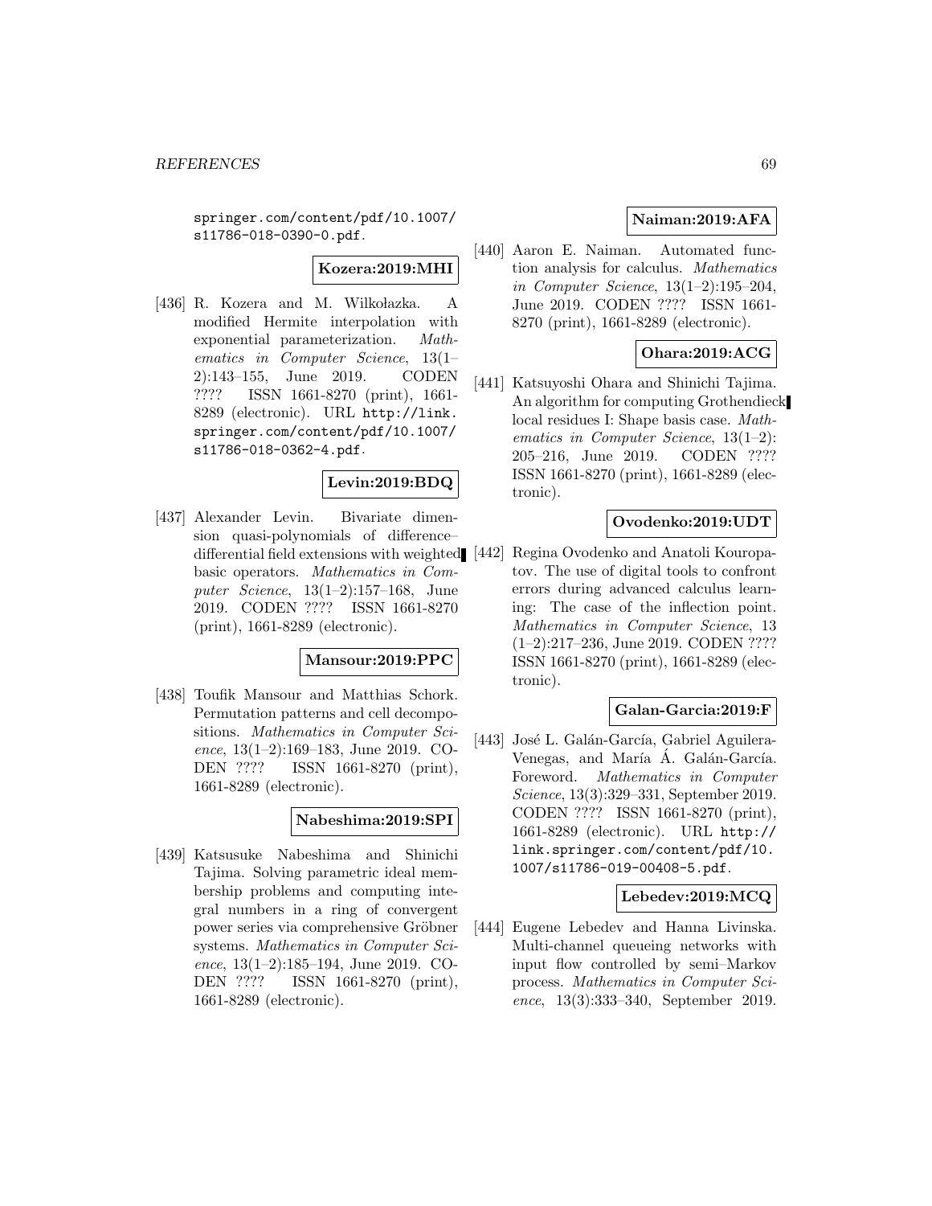springer.com/content/pdf/10.1007/s11786-018-0390-0.pdf.

**Kozera:2019:MHI**

[436] R. Kozera and M. Wilkołazka. A modified Hermite interpolation with exponential parameterization. *Mathematics in Computer Science*, 13(1–2):143–155, June 2019. CODEN ???? ISSN 1661-8270 (print), 1661-8289 (electronic). URL http://link.springer.com/content/pdf/10.1007/s11786-018-0362-4.pdf.

**Levin:2019:BDQ**

[437] Alexander Levin. Bivariate dimension quasi-polynomials of difference–differential field extensions with weighted basic operators. *Mathematics in Computer Science*, 13(1–2):157–168, June 2019. CODEN ???? ISSN 1661-8270 (print), 1661-8289 (electronic).

**Mansour:2019:PPC**

[438] Toufik Mansour and Matthias Schork. Permutation patterns and cell decompositions. *Mathematics in Computer Science*, 13(1–2):169–183, June 2019. CODEN ???? ISSN 1661-8270 (print), 1661-8289 (electronic).

**Nabeshima:2019:SPI**

[439] Katsusuke Nabeshima and Shinichi Tajima. Solving parametric ideal membership problems and computing integral numbers in a ring of convergent power series via comprehensive Gröbner systems. *Mathematics in Computer Science*, 13(1–2):185–194, June 2019. CODEN ???? ISSN 1661-8270 (print), 1661-8289 (electronic).

**Naiman:2019:AFA**

[440] Aaron E. Naiman. Automated function analysis for calculus. *Mathematics in Computer Science*, 13(1–2):195–204, June 2019. CODEN ???? ISSN 1661-8270 (print), 1661-8289 (electronic).

**Ohara:2019:ACG**

[441] Katsuyoshi Ohara and Shinichi Tajima. An algorithm for computing Grothendieck local residues I: Shape basis case. *Mathematics in Computer Science*, 13(1–2): 205–216, June 2019. CODEN ???? ISSN 1661-8270 (print), 1661-8289 (electronic).

**Ovodenko:2019:UDT**

[442] Regina Ovodenko and Anatoli Kouropatov. The use of digital tools to confront errors during advanced calculus learning: The case of the inflection point. *Mathematics in Computer Science*, 13 (1–2):217–236, June 2019. CODEN ???? ISSN 1661-8270 (print), 1661-8289 (electronic).

**Galan-Garcia:2019:F**

[443] José L. Galán-García, Gabriel Aguilera-Venegas, and María Á. Galán-García. Foreword. *Mathematics in Computer Science*, 13(3):329–331, September 2019. CODEN ???? ISSN 1661-8270 (print), 1661-8289 (electronic). URL http://link.springer.com/content/pdf/10.1007/s11786-019-00408-5.pdf.

**Lebedev:2019:MCQ**

[444] Eugene Lebedev and Hanna Livinska. Multi-channel queueing networks with input flow controlled by semi–Markov process. *Mathematics in Computer Science*, 13(3):333–340, September 2019.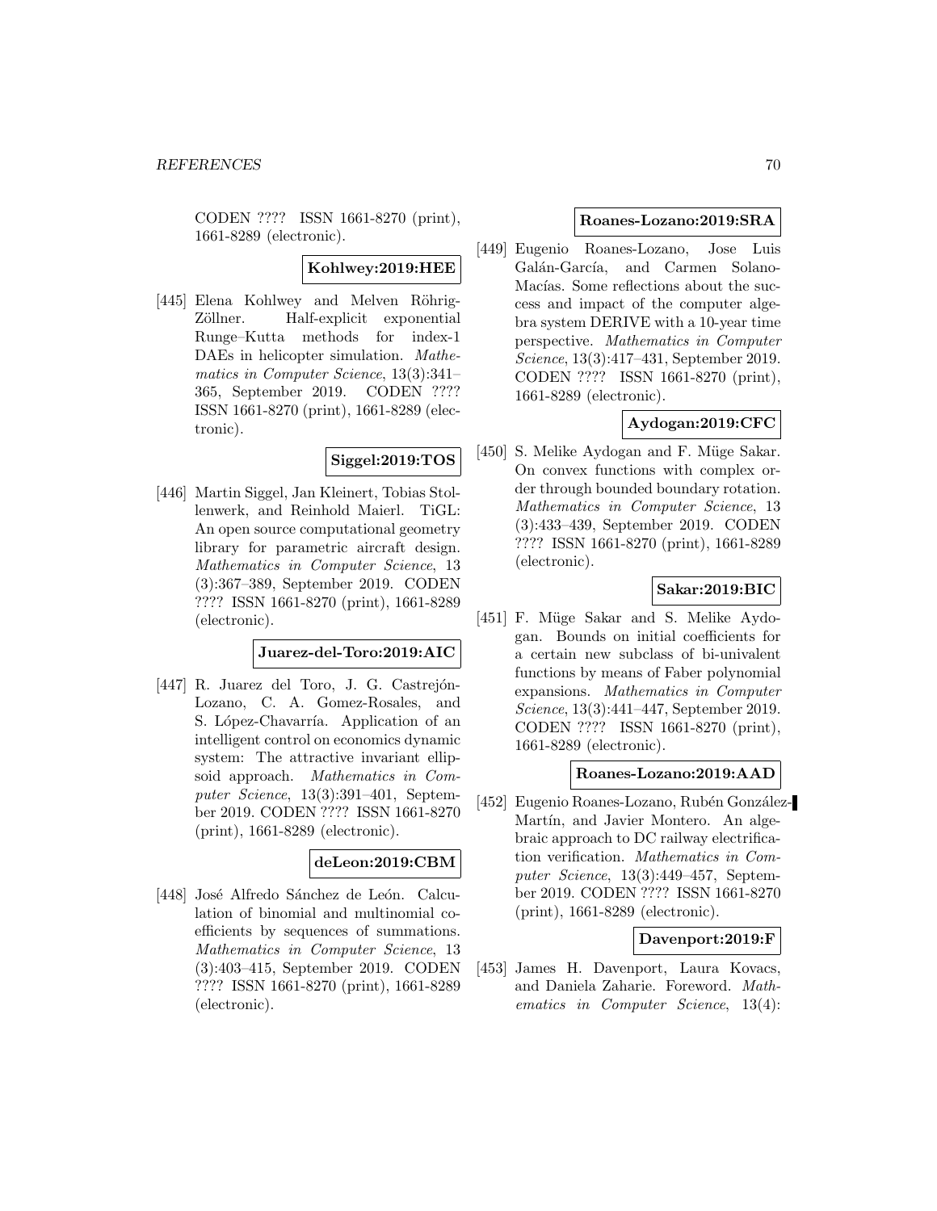CODEN ???? ISSN 1661-8270 (print), 1661-8289 (electronic).

**Kohlwey:2019:HEE**

[445] Elena Kohlwey and Melven Röhrig-Zöllner. Half-explicit exponential Runge–Kutta methods for index-1 DAEs in helicopter simulation. *Mathematics in Computer Science*, 13(3):341–365, September 2019. CODEN ???? ISSN 1661-8270 (print), 1661-8289 (electronic).

**Siggel:2019:TOS**

[446] Martin Siggel, Jan Kleinert, Tobias Stollenwerk, and Reinhold Maierl. TiGL: An open source computational geometry library for parametric aircraft design. *Mathematics in Computer Science*, 13 (3):367–389, September 2019. CODEN ???? ISSN 1661-8270 (print), 1661-8289 (electronic).

**Juarez-del-Toro:2019:AIC**

[447] R. Juarez del Toro, J. G. Castrejón-Lozano, C. A. Gomez-Rosales, and S. López-Chavarría. Application of an intelligent control on economics dynamic system: The attractive invariant ellipsoid approach. *Mathematics in Computer Science*, 13(3):391–401, September 2019. CODEN ???? ISSN 1661-8270 (print), 1661-8289 (electronic).

**deLeon:2019:CBM**

[448] José Alfredo Sánchez de León. Calculation of binomial and multinomial coefficients by sequences of summations. *Mathematics in Computer Science*, 13 (3):403–415, September 2019. CODEN ???? ISSN 1661-8270 (print), 1661-8289 (electronic).

**Roanes-Lozano:2019:SRA**

[449] Eugenio Roanes-Lozano, Jose Luis Galán-García, and Carmen Solano-Macías. Some reflections about the success and impact of the computer algebra system DERIVE with a 10-year time perspective. *Mathematics in Computer Science*, 13(3):417–431, September 2019. CODEN ???? ISSN 1661-8270 (print), 1661-8289 (electronic).

**Aydogan:2019:CFC**

[450] S. Melike Aydogan and F. Müge Sakar. On convex functions with complex order through bounded boundary rotation. *Mathematics in Computer Science*, 13 (3):433–439, September 2019. CODEN ???? ISSN 1661-8270 (print), 1661-8289 (electronic).

**Sakar:2019:BIC**

[451] F. Müge Sakar and S. Melike Aydogan. Bounds on initial coefficients for a certain new subclass of bi-univalent functions by means of Faber polynomial expansions. *Mathematics in Computer Science*, 13(3):441–447, September 2019. CODEN ???? ISSN 1661-8270 (print), 1661-8289 (electronic).

**Roanes-Lozano:2019:AAD**

[452] Eugenio Roanes-Lozano, Rubén González-Martín, and Javier Montero. An algebraic approach to DC railway electrification verification. *Mathematics in Computer Science*, 13(3):449–457, September 2019. CODEN ???? ISSN 1661-8270 (print), 1661-8289 (electronic).

**Davenport:2019:F**

[453] James H. Davenport, Laura Kovacs, and Daniela Zaharie. Foreword. *Mathematics in Computer Science*, 13(4):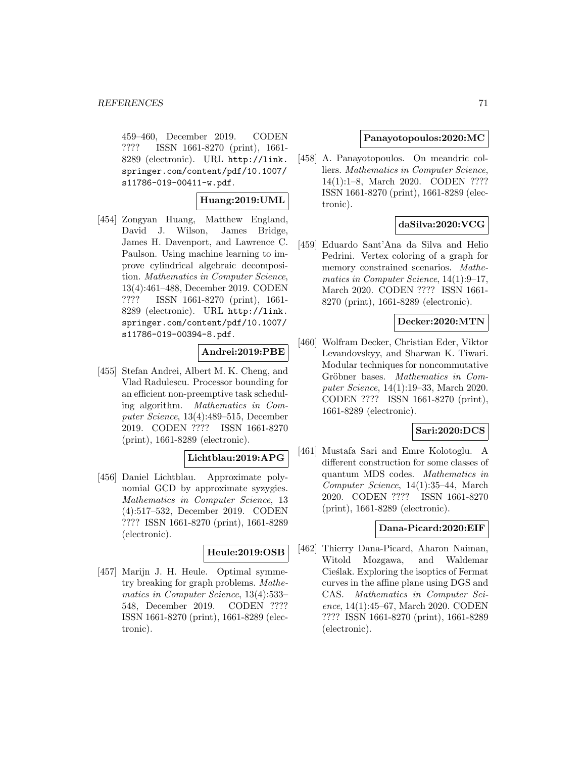459–460, December 2019. CODEN ???? ISSN 1661-8270 (print), 1661-8289 (electronic). URL http://link.springer.com/content/pdf/10.1007/s11786-019-00411-w.pdf.

**Huang:2019:UML**

[454] Zongyan Huang, Matthew England, David J. Wilson, James Bridge, James H. Davenport, and Lawrence C. Paulson. Using machine learning to improve cylindrical algebraic decomposition. *Mathematics in Computer Science*, 13(4):461–488, December 2019. CODEN ???? ISSN 1661-8270 (print), 1661-8289 (electronic). URL http://link.springer.com/content/pdf/10.1007/s11786-019-00394-8.pdf.

**Andrei:2019:PBE**

[455] Stefan Andrei, Albert M. K. Cheng, and Vlad Radulescu. Processor bounding for an efficient non-preemptive task scheduling algorithm. *Mathematics in Computer Science*, 13(4):489–515, December 2019. CODEN ???? ISSN 1661-8270 (print), 1661-8289 (electronic).

**Lichtblau:2019:APG**

[456] Daniel Lichtblau. Approximate polynomial GCD by approximate syzygies. *Mathematics in Computer Science*, 13 (4):517–532, December 2019. CODEN ???? ISSN 1661-8270 (print), 1661-8289 (electronic).

**Heule:2019:OSB**

[457] Marijn J. H. Heule. Optimal symmetry breaking for graph problems. *Mathematics in Computer Science*, 13(4):533–548, December 2019. CODEN ???? ISSN 1661-8270 (print), 1661-8289 (electronic).

**Panayotopoulos:2020:MC**

[458] A. Panayotopoulos. On meandric colliers. *Mathematics in Computer Science*, 14(1):1–8, March 2020. CODEN ???? ISSN 1661-8270 (print), 1661-8289 (electronic).

**daSilva:2020:VCG**

[459] Eduardo Sant'Ana da Silva and Helio Pedrini. Vertex coloring of a graph for memory constrained scenarios. *Mathematics in Computer Science*, 14(1):9–17, March 2020. CODEN ???? ISSN 1661-8270 (print), 1661-8289 (electronic).

**Decker:2020:MTN**

[460] Wolfram Decker, Christian Eder, Viktor Levandovskyy, and Sharwan K. Tiwari. Modular techniques for noncommutative Gröbner bases. *Mathematics in Computer Science*, 14(1):19–33, March 2020. CODEN ???? ISSN 1661-8270 (print), 1661-8289 (electronic).

**Sari:2020:DCS**

[461] Mustafa Sari and Emre Kolotoglu. A different construction for some classes of quantum MDS codes. *Mathematics in Computer Science*, 14(1):35–44, March 2020. CODEN ???? ISSN 1661-8270 (print), 1661-8289 (electronic).

**Dana-Picard:2020:EIF**

[462] Thierry Dana-Picard, Aharon Naiman, Witold Mozgawa, and Waldemar Cieślak. Exploring the isoptics of Fermat curves in the affine plane using DGS and CAS. *Mathematics in Computer Science*, 14(1):45–67, March 2020. CODEN ???? ISSN 1661-8270 (print), 1661-8289 (electronic).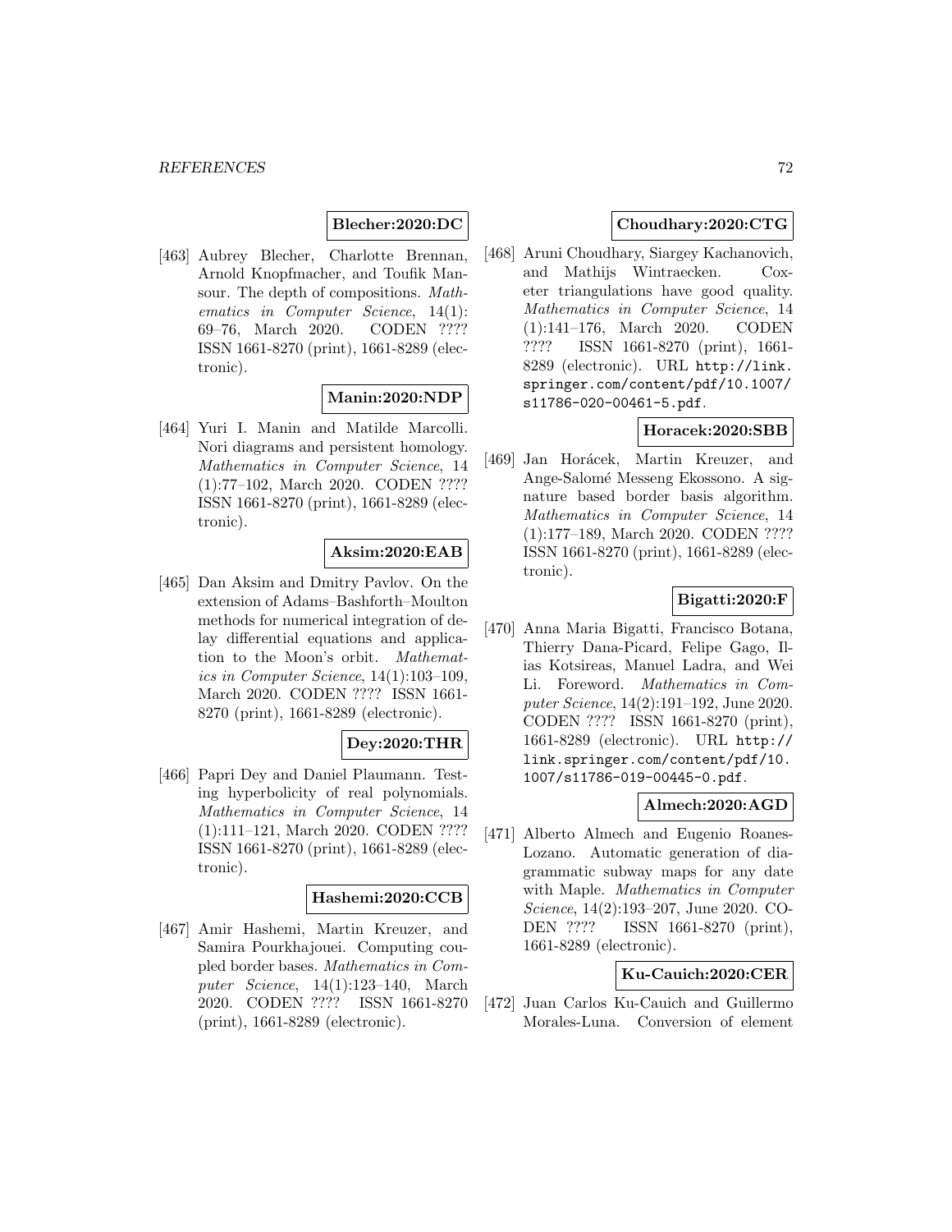**Blecher:2020:DC**

[463] Aubrey Blecher, Charlotte Brennan, Arnold Knopfmacher, and Toufik Mansour. The depth of compositions. *Mathematics in Computer Science*, 14(1): 69–76, March 2020. CODEN ???? ISSN 1661-8270 (print), 1661-8289 (electronic).

**Manin:2020:NDP**

[464] Yuri I. Manin and Matilde Marcolli. Nori diagrams and persistent homology. *Mathematics in Computer Science*, 14 (1):77–102, March 2020. CODEN ???? ISSN 1661-8270 (print), 1661-8289 (electronic).

**Aksim:2020:EAB**

[465] Dan Aksim and Dmitry Pavlov. On the extension of Adams–Bashforth–Moulton methods for numerical integration of delay differential equations and application to the Moon's orbit. *Mathematics in Computer Science*, 14(1):103–109, March 2020. CODEN ???? ISSN 1661-8270 (print), 1661-8289 (electronic).

**Dey:2020:THR**

[466] Papri Dey and Daniel Plaumann. Testing hyperbolicity of real polynomials. *Mathematics in Computer Science*, 14 (1):111–121, March 2020. CODEN ???? ISSN 1661-8270 (print), 1661-8289 (electronic).

**Hashemi:2020:CCB**

[467] Amir Hashemi, Martin Kreuzer, and Samira Pourkhajouei. Computing coupled border bases. *Mathematics in Computer Science*, 14(1):123–140, March 2020. CODEN ???? ISSN 1661-8270 (print), 1661-8289 (electronic).

**Choudhary:2020:CTG**

[468] Aruni Choudhary, Siargey Kachanovich, and Mathijs Wintraecken. Coxeter triangulations have good quality. *Mathematics in Computer Science*, 14 (1):141–176, March 2020. CODEN ???? ISSN 1661-8270 (print), 1661-8289 (electronic). URL http://link.springer.com/content/pdf/10.1007/s11786-020-00461-5.pdf.

**Horacek:2020:SBB**

[469] Jan Horácek, Martin Kreuzer, and Ange-Salomé Messeng Ekossono. A signature based border basis algorithm. *Mathematics in Computer Science*, 14 (1):177–189, March 2020. CODEN ???? ISSN 1661-8270 (print), 1661-8289 (electronic).

**Bigatti:2020:F**

[470] Anna Maria Bigatti, Francisco Botana, Thierry Dana-Picard, Felipe Gago, Ilias Kotsireas, Manuel Ladra, and Wei Li. Foreword. *Mathematics in Computer Science*, 14(2):191–192, June 2020. CODEN ???? ISSN 1661-8270 (print), 1661-8289 (electronic). URL http://link.springer.com/content/pdf/10.1007/s11786-019-00445-0.pdf.

**Almech:2020:AGD**

[471] Alberto Almech and Eugenio Roanes-Lozano. Automatic generation of diagrammatic subway maps for any date with Maple. *Mathematics in Computer Science*, 14(2):193–207, June 2020. CODEN ???? ISSN 1661-8270 (print), 1661-8289 (electronic).

**Ku-Cauich:2020:CER**

[472] Juan Carlos Ku-Cauich and Guillermo Morales-Luna. Conversion of element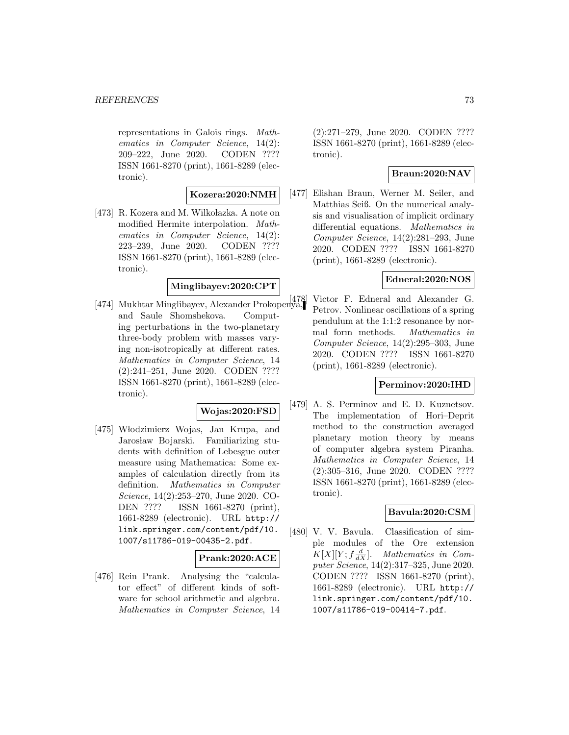representations in Galois rings. *Mathematics in Computer Science*, 14(2): 209–222, June 2020. CODEN ???? ISSN 1661-8270 (print), 1661-8289 (electronic).

**Kozera:2020:NMH**

[473] R. Kozera and M. Wilkołazka. A note on modified Hermite interpolation. *Mathematics in Computer Science*, 14(2): 223–239, June 2020. CODEN ???? ISSN 1661-8270 (print), 1661-8289 (electronic).

**Minglibayev:2020:CPT**

[474] Mukhtar Minglibayev, Alexander Prokopenya, and Saule Shomshekova. Computing perturbations in the two-planetary three-body problem with masses varying non-isotropically at different rates. *Mathematics in Computer Science*, 14 (2):241–251, June 2020. CODEN ???? ISSN 1661-8270 (print), 1661-8289 (electronic).

**Wojas:2020:FSD**

[475] Włodzimierz Wojas, Jan Krupa, and Jarosław Bojarski. Familiarizing students with definition of Lebesgue outer measure using Mathematica: Some examples of calculation directly from its definition. *Mathematics in Computer Science*, 14(2):253–270, June 2020. CODEN ???? ISSN 1661-8270 (print), 1661-8289 (electronic). URL http://link.springer.com/content/pdf/10.1007/s11786-019-00435-2.pdf.

**Prank:2020:ACE**

[476] Rein Prank. Analysing the "calculator effect" of different kinds of software for school arithmetic and algebra. *Mathematics in Computer Science*, 14 (2):271–279, June 2020. CODEN ???? ISSN 1661-8270 (print), 1661-8289 (electronic).

**Braun:2020:NAV**

[477] Elishan Braun, Werner M. Seiler, and Matthias Seiß. On the numerical analysis and visualisation of implicit ordinary differential equations. *Mathematics in Computer Science*, 14(2):281–293, June 2020. CODEN ???? ISSN 1661-8270 (print), 1661-8289 (electronic).

**Edneral:2020:NOS**

[478] Victor F. Edneral and Alexander G. Petrov. Nonlinear oscillations of a spring pendulum at the 1:1:2 resonance by normal form methods. *Mathematics in Computer Science*, 14(2):295–303, June 2020. CODEN ???? ISSN 1661-8270 (print), 1661-8289 (electronic).

**Perminov:2020:IHD**

[479] A. S. Perminov and E. D. Kuznetsov. The implementation of Hori–Deprit method to the construction averaged planetary motion theory by means of computer algebra system Piranha. *Mathematics in Computer Science*, 14 (2):305–316, June 2020. CODEN ???? ISSN 1661-8270 (print), 1661-8289 (electronic).

**Bavula:2020:CSM**

[480] V. V. Bavula. Classification of simple modules of the Ore extension $K[X][Y; f\frac{d}{dX}]$. *Mathematics in Computer Science*, 14(2):317–325, June 2020. CODEN ???? ISSN 1661-8270 (print), 1661-8289 (electronic). URL http://link.springer.com/content/pdf/10.1007/s11786-019-00414-7.pdf.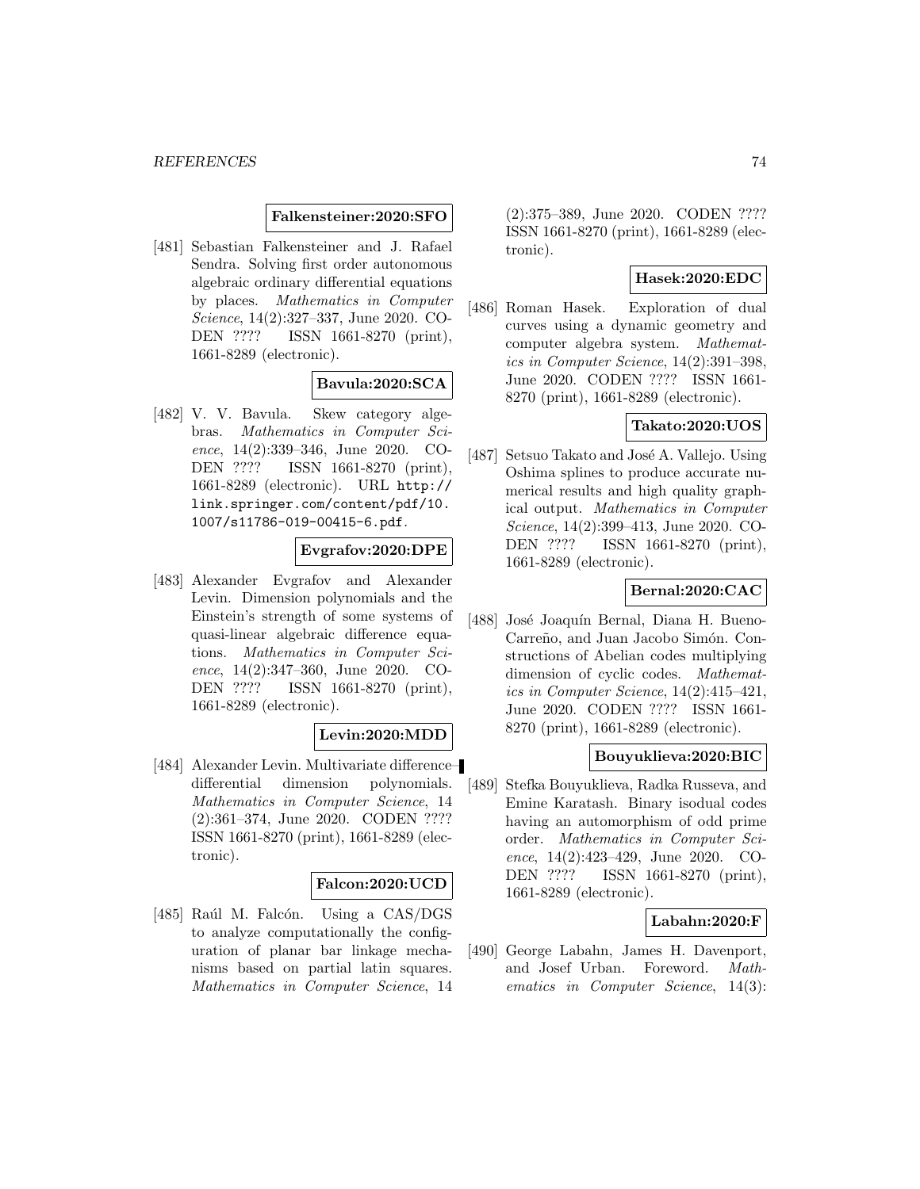**Falkensteiner:2020:SFO**

[481] Sebastian Falkensteiner and J. Rafael Sendra. Solving first order autonomous algebraic ordinary differential equations by places. *Mathematics in Computer Science*, 14(2):327–337, June 2020. CODEN ???? ISSN 1661-8270 (print), 1661-8289 (electronic).

**Bavula:2020:SCA**

[482] V. V. Bavula. Skew category algebras. *Mathematics in Computer Science*, 14(2):339–346, June 2020. CODEN ???? ISSN 1661-8270 (print), 1661-8289 (electronic). URL http://link.springer.com/content/pdf/10.1007/s11786-019-00415-6.pdf.

**Evgrafov:2020:DPE**

[483] Alexander Evgrafov and Alexander Levin. Dimension polynomials and the Einstein's strength of some systems of quasi-linear algebraic difference equations. *Mathematics in Computer Science*, 14(2):347–360, June 2020. CODEN ???? ISSN 1661-8270 (print), 1661-8289 (electronic).

**Levin:2020:MDD**

[484] Alexander Levin. Multivariate difference–differential dimension polynomials. *Mathematics in Computer Science*, 14 (2):361–374, June 2020. CODEN ???? ISSN 1661-8270 (print), 1661-8289 (electronic).

**Falcon:2020:UCD**

[485] Raúl M. Falcón. Using a CAS/DGS to analyze computationally the configuration of planar bar linkage mechanisms based on partial latin squares. *Mathematics in Computer Science*, 14 (2):375–389, June 2020. CODEN ???? ISSN 1661-8270 (print), 1661-8289 (electronic).

**Hasek:2020:EDC**

[486] Roman Hasek. Exploration of dual curves using a dynamic geometry and computer algebra system. *Mathematics in Computer Science*, 14(2):391–398, June 2020. CODEN ???? ISSN 1661-8270 (print), 1661-8289 (electronic).

**Takato:2020:UOS**

[487] Setsuo Takato and José A. Vallejo. Using Oshima splines to produce accurate numerical results and high quality graphical output. *Mathematics in Computer Science*, 14(2):399–413, June 2020. CODEN ???? ISSN 1661-8270 (print), 1661-8289 (electronic).

**Bernal:2020:CAC**

[488] José Joaquín Bernal, Diana H. Bueno-Carreño, and Juan Jacobo Simón. Constructions of Abelian codes multiplying dimension of cyclic codes. *Mathematics in Computer Science*, 14(2):415–421, June 2020. CODEN ???? ISSN 1661-8270 (print), 1661-8289 (electronic).

**Bouyuklieva:2020:BIC**

[489] Stefka Bouyuklieva, Radka Russeva, and Emine Karatash. Binary isodual codes having an automorphism of odd prime order. *Mathematics in Computer Science*, 14(2):423–429, June 2020. CODEN ???? ISSN 1661-8270 (print), 1661-8289 (electronic).

**Labahn:2020:F**

[490] George Labahn, James H. Davenport, and Josef Urban. Foreword. *Mathematics in Computer Science*, 14(3):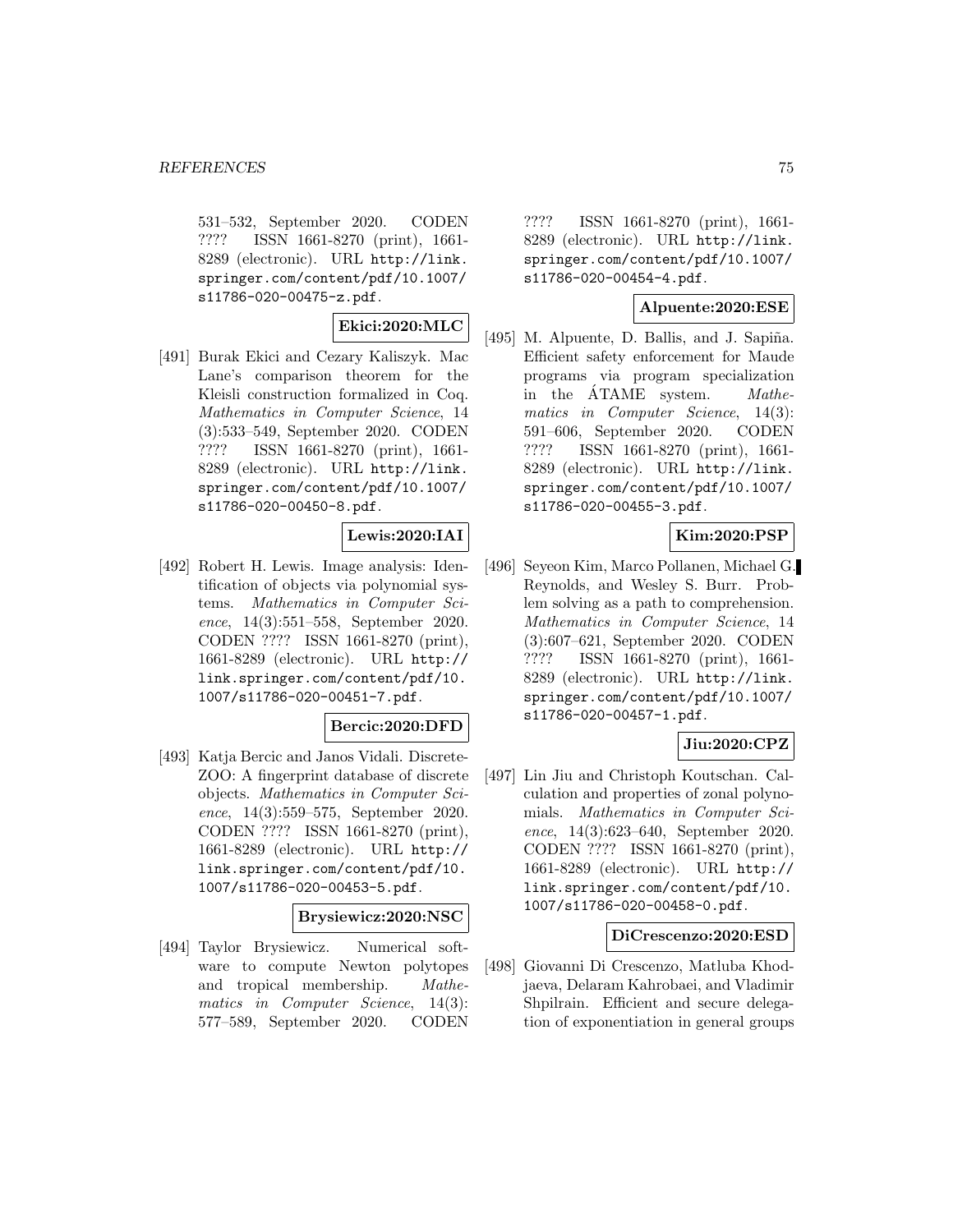531–532, September 2020. CODEN ???? ISSN 1661-8270 (print), 1661-8289 (electronic). URL http://link.springer.com/content/pdf/10.1007/s11786-020-00475-z.pdf.

**Ekici:2020:MLC**

[491] Burak Ekici and Cezary Kaliszyk. Mac Lane's comparison theorem for the Kleisli construction formalized in Coq. *Mathematics in Computer Science*, 14 (3):533–549, September 2020. CODEN ???? ISSN 1661-8270 (print), 1661-8289 (electronic). URL http://link.springer.com/content/pdf/10.1007/s11786-020-00450-8.pdf.

**Lewis:2020:IAI**

[492] Robert H. Lewis. Image analysis: Identification of objects via polynomial systems. *Mathematics in Computer Science*, 14(3):551–558, September 2020. CODEN ???? ISSN 1661-8270 (print), 1661-8289 (electronic). URL http://link.springer.com/content/pdf/10.1007/s11786-020-00451-7.pdf.

**Bercic:2020:DFD**

[493] Katja Bercic and Janos Vidali. DiscreteZOO: A fingerprint database of discrete objects. *Mathematics in Computer Science*, 14(3):559–575, September 2020. CODEN ???? ISSN 1661-8270 (print), 1661-8289 (electronic). URL http://link.springer.com/content/pdf/10.1007/s11786-020-00453-5.pdf.

**Brysiewicz:2020:NSC**

[494] Taylor Brysiewicz. Numerical software to compute Newton polytopes and tropical membership. *Mathematics in Computer Science*, 14(3): 577–589, September 2020. CODEN ???? ISSN 1661-8270 (print), 1661-8289 (electronic). URL http://link.springer.com/content/pdf/10.1007/s11786-020-00454-4.pdf.

**Alpuente:2020:ESE**

[495] M. Alpuente, D. Ballis, and J. Sapiña. Efficient safety enforcement for Maude programs via program specialization in the ÁTAME system. *Mathematics in Computer Science*, 14(3): 591–606, September 2020. CODEN ???? ISSN 1661-8270 (print), 1661-8289 (electronic). URL http://link.springer.com/content/pdf/10.1007/s11786-020-00455-3.pdf.

**Kim:2020:PSP**

[496] Seyeon Kim, Marco Pollanen, Michael G. Reynolds, and Wesley S. Burr. Problem solving as a path to comprehension. *Mathematics in Computer Science*, 14 (3):607–621, September 2020. CODEN ???? ISSN 1661-8270 (print), 1661-8289 (electronic). URL http://link.springer.com/content/pdf/10.1007/s11786-020-00457-1.pdf.

**Jiu:2020:CPZ**

[497] Lin Jiu and Christoph Koutschan. Calculation and properties of zonal polynomials. *Mathematics in Computer Science*, 14(3):623–640, September 2020. CODEN ???? ISSN 1661-8270 (print), 1661-8289 (electronic). URL http://link.springer.com/content/pdf/10.1007/s11786-020-00458-0.pdf.

**DiCrescenzo:2020:ESD**

[498] Giovanni Di Crescenzo, Matluba Khodjaeva, Delaram Kahrobaei, and Vladimir Shpilrain. Efficient and secure delegation of exponentiation in general groups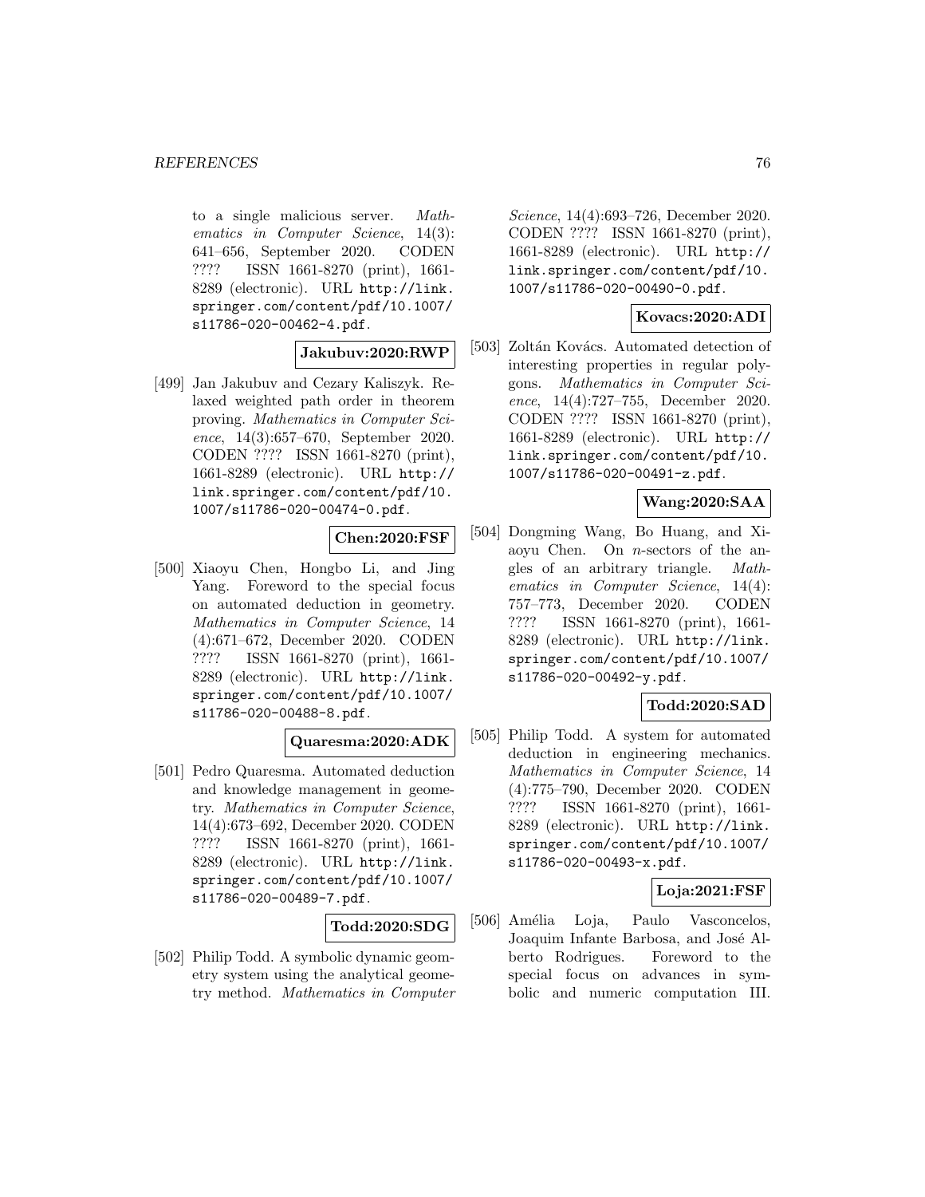to a single malicious server. *Mathematics in Computer Science*, 14(3): 641–656, September 2020. CODEN ???? ISSN 1661-8270 (print), 1661-8289 (electronic). URL http://link.springer.com/content/pdf/10.1007/s11786-020-00462-4.pdf.

**Jakubuv:2020:RWP**

[499] Jan Jakubuv and Cezary Kaliszyk. Relaxed weighted path order in theorem proving. *Mathematics in Computer Science*, 14(3):657–670, September 2020. CODEN ???? ISSN 1661-8270 (print), 1661-8289 (electronic). URL http://link.springer.com/content/pdf/10.1007/s11786-020-00474-0.pdf.

**Chen:2020:FSF**

[500] Xiaoyu Chen, Hongbo Li, and Jing Yang. Foreword to the special focus on automated deduction in geometry. *Mathematics in Computer Science*, 14 (4):671–672, December 2020. CODEN ???? ISSN 1661-8270 (print), 1661-8289 (electronic). URL http://link.springer.com/content/pdf/10.1007/s11786-020-00488-8.pdf.

**Quaresma:2020:ADK**

[501] Pedro Quaresma. Automated deduction and knowledge management in geometry. *Mathematics in Computer Science*, 14(4):673–692, December 2020. CODEN ???? ISSN 1661-8270 (print), 1661-8289 (electronic). URL http://link.springer.com/content/pdf/10.1007/s11786-020-00489-7.pdf.

**Todd:2020:SDG**

[502] Philip Todd. A symbolic dynamic geometry system using the analytical geometry method. *Mathematics in Computer Science*, 14(4):693–726, December 2020. CODEN ???? ISSN 1661-8270 (print), 1661-8289 (electronic). URL http://link.springer.com/content/pdf/10.1007/s11786-020-00490-0.pdf.

**Kovacs:2020:ADI**

[503] Zoltán Kovács. Automated detection of interesting properties in regular polygons. *Mathematics in Computer Science*, 14(4):727–755, December 2020. CODEN ???? ISSN 1661-8270 (print), 1661-8289 (electronic). URL http://link.springer.com/content/pdf/10.1007/s11786-020-00491-z.pdf.

**Wang:2020:SAA**

[504] Dongming Wang, Bo Huang, and Xiaoyu Chen. On $n$-sectors of the angles of an arbitrary triangle. *Mathematics in Computer Science*, 14(4): 757–773, December 2020. CODEN ???? ISSN 1661-8270 (print), 1661-8289 (electronic). URL http://link.springer.com/content/pdf/10.1007/s11786-020-00492-y.pdf.

**Todd:2020:SAD**

[505] Philip Todd. A system for automated deduction in engineering mechanics. *Mathematics in Computer Science*, 14 (4):775–790, December 2020. CODEN ???? ISSN 1661-8270 (print), 1661-8289 (electronic). URL http://link.springer.com/content/pdf/10.1007/s11786-020-00493-x.pdf.

**Loja:2021:FSF**

[506] Amélia Loja, Paulo Vasconcelos, Joaquim Infante Barbosa, and José Alberto Rodrigues. Foreword to the special focus on advances in symbolic and numeric computation III.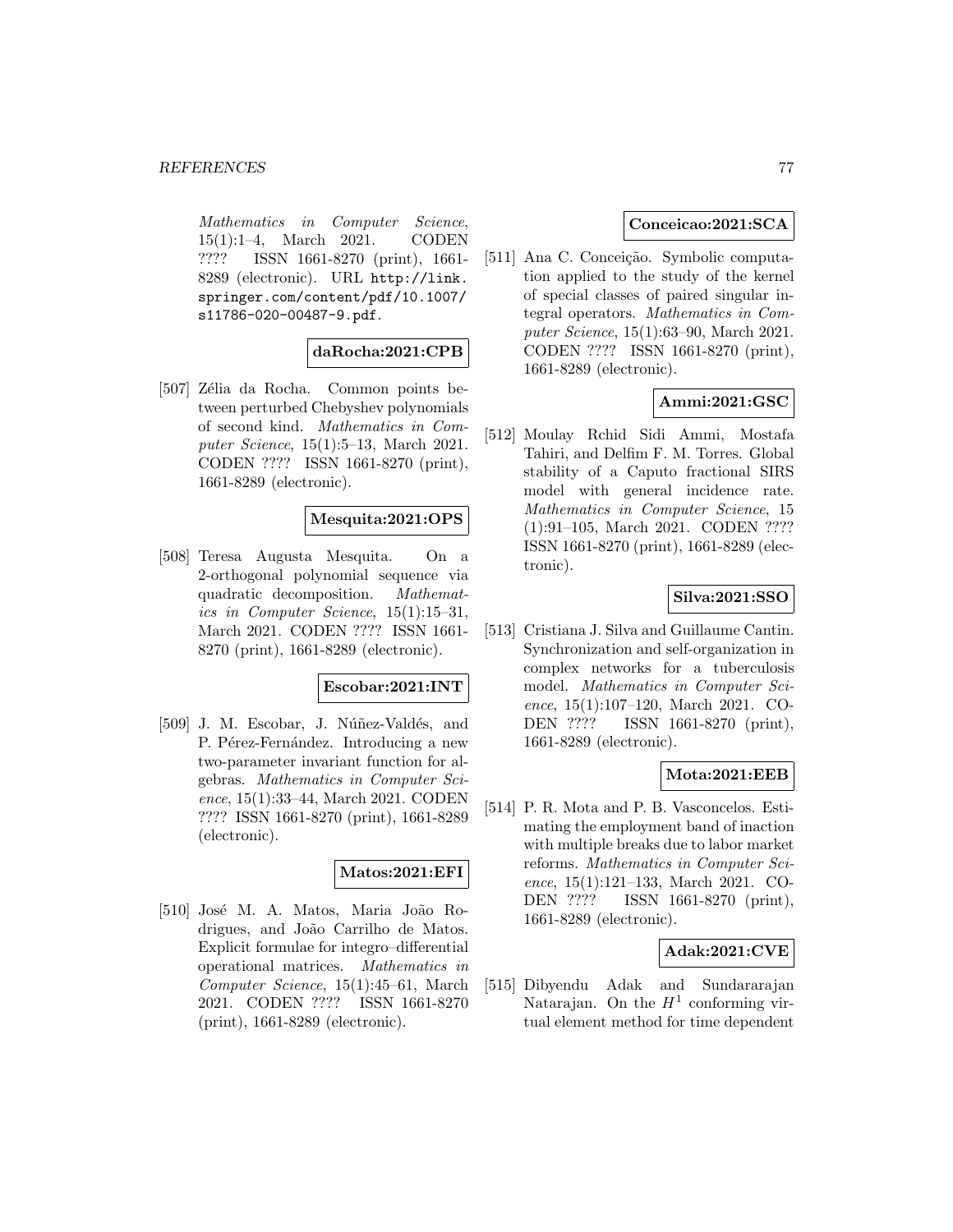*Mathematics in Computer Science*, 15(1):1–4, March 2021. CODEN ???? ISSN 1661-8270 (print), 1661-8289 (electronic). URL http://link.springer.com/content/pdf/10.1007/s11786-020-00487-9.pdf.

**daRocha:2021:CPB**

[507] Zélia da Rocha. Common points between perturbed Chebyshev polynomials of second kind. *Mathematics in Computer Science*, 15(1):5–13, March 2021. CODEN ???? ISSN 1661-8270 (print), 1661-8289 (electronic).

**Mesquita:2021:OPS**

[508] Teresa Augusta Mesquita. On a 2-orthogonal polynomial sequence via quadratic decomposition. *Mathematics in Computer Science*, 15(1):15–31, March 2021. CODEN ???? ISSN 1661-8270 (print), 1661-8289 (electronic).

**Escobar:2021:INT**

[509] J. M. Escobar, J. Núñez-Valdés, and P. Pérez-Fernández. Introducing a new two-parameter invariant function for algebras. *Mathematics in Computer Science*, 15(1):33–44, March 2021. CODEN ???? ISSN 1661-8270 (print), 1661-8289 (electronic).

**Matos:2021:EFI**

[510] José M. A. Matos, Maria João Rodrigues, and João Carrilho de Matos. Explicit formulae for integro–differential operational matrices. *Mathematics in Computer Science*, 15(1):45–61, March 2021. CODEN ???? ISSN 1661-8270 (print), 1661-8289 (electronic).

**Conceicao:2021:SCA**

[511] Ana C. Conceição. Symbolic computation applied to the study of the kernel of special classes of paired singular integral operators. *Mathematics in Computer Science*, 15(1):63–90, March 2021. CODEN ???? ISSN 1661-8270 (print), 1661-8289 (electronic).

**Ammi:2021:GSC**

[512] Moulay Rchid Sidi Ammi, Mostafa Tahiri, and Delfim F. M. Torres. Global stability of a Caputo fractional SIRS model with general incidence rate. *Mathematics in Computer Science*, 15 (1):91–105, March 2021. CODEN ???? ISSN 1661-8270 (print), 1661-8289 (electronic).

**Silva:2021:SSO**

[513] Cristiana J. Silva and Guillaume Cantin. Synchronization and self-organization in complex networks for a tuberculosis model. *Mathematics in Computer Science*, 15(1):107–120, March 2021. CODEN ???? ISSN 1661-8270 (print), 1661-8289 (electronic).

**Mota:2021:EEB**

[514] P. R. Mota and P. B. Vasconcelos. Estimating the employment band of inaction with multiple breaks due to labor market reforms. *Mathematics in Computer Science*, 15(1):121–133, March 2021. CODEN ???? ISSN 1661-8270 (print), 1661-8289 (electronic).

**Adak:2021:CVE**

[515] Dibyendu Adak and Sundararajan Natarajan. On the $H^1$ conforming virtual element method for time dependent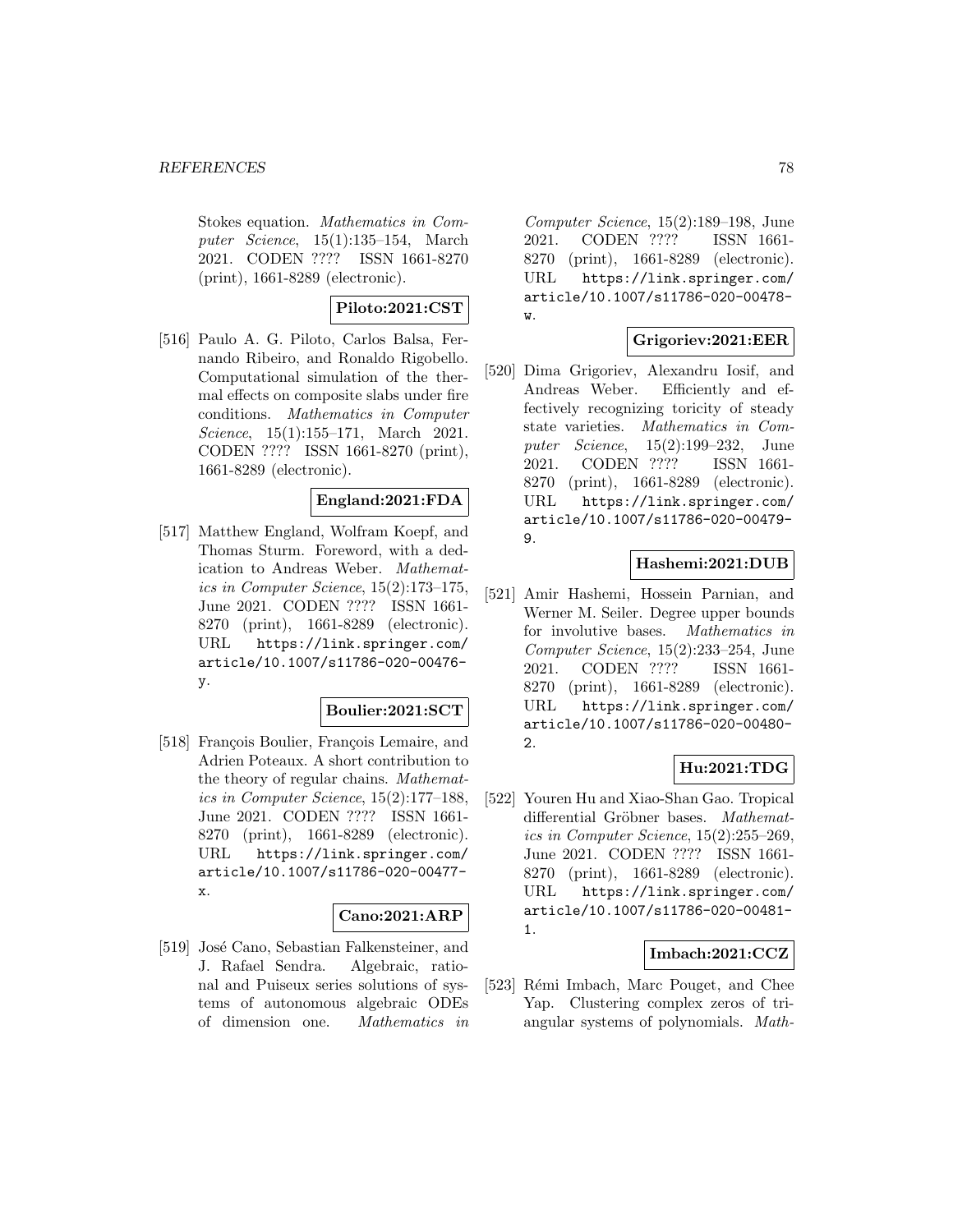Stokes equation. *Mathematics in Computer Science*, 15(1):135–154, March 2021. CODEN ???? ISSN 1661-8270 (print), 1661-8289 (electronic).

**Piloto:2021:CST**

[516] Paulo A. G. Piloto, Carlos Balsa, Fernando Ribeiro, and Ronaldo Rigobello. Computational simulation of the thermal effects on composite slabs under fire conditions. *Mathematics in Computer Science*, 15(1):155–171, March 2021. CODEN ???? ISSN 1661-8270 (print), 1661-8289 (electronic).

**England:2021:FDA**

[517] Matthew England, Wolfram Koepf, and Thomas Sturm. Foreword, with a dedication to Andreas Weber. *Mathematics in Computer Science*, 15(2):173–175, June 2021. CODEN ???? ISSN 1661-8270 (print), 1661-8289 (electronic). URL https://link.springer.com/article/10.1007/s11786-020-00476-y.

**Boulier:2021:SCT**

[518] François Boulier, François Lemaire, and Adrien Poteaux. A short contribution to the theory of regular chains. *Mathematics in Computer Science*, 15(2):177–188, June 2021. CODEN ???? ISSN 1661-8270 (print), 1661-8289 (electronic). URL https://link.springer.com/article/10.1007/s11786-020-00477-x.

**Cano:2021:ARP**

[519] José Cano, Sebastian Falkensteiner, and J. Rafael Sendra. Algebraic, rational and Puiseux series solutions of systems of autonomous algebraic ODEs of dimension one. *Mathematics in Computer Science*, 15(2):189–198, June 2021. CODEN ???? ISSN 1661-8270 (print), 1661-8289 (electronic). URL https://link.springer.com/article/10.1007/s11786-020-00478-w.

**Grigoriev:2021:EER**

[520] Dima Grigoriev, Alexandru Iosif, and Andreas Weber. Efficiently and effectively recognizing toricity of steady state varieties. *Mathematics in Computer Science*, 15(2):199–232, June 2021. CODEN ???? ISSN 1661-8270 (print), 1661-8289 (electronic). URL https://link.springer.com/article/10.1007/s11786-020-00479-9.

**Hashemi:2021:DUB**

[521] Amir Hashemi, Hossein Parnian, and Werner M. Seiler. Degree upper bounds for involutive bases. *Mathematics in Computer Science*, 15(2):233–254, June 2021. CODEN ???? ISSN 1661-8270 (print), 1661-8289 (electronic). URL https://link.springer.com/article/10.1007/s11786-020-00480-2.

**Hu:2021:TDG**

[522] Youren Hu and Xiao-Shan Gao. Tropical differential Gröbner bases. *Mathematics in Computer Science*, 15(2):255–269, June 2021. CODEN ???? ISSN 1661-8270 (print), 1661-8289 (electronic). URL https://link.springer.com/article/10.1007/s11786-020-00481-1.

**Imbach:2021:CCZ**

[523] Rémi Imbach, Marc Pouget, and Chee Yap. Clustering complex zeros of triangular systems of polynomials. *Math-*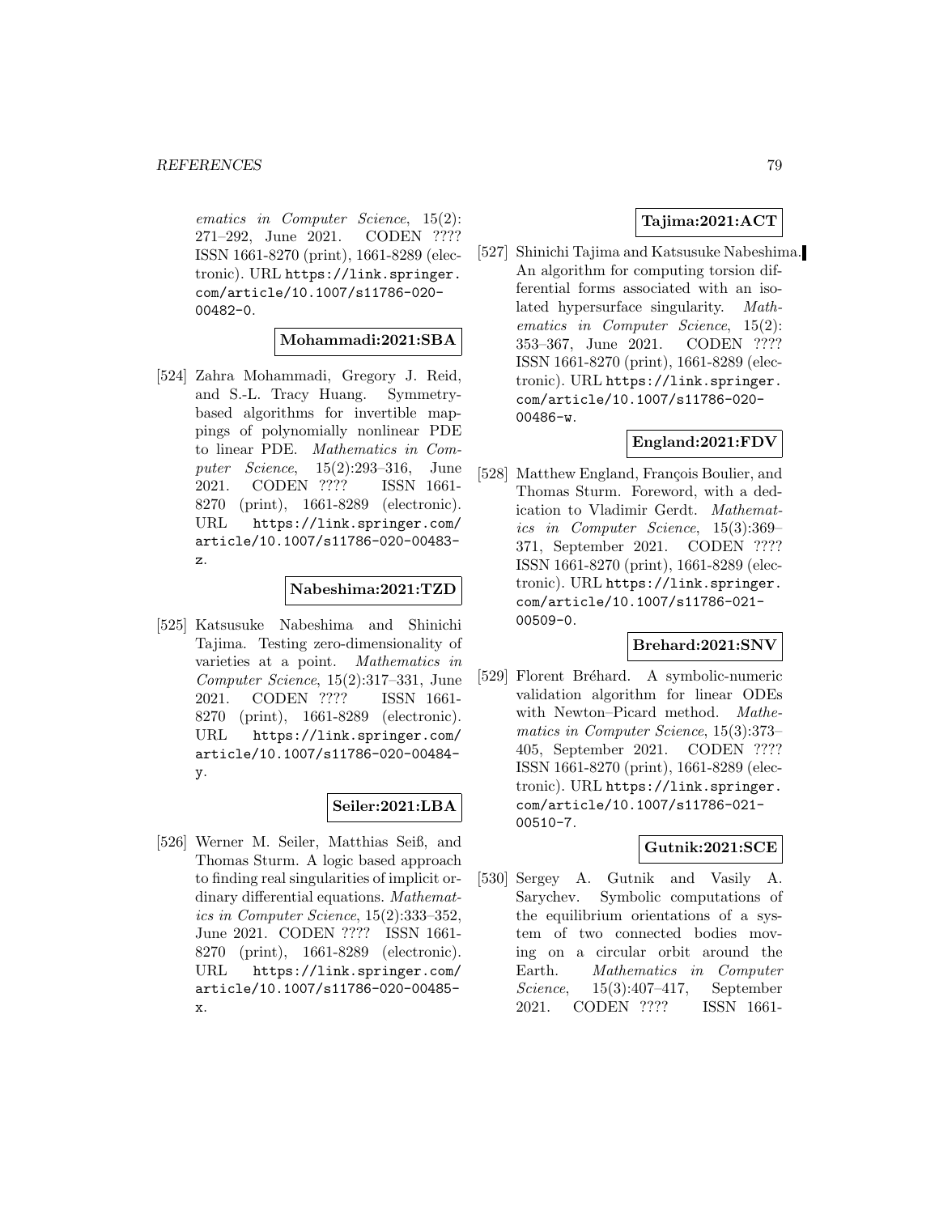*ematics in Computer Science*, 15(2): 271–292, June 2021. CODEN ???? ISSN 1661-8270 (print), 1661-8289 (electronic). URL https://link.springer.com/article/10.1007/s11786-020-00482-0.

**Mohammadi:2021:SBA**

[524] Zahra Mohammadi, Gregory J. Reid, and S.-L. Tracy Huang. Symmetry-based algorithms for invertible mappings of polynomially nonlinear PDE to linear PDE. *Mathematics in Computer Science*, 15(2):293–316, June 2021. CODEN ???? ISSN 1661-8270 (print), 1661-8289 (electronic). URL https://link.springer.com/article/10.1007/s11786-020-00483-z.

**Nabeshima:2021:TZD**

[525] Katsusuke Nabeshima and Shinichi Tajima. Testing zero-dimensionality of varieties at a point. *Mathematics in Computer Science*, 15(2):317–331, June 2021. CODEN ???? ISSN 1661-8270 (print), 1661-8289 (electronic). URL https://link.springer.com/article/10.1007/s11786-020-00484-y.

**Seiler:2021:LBA**

[526] Werner M. Seiler, Matthias Seiß, and Thomas Sturm. A logic based approach to finding real singularities of implicit ordinary differential equations. *Mathematics in Computer Science*, 15(2):333–352, June 2021. CODEN ???? ISSN 1661-8270 (print), 1661-8289 (electronic). URL https://link.springer.com/article/10.1007/s11786-020-00485-x.

**Tajima:2021:ACT**

[527] Shinichi Tajima and Katsusuke Nabeshima. An algorithm for computing torsion differential forms associated with an isolated hypersurface singularity. *Mathematics in Computer Science*, 15(2): 353–367, June 2021. CODEN ???? ISSN 1661-8270 (print), 1661-8289 (electronic). URL https://link.springer.com/article/10.1007/s11786-020-00486-w.

**England:2021:FDV**

[528] Matthew England, François Boulier, and Thomas Sturm. Foreword, with a dedication to Vladimir Gerdt. *Mathematics in Computer Science*, 15(3):369–371, September 2021. CODEN ???? ISSN 1661-8270 (print), 1661-8289 (electronic). URL https://link.springer.com/article/10.1007/s11786-021-00509-0.

**Brehard:2021:SNV**

[529] Florent Bréhard. A symbolic-numeric validation algorithm for linear ODEs with Newton–Picard method. *Mathematics in Computer Science*, 15(3):373–405, September 2021. CODEN ???? ISSN 1661-8270 (print), 1661-8289 (electronic). URL https://link.springer.com/article/10.1007/s11786-021-00510-7.

**Gutnik:2021:SCE**

[530] Sergey A. Gutnik and Vasily A. Sarychev. Symbolic computations of the equilibrium orientations of a system of two connected bodies moving on a circular orbit around the Earth. *Mathematics in Computer Science*, 15(3):407–417, September 2021. CODEN ???? ISSN 1661-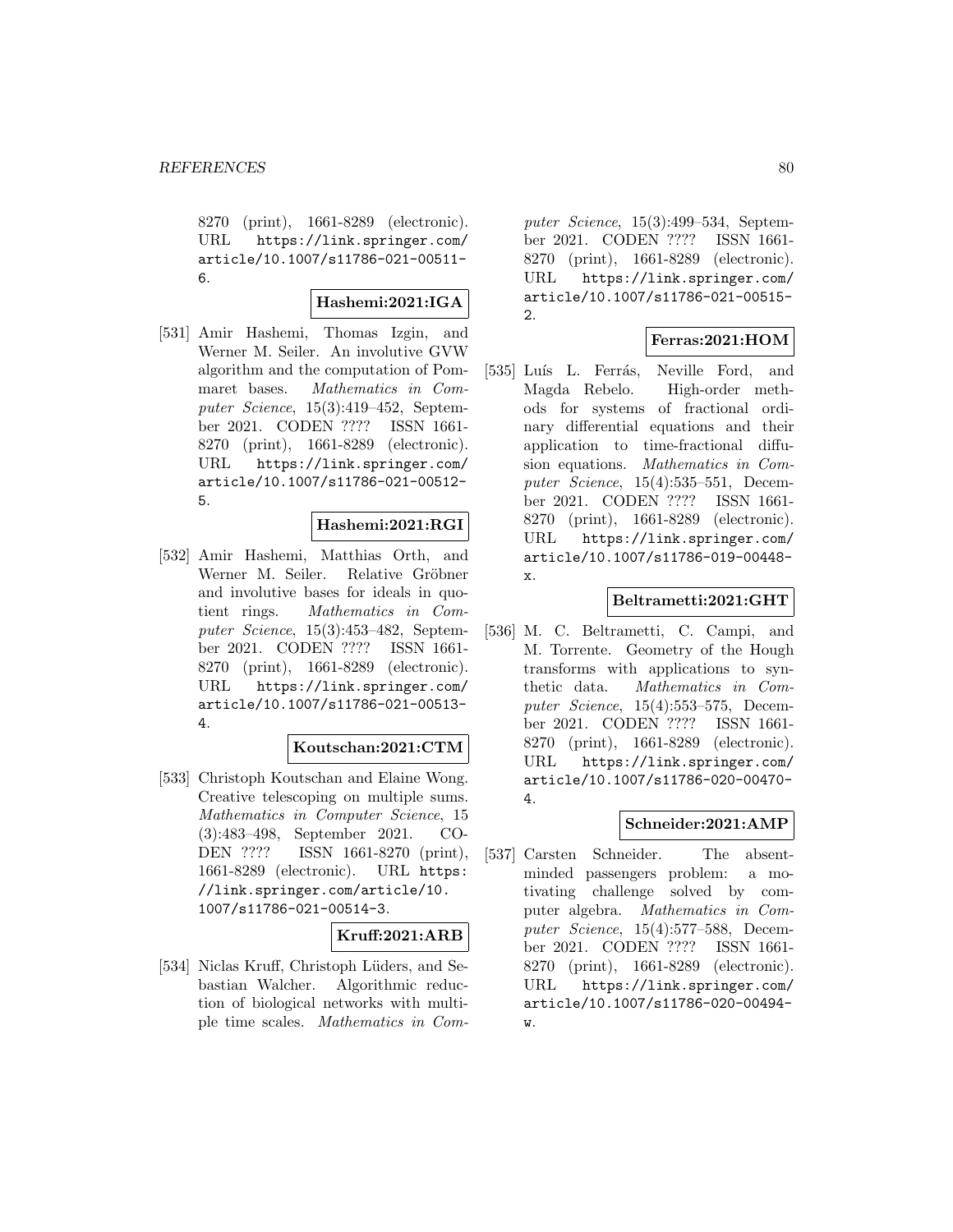8270 (print), 1661-8289 (electronic). URL https://link.springer.com/article/10.1007/s11786-021-00511-6.

**Hashemi:2021:IGA**

[531] Amir Hashemi, Thomas Izgin, and Werner M. Seiler. An involutive GVW algorithm and the computation of Pommaret bases. *Mathematics in Computer Science*, 15(3):419–452, September 2021. CODEN ???? ISSN 1661-8270 (print), 1661-8289 (electronic). URL https://link.springer.com/article/10.1007/s11786-021-00512-5.

**Hashemi:2021:RGI**

[532] Amir Hashemi, Matthias Orth, and Werner M. Seiler. Relative Gröbner and involutive bases for ideals in quotient rings. *Mathematics in Computer Science*, 15(3):453–482, September 2021. CODEN ???? ISSN 1661-8270 (print), 1661-8289 (electronic). URL https://link.springer.com/article/10.1007/s11786-021-00513-4.

**Koutschan:2021:CTM**

[533] Christoph Koutschan and Elaine Wong. Creative telescoping on multiple sums. *Mathematics in Computer Science*, 15 (3):483–498, September 2021. CODEN ???? ISSN 1661-8270 (print), 1661-8289 (electronic). URL https://link.springer.com/article/10.1007/s11786-021-00514-3.

**Kruff:2021:ARB**

[534] Niclas Kruff, Christoph Lüders, and Sebastian Walcher. Algorithmic reduction of biological networks with multiple time scales. *Mathematics in Computer Science*, 15(3):499–534, September 2021. CODEN ???? ISSN 1661-8270 (print), 1661-8289 (electronic). URL https://link.springer.com/article/10.1007/s11786-021-00515-2.

**Ferras:2021:HOM**

[535] Luís L. Ferrás, Neville Ford, and Magda Rebelo. High-order methods for systems of fractional ordinary differential equations and their application to time-fractional diffusion equations. *Mathematics in Computer Science*, 15(4):535–551, December 2021. CODEN ???? ISSN 1661-8270 (print), 1661-8289 (electronic). URL https://link.springer.com/article/10.1007/s11786-019-00448-x.

**Beltrametti:2021:GHT**

[536] M. C. Beltrametti, C. Campi, and M. Torrente. Geometry of the Hough transforms with applications to synthetic data. *Mathematics in Computer Science*, 15(4):553–575, December 2021. CODEN ???? ISSN 1661-8270 (print), 1661-8289 (electronic). URL https://link.springer.com/article/10.1007/s11786-020-00470-4.

**Schneider:2021:AMP**

[537] Carsten Schneider. The absent-minded passengers problem: a motivating challenge solved by computer algebra. *Mathematics in Computer Science*, 15(4):577–588, December 2021. CODEN ???? ISSN 1661-8270 (print), 1661-8289 (electronic). URL https://link.springer.com/article/10.1007/s11786-020-00494-w.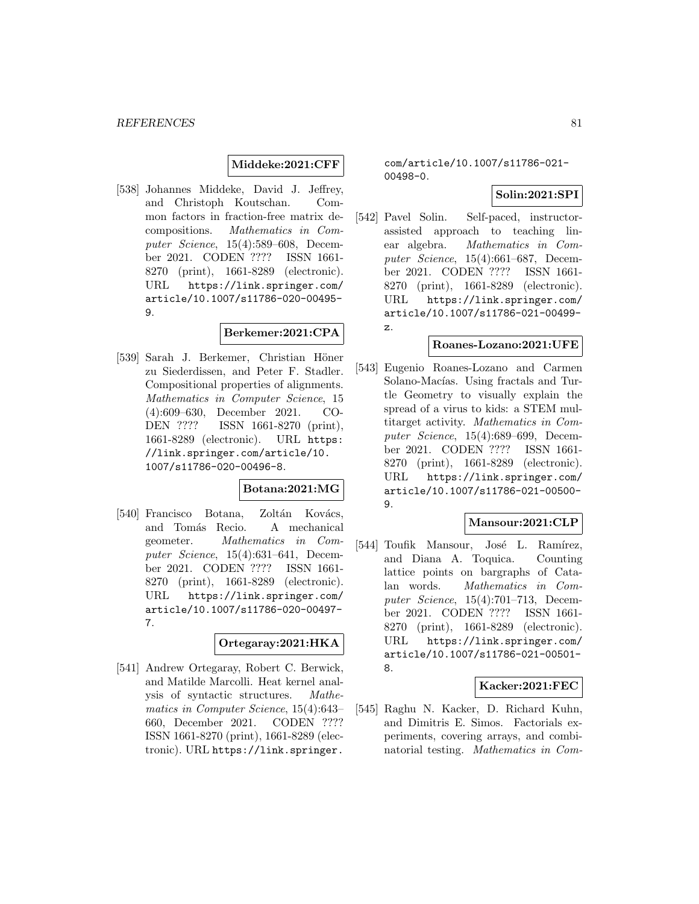**Middeke:2021:CFF**

[538] Johannes Middeke, David J. Jeffrey, and Christoph Koutschan. Common factors in fraction-free matrix decompositions. *Mathematics in Computer Science*, 15(4):589–608, December 2021. CODEN ???? ISSN 1661-8270 (print), 1661-8289 (electronic). URL https://link.springer.com/article/10.1007/s11786-020-00495-9.

**Berkemer:2021:CPA**

[539] Sarah J. Berkemer, Christian Höner zu Siederdissen, and Peter F. Stadler. Compositional properties of alignments. *Mathematics in Computer Science*, 15(4):609–630, December 2021. CODEN ???? ISSN 1661-8270 (print), 1661-8289 (electronic). URL https://link.springer.com/article/10.1007/s11786-020-00496-8.

**Botana:2021:MG**

[540] Francisco Botana, Zoltán Kovács, and Tomás Recio. A mechanical geometer. *Mathematics in Computer Science*, 15(4):631–641, December 2021. CODEN ???? ISSN 1661-8270 (print), 1661-8289 (electronic). URL https://link.springer.com/article/10.1007/s11786-020-00497-7.

**Ortegaray:2021:HKA**

[541] Andrew Ortegaray, Robert C. Berwick, and Matilde Marcolli. Heat kernel analysis of syntactic structures. *Mathematics in Computer Science*, 15(4):643–660, December 2021. CODEN ???? ISSN 1661-8270 (print), 1661-8289 (electronic). URL https://link.springer.com/article/10.1007/s11786-021-00498-0.

**Solin:2021:SPI**

[542] Pavel Solin. Self-paced, instructor-assisted approach to teaching linear algebra. *Mathematics in Computer Science*, 15(4):661–687, December 2021. CODEN ???? ISSN 1661-8270 (print), 1661-8289 (electronic). URL https://link.springer.com/article/10.1007/s11786-021-00499-z.

**Roanes-Lozano:2021:UFE**

[543] Eugenio Roanes-Lozano and Carmen Solano-Macías. Using fractals and Turtle Geometry to visually explain the spread of a virus to kids: a STEM multitarget activity. *Mathematics in Computer Science*, 15(4):689–699, December 2021. CODEN ???? ISSN 1661-8270 (print), 1661-8289 (electronic). URL https://link.springer.com/article/10.1007/s11786-021-00500-9.

**Mansour:2021:CLP**

[544] Toufik Mansour, José L. Ramírez, and Diana A. Toquica. Counting lattice points on bargraphs of Catalan words. *Mathematics in Computer Science*, 15(4):701–713, December 2021. CODEN ???? ISSN 1661-8270 (print), 1661-8289 (electronic). URL https://link.springer.com/article/10.1007/s11786-021-00501-8.

**Kacker:2021:FEC**

[545] Raghu N. Kacker, D. Richard Kuhn, and Dimitris E. Simos. Factorials experiments, covering arrays, and combinatorial testing. *Mathematics in Com-*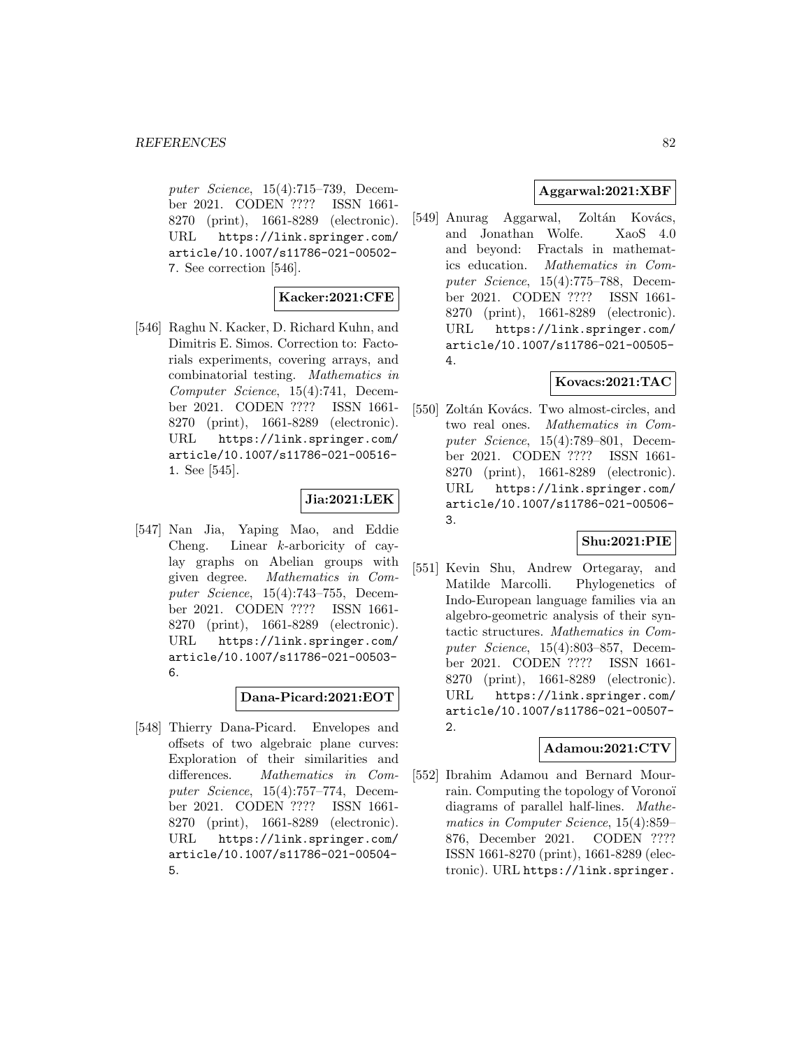*puter Science*, 15(4):715–739, December 2021. CODEN ???? ISSN 1661-8270 (print), 1661-8289 (electronic). URL https://link.springer.com/article/10.1007/s11786-021-00502-7. See correction [546].

**Kacker:2021:CFE**

[546] Raghu N. Kacker, D. Richard Kuhn, and Dimitris E. Simos. Correction to: Factorials experiments, covering arrays, and combinatorial testing. *Mathematics in Computer Science*, 15(4):741, December 2021. CODEN ???? ISSN 1661-8270 (print), 1661-8289 (electronic). URL https://link.springer.com/article/10.1007/s11786-021-00516-1. See [545].

**Jia:2021:LEK**

[547] Nan Jia, Yaping Mao, and Eddie Cheng. Linear $k$-arboricity of caylay graphs on Abelian groups with given degree. *Mathematics in Computer Science*, 15(4):743–755, December 2021. CODEN ???? ISSN 1661-8270 (print), 1661-8289 (electronic). URL https://link.springer.com/article/10.1007/s11786-021-00503-6.

**Dana-Picard:2021:EOT**

[548] Thierry Dana-Picard. Envelopes and offsets of two algebraic plane curves: Exploration of their similarities and differences. *Mathematics in Computer Science*, 15(4):757–774, December 2021. CODEN ???? ISSN 1661-8270 (print), 1661-8289 (electronic). URL https://link.springer.com/article/10.1007/s11786-021-00504-5.

**Aggarwal:2021:XBF**

[549] Anurag Aggarwal, Zoltán Kovács, and Jonathan Wolfe. XaoS 4.0 and beyond: Fractals in mathematics education. *Mathematics in Computer Science*, 15(4):775–788, December 2021. CODEN ???? ISSN 1661-8270 (print), 1661-8289 (electronic). URL https://link.springer.com/article/10.1007/s11786-021-00505-4.

**Kovacs:2021:TAC**

[550] Zoltán Kovács. Two almost-circles, and two real ones. *Mathematics in Computer Science*, 15(4):789–801, December 2021. CODEN ???? ISSN 1661-8270 (print), 1661-8289 (electronic). URL https://link.springer.com/article/10.1007/s11786-021-00506-3.

**Shu:2021:PIE**

[551] Kevin Shu, Andrew Ortegaray, and Matilde Marcolli. Phylogenetics of Indo-European language families via an algebro-geometric analysis of their syntactic structures. *Mathematics in Computer Science*, 15(4):803–857, December 2021. CODEN ???? ISSN 1661-8270 (print), 1661-8289 (electronic). URL https://link.springer.com/article/10.1007/s11786-021-00507-2.

**Adamou:2021:CTV**

[552] Ibrahim Adamou and Bernard Mourrain. Computing the topology of Voronoï diagrams of parallel half-lines. *Mathematics in Computer Science*, 15(4):859–876, December 2021. CODEN ???? ISSN 1661-8270 (print), 1661-8289 (electronic). URL https://link.springer.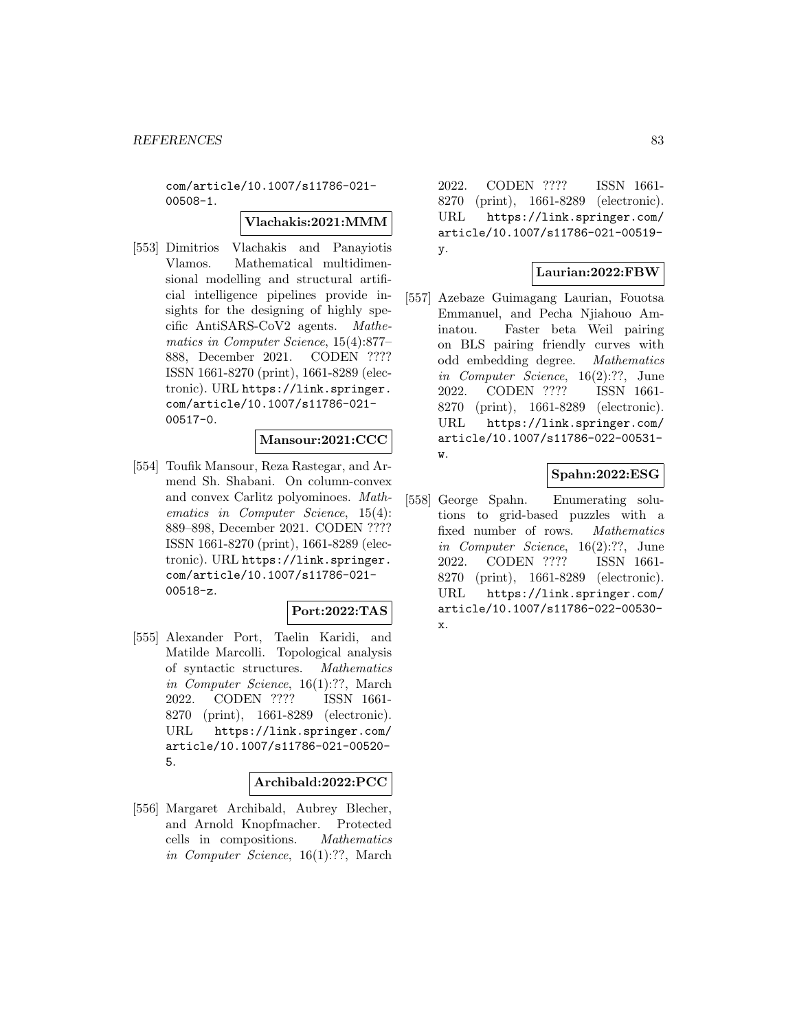com/article/10.1007/s11786-021-00508-1.

**Vlachakis:2021:MMM**

[553] Dimitrios Vlachakis and Panayiotis Vlamos. Mathematical multidimensional modelling and structural artificial intelligence pipelines provide insights for the designing of highly specific AntiSARS-CoV2 agents. *Mathematics in Computer Science*, 15(4):877–888, December 2021. CODEN ???? ISSN 1661-8270 (print), 1661-8289 (electronic). URL https://link.springer.com/article/10.1007/s11786-021-00517-0.

**Mansour:2021:CCC**

[554] Toufik Mansour, Reza Rastegar, and Armend Sh. Shabani. On column-convex and convex Carlitz polyominoes. *Mathematics in Computer Science*, 15(4): 889–898, December 2021. CODEN ???? ISSN 1661-8270 (print), 1661-8289 (electronic). URL https://link.springer.com/article/10.1007/s11786-021-00518-z.

**Port:2022:TAS**

[555] Alexander Port, Taelin Karidi, and Matilde Marcolli. Topological analysis of syntactic structures. *Mathematics in Computer Science*, 16(1):??, March 2022. CODEN ???? ISSN 1661-8270 (print), 1661-8289 (electronic). URL https://link.springer.com/article/10.1007/s11786-021-00520-5.

**Archibald:2022:PCC**

[556] Margaret Archibald, Aubrey Blecher, and Arnold Knopfmacher. Protected cells in compositions. *Mathematics in Computer Science*, 16(1):??, March 2022. CODEN ???? ISSN 1661-8270 (print), 1661-8289 (electronic). URL https://link.springer.com/article/10.1007/s11786-021-00519-y.

**Laurian:2022:FBW**

[557] Azebaze Guimagang Laurian, Fouotsa Emmanuel, and Pecha Njiahouo Aminatou. Faster beta Weil pairing on BLS pairing friendly curves with odd embedding degree. *Mathematics in Computer Science*, 16(2):??, June 2022. CODEN ???? ISSN 1661-8270 (print), 1661-8289 (electronic). URL https://link.springer.com/article/10.1007/s11786-022-00531-w.

**Spahn:2022:ESG**

[558] George Spahn. Enumerating solutions to grid-based puzzles with a fixed number of rows. *Mathematics in Computer Science*, 16(2):??, June 2022. CODEN ???? ISSN 1661-8270 (print), 1661-8289 (electronic). URL https://link.springer.com/article/10.1007/s11786-022-00530-x.